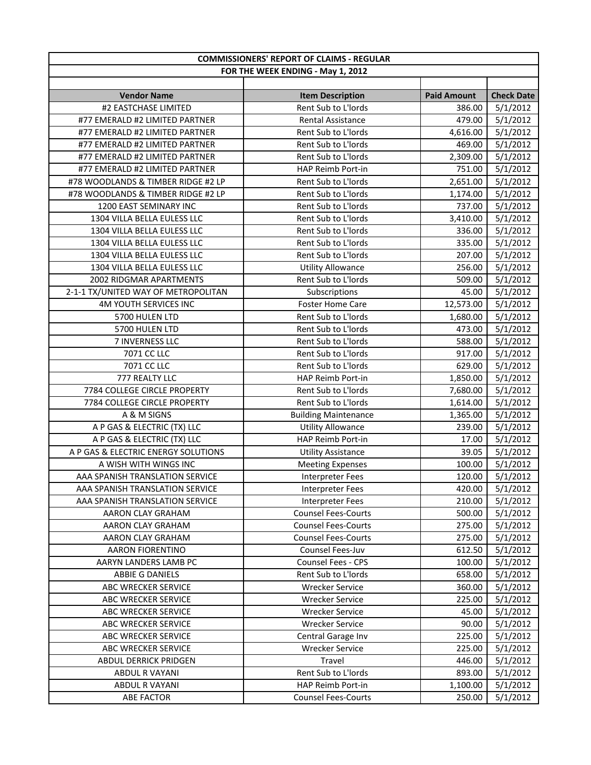| COMMISSIONERS' REPORT OF CLAIMS - REGULAR | | | |
|---|---|---|---|
| FOR THE WEEK ENDING - May 1, 2012 | | | |
| | | | |
| **Vendor Name** | **Item Description** | **Paid Amount** | **Check Date** |
| #2 EASTCHASE LIMITED | Rent Sub to L'lords | 386.00 | 5/1/2012 |
| #77 EMERALD #2 LIMITED PARTNER | Rental Assistance | 479.00 | 5/1/2012 |
| #77 EMERALD #2 LIMITED PARTNER | Rent Sub to L'lords | 4,616.00 | 5/1/2012 |
| #77 EMERALD #2 LIMITED PARTNER | Rent Sub to L'lords | 469.00 | 5/1/2012 |
| #77 EMERALD #2 LIMITED PARTNER | Rent Sub to L'lords | 2,309.00 | 5/1/2012 |
| #77 EMERALD #2 LIMITED PARTNER | HAP Reimb Port-in | 751.00 | 5/1/2012 |
| #78 WOODLANDS & TIMBER RIDGE #2 LP | Rent Sub to L'lords | 2,651.00 | 5/1/2012 |
| #78 WOODLANDS & TIMBER RIDGE #2 LP | Rent Sub to L'lords | 1,174.00 | 5/1/2012 |
| 1200 EAST SEMINARY INC | Rent Sub to L'lords | 737.00 | 5/1/2012 |
| 1304 VILLA BELLA EULESS LLC | Rent Sub to L'lords | 3,410.00 | 5/1/2012 |
| 1304 VILLA BELLA EULESS LLC | Rent Sub to L'lords | 336.00 | 5/1/2012 |
| 1304 VILLA BELLA EULESS LLC | Rent Sub to L'lords | 335.00 | 5/1/2012 |
| 1304 VILLA BELLA EULESS LLC | Rent Sub to L'lords | 207.00 | 5/1/2012 |
| 1304 VILLA BELLA EULESS LLC | Utility Allowance | 256.00 | 5/1/2012 |
| 2002 RIDGMAR APARTMENTS | Rent Sub to L'lords | 509.00 | 5/1/2012 |
| 2-1-1 TX/UNITED WAY OF METROPOLITAN | Subscriptions | 45.00 | 5/1/2012 |
| 4M YOUTH SERVICES INC | Foster Home Care | 12,573.00 | 5/1/2012 |
| 5700 HULEN LTD | Rent Sub to L'lords | 1,680.00 | 5/1/2012 |
| 5700 HULEN LTD | Rent Sub to L'lords | 473.00 | 5/1/2012 |
| 7 INVERNESS LLC | Rent Sub to L'lords | 588.00 | 5/1/2012 |
| 7071 CC LLC | Rent Sub to L'lords | 917.00 | 5/1/2012 |
| 7071 CC LLC | Rent Sub to L'lords | 629.00 | 5/1/2012 |
| 777 REALTY LLC | HAP Reimb Port-in | 1,850.00 | 5/1/2012 |
| 7784 COLLEGE CIRCLE PROPERTY | Rent Sub to L'lords | 7,680.00 | 5/1/2012 |
| 7784 COLLEGE CIRCLE PROPERTY | Rent Sub to L'lords | 1,614.00 | 5/1/2012 |
| A & M SIGNS | Building Maintenance | 1,365.00 | 5/1/2012 |
| A P GAS & ELECTRIC (TX) LLC | Utility Allowance | 239.00 | 5/1/2012 |
| A P GAS & ELECTRIC (TX) LLC | HAP Reimb Port-in | 17.00 | 5/1/2012 |
| A P GAS & ELECTRIC ENERGY SOLUTIONS | Utility Assistance | 39.05 | 5/1/2012 |
| A WISH WITH WINGS INC | Meeting Expenses | 100.00 | 5/1/2012 |
| AAA SPANISH TRANSLATION SERVICE | Interpreter Fees | 120.00 | 5/1/2012 |
| AAA SPANISH TRANSLATION SERVICE | Interpreter Fees | 420.00 | 5/1/2012 |
| AAA SPANISH TRANSLATION SERVICE | Interpreter Fees | 210.00 | 5/1/2012 |
| AARON CLAY GRAHAM | Counsel Fees-Courts | 500.00 | 5/1/2012 |
| AARON CLAY GRAHAM | Counsel Fees-Courts | 275.00 | 5/1/2012 |
| AARON CLAY GRAHAM | Counsel Fees-Courts | 275.00 | 5/1/2012 |
| AARON FIORENTINO | Counsel Fees-Juv | 612.50 | 5/1/2012 |
| AARYN LANDERS LAMB PC | Counsel Fees - CPS | 100.00 | 5/1/2012 |
| ABBIE G DANIELS | Rent Sub to L'lords | 658.00 | 5/1/2012 |
| ABC WRECKER SERVICE | Wrecker Service | 360.00 | 5/1/2012 |
| ABC WRECKER SERVICE | Wrecker Service | 225.00 | 5/1/2012 |
| ABC WRECKER SERVICE | Wrecker Service | 45.00 | 5/1/2012 |
| ABC WRECKER SERVICE | Wrecker Service | 90.00 | 5/1/2012 |
| ABC WRECKER SERVICE | Central Garage Inv | 225.00 | 5/1/2012 |
| ABC WRECKER SERVICE | Wrecker Service | 225.00 | 5/1/2012 |
| ABDUL DERRICK PRIDGEN | Travel | 446.00 | 5/1/2012 |
| ABDUL R VAYANI | Rent Sub to L'lords | 893.00 | 5/1/2012 |
| ABDUL R VAYANI | HAP Reimb Port-in | 1,100.00 | 5/1/2012 |
| ABE FACTOR | Counsel Fees-Courts | 250.00 | 5/1/2012 |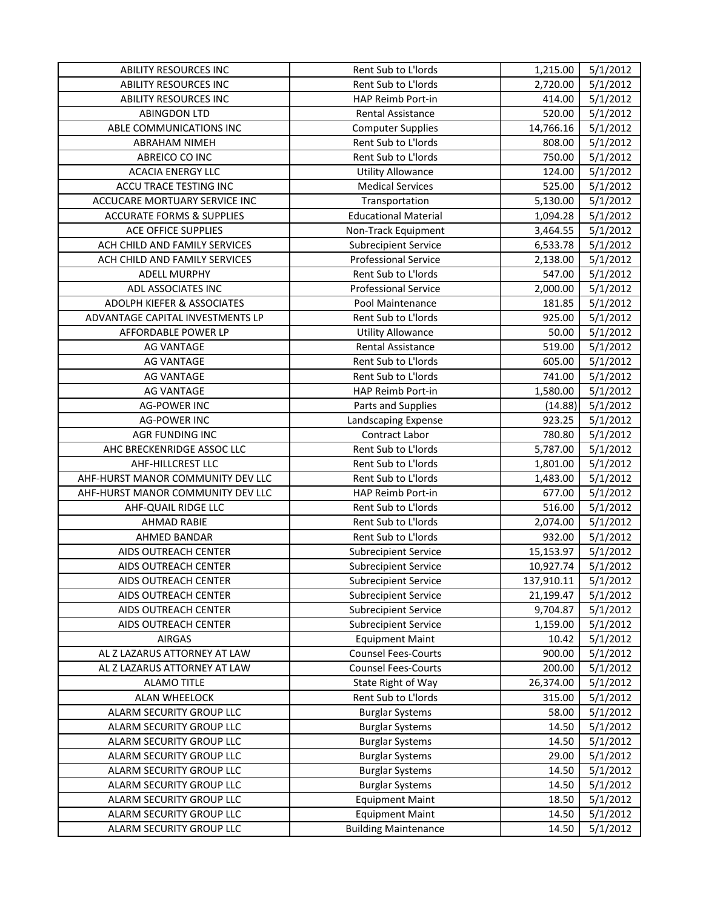| ABILITY RESOURCES INC | Rent Sub to L'lords | 1,215.00 | 5/1/2012 |
|---|---|---|---|
| ABILITY RESOURCES INC | Rent Sub to L'lords | 2,720.00 | 5/1/2012 |
| ABILITY RESOURCES INC | HAP Reimb Port-in | 414.00 | 5/1/2012 |
| ABINGDON LTD | Rental Assistance | 520.00 | 5/1/2012 |
| ABLE COMMUNICATIONS INC | Computer Supplies | 14,766.16 | 5/1/2012 |
| ABRAHAM NIMEH | Rent Sub to L'lords | 808.00 | 5/1/2012 |
| ABREICO CO INC | Rent Sub to L'lords | 750.00 | 5/1/2012 |
| ACACIA ENERGY LLC | Utility Allowance | 124.00 | 5/1/2012 |
| ACCU TRACE TESTING INC | Medical Services | 525.00 | 5/1/2012 |
| ACCUCARE MORTUARY SERVICE INC | Transportation | 5,130.00 | 5/1/2012 |
| ACCURATE FORMS & SUPPLIES | Educational Material | 1,094.28 | 5/1/2012 |
| ACE OFFICE SUPPLIES | Non-Track Equipment | 3,464.55 | 5/1/2012 |
| ACH CHILD AND FAMILY SERVICES | Subrecipient Service | 6,533.78 | 5/1/2012 |
| ACH CHILD AND FAMILY SERVICES | Professional Service | 2,138.00 | 5/1/2012 |
| ADELL MURPHY | Rent Sub to L'lords | 547.00 | 5/1/2012 |
| ADL ASSOCIATES INC | Professional Service | 2,000.00 | 5/1/2012 |
| ADOLPH KIEFER & ASSOCIATES | Pool Maintenance | 181.85 | 5/1/2012 |
| ADVANTAGE CAPITAL INVESTMENTS LP | Rent Sub to L'lords | 925.00 | 5/1/2012 |
| AFFORDABLE POWER LP | Utility Allowance | 50.00 | 5/1/2012 |
| AG VANTAGE | Rental Assistance | 519.00 | 5/1/2012 |
| AG VANTAGE | Rent Sub to L'lords | 605.00 | 5/1/2012 |
| AG VANTAGE | Rent Sub to L'lords | 741.00 | 5/1/2012 |
| AG VANTAGE | HAP Reimb Port-in | 1,580.00 | 5/1/2012 |
| AG-POWER INC | Parts and Supplies | (14.88) | 5/1/2012 |
| AG-POWER INC | Landscaping Expense | 923.25 | 5/1/2012 |
| AGR FUNDING INC | Contract Labor | 780.80 | 5/1/2012 |
| AHC BRECKENRIDGE ASSOC LLC | Rent Sub to L'lords | 5,787.00 | 5/1/2012 |
| AHF-HILLCREST LLC | Rent Sub to L'lords | 1,801.00 | 5/1/2012 |
| AHF-HURST MANOR COMMUNITY DEV LLC | Rent Sub to L'lords | 1,483.00 | 5/1/2012 |
| AHF-HURST MANOR COMMUNITY DEV LLC | HAP Reimb Port-in | 677.00 | 5/1/2012 |
| AHF-QUAIL RIDGE LLC | Rent Sub to L'lords | 516.00 | 5/1/2012 |
| AHMAD RABIE | Rent Sub to L'lords | 2,074.00 | 5/1/2012 |
| AHMED BANDAR | Rent Sub to L'lords | 932.00 | 5/1/2012 |
| AIDS OUTREACH CENTER | Subrecipient Service | 15,153.97 | 5/1/2012 |
| AIDS OUTREACH CENTER | Subrecipient Service | 10,927.74 | 5/1/2012 |
| AIDS OUTREACH CENTER | Subrecipient Service | 137,910.11 | 5/1/2012 |
| AIDS OUTREACH CENTER | Subrecipient Service | 21,199.47 | 5/1/2012 |
| AIDS OUTREACH CENTER | Subrecipient Service | 9,704.87 | 5/1/2012 |
| AIDS OUTREACH CENTER | Subrecipient Service | 1,159.00 | 5/1/2012 |
| AIRGAS | Equipment Maint | 10.42 | 5/1/2012 |
| AL Z LAZARUS ATTORNEY AT LAW | Counsel Fees-Courts | 900.00 | 5/1/2012 |
| AL Z LAZARUS ATTORNEY AT LAW | Counsel Fees-Courts | 200.00 | 5/1/2012 |
| ALAMO TITLE | State Right of Way | 26,374.00 | 5/1/2012 |
| ALAN WHEELOCK | Rent Sub to L'lords | 315.00 | 5/1/2012 |
| ALARM SECURITY GROUP LLC | Burglar Systems | 58.00 | 5/1/2012 |
| ALARM SECURITY GROUP LLC | Burglar Systems | 14.50 | 5/1/2012 |
| ALARM SECURITY GROUP LLC | Burglar Systems | 14.50 | 5/1/2012 |
| ALARM SECURITY GROUP LLC | Burglar Systems | 29.00 | 5/1/2012 |
| ALARM SECURITY GROUP LLC | Burglar Systems | 14.50 | 5/1/2012 |
| ALARM SECURITY GROUP LLC | Burglar Systems | 14.50 | 5/1/2012 |
| ALARM SECURITY GROUP LLC | Equipment Maint | 18.50 | 5/1/2012 |
| ALARM SECURITY GROUP LLC | Equipment Maint | 14.50 | 5/1/2012 |
| ALARM SECURITY GROUP LLC | Building Maintenance | 14.50 | 5/1/2012 |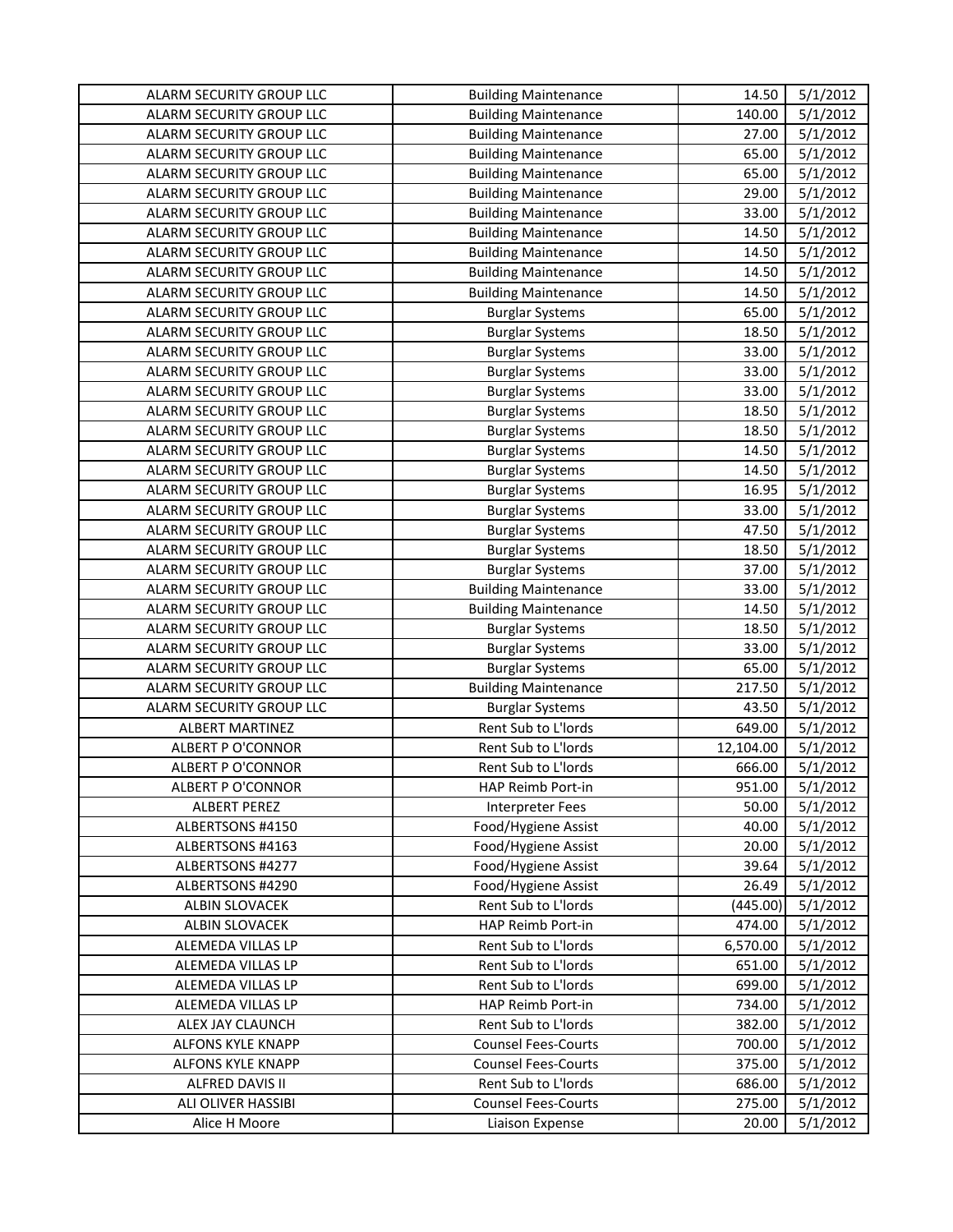| ALARM SECURITY GROUP LLC | Building Maintenance | 14.50 | 5/1/2012 |
|---|---|---|---|
| ALARM SECURITY GROUP LLC | Building Maintenance | 140.00 | 5/1/2012 |
| ALARM SECURITY GROUP LLC | Building Maintenance | 27.00 | 5/1/2012 |
| ALARM SECURITY GROUP LLC | Building Maintenance | 65.00 | 5/1/2012 |
| ALARM SECURITY GROUP LLC | Building Maintenance | 65.00 | 5/1/2012 |
| ALARM SECURITY GROUP LLC | Building Maintenance | 29.00 | 5/1/2012 |
| ALARM SECURITY GROUP LLC | Building Maintenance | 33.00 | 5/1/2012 |
| ALARM SECURITY GROUP LLC | Building Maintenance | 14.50 | 5/1/2012 |
| ALARM SECURITY GROUP LLC | Building Maintenance | 14.50 | 5/1/2012 |
| ALARM SECURITY GROUP LLC | Building Maintenance | 14.50 | 5/1/2012 |
| ALARM SECURITY GROUP LLC | Building Maintenance | 14.50 | 5/1/2012 |
| ALARM SECURITY GROUP LLC | Burglar Systems | 65.00 | 5/1/2012 |
| ALARM SECURITY GROUP LLC | Burglar Systems | 18.50 | 5/1/2012 |
| ALARM SECURITY GROUP LLC | Burglar Systems | 33.00 | 5/1/2012 |
| ALARM SECURITY GROUP LLC | Burglar Systems | 33.00 | 5/1/2012 |
| ALARM SECURITY GROUP LLC | Burglar Systems | 33.00 | 5/1/2012 |
| ALARM SECURITY GROUP LLC | Burglar Systems | 18.50 | 5/1/2012 |
| ALARM SECURITY GROUP LLC | Burglar Systems | 18.50 | 5/1/2012 |
| ALARM SECURITY GROUP LLC | Burglar Systems | 14.50 | 5/1/2012 |
| ALARM SECURITY GROUP LLC | Burglar Systems | 14.50 | 5/1/2012 |
| ALARM SECURITY GROUP LLC | Burglar Systems | 16.95 | 5/1/2012 |
| ALARM SECURITY GROUP LLC | Burglar Systems | 33.00 | 5/1/2012 |
| ALARM SECURITY GROUP LLC | Burglar Systems | 47.50 | 5/1/2012 |
| ALARM SECURITY GROUP LLC | Burglar Systems | 18.50 | 5/1/2012 |
| ALARM SECURITY GROUP LLC | Burglar Systems | 37.00 | 5/1/2012 |
| ALARM SECURITY GROUP LLC | Building Maintenance | 33.00 | 5/1/2012 |
| ALARM SECURITY GROUP LLC | Building Maintenance | 14.50 | 5/1/2012 |
| ALARM SECURITY GROUP LLC | Burglar Systems | 18.50 | 5/1/2012 |
| ALARM SECURITY GROUP LLC | Burglar Systems | 33.00 | 5/1/2012 |
| ALARM SECURITY GROUP LLC | Burglar Systems | 65.00 | 5/1/2012 |
| ALARM SECURITY GROUP LLC | Building Maintenance | 217.50 | 5/1/2012 |
| ALARM SECURITY GROUP LLC | Burglar Systems | 43.50 | 5/1/2012 |
| ALBERT MARTINEZ | Rent Sub to L'lords | 649.00 | 5/1/2012 |
| ALBERT P O'CONNOR | Rent Sub to L'lords | 12,104.00 | 5/1/2012 |
| ALBERT P O'CONNOR | Rent Sub to L'lords | 666.00 | 5/1/2012 |
| ALBERT P O'CONNOR | HAP Reimb Port-in | 951.00 | 5/1/2012 |
| ALBERT PEREZ | Interpreter Fees | 50.00 | 5/1/2012 |
| ALBERTSONS #4150 | Food/Hygiene Assist | 40.00 | 5/1/2012 |
| ALBERTSONS #4163 | Food/Hygiene Assist | 20.00 | 5/1/2012 |
| ALBERTSONS #4277 | Food/Hygiene Assist | 39.64 | 5/1/2012 |
| ALBERTSONS #4290 | Food/Hygiene Assist | 26.49 | 5/1/2012 |
| ALBIN SLOVACEK | Rent Sub to L'lords | (445.00) | 5/1/2012 |
| ALBIN SLOVACEK | HAP Reimb Port-in | 474.00 | 5/1/2012 |
| ALEMEDA VILLAS LP | Rent Sub to L'lords | 6,570.00 | 5/1/2012 |
| ALEMEDA VILLAS LP | Rent Sub to L'lords | 651.00 | 5/1/2012 |
| ALEMEDA VILLAS LP | Rent Sub to L'lords | 699.00 | 5/1/2012 |
| ALEMEDA VILLAS LP | HAP Reimb Port-in | 734.00 | 5/1/2012 |
| ALEX JAY CLAUNCH | Rent Sub to L'lords | 382.00 | 5/1/2012 |
| ALFONS KYLE KNAPP | Counsel Fees-Courts | 700.00 | 5/1/2012 |
| ALFONS KYLE KNAPP | Counsel Fees-Courts | 375.00 | 5/1/2012 |
| ALFRED DAVIS II | Rent Sub to L'lords | 686.00 | 5/1/2012 |
| ALI OLIVER HASSIBI | Counsel Fees-Courts | 275.00 | 5/1/2012 |
| Alice H Moore | Liaison Expense | 20.00 | 5/1/2012 |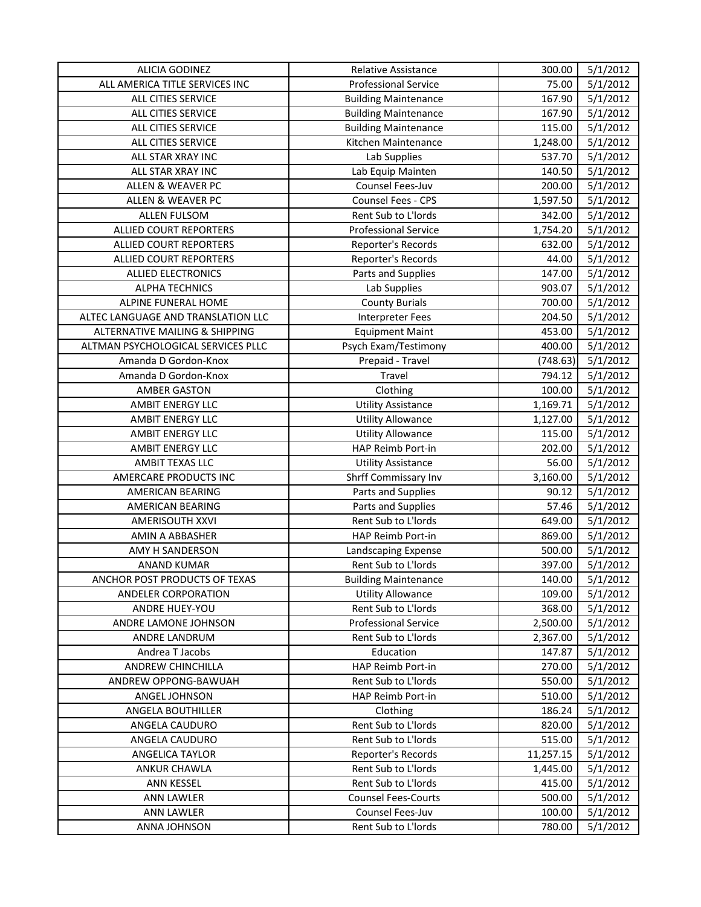| ALICIA GODINEZ | Relative Assistance | 300.00 | 5/1/2012 |
|---|---|---|---|
| ALL AMERICA TITLE SERVICES INC | Professional Service | 75.00 | 5/1/2012 |
| ALL CITIES SERVICE | Building Maintenance | 167.90 | 5/1/2012 |
| ALL CITIES SERVICE | Building Maintenance | 167.90 | 5/1/2012 |
| ALL CITIES SERVICE | Building Maintenance | 115.00 | 5/1/2012 |
| ALL CITIES SERVICE | Kitchen Maintenance | 1,248.00 | 5/1/2012 |
| ALL STAR XRAY INC | Lab Supplies | 537.70 | 5/1/2012 |
| ALL STAR XRAY INC | Lab Equip Mainten | 140.50 | 5/1/2012 |
| ALLEN & WEAVER PC | Counsel Fees-Juv | 200.00 | 5/1/2012 |
| ALLEN & WEAVER PC | Counsel Fees - CPS | 1,597.50 | 5/1/2012 |
| ALLEN FULSOM | Rent Sub to L'lords | 342.00 | 5/1/2012 |
| ALLIED COURT REPORTERS | Professional Service | 1,754.20 | 5/1/2012 |
| ALLIED COURT REPORTERS | Reporter's Records | 632.00 | 5/1/2012 |
| ALLIED COURT REPORTERS | Reporter's Records | 44.00 | 5/1/2012 |
| ALLIED ELECTRONICS | Parts and Supplies | 147.00 | 5/1/2012 |
| ALPHA TECHNICS | Lab Supplies | 903.07 | 5/1/2012 |
| ALPINE FUNERAL HOME | County Burials | 700.00 | 5/1/2012 |
| ALTEC LANGUAGE AND TRANSLATION LLC | Interpreter Fees | 204.50 | 5/1/2012 |
| ALTERNATIVE MAILING & SHIPPING | Equipment Maint | 453.00 | 5/1/2012 |
| ALTMAN PSYCHOLOGICAL SERVICES PLLC | Psych Exam/Testimony | 400.00 | 5/1/2012 |
| Amanda D Gordon-Knox | Prepaid - Travel | (748.63) | 5/1/2012 |
| Amanda D Gordon-Knox | Travel | 794.12 | 5/1/2012 |
| AMBER GASTON | Clothing | 100.00 | 5/1/2012 |
| AMBIT ENERGY LLC | Utility Assistance | 1,169.71 | 5/1/2012 |
| AMBIT ENERGY LLC | Utility Allowance | 1,127.00 | 5/1/2012 |
| AMBIT ENERGY LLC | Utility Allowance | 115.00 | 5/1/2012 |
| AMBIT ENERGY LLC | HAP Reimb Port-in | 202.00 | 5/1/2012 |
| AMBIT TEXAS LLC | Utility Assistance | 56.00 | 5/1/2012 |
| AMERCARE PRODUCTS INC | Shrff Commissary Inv | 3,160.00 | 5/1/2012 |
| AMERICAN BEARING | Parts and Supplies | 90.12 | 5/1/2012 |
| AMERICAN BEARING | Parts and Supplies | 57.46 | 5/1/2012 |
| AMERISOUTH XXVI | Rent Sub to L'lords | 649.00 | 5/1/2012 |
| AMIN A ABBASHER | HAP Reimb Port-in | 869.00 | 5/1/2012 |
| AMY H SANDERSON | Landscaping Expense | 500.00 | 5/1/2012 |
| ANAND KUMAR | Rent Sub to L'lords | 397.00 | 5/1/2012 |
| ANCHOR POST PRODUCTS OF TEXAS | Building Maintenance | 140.00 | 5/1/2012 |
| ANDELER CORPORATION | Utility Allowance | 109.00 | 5/1/2012 |
| ANDRE HUEY-YOU | Rent Sub to L'lords | 368.00 | 5/1/2012 |
| ANDRE LAMONE JOHNSON | Professional Service | 2,500.00 | 5/1/2012 |
| ANDRE LANDRUM | Rent Sub to L'lords | 2,367.00 | 5/1/2012 |
| Andrea T Jacobs | Education | 147.87 | 5/1/2012 |
| ANDREW CHINCHILLA | HAP Reimb Port-in | 270.00 | 5/1/2012 |
| ANDREW OPPONG-BAWUAH | Rent Sub to L'lords | 550.00 | 5/1/2012 |
| ANGEL JOHNSON | HAP Reimb Port-in | 510.00 | 5/1/2012 |
| ANGELA BOUTHILLER | Clothing | 186.24 | 5/1/2012 |
| ANGELA CAUDURO | Rent Sub to L'lords | 820.00 | 5/1/2012 |
| ANGELA CAUDURO | Rent Sub to L'lords | 515.00 | 5/1/2012 |
| ANGELICA TAYLOR | Reporter's Records | 11,257.15 | 5/1/2012 |
| ANKUR CHAWLA | Rent Sub to L'lords | 1,445.00 | 5/1/2012 |
| ANN KESSEL | Rent Sub to L'lords | 415.00 | 5/1/2012 |
| ANN LAWLER | Counsel Fees-Courts | 500.00 | 5/1/2012 |
| ANN LAWLER | Counsel Fees-Juv | 100.00 | 5/1/2012 |
| ANNA JOHNSON | Rent Sub to L'lords | 780.00 | 5/1/2012 |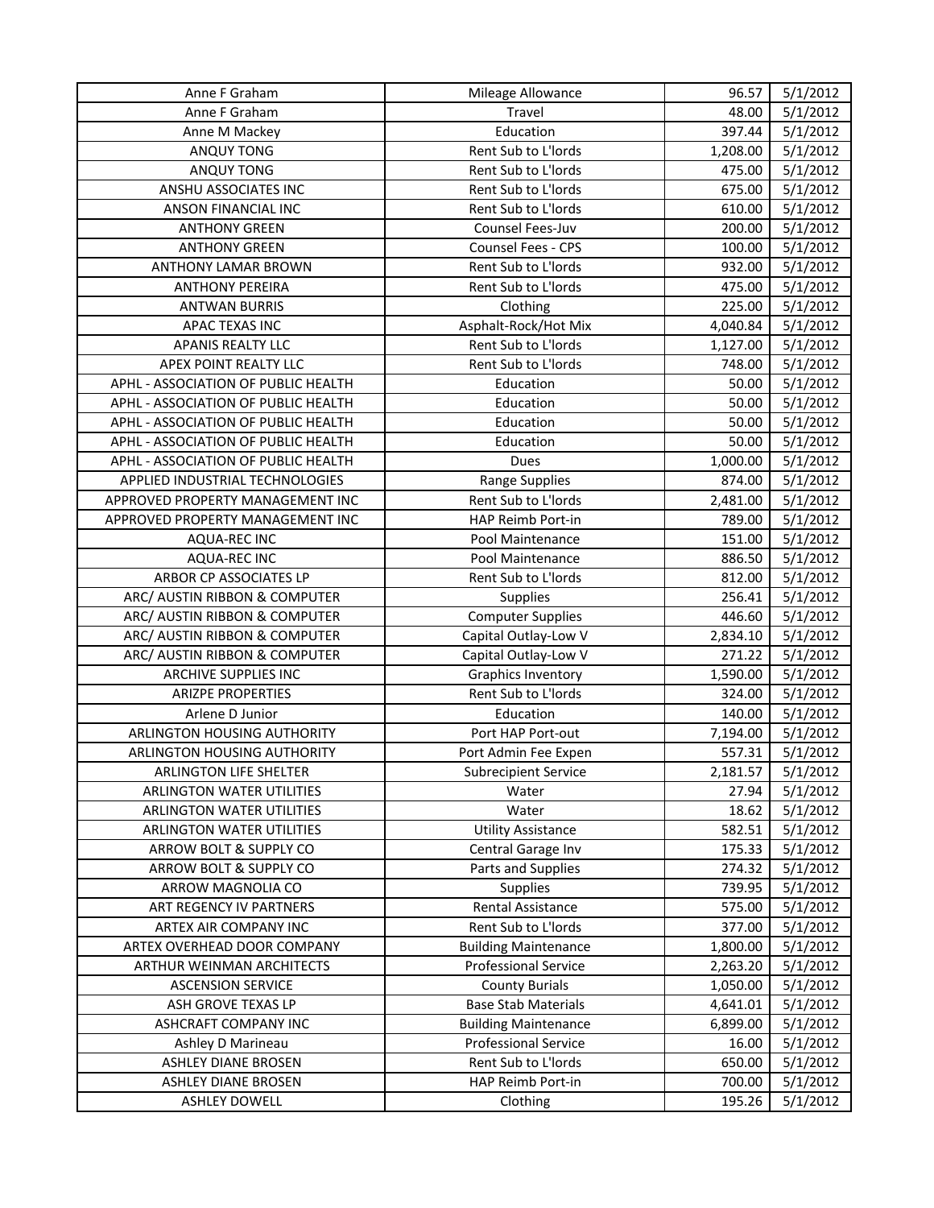| Anne F Graham | Mileage Allowance | 96.57 | 5/1/2012 |
|---|---|---|---|
| Anne F Graham | Travel | 48.00 | 5/1/2012 |
| Anne M Mackey | Education | 397.44 | 5/1/2012 |
| ANQUY TONG | Rent Sub to L'lords | 1,208.00 | 5/1/2012 |
| ANQUY TONG | Rent Sub to L'lords | 475.00 | 5/1/2012 |
| ANSHU ASSOCIATES INC | Rent Sub to L'lords | 675.00 | 5/1/2012 |
| ANSON FINANCIAL INC | Rent Sub to L'lords | 610.00 | 5/1/2012 |
| ANTHONY GREEN | Counsel Fees-Juv | 200.00 | 5/1/2012 |
| ANTHONY GREEN | Counsel Fees - CPS | 100.00 | 5/1/2012 |
| ANTHONY LAMAR BROWN | Rent Sub to L'lords | 932.00 | 5/1/2012 |
| ANTHONY PEREIRA | Rent Sub to L'lords | 475.00 | 5/1/2012 |
| ANTWAN BURRIS | Clothing | 225.00 | 5/1/2012 |
| APAC TEXAS INC | Asphalt-Rock/Hot Mix | 4,040.84 | 5/1/2012 |
| APANIS REALTY LLC | Rent Sub to L'lords | 1,127.00 | 5/1/2012 |
| APEX POINT REALTY LLC | Rent Sub to L'lords | 748.00 | 5/1/2012 |
| APHL - ASSOCIATION OF PUBLIC HEALTH | Education | 50.00 | 5/1/2012 |
| APHL - ASSOCIATION OF PUBLIC HEALTH | Education | 50.00 | 5/1/2012 |
| APHL - ASSOCIATION OF PUBLIC HEALTH | Education | 50.00 | 5/1/2012 |
| APHL - ASSOCIATION OF PUBLIC HEALTH | Education | 50.00 | 5/1/2012 |
| APHL - ASSOCIATION OF PUBLIC HEALTH | Dues | 1,000.00 | 5/1/2012 |
| APPLIED INDUSTRIAL TECHNOLOGIES | Range Supplies | 874.00 | 5/1/2012 |
| APPROVED PROPERTY MANAGEMENT INC | Rent Sub to L'lords | 2,481.00 | 5/1/2012 |
| APPROVED PROPERTY MANAGEMENT INC | HAP Reimb Port-in | 789.00 | 5/1/2012 |
| AQUA-REC INC | Pool Maintenance | 151.00 | 5/1/2012 |
| AQUA-REC INC | Pool Maintenance | 886.50 | 5/1/2012 |
| ARBOR CP ASSOCIATES LP | Rent Sub to L'lords | 812.00 | 5/1/2012 |
| ARC/ AUSTIN RIBBON & COMPUTER | Supplies | 256.41 | 5/1/2012 |
| ARC/ AUSTIN RIBBON & COMPUTER | Computer Supplies | 446.60 | 5/1/2012 |
| ARC/ AUSTIN RIBBON & COMPUTER | Capital Outlay-Low V | 2,834.10 | 5/1/2012 |
| ARC/ AUSTIN RIBBON & COMPUTER | Capital Outlay-Low V | 271.22 | 5/1/2012 |
| ARCHIVE SUPPLIES INC | Graphics Inventory | 1,590.00 | 5/1/2012 |
| ARIZPE PROPERTIES | Rent Sub to L'lords | 324.00 | 5/1/2012 |
| Arlene D Junior | Education | 140.00 | 5/1/2012 |
| ARLINGTON HOUSING AUTHORITY | Port HAP Port-out | 7,194.00 | 5/1/2012 |
| ARLINGTON HOUSING AUTHORITY | Port Admin Fee Expen | 557.31 | 5/1/2012 |
| ARLINGTON LIFE SHELTER | Subrecipient Service | 2,181.57 | 5/1/2012 |
| ARLINGTON WATER UTILITIES | Water | 27.94 | 5/1/2012 |
| ARLINGTON WATER UTILITIES | Water | 18.62 | 5/1/2012 |
| ARLINGTON WATER UTILITIES | Utility Assistance | 582.51 | 5/1/2012 |
| ARROW BOLT & SUPPLY CO | Central Garage Inv | 175.33 | 5/1/2012 |
| ARROW BOLT & SUPPLY CO | Parts and Supplies | 274.32 | 5/1/2012 |
| ARROW MAGNOLIA CO | Supplies | 739.95 | 5/1/2012 |
| ART REGENCY IV PARTNERS | Rental Assistance | 575.00 | 5/1/2012 |
| ARTEX AIR COMPANY INC | Rent Sub to L'lords | 377.00 | 5/1/2012 |
| ARTEX OVERHEAD DOOR COMPANY | Building Maintenance | 1,800.00 | 5/1/2012 |
| ARTHUR WEINMAN ARCHITECTS | Professional Service | 2,263.20 | 5/1/2012 |
| ASCENSION SERVICE | County Burials | 1,050.00 | 5/1/2012 |
| ASH GROVE TEXAS LP | Base Stab Materials | 4,641.01 | 5/1/2012 |
| ASHCRAFT COMPANY INC | Building Maintenance | 6,899.00 | 5/1/2012 |
| Ashley D Marineau | Professional Service | 16.00 | 5/1/2012 |
| ASHLEY DIANE BROSEN | Rent Sub to L'lords | 650.00 | 5/1/2012 |
| ASHLEY DIANE BROSEN | HAP Reimb Port-in | 700.00 | 5/1/2012 |
| ASHLEY DOWELL | Clothing | 195.26 | 5/1/2012 |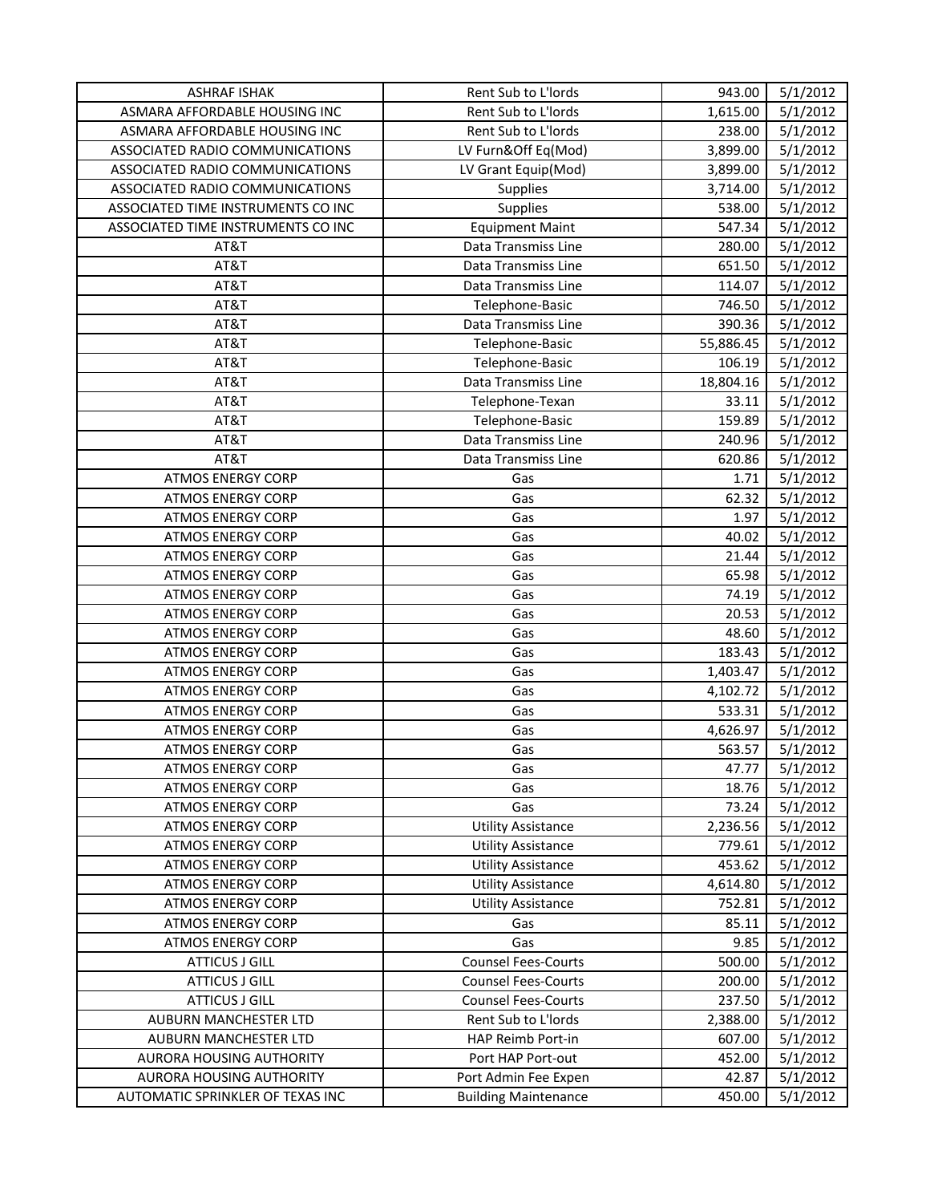| | | | |
|---|---|---|---|
| ASHRAF ISHAK | Rent Sub to L'lords | 943.00 | 5/1/2012 |
| ASMARA AFFORDABLE HOUSING INC | Rent Sub to L'lords | 1,615.00 | 5/1/2012 |
| ASMARA AFFORDABLE HOUSING INC | Rent Sub to L'lords | 238.00 | 5/1/2012 |
| ASSOCIATED RADIO COMMUNICATIONS | LV Furn&Off Eq(Mod) | 3,899.00 | 5/1/2012 |
| ASSOCIATED RADIO COMMUNICATIONS | LV Grant Equip(Mod) | 3,899.00 | 5/1/2012 |
| ASSOCIATED RADIO COMMUNICATIONS | Supplies | 3,714.00 | 5/1/2012 |
| ASSOCIATED TIME INSTRUMENTS CO INC | Supplies | 538.00 | 5/1/2012 |
| ASSOCIATED TIME INSTRUMENTS CO INC | Equipment Maint | 547.34 | 5/1/2012 |
| AT&T | Data Transmiss Line | 280.00 | 5/1/2012 |
| AT&T | Data Transmiss Line | 651.50 | 5/1/2012 |
| AT&T | Data Transmiss Line | 114.07 | 5/1/2012 |
| AT&T | Telephone-Basic | 746.50 | 5/1/2012 |
| AT&T | Data Transmiss Line | 390.36 | 5/1/2012 |
| AT&T | Telephone-Basic | 55,886.45 | 5/1/2012 |
| AT&T | Telephone-Basic | 106.19 | 5/1/2012 |
| AT&T | Data Transmiss Line | 18,804.16 | 5/1/2012 |
| AT&T | Telephone-Texan | 33.11 | 5/1/2012 |
| AT&T | Telephone-Basic | 159.89 | 5/1/2012 |
| AT&T | Data Transmiss Line | 240.96 | 5/1/2012 |
| AT&T | Data Transmiss Line | 620.86 | 5/1/2012 |
| ATMOS ENERGY CORP | Gas | 1.71 | 5/1/2012 |
| ATMOS ENERGY CORP | Gas | 62.32 | 5/1/2012 |
| ATMOS ENERGY CORP | Gas | 1.97 | 5/1/2012 |
| ATMOS ENERGY CORP | Gas | 40.02 | 5/1/2012 |
| ATMOS ENERGY CORP | Gas | 21.44 | 5/1/2012 |
| ATMOS ENERGY CORP | Gas | 65.98 | 5/1/2012 |
| ATMOS ENERGY CORP | Gas | 74.19 | 5/1/2012 |
| ATMOS ENERGY CORP | Gas | 20.53 | 5/1/2012 |
| ATMOS ENERGY CORP | Gas | 48.60 | 5/1/2012 |
| ATMOS ENERGY CORP | Gas | 183.43 | 5/1/2012 |
| ATMOS ENERGY CORP | Gas | 1,403.47 | 5/1/2012 |
| ATMOS ENERGY CORP | Gas | 4,102.72 | 5/1/2012 |
| ATMOS ENERGY CORP | Gas | 533.31 | 5/1/2012 |
| ATMOS ENERGY CORP | Gas | 4,626.97 | 5/1/2012 |
| ATMOS ENERGY CORP | Gas | 563.57 | 5/1/2012 |
| ATMOS ENERGY CORP | Gas | 47.77 | 5/1/2012 |
| ATMOS ENERGY CORP | Gas | 18.76 | 5/1/2012 |
| ATMOS ENERGY CORP | Gas | 73.24 | 5/1/2012 |
| ATMOS ENERGY CORP | Utility Assistance | 2,236.56 | 5/1/2012 |
| ATMOS ENERGY CORP | Utility Assistance | 779.61 | 5/1/2012 |
| ATMOS ENERGY CORP | Utility Assistance | 453.62 | 5/1/2012 |
| ATMOS ENERGY CORP | Utility Assistance | 4,614.80 | 5/1/2012 |
| ATMOS ENERGY CORP | Utility Assistance | 752.81 | 5/1/2012 |
| ATMOS ENERGY CORP | Gas | 85.11 | 5/1/2012 |
| ATMOS ENERGY CORP | Gas | 9.85 | 5/1/2012 |
| ATTICUS J GILL | Counsel Fees-Courts | 500.00 | 5/1/2012 |
| ATTICUS J GILL | Counsel Fees-Courts | 200.00 | 5/1/2012 |
| ATTICUS J GILL | Counsel Fees-Courts | 237.50 | 5/1/2012 |
| AUBURN MANCHESTER LTD | Rent Sub to L'lords | 2,388.00 | 5/1/2012 |
| AUBURN MANCHESTER LTD | HAP Reimb Port-in | 607.00 | 5/1/2012 |
| AURORA HOUSING AUTHORITY | Port HAP Port-out | 452.00 | 5/1/2012 |
| AURORA HOUSING AUTHORITY | Port Admin Fee Expen | 42.87 | 5/1/2012 |
| AUTOMATIC SPRINKLER OF TEXAS INC | Building Maintenance | 450.00 | 5/1/2012 |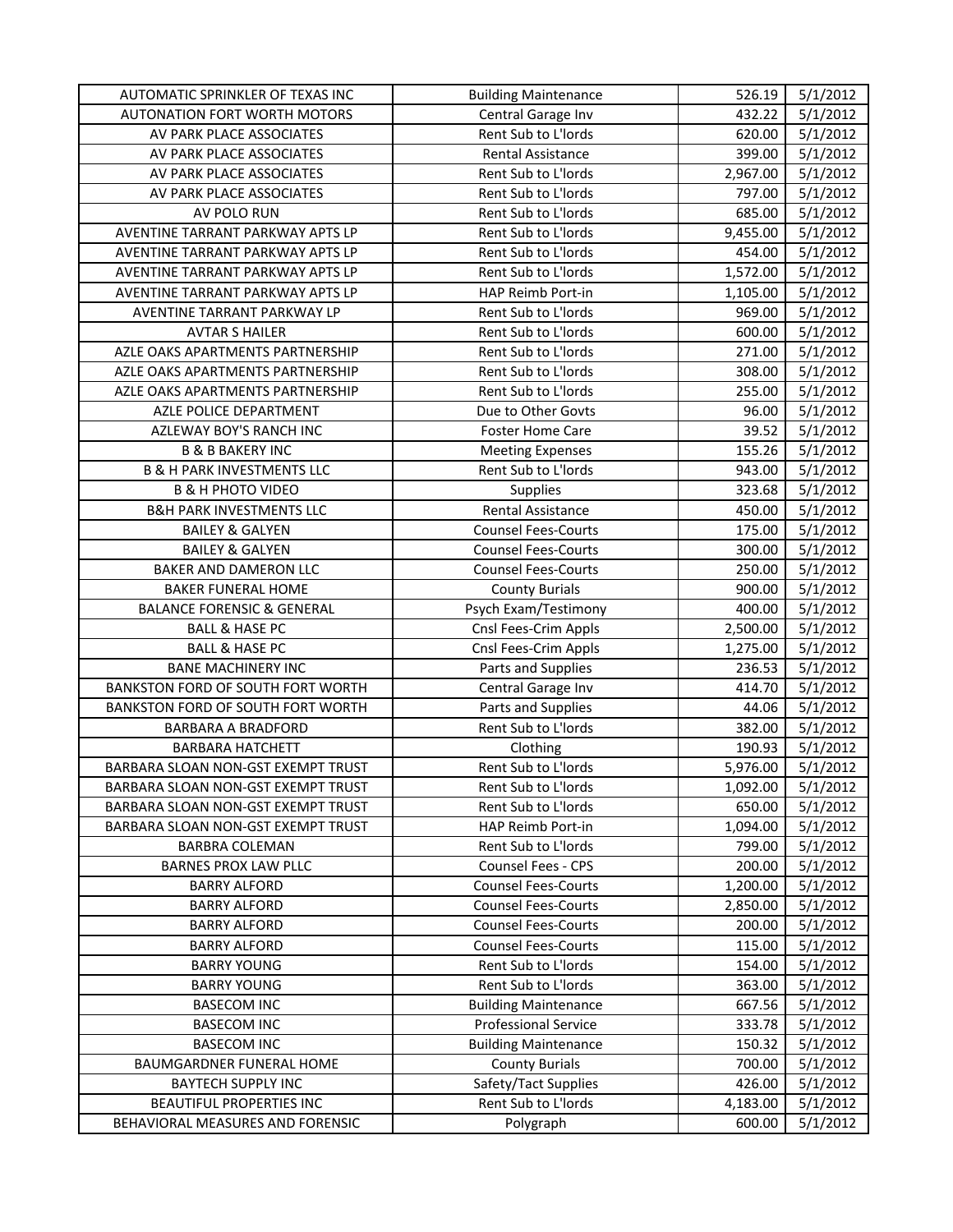| | | | |
|---|---|---|---|
| AUTOMATIC SPRINKLER OF TEXAS INC | Building Maintenance | 526.19 | 5/1/2012 |
| AUTONATION FORT WORTH MOTORS | Central Garage Inv | 432.22 | 5/1/2012 |
| AV PARK PLACE ASSOCIATES | Rent Sub to L'lords | 620.00 | 5/1/2012 |
| AV PARK PLACE ASSOCIATES | Rental Assistance | 399.00 | 5/1/2012 |
| AV PARK PLACE ASSOCIATES | Rent Sub to L'lords | 2,967.00 | 5/1/2012 |
| AV PARK PLACE ASSOCIATES | Rent Sub to L'lords | 797.00 | 5/1/2012 |
| AV POLO RUN | Rent Sub to L'lords | 685.00 | 5/1/2012 |
| AVENTINE TARRANT PARKWAY APTS LP | Rent Sub to L'lords | 9,455.00 | 5/1/2012 |
| AVENTINE TARRANT PARKWAY APTS LP | Rent Sub to L'lords | 454.00 | 5/1/2012 |
| AVENTINE TARRANT PARKWAY APTS LP | Rent Sub to L'lords | 1,572.00 | 5/1/2012 |
| AVENTINE TARRANT PARKWAY APTS LP | HAP Reimb Port-in | 1,105.00 | 5/1/2012 |
| AVENTINE TARRANT PARKWAY LP | Rent Sub to L'lords | 969.00 | 5/1/2012 |
| AVTAR S HAILER | Rent Sub to L'lords | 600.00 | 5/1/2012 |
| AZLE OAKS APARTMENTS PARTNERSHIP | Rent Sub to L'lords | 271.00 | 5/1/2012 |
| AZLE OAKS APARTMENTS PARTNERSHIP | Rent Sub to L'lords | 308.00 | 5/1/2012 |
| AZLE OAKS APARTMENTS PARTNERSHIP | Rent Sub to L'lords | 255.00 | 5/1/2012 |
| AZLE POLICE DEPARTMENT | Due to Other Govts | 96.00 | 5/1/2012 |
| AZLEWAY BOY'S RANCH INC | Foster Home Care | 39.52 | 5/1/2012 |
| B & B BAKERY INC | Meeting Expenses | 155.26 | 5/1/2012 |
| B & H PARK INVESTMENTS LLC | Rent Sub to L'lords | 943.00 | 5/1/2012 |
| B & H PHOTO VIDEO | Supplies | 323.68 | 5/1/2012 |
| B&H PARK INVESTMENTS LLC | Rental Assistance | 450.00 | 5/1/2012 |
| BAILEY & GALYEN | Counsel Fees-Courts | 175.00 | 5/1/2012 |
| BAILEY & GALYEN | Counsel Fees-Courts | 300.00 | 5/1/2012 |
| BAKER AND DAMERON LLC | Counsel Fees-Courts | 250.00 | 5/1/2012 |
| BAKER FUNERAL HOME | County Burials | 900.00 | 5/1/2012 |
| BALANCE FORENSIC & GENERAL | Psych Exam/Testimony | 400.00 | 5/1/2012 |
| BALL & HASE PC | Cnsl Fees-Crim Appls | 2,500.00 | 5/1/2012 |
| BALL & HASE PC | Cnsl Fees-Crim Appls | 1,275.00 | 5/1/2012 |
| BANE MACHINERY INC | Parts and Supplies | 236.53 | 5/1/2012 |
| BANKSTON FORD OF SOUTH FORT WORTH | Central Garage Inv | 414.70 | 5/1/2012 |
| BANKSTON FORD OF SOUTH FORT WORTH | Parts and Supplies | 44.06 | 5/1/2012 |
| BARBARA A BRADFORD | Rent Sub to L'lords | 382.00 | 5/1/2012 |
| BARBARA HATCHETT | Clothing | 190.93 | 5/1/2012 |
| BARBARA SLOAN NON-GST EXEMPT TRUST | Rent Sub to L'lords | 5,976.00 | 5/1/2012 |
| BARBARA SLOAN NON-GST EXEMPT TRUST | Rent Sub to L'lords | 1,092.00 | 5/1/2012 |
| BARBARA SLOAN NON-GST EXEMPT TRUST | Rent Sub to L'lords | 650.00 | 5/1/2012 |
| BARBARA SLOAN NON-GST EXEMPT TRUST | HAP Reimb Port-in | 1,094.00 | 5/1/2012 |
| BARBRA COLEMAN | Rent Sub to L'lords | 799.00 | 5/1/2012 |
| BARNES PROX LAW PLLC | Counsel Fees - CPS | 200.00 | 5/1/2012 |
| BARRY ALFORD | Counsel Fees-Courts | 1,200.00 | 5/1/2012 |
| BARRY ALFORD | Counsel Fees-Courts | 2,850.00 | 5/1/2012 |
| BARRY ALFORD | Counsel Fees-Courts | 200.00 | 5/1/2012 |
| BARRY ALFORD | Counsel Fees-Courts | 115.00 | 5/1/2012 |
| BARRY YOUNG | Rent Sub to L'lords | 154.00 | 5/1/2012 |
| BARRY YOUNG | Rent Sub to L'lords | 363.00 | 5/1/2012 |
| BASECOM INC | Building Maintenance | 667.56 | 5/1/2012 |
| BASECOM INC | Professional Service | 333.78 | 5/1/2012 |
| BASECOM INC | Building Maintenance | 150.32 | 5/1/2012 |
| BAUMGARDNER FUNERAL HOME | County Burials | 700.00 | 5/1/2012 |
| BAYTECH SUPPLY INC | Safety/Tact Supplies | 426.00 | 5/1/2012 |
| BEAUTIFUL PROPERTIES INC | Rent Sub to L'lords | 4,183.00 | 5/1/2012 |
| BEHAVIORAL MEASURES AND FORENSIC | Polygraph | 600.00 | 5/1/2012 |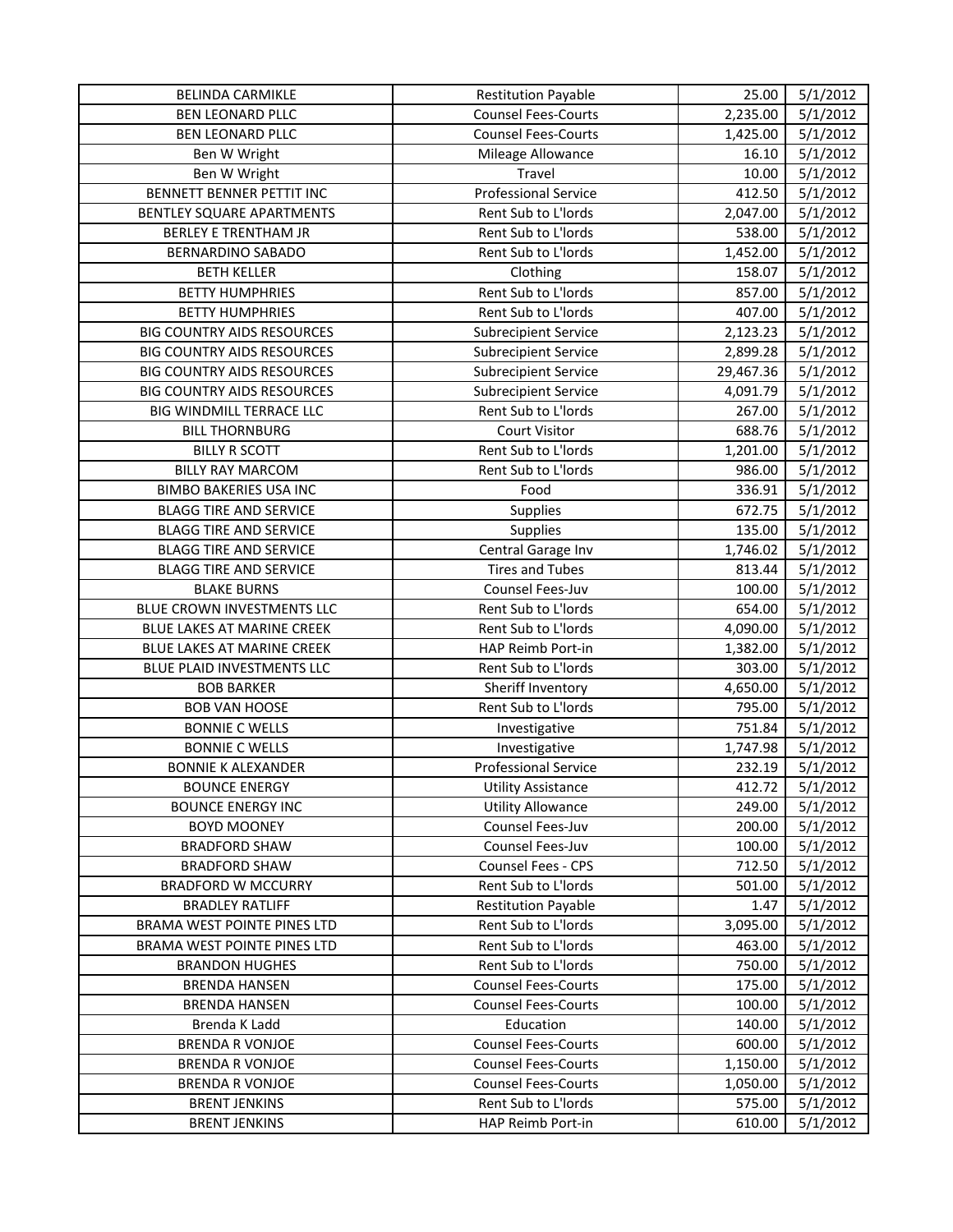| BELINDA CARMIKLE | Restitution Payable | 25.00 | 5/1/2012 |
|---|---|---|---|
| BEN LEONARD PLLC | Counsel Fees-Courts | 2,235.00 | 5/1/2012 |
| BEN LEONARD PLLC | Counsel Fees-Courts | 1,425.00 | 5/1/2012 |
| Ben W Wright | Mileage Allowance | 16.10 | 5/1/2012 |
| Ben W Wright | Travel | 10.00 | 5/1/2012 |
| BENNETT BENNER PETTIT INC | Professional Service | 412.50 | 5/1/2012 |
| BENTLEY SQUARE APARTMENTS | Rent Sub to L'lords | 2,047.00 | 5/1/2012 |
| BERLEY E TRENTHAM JR | Rent Sub to L'lords | 538.00 | 5/1/2012 |
| BERNARDINO SABADO | Rent Sub to L'lords | 1,452.00 | 5/1/2012 |
| BETH KELLER | Clothing | 158.07 | 5/1/2012 |
| BETTY HUMPHRIES | Rent Sub to L'lords | 857.00 | 5/1/2012 |
| BETTY HUMPHRIES | Rent Sub to L'lords | 407.00 | 5/1/2012 |
| BIG COUNTRY AIDS RESOURCES | Subrecipient Service | 2,123.23 | 5/1/2012 |
| BIG COUNTRY AIDS RESOURCES | Subrecipient Service | 2,899.28 | 5/1/2012 |
| BIG COUNTRY AIDS RESOURCES | Subrecipient Service | 29,467.36 | 5/1/2012 |
| BIG COUNTRY AIDS RESOURCES | Subrecipient Service | 4,091.79 | 5/1/2012 |
| BIG WINDMILL TERRACE LLC | Rent Sub to L'lords | 267.00 | 5/1/2012 |
| BILL THORNBURG | Court Visitor | 688.76 | 5/1/2012 |
| BILLY R SCOTT | Rent Sub to L'lords | 1,201.00 | 5/1/2012 |
| BILLY RAY MARCOM | Rent Sub to L'lords | 986.00 | 5/1/2012 |
| BIMBO BAKERIES USA INC | Food | 336.91 | 5/1/2012 |
| BLAGG TIRE AND SERVICE | Supplies | 672.75 | 5/1/2012 |
| BLAGG TIRE AND SERVICE | Supplies | 135.00 | 5/1/2012 |
| BLAGG TIRE AND SERVICE | Central Garage Inv | 1,746.02 | 5/1/2012 |
| BLAGG TIRE AND SERVICE | Tires and Tubes | 813.44 | 5/1/2012 |
| BLAKE BURNS | Counsel Fees-Juv | 100.00 | 5/1/2012 |
| BLUE CROWN INVESTMENTS LLC | Rent Sub to L'lords | 654.00 | 5/1/2012 |
| BLUE LAKES AT MARINE CREEK | Rent Sub to L'lords | 4,090.00 | 5/1/2012 |
| BLUE LAKES AT MARINE CREEK | HAP Reimb Port-in | 1,382.00 | 5/1/2012 |
| BLUE PLAID INVESTMENTS LLC | Rent Sub to L'lords | 303.00 | 5/1/2012 |
| BOB BARKER | Sheriff Inventory | 4,650.00 | 5/1/2012 |
| BOB VAN HOOSE | Rent Sub to L'lords | 795.00 | 5/1/2012 |
| BONNIE C WELLS | Investigative | 751.84 | 5/1/2012 |
| BONNIE C WELLS | Investigative | 1,747.98 | 5/1/2012 |
| BONNIE K ALEXANDER | Professional Service | 232.19 | 5/1/2012 |
| BOUNCE ENERGY | Utility Assistance | 412.72 | 5/1/2012 |
| BOUNCE ENERGY INC | Utility Allowance | 249.00 | 5/1/2012 |
| BOYD MOONEY | Counsel Fees-Juv | 200.00 | 5/1/2012 |
| BRADFORD SHAW | Counsel Fees-Juv | 100.00 | 5/1/2012 |
| BRADFORD SHAW | Counsel Fees - CPS | 712.50 | 5/1/2012 |
| BRADFORD W MCCURRY | Rent Sub to L'lords | 501.00 | 5/1/2012 |
| BRADLEY RATLIFF | Restitution Payable | 1.47 | 5/1/2012 |
| BRAMA WEST POINTE PINES LTD | Rent Sub to L'lords | 3,095.00 | 5/1/2012 |
| BRAMA WEST POINTE PINES LTD | Rent Sub to L'lords | 463.00 | 5/1/2012 |
| BRANDON HUGHES | Rent Sub to L'lords | 750.00 | 5/1/2012 |
| BRENDA HANSEN | Counsel Fees-Courts | 175.00 | 5/1/2012 |
| BRENDA HANSEN | Counsel Fees-Courts | 100.00 | 5/1/2012 |
| Brenda K Ladd | Education | 140.00 | 5/1/2012 |
| BRENDA R VONJOE | Counsel Fees-Courts | 600.00 | 5/1/2012 |
| BRENDA R VONJOE | Counsel Fees-Courts | 1,150.00 | 5/1/2012 |
| BRENDA R VONJOE | Counsel Fees-Courts | 1,050.00 | 5/1/2012 |
| BRENT JENKINS | Rent Sub to L'lords | 575.00 | 5/1/2012 |
| BRENT JENKINS | HAP Reimb Port-in | 610.00 | 5/1/2012 |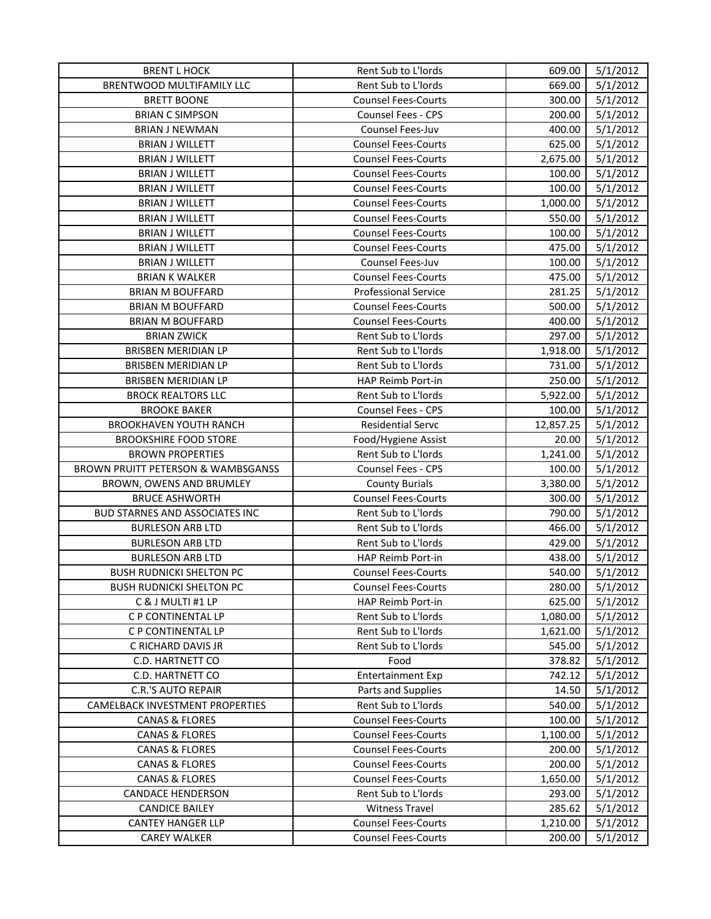| BRENT L HOCK | Rent Sub to L'lords | 609.00 | 5/1/2012 |
|---|---|---|---|
| BRENTWOOD MULTIFAMILY LLC | Rent Sub to L'lords | 669.00 | 5/1/2012 |
| BRETT BOONE | Counsel Fees-Courts | 300.00 | 5/1/2012 |
| BRIAN C SIMPSON | Counsel Fees - CPS | 200.00 | 5/1/2012 |
| BRIAN J NEWMAN | Counsel Fees-Juv | 400.00 | 5/1/2012 |
| BRIAN J WILLETT | Counsel Fees-Courts | 625.00 | 5/1/2012 |
| BRIAN J WILLETT | Counsel Fees-Courts | 2,675.00 | 5/1/2012 |
| BRIAN J WILLETT | Counsel Fees-Courts | 100.00 | 5/1/2012 |
| BRIAN J WILLETT | Counsel Fees-Courts | 100.00 | 5/1/2012 |
| BRIAN J WILLETT | Counsel Fees-Courts | 1,000.00 | 5/1/2012 |
| BRIAN J WILLETT | Counsel Fees-Courts | 550.00 | 5/1/2012 |
| BRIAN J WILLETT | Counsel Fees-Courts | 100.00 | 5/1/2012 |
| BRIAN J WILLETT | Counsel Fees-Courts | 475.00 | 5/1/2012 |
| BRIAN J WILLETT | Counsel Fees-Juv | 100.00 | 5/1/2012 |
| BRIAN K WALKER | Counsel Fees-Courts | 475.00 | 5/1/2012 |
| BRIAN M BOUFFARD | Professional Service | 281.25 | 5/1/2012 |
| BRIAN M BOUFFARD | Counsel Fees-Courts | 500.00 | 5/1/2012 |
| BRIAN M BOUFFARD | Counsel Fees-Courts | 400.00 | 5/1/2012 |
| BRIAN ZWICK | Rent Sub to L'lords | 297.00 | 5/1/2012 |
| BRISBEN MERIDIAN LP | Rent Sub to L'lords | 1,918.00 | 5/1/2012 |
| BRISBEN MERIDIAN LP | Rent Sub to L'lords | 731.00 | 5/1/2012 |
| BRISBEN MERIDIAN LP | HAP Reimb Port-in | 250.00 | 5/1/2012 |
| BROCK REALTORS LLC | Rent Sub to L'lords | 5,922.00 | 5/1/2012 |
| BROOKE BAKER | Counsel Fees - CPS | 100.00 | 5/1/2012 |
| BROOKHAVEN YOUTH RANCH | Residential Servc | 12,857.25 | 5/1/2012 |
| BROOKSHIRE FOOD STORE | Food/Hygiene Assist | 20.00 | 5/1/2012 |
| BROWN PROPERTIES | Rent Sub to L'lords | 1,241.00 | 5/1/2012 |
| BROWN PRUITT PETERSON & WAMBSGANSS | Counsel Fees - CPS | 100.00 | 5/1/2012 |
| BROWN, OWENS AND BRUMLEY | County Burials | 3,380.00 | 5/1/2012 |
| BRUCE ASHWORTH | Counsel Fees-Courts | 300.00 | 5/1/2012 |
| BUD STARNES AND ASSOCIATES INC | Rent Sub to L'lords | 790.00 | 5/1/2012 |
| BURLESON ARB LTD | Rent Sub to L'lords | 466.00 | 5/1/2012 |
| BURLESON ARB LTD | Rent Sub to L'lords | 429.00 | 5/1/2012 |
| BURLESON ARB LTD | HAP Reimb Port-in | 438.00 | 5/1/2012 |
| BUSH RUDNICKI SHELTON PC | Counsel Fees-Courts | 540.00 | 5/1/2012 |
| BUSH RUDNICKI SHELTON PC | Counsel Fees-Courts | 280.00 | 5/1/2012 |
| C & J MULTI #1 LP | HAP Reimb Port-in | 625.00 | 5/1/2012 |
| C P CONTINENTAL LP | Rent Sub to L'lords | 1,080.00 | 5/1/2012 |
| C P CONTINENTAL LP | Rent Sub to L'lords | 1,621.00 | 5/1/2012 |
| C RICHARD DAVIS JR | Rent Sub to L'lords | 545.00 | 5/1/2012 |
| C.D. HARTNETT CO | Food | 378.82 | 5/1/2012 |
| C.D. HARTNETT CO | Entertainment Exp | 742.12 | 5/1/2012 |
| C.R.'S AUTO REPAIR | Parts and Supplies | 14.50 | 5/1/2012 |
| CAMELBACK INVESTMENT PROPERTIES | Rent Sub to L'lords | 540.00 | 5/1/2012 |
| CANAS & FLORES | Counsel Fees-Courts | 100.00 | 5/1/2012 |
| CANAS & FLORES | Counsel Fees-Courts | 1,100.00 | 5/1/2012 |
| CANAS & FLORES | Counsel Fees-Courts | 200.00 | 5/1/2012 |
| CANAS & FLORES | Counsel Fees-Courts | 200.00 | 5/1/2012 |
| CANAS & FLORES | Counsel Fees-Courts | 1,650.00 | 5/1/2012 |
| CANDACE HENDERSON | Rent Sub to L'lords | 293.00 | 5/1/2012 |
| CANDICE BAILEY | Witness Travel | 285.62 | 5/1/2012 |
| CANTEY HANGER LLP | Counsel Fees-Courts | 1,210.00 | 5/1/2012 |
| CAREY WALKER | Counsel Fees-Courts | 200.00 | 5/1/2012 |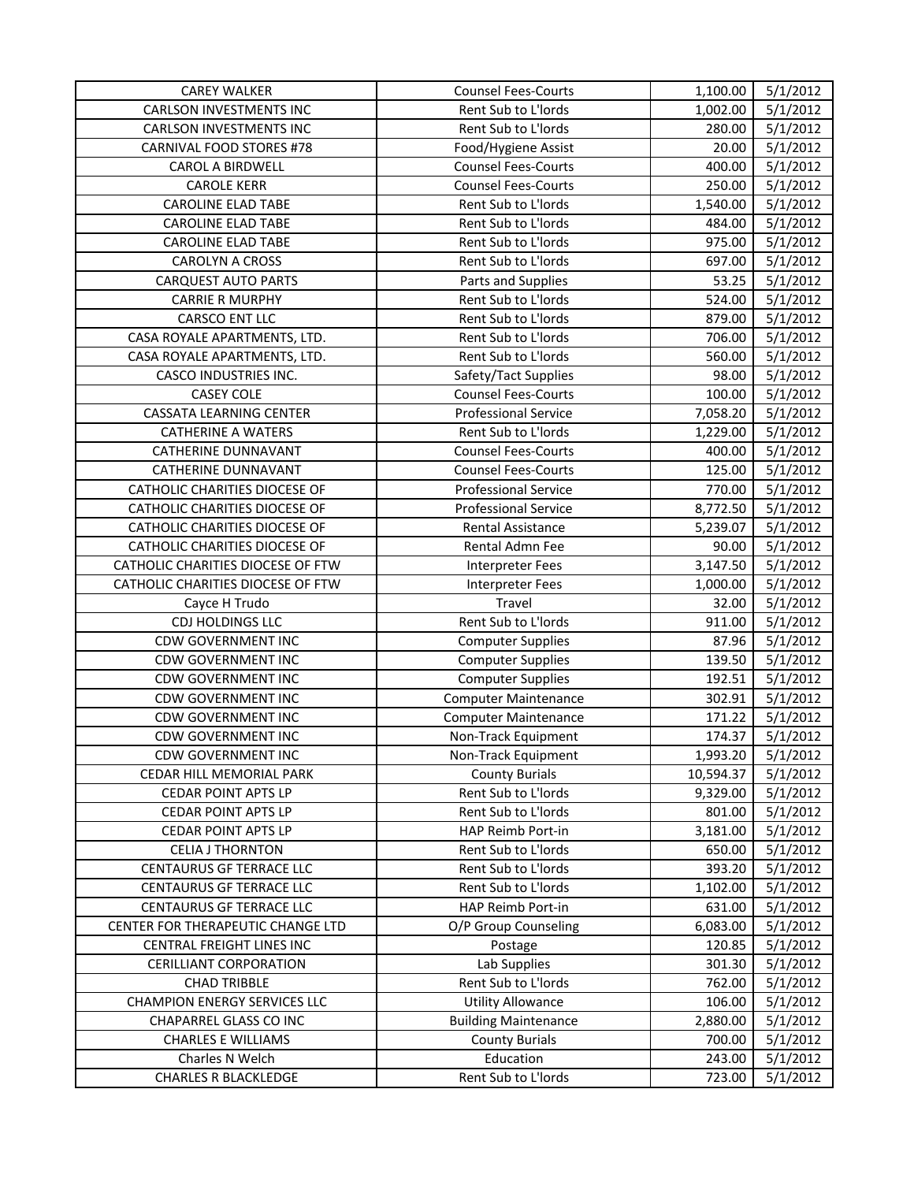| CAREY WALKER | Counsel Fees-Courts | 1,100.00 | 5/1/2012 |
|---|---|---|---|
| CARLSON INVESTMENTS INC | Rent Sub to L'lords | 1,002.00 | 5/1/2012 |
| CARLSON INVESTMENTS INC | Rent Sub to L'lords | 280.00 | 5/1/2012 |
| CARNIVAL FOOD STORES #78 | Food/Hygiene Assist | 20.00 | 5/1/2012 |
| CAROL A BIRDWELL | Counsel Fees-Courts | 400.00 | 5/1/2012 |
| CAROLE KERR | Counsel Fees-Courts | 250.00 | 5/1/2012 |
| CAROLINE ELAD TABE | Rent Sub to L'lords | 1,540.00 | 5/1/2012 |
| CAROLINE ELAD TABE | Rent Sub to L'lords | 484.00 | 5/1/2012 |
| CAROLINE ELAD TABE | Rent Sub to L'lords | 975.00 | 5/1/2012 |
| CAROLYN A CROSS | Rent Sub to L'lords | 697.00 | 5/1/2012 |
| CARQUEST AUTO PARTS | Parts and Supplies | 53.25 | 5/1/2012 |
| CARRIE R MURPHY | Rent Sub to L'lords | 524.00 | 5/1/2012 |
| CARSCO ENT LLC | Rent Sub to L'lords | 879.00 | 5/1/2012 |
| CASA ROYALE APARTMENTS, LTD. | Rent Sub to L'lords | 706.00 | 5/1/2012 |
| CASA ROYALE APARTMENTS, LTD. | Rent Sub to L'lords | 560.00 | 5/1/2012 |
| CASCO INDUSTRIES INC. | Safety/Tact Supplies | 98.00 | 5/1/2012 |
| CASEY COLE | Counsel Fees-Courts | 100.00 | 5/1/2012 |
| CASSATA LEARNING CENTER | Professional Service | 7,058.20 | 5/1/2012 |
| CATHERINE A WATERS | Rent Sub to L'lords | 1,229.00 | 5/1/2012 |
| CATHERINE DUNNAVANT | Counsel Fees-Courts | 400.00 | 5/1/2012 |
| CATHERINE DUNNAVANT | Counsel Fees-Courts | 125.00 | 5/1/2012 |
| CATHOLIC CHARITIES DIOCESE OF | Professional Service | 770.00 | 5/1/2012 |
| CATHOLIC CHARITIES DIOCESE OF | Professional Service | 8,772.50 | 5/1/2012 |
| CATHOLIC CHARITIES DIOCESE OF | Rental Assistance | 5,239.07 | 5/1/2012 |
| CATHOLIC CHARITIES DIOCESE OF | Rental Admn Fee | 90.00 | 5/1/2012 |
| CATHOLIC CHARITIES DIOCESE OF FTW | Interpreter Fees | 3,147.50 | 5/1/2012 |
| CATHOLIC CHARITIES DIOCESE OF FTW | Interpreter Fees | 1,000.00 | 5/1/2012 |
| Cayce H Trudo | Travel | 32.00 | 5/1/2012 |
| CDJ HOLDINGS LLC | Rent Sub to L'lords | 911.00 | 5/1/2012 |
| CDW GOVERNMENT INC | Computer Supplies | 87.96 | 5/1/2012 |
| CDW GOVERNMENT INC | Computer Supplies | 139.50 | 5/1/2012 |
| CDW GOVERNMENT INC | Computer Supplies | 192.51 | 5/1/2012 |
| CDW GOVERNMENT INC | Computer Maintenance | 302.91 | 5/1/2012 |
| CDW GOVERNMENT INC | Computer Maintenance | 171.22 | 5/1/2012 |
| CDW GOVERNMENT INC | Non-Track Equipment | 174.37 | 5/1/2012 |
| CDW GOVERNMENT INC | Non-Track Equipment | 1,993.20 | 5/1/2012 |
| CEDAR HILL MEMORIAL PARK | County Burials | 10,594.37 | 5/1/2012 |
| CEDAR POINT APTS LP | Rent Sub to L'lords | 9,329.00 | 5/1/2012 |
| CEDAR POINT APTS LP | Rent Sub to L'lords | 801.00 | 5/1/2012 |
| CEDAR POINT APTS LP | HAP Reimb Port-in | 3,181.00 | 5/1/2012 |
| CELIA J THORNTON | Rent Sub to L'lords | 650.00 | 5/1/2012 |
| CENTAURUS GF TERRACE LLC | Rent Sub to L'lords | 393.20 | 5/1/2012 |
| CENTAURUS GF TERRACE LLC | Rent Sub to L'lords | 1,102.00 | 5/1/2012 |
| CENTAURUS GF TERRACE LLC | HAP Reimb Port-in | 631.00 | 5/1/2012 |
| CENTER FOR THERAPEUTIC CHANGE LTD | O/P Group Counseling | 6,083.00 | 5/1/2012 |
| CENTRAL FREIGHT LINES INC | Postage | 120.85 | 5/1/2012 |
| CERILLIANT CORPORATION | Lab Supplies | 301.30 | 5/1/2012 |
| CHAD TRIBBLE | Rent Sub to L'lords | 762.00 | 5/1/2012 |
| CHAMPION ENERGY SERVICES LLC | Utility Allowance | 106.00 | 5/1/2012 |
| CHAPARREL GLASS CO INC | Building Maintenance | 2,880.00 | 5/1/2012 |
| CHARLES E WILLIAMS | County Burials | 700.00 | 5/1/2012 |
| Charles N Welch | Education | 243.00 | 5/1/2012 |
| CHARLES R BLACKLEDGE | Rent Sub to L'lords | 723.00 | 5/1/2012 |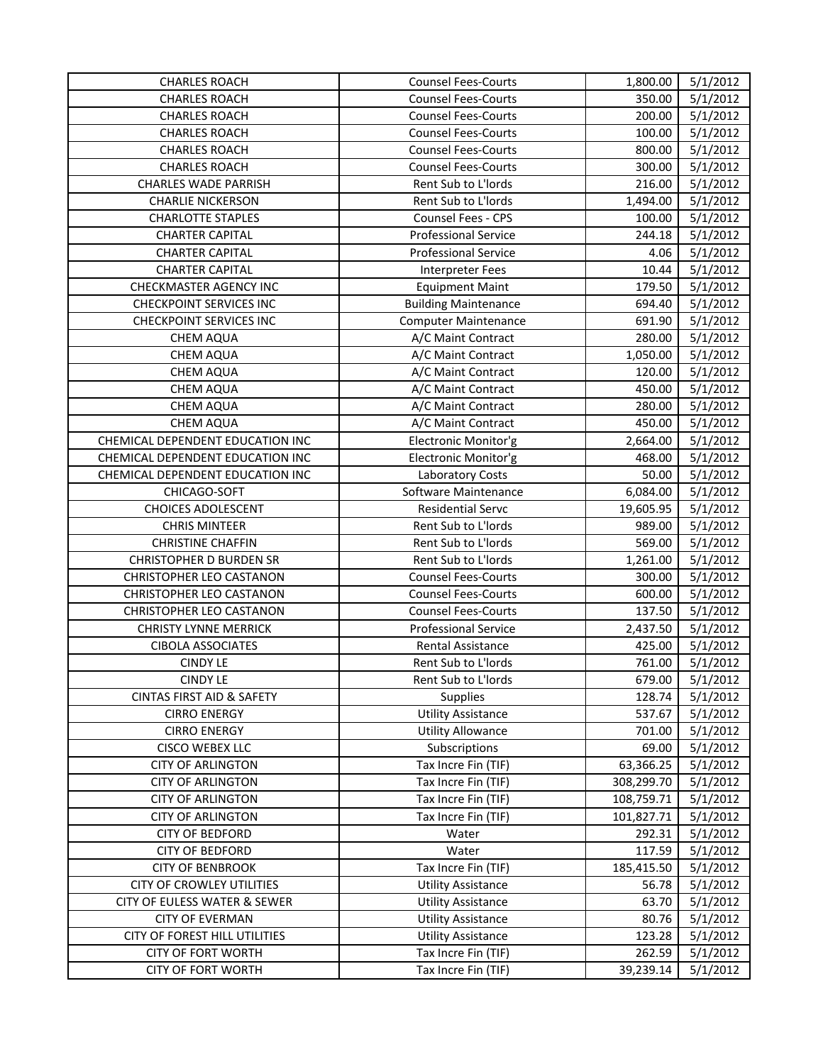| CHARLES ROACH | Counsel Fees-Courts | 1,800.00 | 5/1/2012 |
|---|---|---|---|
| CHARLES ROACH | Counsel Fees-Courts | 350.00 | 5/1/2012 |
| CHARLES ROACH | Counsel Fees-Courts | 200.00 | 5/1/2012 |
| CHARLES ROACH | Counsel Fees-Courts | 100.00 | 5/1/2012 |
| CHARLES ROACH | Counsel Fees-Courts | 800.00 | 5/1/2012 |
| CHARLES ROACH | Counsel Fees-Courts | 300.00 | 5/1/2012 |
| CHARLES WADE PARRISH | Rent Sub to L'lords | 216.00 | 5/1/2012 |
| CHARLIE NICKERSON | Rent Sub to L'lords | 1,494.00 | 5/1/2012 |
| CHARLOTTE STAPLES | Counsel Fees - CPS | 100.00 | 5/1/2012 |
| CHARTER CAPITAL | Professional Service | 244.18 | 5/1/2012 |
| CHARTER CAPITAL | Professional Service | 4.06 | 5/1/2012 |
| CHARTER CAPITAL | Interpreter Fees | 10.44 | 5/1/2012 |
| CHECKMASTER AGENCY INC | Equipment Maint | 179.50 | 5/1/2012 |
| CHECKPOINT SERVICES INC | Building Maintenance | 694.40 | 5/1/2012 |
| CHECKPOINT SERVICES INC | Computer Maintenance | 691.90 | 5/1/2012 |
| CHEM AQUA | A/C Maint Contract | 280.00 | 5/1/2012 |
| CHEM AQUA | A/C Maint Contract | 1,050.00 | 5/1/2012 |
| CHEM AQUA | A/C Maint Contract | 120.00 | 5/1/2012 |
| CHEM AQUA | A/C Maint Contract | 450.00 | 5/1/2012 |
| CHEM AQUA | A/C Maint Contract | 280.00 | 5/1/2012 |
| CHEM AQUA | A/C Maint Contract | 450.00 | 5/1/2012 |
| CHEMICAL DEPENDENT EDUCATION INC | Electronic Monitor'g | 2,664.00 | 5/1/2012 |
| CHEMICAL DEPENDENT EDUCATION INC | Electronic Monitor'g | 468.00 | 5/1/2012 |
| CHEMICAL DEPENDENT EDUCATION INC | Laboratory Costs | 50.00 | 5/1/2012 |
| CHICAGO-SOFT | Software Maintenance | 6,084.00 | 5/1/2012 |
| CHOICES ADOLESCENT | Residential Servc | 19,605.95 | 5/1/2012 |
| CHRIS MINTEER | Rent Sub to L'lords | 989.00 | 5/1/2012 |
| CHRISTINE CHAFFIN | Rent Sub to L'lords | 569.00 | 5/1/2012 |
| CHRISTOPHER D BURDEN SR | Rent Sub to L'lords | 1,261.00 | 5/1/2012 |
| CHRISTOPHER LEO CASTANON | Counsel Fees-Courts | 300.00 | 5/1/2012 |
| CHRISTOPHER LEO CASTANON | Counsel Fees-Courts | 600.00 | 5/1/2012 |
| CHRISTOPHER LEO CASTANON | Counsel Fees-Courts | 137.50 | 5/1/2012 |
| CHRISTY LYNNE MERRICK | Professional Service | 2,437.50 | 5/1/2012 |
| CIBOLA ASSOCIATES | Rental Assistance | 425.00 | 5/1/2012 |
| CINDY LE | Rent Sub to L'lords | 761.00 | 5/1/2012 |
| CINDY LE | Rent Sub to L'lords | 679.00 | 5/1/2012 |
| CINTAS FIRST AID & SAFETY | Supplies | 128.74 | 5/1/2012 |
| CIRRO ENERGY | Utility Assistance | 537.67 | 5/1/2012 |
| CIRRO ENERGY | Utility Allowance | 701.00 | 5/1/2012 |
| CISCO WEBEX LLC | Subscriptions | 69.00 | 5/1/2012 |
| CITY OF ARLINGTON | Tax Incre Fin (TIF) | 63,366.25 | 5/1/2012 |
| CITY OF ARLINGTON | Tax Incre Fin (TIF) | 308,299.70 | 5/1/2012 |
| CITY OF ARLINGTON | Tax Incre Fin (TIF) | 108,759.71 | 5/1/2012 |
| CITY OF ARLINGTON | Tax Incre Fin (TIF) | 101,827.71 | 5/1/2012 |
| CITY OF BEDFORD | Water | 292.31 | 5/1/2012 |
| CITY OF BEDFORD | Water | 117.59 | 5/1/2012 |
| CITY OF BENBROOK | Tax Incre Fin (TIF) | 185,415.50 | 5/1/2012 |
| CITY OF CROWLEY UTILITIES | Utility Assistance | 56.78 | 5/1/2012 |
| CITY OF EULESS WATER & SEWER | Utility Assistance | 63.70 | 5/1/2012 |
| CITY OF EVERMAN | Utility Assistance | 80.76 | 5/1/2012 |
| CITY OF FOREST HILL UTILITIES | Utility Assistance | 123.28 | 5/1/2012 |
| CITY OF FORT WORTH | Tax Incre Fin (TIF) | 262.59 | 5/1/2012 |
| CITY OF FORT WORTH | Tax Incre Fin (TIF) | 39,239.14 | 5/1/2012 |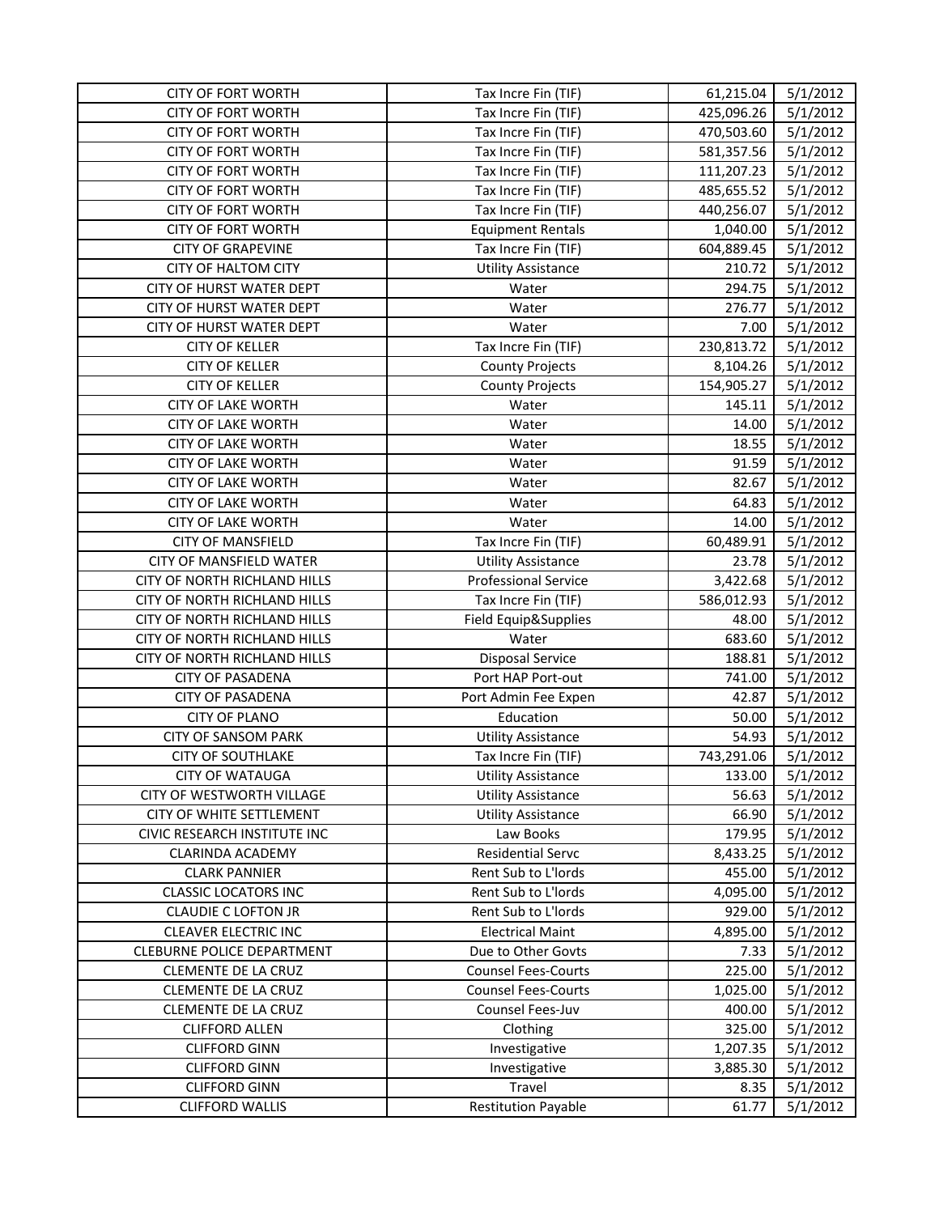| CITY OF FORT WORTH | Tax Incre Fin (TIF) | 61,215.04 | 5/1/2012 |
|---|---|---|---|
| CITY OF FORT WORTH | Tax Incre Fin (TIF) | 425,096.26 | 5/1/2012 |
| CITY OF FORT WORTH | Tax Incre Fin (TIF) | 470,503.60 | 5/1/2012 |
| CITY OF FORT WORTH | Tax Incre Fin (TIF) | 581,357.56 | 5/1/2012 |
| CITY OF FORT WORTH | Tax Incre Fin (TIF) | 111,207.23 | 5/1/2012 |
| CITY OF FORT WORTH | Tax Incre Fin (TIF) | 485,655.52 | 5/1/2012 |
| CITY OF FORT WORTH | Tax Incre Fin (TIF) | 440,256.07 | 5/1/2012 |
| CITY OF FORT WORTH | Equipment Rentals | 1,040.00 | 5/1/2012 |
| CITY OF GRAPEVINE | Tax Incre Fin (TIF) | 604,889.45 | 5/1/2012 |
| CITY OF HALTOM CITY | Utility Assistance | 210.72 | 5/1/2012 |
| CITY OF HURST WATER DEPT | Water | 294.75 | 5/1/2012 |
| CITY OF HURST WATER DEPT | Water | 276.77 | 5/1/2012 |
| CITY OF HURST WATER DEPT | Water | 7.00 | 5/1/2012 |
| CITY OF KELLER | Tax Incre Fin (TIF) | 230,813.72 | 5/1/2012 |
| CITY OF KELLER | County Projects | 8,104.26 | 5/1/2012 |
| CITY OF KELLER | County Projects | 154,905.27 | 5/1/2012 |
| CITY OF LAKE WORTH | Water | 145.11 | 5/1/2012 |
| CITY OF LAKE WORTH | Water | 14.00 | 5/1/2012 |
| CITY OF LAKE WORTH | Water | 18.55 | 5/1/2012 |
| CITY OF LAKE WORTH | Water | 91.59 | 5/1/2012 |
| CITY OF LAKE WORTH | Water | 82.67 | 5/1/2012 |
| CITY OF LAKE WORTH | Water | 64.83 | 5/1/2012 |
| CITY OF LAKE WORTH | Water | 14.00 | 5/1/2012 |
| CITY OF MANSFIELD | Tax Incre Fin (TIF) | 60,489.91 | 5/1/2012 |
| CITY OF MANSFIELD WATER | Utility Assistance | 23.78 | 5/1/2012 |
| CITY OF NORTH RICHLAND HILLS | Professional Service | 3,422.68 | 5/1/2012 |
| CITY OF NORTH RICHLAND HILLS | Tax Incre Fin (TIF) | 586,012.93 | 5/1/2012 |
| CITY OF NORTH RICHLAND HILLS | Field Equip&Supplies | 48.00 | 5/1/2012 |
| CITY OF NORTH RICHLAND HILLS | Water | 683.60 | 5/1/2012 |
| CITY OF NORTH RICHLAND HILLS | Disposal Service | 188.81 | 5/1/2012 |
| CITY OF PASADENA | Port HAP Port-out | 741.00 | 5/1/2012 |
| CITY OF PASADENA | Port Admin Fee Expen | 42.87 | 5/1/2012 |
| CITY OF PLANO | Education | 50.00 | 5/1/2012 |
| CITY OF SANSOM PARK | Utility Assistance | 54.93 | 5/1/2012 |
| CITY OF SOUTHLAKE | Tax Incre Fin (TIF) | 743,291.06 | 5/1/2012 |
| CITY OF WATAUGA | Utility Assistance | 133.00 | 5/1/2012 |
| CITY OF WESTWORTH VILLAGE | Utility Assistance | 56.63 | 5/1/2012 |
| CITY OF WHITE SETTLEMENT | Utility Assistance | 66.90 | 5/1/2012 |
| CIVIC RESEARCH INSTITUTE INC | Law Books | 179.95 | 5/1/2012 |
| CLARINDA ACADEMY | Residential Servc | 8,433.25 | 5/1/2012 |
| CLARK PANNIER | Rent Sub to L'lords | 455.00 | 5/1/2012 |
| CLASSIC LOCATORS INC | Rent Sub to L'lords | 4,095.00 | 5/1/2012 |
| CLAUDIE C LOFTON JR | Rent Sub to L'lords | 929.00 | 5/1/2012 |
| CLEAVER ELECTRIC INC | Electrical Maint | 4,895.00 | 5/1/2012 |
| CLEBURNE POLICE DEPARTMENT | Due to Other Govts | 7.33 | 5/1/2012 |
| CLEMENTE DE LA CRUZ | Counsel Fees-Courts | 225.00 | 5/1/2012 |
| CLEMENTE DE LA CRUZ | Counsel Fees-Courts | 1,025.00 | 5/1/2012 |
| CLEMENTE DE LA CRUZ | Counsel Fees-Juv | 400.00 | 5/1/2012 |
| CLIFFORD ALLEN | Clothing | 325.00 | 5/1/2012 |
| CLIFFORD GINN | Investigative | 1,207.35 | 5/1/2012 |
| CLIFFORD GINN | Investigative | 3,885.30 | 5/1/2012 |
| CLIFFORD GINN | Travel | 8.35 | 5/1/2012 |
| CLIFFORD WALLIS | Restitution Payable | 61.77 | 5/1/2012 |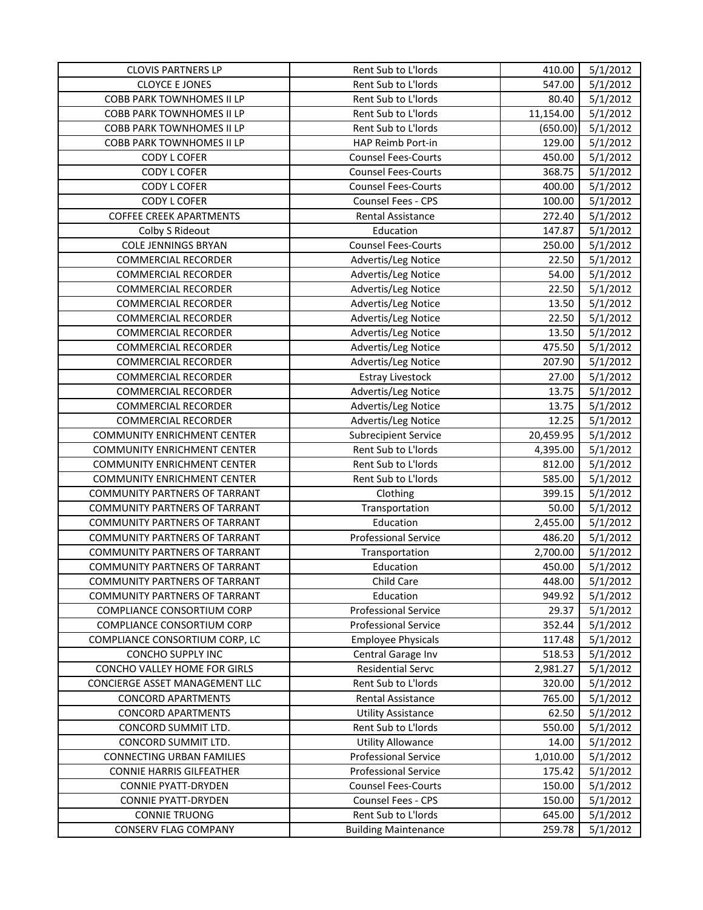| | | | |
|---|---|---|---|
| CLOVIS PARTNERS LP | Rent Sub to L'lords | 410.00 | 5/1/2012 |
| CLOYCE E JONES | Rent Sub to L'lords | 547.00 | 5/1/2012 |
| COBB PARK TOWNHOMES II LP | Rent Sub to L'lords | 80.40 | 5/1/2012 |
| COBB PARK TOWNHOMES II LP | Rent Sub to L'lords | 11,154.00 | 5/1/2012 |
| COBB PARK TOWNHOMES II LP | Rent Sub to L'lords | (650.00) | 5/1/2012 |
| COBB PARK TOWNHOMES II LP | HAP Reimb Port-in | 129.00 | 5/1/2012 |
| CODY L COFER | Counsel Fees-Courts | 450.00 | 5/1/2012 |
| CODY L COFER | Counsel Fees-Courts | 368.75 | 5/1/2012 |
| CODY L COFER | Counsel Fees-Courts | 400.00 | 5/1/2012 |
| CODY L COFER | Counsel Fees - CPS | 100.00 | 5/1/2012 |
| COFFEE CREEK APARTMENTS | Rental Assistance | 272.40 | 5/1/2012 |
| Colby S Rideout | Education | 147.87 | 5/1/2012 |
| COLE JENNINGS BRYAN | Counsel Fees-Courts | 250.00 | 5/1/2012 |
| COMMERCIAL RECORDER | Advertis/Leg Notice | 22.50 | 5/1/2012 |
| COMMERCIAL RECORDER | Advertis/Leg Notice | 54.00 | 5/1/2012 |
| COMMERCIAL RECORDER | Advertis/Leg Notice | 22.50 | 5/1/2012 |
| COMMERCIAL RECORDER | Advertis/Leg Notice | 13.50 | 5/1/2012 |
| COMMERCIAL RECORDER | Advertis/Leg Notice | 22.50 | 5/1/2012 |
| COMMERCIAL RECORDER | Advertis/Leg Notice | 13.50 | 5/1/2012 |
| COMMERCIAL RECORDER | Advertis/Leg Notice | 475.50 | 5/1/2012 |
| COMMERCIAL RECORDER | Advertis/Leg Notice | 207.90 | 5/1/2012 |
| COMMERCIAL RECORDER | Estray Livestock | 27.00 | 5/1/2012 |
| COMMERCIAL RECORDER | Advertis/Leg Notice | 13.75 | 5/1/2012 |
| COMMERCIAL RECORDER | Advertis/Leg Notice | 13.75 | 5/1/2012 |
| COMMERCIAL RECORDER | Advertis/Leg Notice | 12.25 | 5/1/2012 |
| COMMUNITY ENRICHMENT CENTER | Subrecipient Service | 20,459.95 | 5/1/2012 |
| COMMUNITY ENRICHMENT CENTER | Rent Sub to L'lords | 4,395.00 | 5/1/2012 |
| COMMUNITY ENRICHMENT CENTER | Rent Sub to L'lords | 812.00 | 5/1/2012 |
| COMMUNITY ENRICHMENT CENTER | Rent Sub to L'lords | 585.00 | 5/1/2012 |
| COMMUNITY PARTNERS OF TARRANT | Clothing | 399.15 | 5/1/2012 |
| COMMUNITY PARTNERS OF TARRANT | Transportation | 50.00 | 5/1/2012 |
| COMMUNITY PARTNERS OF TARRANT | Education | 2,455.00 | 5/1/2012 |
| COMMUNITY PARTNERS OF TARRANT | Professional Service | 486.20 | 5/1/2012 |
| COMMUNITY PARTNERS OF TARRANT | Transportation | 2,700.00 | 5/1/2012 |
| COMMUNITY PARTNERS OF TARRANT | Education | 450.00 | 5/1/2012 |
| COMMUNITY PARTNERS OF TARRANT | Child Care | 448.00 | 5/1/2012 |
| COMMUNITY PARTNERS OF TARRANT | Education | 949.92 | 5/1/2012 |
| COMPLIANCE CONSORTIUM CORP | Professional Service | 29.37 | 5/1/2012 |
| COMPLIANCE CONSORTIUM CORP | Professional Service | 352.44 | 5/1/2012 |
| COMPLIANCE CONSORTIUM CORP, LC | Employee Physicals | 117.48 | 5/1/2012 |
| CONCHO SUPPLY INC | Central Garage Inv | 518.53 | 5/1/2012 |
| CONCHO VALLEY HOME FOR GIRLS | Residential Servc | 2,981.27 | 5/1/2012 |
| CONCIERGE ASSET MANAGEMENT LLC | Rent Sub to L'lords | 320.00 | 5/1/2012 |
| CONCORD APARTMENTS | Rental Assistance | 765.00 | 5/1/2012 |
| CONCORD APARTMENTS | Utility Assistance | 62.50 | 5/1/2012 |
| CONCORD SUMMIT LTD. | Rent Sub to L'lords | 550.00 | 5/1/2012 |
| CONCORD SUMMIT LTD. | Utility Allowance | 14.00 | 5/1/2012 |
| CONNECTING URBAN FAMILIES | Professional Service | 1,010.00 | 5/1/2012 |
| CONNIE HARRIS GILFEATHER | Professional Service | 175.42 | 5/1/2012 |
| CONNIE PYATT-DRYDEN | Counsel Fees-Courts | 150.00 | 5/1/2012 |
| CONNIE PYATT-DRYDEN | Counsel Fees - CPS | 150.00 | 5/1/2012 |
| CONNIE TRUONG | Rent Sub to L'lords | 645.00 | 5/1/2012 |
| CONSERV FLAG COMPANY | Building Maintenance | 259.78 | 5/1/2012 |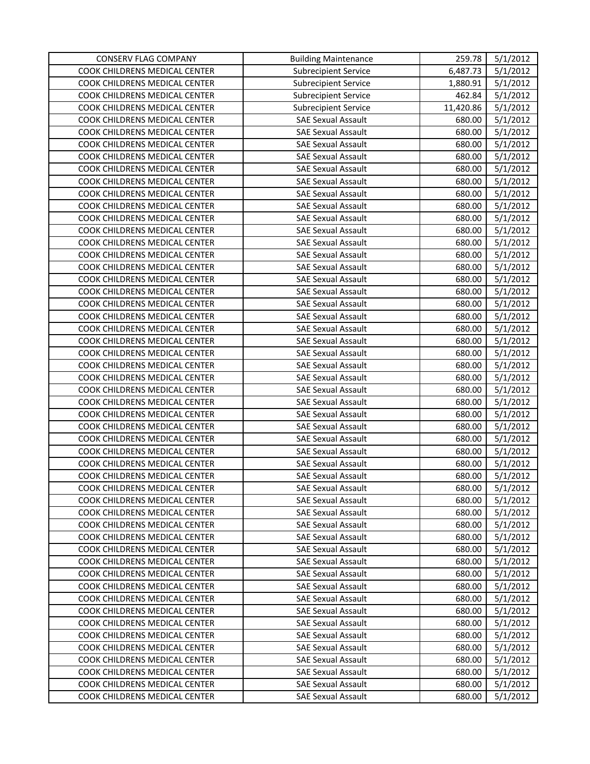| CONSERV FLAG COMPANY | Building Maintenance | 259.78 | 5/1/2012 |
|---|---|---|---|
| COOK CHILDRENS MEDICAL CENTER | Subrecipient Service | 6,487.73 | 5/1/2012 |
| COOK CHILDRENS MEDICAL CENTER | Subrecipient Service | 1,880.91 | 5/1/2012 |
| COOK CHILDRENS MEDICAL CENTER | Subrecipient Service | 462.84 | 5/1/2012 |
| COOK CHILDRENS MEDICAL CENTER | Subrecipient Service | 11,420.86 | 5/1/2012 |
| COOK CHILDRENS MEDICAL CENTER | SAE Sexual Assault | 680.00 | 5/1/2012 |
| COOK CHILDRENS MEDICAL CENTER | SAE Sexual Assault | 680.00 | 5/1/2012 |
| COOK CHILDRENS MEDICAL CENTER | SAE Sexual Assault | 680.00 | 5/1/2012 |
| COOK CHILDRENS MEDICAL CENTER | SAE Sexual Assault | 680.00 | 5/1/2012 |
| COOK CHILDRENS MEDICAL CENTER | SAE Sexual Assault | 680.00 | 5/1/2012 |
| COOK CHILDRENS MEDICAL CENTER | SAE Sexual Assault | 680.00 | 5/1/2012 |
| COOK CHILDRENS MEDICAL CENTER | SAE Sexual Assault | 680.00 | 5/1/2012 |
| COOK CHILDRENS MEDICAL CENTER | SAE Sexual Assault | 680.00 | 5/1/2012 |
| COOK CHILDRENS MEDICAL CENTER | SAE Sexual Assault | 680.00 | 5/1/2012 |
| COOK CHILDRENS MEDICAL CENTER | SAE Sexual Assault | 680.00 | 5/1/2012 |
| COOK CHILDRENS MEDICAL CENTER | SAE Sexual Assault | 680.00 | 5/1/2012 |
| COOK CHILDRENS MEDICAL CENTER | SAE Sexual Assault | 680.00 | 5/1/2012 |
| COOK CHILDRENS MEDICAL CENTER | SAE Sexual Assault | 680.00 | 5/1/2012 |
| COOK CHILDRENS MEDICAL CENTER | SAE Sexual Assault | 680.00 | 5/1/2012 |
| COOK CHILDRENS MEDICAL CENTER | SAE Sexual Assault | 680.00 | 5/1/2012 |
| COOK CHILDRENS MEDICAL CENTER | SAE Sexual Assault | 680.00 | 5/1/2012 |
| COOK CHILDRENS MEDICAL CENTER | SAE Sexual Assault | 680.00 | 5/1/2012 |
| COOK CHILDRENS MEDICAL CENTER | SAE Sexual Assault | 680.00 | 5/1/2012 |
| COOK CHILDRENS MEDICAL CENTER | SAE Sexual Assault | 680.00 | 5/1/2012 |
| COOK CHILDRENS MEDICAL CENTER | SAE Sexual Assault | 680.00 | 5/1/2012 |
| COOK CHILDRENS MEDICAL CENTER | SAE Sexual Assault | 680.00 | 5/1/2012 |
| COOK CHILDRENS MEDICAL CENTER | SAE Sexual Assault | 680.00 | 5/1/2012 |
| COOK CHILDRENS MEDICAL CENTER | SAE Sexual Assault | 680.00 | 5/1/2012 |
| COOK CHILDRENS MEDICAL CENTER | SAE Sexual Assault | 680.00 | 5/1/2012 |
| COOK CHILDRENS MEDICAL CENTER | SAE Sexual Assault | 680.00 | 5/1/2012 |
| COOK CHILDRENS MEDICAL CENTER | SAE Sexual Assault | 680.00 | 5/1/2012 |
| COOK CHILDRENS MEDICAL CENTER | SAE Sexual Assault | 680.00 | 5/1/2012 |
| COOK CHILDRENS MEDICAL CENTER | SAE Sexual Assault | 680.00 | 5/1/2012 |
| COOK CHILDRENS MEDICAL CENTER | SAE Sexual Assault | 680.00 | 5/1/2012 |
| COOK CHILDRENS MEDICAL CENTER | SAE Sexual Assault | 680.00 | 5/1/2012 |
| COOK CHILDRENS MEDICAL CENTER | SAE Sexual Assault | 680.00 | 5/1/2012 |
| COOK CHILDRENS MEDICAL CENTER | SAE Sexual Assault | 680.00 | 5/1/2012 |
| COOK CHILDRENS MEDICAL CENTER | SAE Sexual Assault | 680.00 | 5/1/2012 |
| COOK CHILDRENS MEDICAL CENTER | SAE Sexual Assault | 680.00 | 5/1/2012 |
| COOK CHILDRENS MEDICAL CENTER | SAE Sexual Assault | 680.00 | 5/1/2012 |
| COOK CHILDRENS MEDICAL CENTER | SAE Sexual Assault | 680.00 | 5/1/2012 |
| COOK CHILDRENS MEDICAL CENTER | SAE Sexual Assault | 680.00 | 5/1/2012 |
| COOK CHILDRENS MEDICAL CENTER | SAE Sexual Assault | 680.00 | 5/1/2012 |
| COOK CHILDRENS MEDICAL CENTER | SAE Sexual Assault | 680.00 | 5/1/2012 |
| COOK CHILDRENS MEDICAL CENTER | SAE Sexual Assault | 680.00 | 5/1/2012 |
| COOK CHILDRENS MEDICAL CENTER | SAE Sexual Assault | 680.00 | 5/1/2012 |
| COOK CHILDRENS MEDICAL CENTER | SAE Sexual Assault | 680.00 | 5/1/2012 |
| COOK CHILDRENS MEDICAL CENTER | SAE Sexual Assault | 680.00 | 5/1/2012 |
| COOK CHILDRENS MEDICAL CENTER | SAE Sexual Assault | 680.00 | 5/1/2012 |
| COOK CHILDRENS MEDICAL CENTER | SAE Sexual Assault | 680.00 | 5/1/2012 |
| COOK CHILDRENS MEDICAL CENTER | SAE Sexual Assault | 680.00 | 5/1/2012 |
| COOK CHILDRENS MEDICAL CENTER | SAE Sexual Assault | 680.00 | 5/1/2012 |
| COOK CHILDRENS MEDICAL CENTER | SAE Sexual Assault | 680.00 | 5/1/2012 |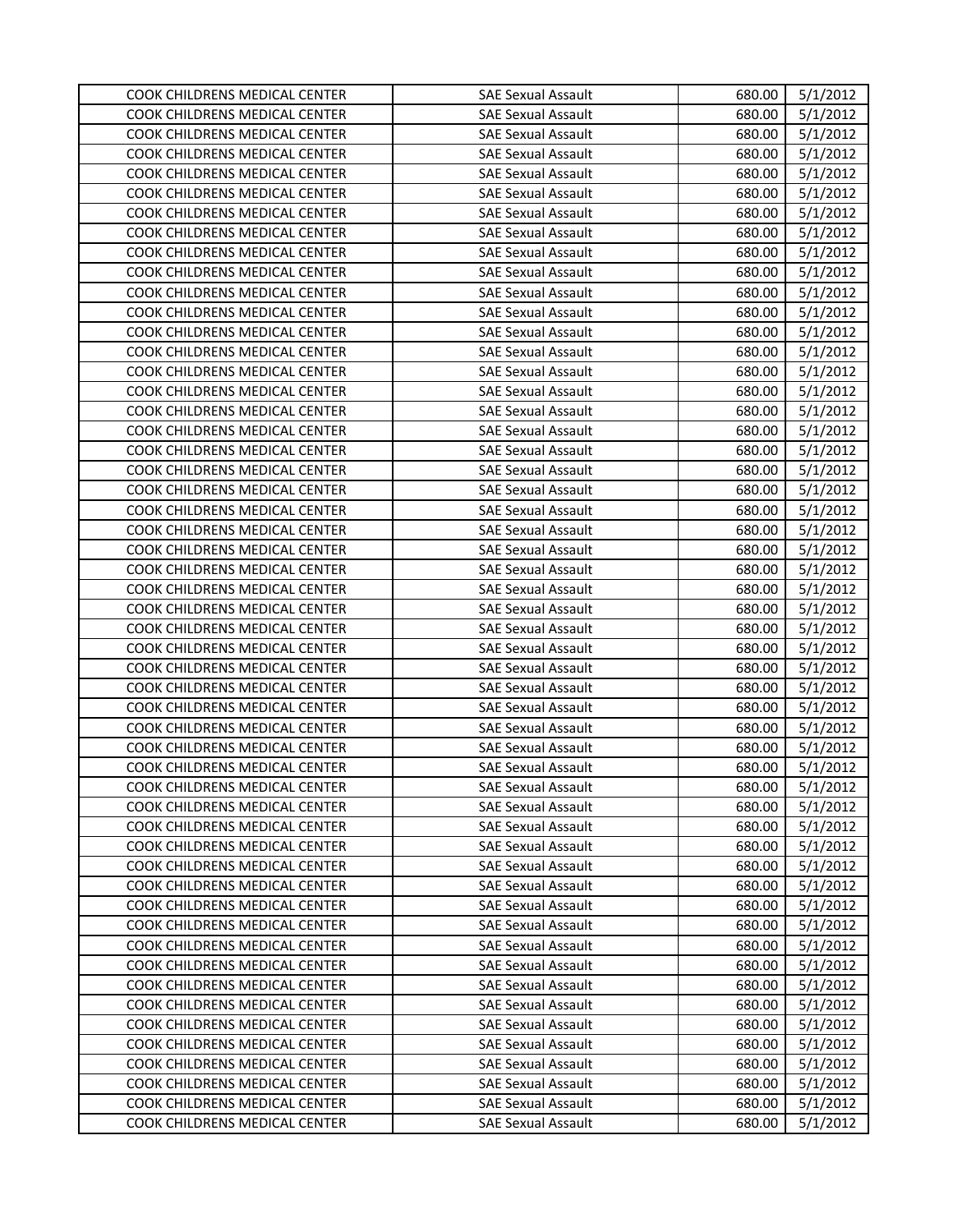| COOK CHILDRENS MEDICAL CENTER | SAE Sexual Assault | 680.00 | 5/1/2012 |
|---|---|---|---|
| COOK CHILDRENS MEDICAL CENTER | SAE Sexual Assault | 680.00 | 5/1/2012 |
| COOK CHILDRENS MEDICAL CENTER | SAE Sexual Assault | 680.00 | 5/1/2012 |
| COOK CHILDRENS MEDICAL CENTER | SAE Sexual Assault | 680.00 | 5/1/2012 |
| COOK CHILDRENS MEDICAL CENTER | SAE Sexual Assault | 680.00 | 5/1/2012 |
| COOK CHILDRENS MEDICAL CENTER | SAE Sexual Assault | 680.00 | 5/1/2012 |
| COOK CHILDRENS MEDICAL CENTER | SAE Sexual Assault | 680.00 | 5/1/2012 |
| COOK CHILDRENS MEDICAL CENTER | SAE Sexual Assault | 680.00 | 5/1/2012 |
| COOK CHILDRENS MEDICAL CENTER | SAE Sexual Assault | 680.00 | 5/1/2012 |
| COOK CHILDRENS MEDICAL CENTER | SAE Sexual Assault | 680.00 | 5/1/2012 |
| COOK CHILDRENS MEDICAL CENTER | SAE Sexual Assault | 680.00 | 5/1/2012 |
| COOK CHILDRENS MEDICAL CENTER | SAE Sexual Assault | 680.00 | 5/1/2012 |
| COOK CHILDRENS MEDICAL CENTER | SAE Sexual Assault | 680.00 | 5/1/2012 |
| COOK CHILDRENS MEDICAL CENTER | SAE Sexual Assault | 680.00 | 5/1/2012 |
| COOK CHILDRENS MEDICAL CENTER | SAE Sexual Assault | 680.00 | 5/1/2012 |
| COOK CHILDRENS MEDICAL CENTER | SAE Sexual Assault | 680.00 | 5/1/2012 |
| COOK CHILDRENS MEDICAL CENTER | SAE Sexual Assault | 680.00 | 5/1/2012 |
| COOK CHILDRENS MEDICAL CENTER | SAE Sexual Assault | 680.00 | 5/1/2012 |
| COOK CHILDRENS MEDICAL CENTER | SAE Sexual Assault | 680.00 | 5/1/2012 |
| COOK CHILDRENS MEDICAL CENTER | SAE Sexual Assault | 680.00 | 5/1/2012 |
| COOK CHILDRENS MEDICAL CENTER | SAE Sexual Assault | 680.00 | 5/1/2012 |
| COOK CHILDRENS MEDICAL CENTER | SAE Sexual Assault | 680.00 | 5/1/2012 |
| COOK CHILDRENS MEDICAL CENTER | SAE Sexual Assault | 680.00 | 5/1/2012 |
| COOK CHILDRENS MEDICAL CENTER | SAE Sexual Assault | 680.00 | 5/1/2012 |
| COOK CHILDRENS MEDICAL CENTER | SAE Sexual Assault | 680.00 | 5/1/2012 |
| COOK CHILDRENS MEDICAL CENTER | SAE Sexual Assault | 680.00 | 5/1/2012 |
| COOK CHILDRENS MEDICAL CENTER | SAE Sexual Assault | 680.00 | 5/1/2012 |
| COOK CHILDRENS MEDICAL CENTER | SAE Sexual Assault | 680.00 | 5/1/2012 |
| COOK CHILDRENS MEDICAL CENTER | SAE Sexual Assault | 680.00 | 5/1/2012 |
| COOK CHILDRENS MEDICAL CENTER | SAE Sexual Assault | 680.00 | 5/1/2012 |
| COOK CHILDRENS MEDICAL CENTER | SAE Sexual Assault | 680.00 | 5/1/2012 |
| COOK CHILDRENS MEDICAL CENTER | SAE Sexual Assault | 680.00 | 5/1/2012 |
| COOK CHILDRENS MEDICAL CENTER | SAE Sexual Assault | 680.00 | 5/1/2012 |
| COOK CHILDRENS MEDICAL CENTER | SAE Sexual Assault | 680.00 | 5/1/2012 |
| COOK CHILDRENS MEDICAL CENTER | SAE Sexual Assault | 680.00 | 5/1/2012 |
| COOK CHILDRENS MEDICAL CENTER | SAE Sexual Assault | 680.00 | 5/1/2012 |
| COOK CHILDRENS MEDICAL CENTER | SAE Sexual Assault | 680.00 | 5/1/2012 |
| COOK CHILDRENS MEDICAL CENTER | SAE Sexual Assault | 680.00 | 5/1/2012 |
| COOK CHILDRENS MEDICAL CENTER | SAE Sexual Assault | 680.00 | 5/1/2012 |
| COOK CHILDRENS MEDICAL CENTER | SAE Sexual Assault | 680.00 | 5/1/2012 |
| COOK CHILDRENS MEDICAL CENTER | SAE Sexual Assault | 680.00 | 5/1/2012 |
| COOK CHILDRENS MEDICAL CENTER | SAE Sexual Assault | 680.00 | 5/1/2012 |
| COOK CHILDRENS MEDICAL CENTER | SAE Sexual Assault | 680.00 | 5/1/2012 |
| COOK CHILDRENS MEDICAL CENTER | SAE Sexual Assault | 680.00 | 5/1/2012 |
| COOK CHILDRENS MEDICAL CENTER | SAE Sexual Assault | 680.00 | 5/1/2012 |
| COOK CHILDRENS MEDICAL CENTER | SAE Sexual Assault | 680.00 | 5/1/2012 |
| COOK CHILDRENS MEDICAL CENTER | SAE Sexual Assault | 680.00 | 5/1/2012 |
| COOK CHILDRENS MEDICAL CENTER | SAE Sexual Assault | 680.00 | 5/1/2012 |
| COOK CHILDRENS MEDICAL CENTER | SAE Sexual Assault | 680.00 | 5/1/2012 |
| COOK CHILDRENS MEDICAL CENTER | SAE Sexual Assault | 680.00 | 5/1/2012 |
| COOK CHILDRENS MEDICAL CENTER | SAE Sexual Assault | 680.00 | 5/1/2012 |
| COOK CHILDRENS MEDICAL CENTER | SAE Sexual Assault | 680.00 | 5/1/2012 |
| COOK CHILDRENS MEDICAL CENTER | SAE Sexual Assault | 680.00 | 5/1/2012 |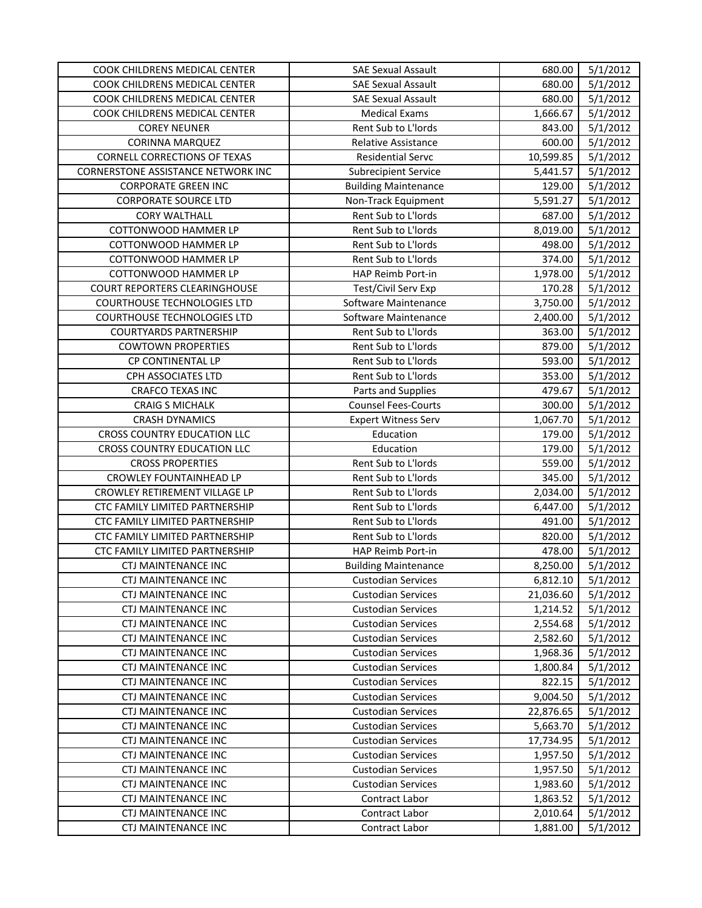| | | | |
|---|---|---|---|
| COOK CHILDRENS MEDICAL CENTER | SAE Sexual Assault | 680.00 | 5/1/2012 |
| COOK CHILDRENS MEDICAL CENTER | SAE Sexual Assault | 680.00 | 5/1/2012 |
| COOK CHILDRENS MEDICAL CENTER | SAE Sexual Assault | 680.00 | 5/1/2012 |
| COOK CHILDRENS MEDICAL CENTER | Medical Exams | 1,666.67 | 5/1/2012 |
| COREY NEUNER | Rent Sub to L'lords | 843.00 | 5/1/2012 |
| CORINNA MARQUEZ | Relative Assistance | 600.00 | 5/1/2012 |
| CORNELL CORRECTIONS OF TEXAS | Residential Servc | 10,599.85 | 5/1/2012 |
| CORNERSTONE ASSISTANCE NETWORK INC | Subrecipient Service | 5,441.57 | 5/1/2012 |
| CORPORATE GREEN INC | Building Maintenance | 129.00 | 5/1/2012 |
| CORPORATE SOURCE LTD | Non-Track Equipment | 5,591.27 | 5/1/2012 |
| CORY WALTHALL | Rent Sub to L'lords | 687.00 | 5/1/2012 |
| COTTONWOOD HAMMER LP | Rent Sub to L'lords | 8,019.00 | 5/1/2012 |
| COTTONWOOD HAMMER LP | Rent Sub to L'lords | 498.00 | 5/1/2012 |
| COTTONWOOD HAMMER LP | Rent Sub to L'lords | 374.00 | 5/1/2012 |
| COTTONWOOD HAMMER LP | HAP Reimb Port-in | 1,978.00 | 5/1/2012 |
| COURT REPORTERS CLEARINGHOUSE | Test/Civil Serv Exp | 170.28 | 5/1/2012 |
| COURTHOUSE TECHNOLOGIES LTD | Software Maintenance | 3,750.00 | 5/1/2012 |
| COURTHOUSE TECHNOLOGIES LTD | Software Maintenance | 2,400.00 | 5/1/2012 |
| COURTYARDS PARTNERSHIP | Rent Sub to L'lords | 363.00 | 5/1/2012 |
| COWTOWN PROPERTIES | Rent Sub to L'lords | 879.00 | 5/1/2012 |
| CP CONTINENTAL LP | Rent Sub to L'lords | 593.00 | 5/1/2012 |
| CPH ASSOCIATES LTD | Rent Sub to L'lords | 353.00 | 5/1/2012 |
| CRAFCO TEXAS INC | Parts and Supplies | 479.67 | 5/1/2012 |
| CRAIG S MICHALK | Counsel Fees-Courts | 300.00 | 5/1/2012 |
| CRASH DYNAMICS | Expert Witness Serv | 1,067.70 | 5/1/2012 |
| CROSS COUNTRY EDUCATION LLC | Education | 179.00 | 5/1/2012 |
| CROSS COUNTRY EDUCATION LLC | Education | 179.00 | 5/1/2012 |
| CROSS PROPERTIES | Rent Sub to L'lords | 559.00 | 5/1/2012 |
| CROWLEY FOUNTAINHEAD LP | Rent Sub to L'lords | 345.00 | 5/1/2012 |
| CROWLEY RETIREMENT VILLAGE LP | Rent Sub to L'lords | 2,034.00 | 5/1/2012 |
| CTC FAMILY LIMITED PARTNERSHIP | Rent Sub to L'lords | 6,447.00 | 5/1/2012 |
| CTC FAMILY LIMITED PARTNERSHIP | Rent Sub to L'lords | 491.00 | 5/1/2012 |
| CTC FAMILY LIMITED PARTNERSHIP | Rent Sub to L'lords | 820.00 | 5/1/2012 |
| CTC FAMILY LIMITED PARTNERSHIP | HAP Reimb Port-in | 478.00 | 5/1/2012 |
| CTJ MAINTENANCE INC | Building Maintenance | 8,250.00 | 5/1/2012 |
| CTJ MAINTENANCE INC | Custodian Services | 6,812.10 | 5/1/2012 |
| CTJ MAINTENANCE INC | Custodian Services | 21,036.60 | 5/1/2012 |
| CTJ MAINTENANCE INC | Custodian Services | 1,214.52 | 5/1/2012 |
| CTJ MAINTENANCE INC | Custodian Services | 2,554.68 | 5/1/2012 |
| CTJ MAINTENANCE INC | Custodian Services | 2,582.60 | 5/1/2012 |
| CTJ MAINTENANCE INC | Custodian Services | 1,968.36 | 5/1/2012 |
| CTJ MAINTENANCE INC | Custodian Services | 1,800.84 | 5/1/2012 |
| CTJ MAINTENANCE INC | Custodian Services | 822.15 | 5/1/2012 |
| CTJ MAINTENANCE INC | Custodian Services | 9,004.50 | 5/1/2012 |
| CTJ MAINTENANCE INC | Custodian Services | 22,876.65 | 5/1/2012 |
| CTJ MAINTENANCE INC | Custodian Services | 5,663.70 | 5/1/2012 |
| CTJ MAINTENANCE INC | Custodian Services | 17,734.95 | 5/1/2012 |
| CTJ MAINTENANCE INC | Custodian Services | 1,957.50 | 5/1/2012 |
| CTJ MAINTENANCE INC | Custodian Services | 1,957.50 | 5/1/2012 |
| CTJ MAINTENANCE INC | Custodian Services | 1,983.60 | 5/1/2012 |
| CTJ MAINTENANCE INC | Contract Labor | 1,863.52 | 5/1/2012 |
| CTJ MAINTENANCE INC | Contract Labor | 2,010.64 | 5/1/2012 |
| CTJ MAINTENANCE INC | Contract Labor | 1,881.00 | 5/1/2012 |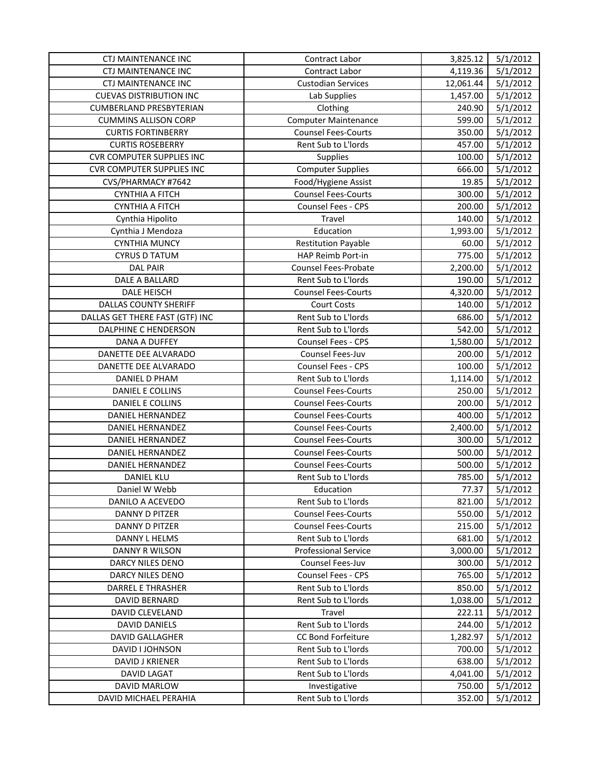| CTJ MAINTENANCE INC | Contract Labor | 3,825.12 | 5/1/2012 |
|---|---|---|---|
| CTJ MAINTENANCE INC | Contract Labor | 4,119.36 | 5/1/2012 |
| CTJ MAINTENANCE INC | Custodian Services | 12,061.44 | 5/1/2012 |
| CUEVAS DISTRIBUTION INC | Lab Supplies | 1,457.00 | 5/1/2012 |
| CUMBERLAND PRESBYTERIAN | Clothing | 240.90 | 5/1/2012 |
| CUMMINS ALLISON CORP | Computer Maintenance | 599.00 | 5/1/2012 |
| CURTIS FORTINBERRY | Counsel Fees-Courts | 350.00 | 5/1/2012 |
| CURTIS ROSEBERRY | Rent Sub to L'lords | 457.00 | 5/1/2012 |
| CVR COMPUTER SUPPLIES INC | Supplies | 100.00 | 5/1/2012 |
| CVR COMPUTER SUPPLIES INC | Computer Supplies | 666.00 | 5/1/2012 |
| CVS/PHARMACY #7642 | Food/Hygiene Assist | 19.85 | 5/1/2012 |
| CYNTHIA A FITCH | Counsel Fees-Courts | 300.00 | 5/1/2012 |
| CYNTHIA A FITCH | Counsel Fees - CPS | 200.00 | 5/1/2012 |
| Cynthia Hipolito | Travel | 140.00 | 5/1/2012 |
| Cynthia J Mendoza | Education | 1,993.00 | 5/1/2012 |
| CYNTHIA MUNCY | Restitution Payable | 60.00 | 5/1/2012 |
| CYRUS D TATUM | HAP Reimb Port-in | 775.00 | 5/1/2012 |
| DAL PAIR | Counsel Fees-Probate | 2,200.00 | 5/1/2012 |
| DALE A BALLARD | Rent Sub to L'lords | 190.00 | 5/1/2012 |
| DALE HEISCH | Counsel Fees-Courts | 4,320.00 | 5/1/2012 |
| DALLAS COUNTY SHERIFF | Court Costs | 140.00 | 5/1/2012 |
| DALLAS GET THERE FAST (GTF) INC | Rent Sub to L'lords | 686.00 | 5/1/2012 |
| DALPHINE C HENDERSON | Rent Sub to L'lords | 542.00 | 5/1/2012 |
| DANA A DUFFEY | Counsel Fees - CPS | 1,580.00 | 5/1/2012 |
| DANETTE DEE ALVARADO | Counsel Fees-Juv | 200.00 | 5/1/2012 |
| DANETTE DEE ALVARADO | Counsel Fees - CPS | 100.00 | 5/1/2012 |
| DANIEL D PHAM | Rent Sub to L'lords | 1,114.00 | 5/1/2012 |
| DANIEL E COLLINS | Counsel Fees-Courts | 250.00 | 5/1/2012 |
| DANIEL E COLLINS | Counsel Fees-Courts | 200.00 | 5/1/2012 |
| DANIEL HERNANDEZ | Counsel Fees-Courts | 400.00 | 5/1/2012 |
| DANIEL HERNANDEZ | Counsel Fees-Courts | 2,400.00 | 5/1/2012 |
| DANIEL HERNANDEZ | Counsel Fees-Courts | 300.00 | 5/1/2012 |
| DANIEL HERNANDEZ | Counsel Fees-Courts | 500.00 | 5/1/2012 |
| DANIEL HERNANDEZ | Counsel Fees-Courts | 500.00 | 5/1/2012 |
| DANIEL KLU | Rent Sub to L'lords | 785.00 | 5/1/2012 |
| Daniel W Webb | Education | 77.37 | 5/1/2012 |
| DANILO A ACEVEDO | Rent Sub to L'lords | 821.00 | 5/1/2012 |
| DANNY D PITZER | Counsel Fees-Courts | 550.00 | 5/1/2012 |
| DANNY D PITZER | Counsel Fees-Courts | 215.00 | 5/1/2012 |
| DANNY L HELMS | Rent Sub to L'lords | 681.00 | 5/1/2012 |
| DANNY R WILSON | Professional Service | 3,000.00 | 5/1/2012 |
| DARCY NILES DENO | Counsel Fees-Juv | 300.00 | 5/1/2012 |
| DARCY NILES DENO | Counsel Fees - CPS | 765.00 | 5/1/2012 |
| DARREL E THRASHER | Rent Sub to L'lords | 850.00 | 5/1/2012 |
| DAVID BERNARD | Rent Sub to L'lords | 1,038.00 | 5/1/2012 |
| DAVID CLEVELAND | Travel | 222.11 | 5/1/2012 |
| DAVID DANIELS | Rent Sub to L'lords | 244.00 | 5/1/2012 |
| DAVID GALLAGHER | CC Bond Forfeiture | 1,282.97 | 5/1/2012 |
| DAVID I JOHNSON | Rent Sub to L'lords | 700.00 | 5/1/2012 |
| DAVID J KRIENER | Rent Sub to L'lords | 638.00 | 5/1/2012 |
| DAVID LAGAT | Rent Sub to L'lords | 4,041.00 | 5/1/2012 |
| DAVID MARLOW | Investigative | 750.00 | 5/1/2012 |
| DAVID MICHAEL PERAHIA | Rent Sub to L'lords | 352.00 | 5/1/2012 |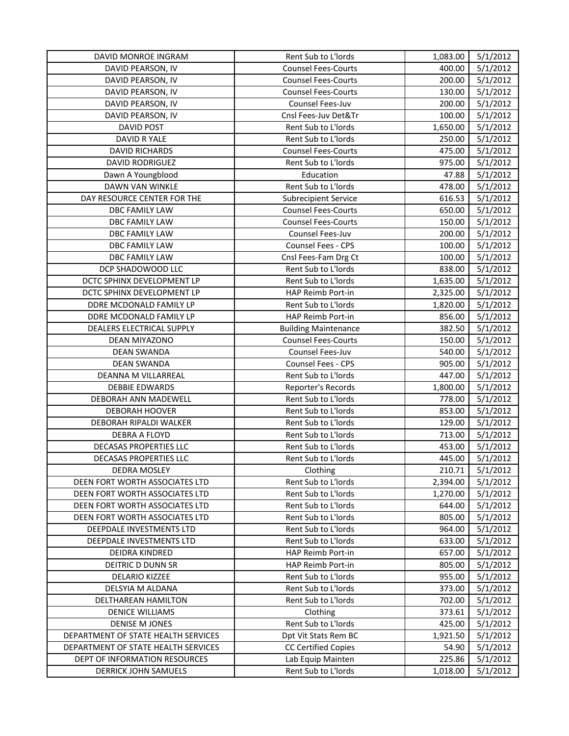| DAVID MONROE INGRAM | Rent Sub to L'lords | 1,083.00 | 5/1/2012 |
|---|---|---|---|
| DAVID PEARSON, IV | Counsel Fees-Courts | 400.00 | 5/1/2012 |
| DAVID PEARSON, IV | Counsel Fees-Courts | 200.00 | 5/1/2012 |
| DAVID PEARSON, IV | Counsel Fees-Courts | 130.00 | 5/1/2012 |
| DAVID PEARSON, IV | Counsel Fees-Juv | 200.00 | 5/1/2012 |
| DAVID PEARSON, IV | Cnsl Fees-Juv Det&Tr | 100.00 | 5/1/2012 |
| DAVID POST | Rent Sub to L'lords | 1,650.00 | 5/1/2012 |
| DAVID R YALE | Rent Sub to L'lords | 250.00 | 5/1/2012 |
| DAVID RICHARDS | Counsel Fees-Courts | 475.00 | 5/1/2012 |
| DAVID RODRIGUEZ | Rent Sub to L'lords | 975.00 | 5/1/2012 |
| Dawn A Youngblood | Education | 47.88 | 5/1/2012 |
| DAWN VAN WINKLE | Rent Sub to L'lords | 478.00 | 5/1/2012 |
| DAY RESOURCE CENTER FOR THE | Subrecipient Service | 616.53 | 5/1/2012 |
| DBC FAMILY LAW | Counsel Fees-Courts | 650.00 | 5/1/2012 |
| DBC FAMILY LAW | Counsel Fees-Courts | 150.00 | 5/1/2012 |
| DBC FAMILY LAW | Counsel Fees-Juv | 200.00 | 5/1/2012 |
| DBC FAMILY LAW | Counsel Fees - CPS | 100.00 | 5/1/2012 |
| DBC FAMILY LAW | Cnsl Fees-Fam Drg Ct | 100.00 | 5/1/2012 |
| DCP SHADOWOOD LLC | Rent Sub to L'lords | 838.00 | 5/1/2012 |
| DCTC SPHINX DEVELOPMENT LP | Rent Sub to L'lords | 1,635.00 | 5/1/2012 |
| DCTC SPHINX DEVELOPMENT LP | HAP Reimb Port-in | 2,325.00 | 5/1/2012 |
| DDRE MCDONALD FAMILY LP | Rent Sub to L'lords | 1,820.00 | 5/1/2012 |
| DDRE MCDONALD FAMILY LP | HAP Reimb Port-in | 856.00 | 5/1/2012 |
| DEALERS ELECTRICAL SUPPLY | Building Maintenance | 382.50 | 5/1/2012 |
| DEAN MIYAZONO | Counsel Fees-Courts | 150.00 | 5/1/2012 |
| DEAN SWANDA | Counsel Fees-Juv | 540.00 | 5/1/2012 |
| DEAN SWANDA | Counsel Fees - CPS | 905.00 | 5/1/2012 |
| DEANNA M VILLARREAL | Rent Sub to L'lords | 447.00 | 5/1/2012 |
| DEBBIE EDWARDS | Reporter's Records | 1,800.00 | 5/1/2012 |
| DEBORAH ANN MADEWELL | Rent Sub to L'lords | 778.00 | 5/1/2012 |
| DEBORAH HOOVER | Rent Sub to L'lords | 853.00 | 5/1/2012 |
| DEBORAH RIPALDI WALKER | Rent Sub to L'lords | 129.00 | 5/1/2012 |
| DEBRA A FLOYD | Rent Sub to L'lords | 713.00 | 5/1/2012 |
| DECASAS PROPERTIES LLC | Rent Sub to L'lords | 453.00 | 5/1/2012 |
| DECASAS PROPERTIES LLC | Rent Sub to L'lords | 445.00 | 5/1/2012 |
| DEDRA MOSLEY | Clothing | 210.71 | 5/1/2012 |
| DEEN FORT WORTH ASSOCIATES LTD | Rent Sub to L'lords | 2,394.00 | 5/1/2012 |
| DEEN FORT WORTH ASSOCIATES LTD | Rent Sub to L'lords | 1,270.00 | 5/1/2012 |
| DEEN FORT WORTH ASSOCIATES LTD | Rent Sub to L'lords | 644.00 | 5/1/2012 |
| DEEN FORT WORTH ASSOCIATES LTD | Rent Sub to L'lords | 805.00 | 5/1/2012 |
| DEEPDALE INVESTMENTS LTD | Rent Sub to L'lords | 964.00 | 5/1/2012 |
| DEEPDALE INVESTMENTS LTD | Rent Sub to L'lords | 633.00 | 5/1/2012 |
| DEIDRA KINDRED | HAP Reimb Port-in | 657.00 | 5/1/2012 |
| DEITRIC D DUNN SR | HAP Reimb Port-in | 805.00 | 5/1/2012 |
| DELARIO KIZZEE | Rent Sub to L'lords | 955.00 | 5/1/2012 |
| DELSYIA M ALDANA | Rent Sub to L'lords | 373.00 | 5/1/2012 |
| DELTHAREAN HAMILTON | Rent Sub to L'lords | 702.00 | 5/1/2012 |
| DENICE WILLIAMS | Clothing | 373.61 | 5/1/2012 |
| DENISE M JONES | Rent Sub to L'lords | 425.00 | 5/1/2012 |
| DEPARTMENT OF STATE HEALTH SERVICES | Dpt Vit Stats Rem BC | 1,921.50 | 5/1/2012 |
| DEPARTMENT OF STATE HEALTH SERVICES | CC Certified Copies | 54.90 | 5/1/2012 |
| DEPT OF INFORMATION RESOURCES | Lab Equip Mainten | 225.86 | 5/1/2012 |
| DERRICK JOHN SAMUELS | Rent Sub to L'lords | 1,018.00 | 5/1/2012 |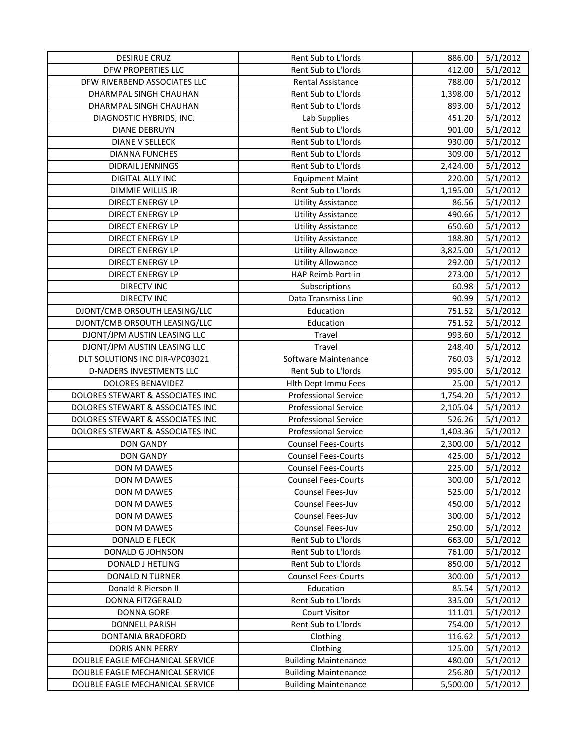| | | | |
|---|---|---|---|
| DESIRUE CRUZ | Rent Sub to L'lords | 886.00 | 5/1/2012 |
| DFW PROPERTIES LLC | Rent Sub to L'lords | 412.00 | 5/1/2012 |
| DFW RIVERBEND ASSOCIATES LLC | Rental Assistance | 788.00 | 5/1/2012 |
| DHARMPAL SINGH CHAUHAN | Rent Sub to L'lords | 1,398.00 | 5/1/2012 |
| DHARMPAL SINGH CHAUHAN | Rent Sub to L'lords | 893.00 | 5/1/2012 |
| DIAGNOSTIC HYBRIDS, INC. | Lab Supplies | 451.20 | 5/1/2012 |
| DIANE DEBRUYN | Rent Sub to L'lords | 901.00 | 5/1/2012 |
| DIANE V SELLECK | Rent Sub to L'lords | 930.00 | 5/1/2012 |
| DIANNA FUNCHES | Rent Sub to L'lords | 309.00 | 5/1/2012 |
| DIDRAIL JENNINGS | Rent Sub to L'lords | 2,424.00 | 5/1/2012 |
| DIGITAL ALLY INC | Equipment Maint | 220.00 | 5/1/2012 |
| DIMMIE WILLIS JR | Rent Sub to L'lords | 1,195.00 | 5/1/2012 |
| DIRECT ENERGY LP | Utility Assistance | 86.56 | 5/1/2012 |
| DIRECT ENERGY LP | Utility Assistance | 490.66 | 5/1/2012 |
| DIRECT ENERGY LP | Utility Assistance | 650.60 | 5/1/2012 |
| DIRECT ENERGY LP | Utility Assistance | 188.80 | 5/1/2012 |
| DIRECT ENERGY LP | Utility Allowance | 3,825.00 | 5/1/2012 |
| DIRECT ENERGY LP | Utility Allowance | 292.00 | 5/1/2012 |
| DIRECT ENERGY LP | HAP Reimb Port-in | 273.00 | 5/1/2012 |
| DIRECTV INC | Subscriptions | 60.98 | 5/1/2012 |
| DIRECTV INC | Data Transmiss Line | 90.99 | 5/1/2012 |
| DJONT/CMB ORSOUTH LEASING/LLC | Education | 751.52 | 5/1/2012 |
| DJONT/CMB ORSOUTH LEASING/LLC | Education | 751.52 | 5/1/2012 |
| DJONT/JPM AUSTIN LEASING LLC | Travel | 993.60 | 5/1/2012 |
| DJONT/JPM AUSTIN LEASING LLC | Travel | 248.40 | 5/1/2012 |
| DLT SOLUTIONS INC DIR-VPC03021 | Software Maintenance | 760.03 | 5/1/2012 |
| D-NADERS INVESTMENTS LLC | Rent Sub to L'lords | 995.00 | 5/1/2012 |
| DOLORES BENAVIDEZ | Hlth Dept Immu Fees | 25.00 | 5/1/2012 |
| DOLORES STEWART & ASSOCIATES INC | Professional Service | 1,754.20 | 5/1/2012 |
| DOLORES STEWART & ASSOCIATES INC | Professional Service | 2,105.04 | 5/1/2012 |
| DOLORES STEWART & ASSOCIATES INC | Professional Service | 526.26 | 5/1/2012 |
| DOLORES STEWART & ASSOCIATES INC | Professional Service | 1,403.36 | 5/1/2012 |
| DON GANDY | Counsel Fees-Courts | 2,300.00 | 5/1/2012 |
| DON GANDY | Counsel Fees-Courts | 425.00 | 5/1/2012 |
| DON M DAWES | Counsel Fees-Courts | 225.00 | 5/1/2012 |
| DON M DAWES | Counsel Fees-Courts | 300.00 | 5/1/2012 |
| DON M DAWES | Counsel Fees-Juv | 525.00 | 5/1/2012 |
| DON M DAWES | Counsel Fees-Juv | 450.00 | 5/1/2012 |
| DON M DAWES | Counsel Fees-Juv | 300.00 | 5/1/2012 |
| DON M DAWES | Counsel Fees-Juv | 250.00 | 5/1/2012 |
| DONALD E FLECK | Rent Sub to L'lords | 663.00 | 5/1/2012 |
| DONALD G JOHNSON | Rent Sub to L'lords | 761.00 | 5/1/2012 |
| DONALD J HETLING | Rent Sub to L'lords | 850.00 | 5/1/2012 |
| DONALD N TURNER | Counsel Fees-Courts | 300.00 | 5/1/2012 |
| Donald R Pierson II | Education | 85.54 | 5/1/2012 |
| DONNA FITZGERALD | Rent Sub to L'lords | 335.00 | 5/1/2012 |
| DONNA GORE | Court Visitor | 111.01 | 5/1/2012 |
| DONNELL PARISH | Rent Sub to L'lords | 754.00 | 5/1/2012 |
| DONTANIA BRADFORD | Clothing | 116.62 | 5/1/2012 |
| DORIS ANN PERRY | Clothing | 125.00 | 5/1/2012 |
| DOUBLE EAGLE MECHANICAL SERVICE | Building Maintenance | 480.00 | 5/1/2012 |
| DOUBLE EAGLE MECHANICAL SERVICE | Building Maintenance | 256.80 | 5/1/2012 |
| DOUBLE EAGLE MECHANICAL SERVICE | Building Maintenance | 5,500.00 | 5/1/2012 |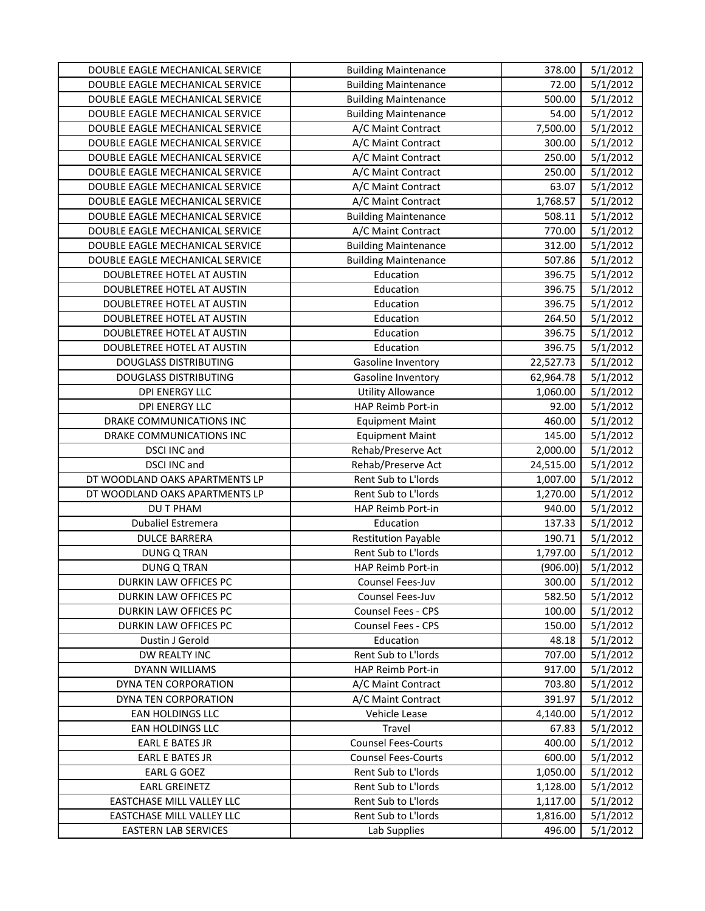| | | | |
|---|---|---|---|
| DOUBLE EAGLE MECHANICAL SERVICE | Building Maintenance | 378.00 | 5/1/2012 |
| DOUBLE EAGLE MECHANICAL SERVICE | Building Maintenance | 72.00 | 5/1/2012 |
| DOUBLE EAGLE MECHANICAL SERVICE | Building Maintenance | 500.00 | 5/1/2012 |
| DOUBLE EAGLE MECHANICAL SERVICE | Building Maintenance | 54.00 | 5/1/2012 |
| DOUBLE EAGLE MECHANICAL SERVICE | A/C Maint Contract | 7,500.00 | 5/1/2012 |
| DOUBLE EAGLE MECHANICAL SERVICE | A/C Maint Contract | 300.00 | 5/1/2012 |
| DOUBLE EAGLE MECHANICAL SERVICE | A/C Maint Contract | 250.00 | 5/1/2012 |
| DOUBLE EAGLE MECHANICAL SERVICE | A/C Maint Contract | 250.00 | 5/1/2012 |
| DOUBLE EAGLE MECHANICAL SERVICE | A/C Maint Contract | 63.07 | 5/1/2012 |
| DOUBLE EAGLE MECHANICAL SERVICE | A/C Maint Contract | 1,768.57 | 5/1/2012 |
| DOUBLE EAGLE MECHANICAL SERVICE | Building Maintenance | 508.11 | 5/1/2012 |
| DOUBLE EAGLE MECHANICAL SERVICE | A/C Maint Contract | 770.00 | 5/1/2012 |
| DOUBLE EAGLE MECHANICAL SERVICE | Building Maintenance | 312.00 | 5/1/2012 |
| DOUBLE EAGLE MECHANICAL SERVICE | Building Maintenance | 507.86 | 5/1/2012 |
| DOUBLETREE HOTEL AT AUSTIN | Education | 396.75 | 5/1/2012 |
| DOUBLETREE HOTEL AT AUSTIN | Education | 396.75 | 5/1/2012 |
| DOUBLETREE HOTEL AT AUSTIN | Education | 396.75 | 5/1/2012 |
| DOUBLETREE HOTEL AT AUSTIN | Education | 264.50 | 5/1/2012 |
| DOUBLETREE HOTEL AT AUSTIN | Education | 396.75 | 5/1/2012 |
| DOUBLETREE HOTEL AT AUSTIN | Education | 396.75 | 5/1/2012 |
| DOUGLASS DISTRIBUTING | Gasoline Inventory | 22,527.73 | 5/1/2012 |
| DOUGLASS DISTRIBUTING | Gasoline Inventory | 62,964.78 | 5/1/2012 |
| DPI ENERGY LLC | Utility Allowance | 1,060.00 | 5/1/2012 |
| DPI ENERGY LLC | HAP Reimb Port-in | 92.00 | 5/1/2012 |
| DRAKE COMMUNICATIONS INC | Equipment Maint | 460.00 | 5/1/2012 |
| DRAKE COMMUNICATIONS INC | Equipment Maint | 145.00 | 5/1/2012 |
| DSCI INC and | Rehab/Preserve Act | 2,000.00 | 5/1/2012 |
| DSCI INC and | Rehab/Preserve Act | 24,515.00 | 5/1/2012 |
| DT WOODLAND OAKS APARTMENTS LP | Rent Sub to L'lords | 1,007.00 | 5/1/2012 |
| DT WOODLAND OAKS APARTMENTS LP | Rent Sub to L'lords | 1,270.00 | 5/1/2012 |
| DU T PHAM | HAP Reimb Port-in | 940.00 | 5/1/2012 |
| Dubaliel Estremera | Education | 137.33 | 5/1/2012 |
| DULCE BARRERA | Restitution Payable | 190.71 | 5/1/2012 |
| DUNG Q TRAN | Rent Sub to L'lords | 1,797.00 | 5/1/2012 |
| DUNG Q TRAN | HAP Reimb Port-in | (906.00) | 5/1/2012 |
| DURKIN LAW OFFICES PC | Counsel Fees-Juv | 300.00 | 5/1/2012 |
| DURKIN LAW OFFICES PC | Counsel Fees-Juv | 582.50 | 5/1/2012 |
| DURKIN LAW OFFICES PC | Counsel Fees - CPS | 100.00 | 5/1/2012 |
| DURKIN LAW OFFICES PC | Counsel Fees - CPS | 150.00 | 5/1/2012 |
| Dustin J Gerold | Education | 48.18 | 5/1/2012 |
| DW REALTY INC | Rent Sub to L'lords | 707.00 | 5/1/2012 |
| DYANN WILLIAMS | HAP Reimb Port-in | 917.00 | 5/1/2012 |
| DYNA TEN CORPORATION | A/C Maint Contract | 703.80 | 5/1/2012 |
| DYNA TEN CORPORATION | A/C Maint Contract | 391.97 | 5/1/2012 |
| EAN HOLDINGS LLC | Vehicle Lease | 4,140.00 | 5/1/2012 |
| EAN HOLDINGS LLC | Travel | 67.83 | 5/1/2012 |
| EARL E BATES JR | Counsel Fees-Courts | 400.00 | 5/1/2012 |
| EARL E BATES JR | Counsel Fees-Courts | 600.00 | 5/1/2012 |
| EARL G GOEZ | Rent Sub to L'lords | 1,050.00 | 5/1/2012 |
| EARL GREINETZ | Rent Sub to L'lords | 1,128.00 | 5/1/2012 |
| EASTCHASE MILL VALLEY LLC | Rent Sub to L'lords | 1,117.00 | 5/1/2012 |
| EASTCHASE MILL VALLEY LLC | Rent Sub to L'lords | 1,816.00 | 5/1/2012 |
| EASTERN LAB SERVICES | Lab Supplies | 496.00 | 5/1/2012 |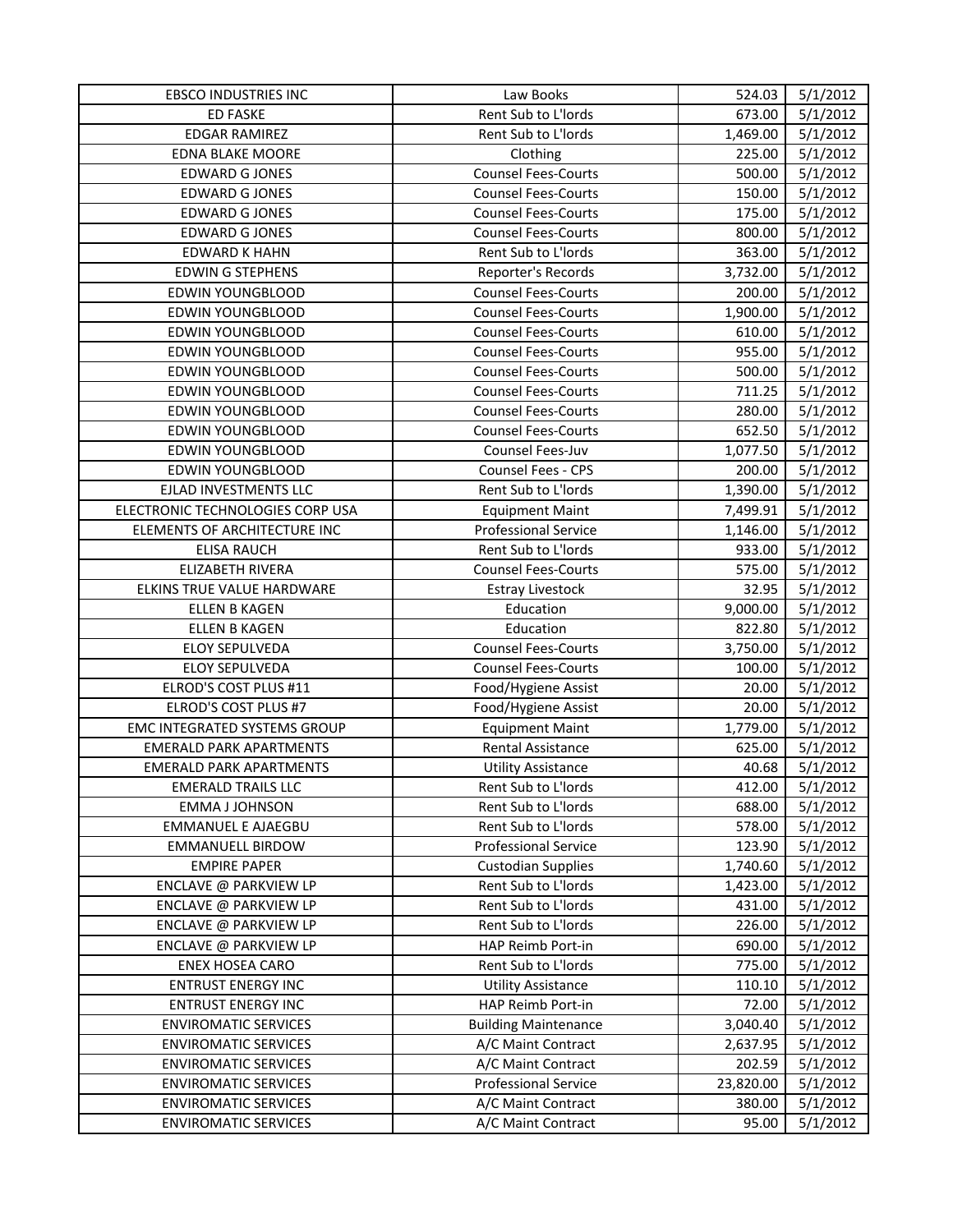| EBSCO INDUSTRIES INC | Law Books | 524.03 | 5/1/2012 |
|---|---|---|---|
| ED FASKE | Rent Sub to L'lords | 673.00 | 5/1/2012 |
| EDGAR RAMIREZ | Rent Sub to L'lords | 1,469.00 | 5/1/2012 |
| EDNA BLAKE MOORE | Clothing | 225.00 | 5/1/2012 |
| EDWARD G JONES | Counsel Fees-Courts | 500.00 | 5/1/2012 |
| EDWARD G JONES | Counsel Fees-Courts | 150.00 | 5/1/2012 |
| EDWARD G JONES | Counsel Fees-Courts | 175.00 | 5/1/2012 |
| EDWARD G JONES | Counsel Fees-Courts | 800.00 | 5/1/2012 |
| EDWARD K HAHN | Rent Sub to L'lords | 363.00 | 5/1/2012 |
| EDWIN G STEPHENS | Reporter's Records | 3,732.00 | 5/1/2012 |
| EDWIN YOUNGBLOOD | Counsel Fees-Courts | 200.00 | 5/1/2012 |
| EDWIN YOUNGBLOOD | Counsel Fees-Courts | 1,900.00 | 5/1/2012 |
| EDWIN YOUNGBLOOD | Counsel Fees-Courts | 610.00 | 5/1/2012 |
| EDWIN YOUNGBLOOD | Counsel Fees-Courts | 955.00 | 5/1/2012 |
| EDWIN YOUNGBLOOD | Counsel Fees-Courts | 500.00 | 5/1/2012 |
| EDWIN YOUNGBLOOD | Counsel Fees-Courts | 711.25 | 5/1/2012 |
| EDWIN YOUNGBLOOD | Counsel Fees-Courts | 280.00 | 5/1/2012 |
| EDWIN YOUNGBLOOD | Counsel Fees-Courts | 652.50 | 5/1/2012 |
| EDWIN YOUNGBLOOD | Counsel Fees-Juv | 1,077.50 | 5/1/2012 |
| EDWIN YOUNGBLOOD | Counsel Fees - CPS | 200.00 | 5/1/2012 |
| EJLAD INVESTMENTS LLC | Rent Sub to L'lords | 1,390.00 | 5/1/2012 |
| ELECTRONIC TECHNOLOGIES CORP USA | Equipment Maint | 7,499.91 | 5/1/2012 |
| ELEMENTS OF ARCHITECTURE INC | Professional Service | 1,146.00 | 5/1/2012 |
| ELISA RAUCH | Rent Sub to L'lords | 933.00 | 5/1/2012 |
| ELIZABETH RIVERA | Counsel Fees-Courts | 575.00 | 5/1/2012 |
| ELKINS TRUE VALUE HARDWARE | Estray Livestock | 32.95 | 5/1/2012 |
| ELLEN B KAGEN | Education | 9,000.00 | 5/1/2012 |
| ELLEN B KAGEN | Education | 822.80 | 5/1/2012 |
| ELOY SEPULVEDA | Counsel Fees-Courts | 3,750.00 | 5/1/2012 |
| ELOY SEPULVEDA | Counsel Fees-Courts | 100.00 | 5/1/2012 |
| ELROD'S COST PLUS #11 | Food/Hygiene Assist | 20.00 | 5/1/2012 |
| ELROD'S COST PLUS #7 | Food/Hygiene Assist | 20.00 | 5/1/2012 |
| EMC INTEGRATED SYSTEMS GROUP | Equipment Maint | 1,779.00 | 5/1/2012 |
| EMERALD PARK APARTMENTS | Rental Assistance | 625.00 | 5/1/2012 |
| EMERALD PARK APARTMENTS | Utility Assistance | 40.68 | 5/1/2012 |
| EMERALD TRAILS LLC | Rent Sub to L'lords | 412.00 | 5/1/2012 |
| EMMA J JOHNSON | Rent Sub to L'lords | 688.00 | 5/1/2012 |
| EMMANUEL E AJAEGBU | Rent Sub to L'lords | 578.00 | 5/1/2012 |
| EMMANUELL BIRDOW | Professional Service | 123.90 | 5/1/2012 |
| EMPIRE PAPER | Custodian Supplies | 1,740.60 | 5/1/2012 |
| ENCLAVE @ PARKVIEW LP | Rent Sub to L'lords | 1,423.00 | 5/1/2012 |
| ENCLAVE @ PARKVIEW LP | Rent Sub to L'lords | 431.00 | 5/1/2012 |
| ENCLAVE @ PARKVIEW LP | Rent Sub to L'lords | 226.00 | 5/1/2012 |
| ENCLAVE @ PARKVIEW LP | HAP Reimb Port-in | 690.00 | 5/1/2012 |
| ENEX HOSEA CARO | Rent Sub to L'lords | 775.00 | 5/1/2012 |
| ENTRUST ENERGY INC | Utility Assistance | 110.10 | 5/1/2012 |
| ENTRUST ENERGY INC | HAP Reimb Port-in | 72.00 | 5/1/2012 |
| ENVIROMATIC SERVICES | Building Maintenance | 3,040.40 | 5/1/2012 |
| ENVIROMATIC SERVICES | A/C Maint Contract | 2,637.95 | 5/1/2012 |
| ENVIROMATIC SERVICES | A/C Maint Contract | 202.59 | 5/1/2012 |
| ENVIROMATIC SERVICES | Professional Service | 23,820.00 | 5/1/2012 |
| ENVIROMATIC SERVICES | A/C Maint Contract | 380.00 | 5/1/2012 |
| ENVIROMATIC SERVICES | A/C Maint Contract | 95.00 | 5/1/2012 |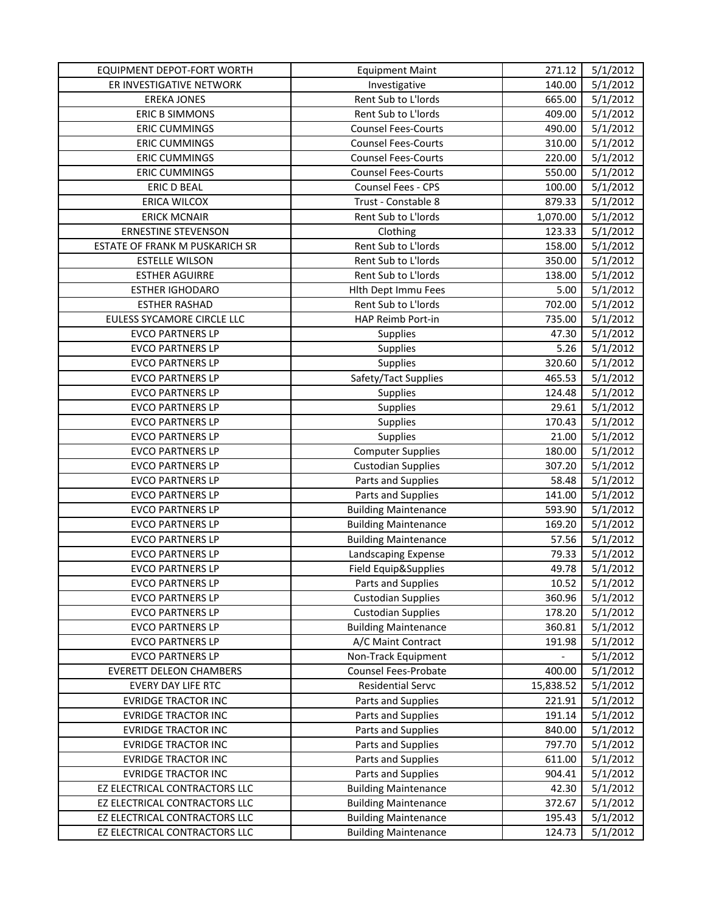| EQUIPMENT DEPOT-FORT WORTH | Equipment Maint | 271.12 | 5/1/2012 |
|---|---|---|---|
| ER INVESTIGATIVE NETWORK | Investigative | 140.00 | 5/1/2012 |
| EREKA JONES | Rent Sub to L'lords | 665.00 | 5/1/2012 |
| ERIC B SIMMONS | Rent Sub to L'lords | 409.00 | 5/1/2012 |
| ERIC CUMMINGS | Counsel Fees-Courts | 490.00 | 5/1/2012 |
| ERIC CUMMINGS | Counsel Fees-Courts | 310.00 | 5/1/2012 |
| ERIC CUMMINGS | Counsel Fees-Courts | 220.00 | 5/1/2012 |
| ERIC CUMMINGS | Counsel Fees-Courts | 550.00 | 5/1/2012 |
| ERIC D BEAL | Counsel Fees - CPS | 100.00 | 5/1/2012 |
| ERICA WILCOX | Trust - Constable 8 | 879.33 | 5/1/2012 |
| ERICK MCNAIR | Rent Sub to L'lords | 1,070.00 | 5/1/2012 |
| ERNESTINE STEVENSON | Clothing | 123.33 | 5/1/2012 |
| ESTATE OF FRANK M PUSKARICH SR | Rent Sub to L'lords | 158.00 | 5/1/2012 |
| ESTELLE WILSON | Rent Sub to L'lords | 350.00 | 5/1/2012 |
| ESTHER AGUIRRE | Rent Sub to L'lords | 138.00 | 5/1/2012 |
| ESTHER IGHODARO | Hlth Dept Immu Fees | 5.00 | 5/1/2012 |
| ESTHER RASHAD | Rent Sub to L'lords | 702.00 | 5/1/2012 |
| EULESS SYCAMORE CIRCLE LLC | HAP Reimb Port-in | 735.00 | 5/1/2012 |
| EVCO PARTNERS LP | Supplies | 47.30 | 5/1/2012 |
| EVCO PARTNERS LP | Supplies | 5.26 | 5/1/2012 |
| EVCO PARTNERS LP | Supplies | 320.60 | 5/1/2012 |
| EVCO PARTNERS LP | Safety/Tact Supplies | 465.53 | 5/1/2012 |
| EVCO PARTNERS LP | Supplies | 124.48 | 5/1/2012 |
| EVCO PARTNERS LP | Supplies | 29.61 | 5/1/2012 |
| EVCO PARTNERS LP | Supplies | 170.43 | 5/1/2012 |
| EVCO PARTNERS LP | Supplies | 21.00 | 5/1/2012 |
| EVCO PARTNERS LP | Computer Supplies | 180.00 | 5/1/2012 |
| EVCO PARTNERS LP | Custodian Supplies | 307.20 | 5/1/2012 |
| EVCO PARTNERS LP | Parts and Supplies | 58.48 | 5/1/2012 |
| EVCO PARTNERS LP | Parts and Supplies | 141.00 | 5/1/2012 |
| EVCO PARTNERS LP | Building Maintenance | 593.90 | 5/1/2012 |
| EVCO PARTNERS LP | Building Maintenance | 169.20 | 5/1/2012 |
| EVCO PARTNERS LP | Building Maintenance | 57.56 | 5/1/2012 |
| EVCO PARTNERS LP | Landscaping Expense | 79.33 | 5/1/2012 |
| EVCO PARTNERS LP | Field Equip&Supplies | 49.78 | 5/1/2012 |
| EVCO PARTNERS LP | Parts and Supplies | 10.52 | 5/1/2012 |
| EVCO PARTNERS LP | Custodian Supplies | 360.96 | 5/1/2012 |
| EVCO PARTNERS LP | Custodian Supplies | 178.20 | 5/1/2012 |
| EVCO PARTNERS LP | Building Maintenance | 360.81 | 5/1/2012 |
| EVCO PARTNERS LP | A/C Maint Contract | 191.98 | 5/1/2012 |
| EVCO PARTNERS LP | Non-Track Equipment | - | 5/1/2012 |
| EVERETT DELEON CHAMBERS | Counsel Fees-Probate | 400.00 | 5/1/2012 |
| EVERY DAY LIFE RTC | Residential Servc | 15,838.52 | 5/1/2012 |
| EVRIDGE TRACTOR INC | Parts and Supplies | 221.91 | 5/1/2012 |
| EVRIDGE TRACTOR INC | Parts and Supplies | 191.14 | 5/1/2012 |
| EVRIDGE TRACTOR INC | Parts and Supplies | 840.00 | 5/1/2012 |
| EVRIDGE TRACTOR INC | Parts and Supplies | 797.70 | 5/1/2012 |
| EVRIDGE TRACTOR INC | Parts and Supplies | 611.00 | 5/1/2012 |
| EVRIDGE TRACTOR INC | Parts and Supplies | 904.41 | 5/1/2012 |
| EZ ELECTRICAL CONTRACTORS LLC | Building Maintenance | 42.30 | 5/1/2012 |
| EZ ELECTRICAL CONTRACTORS LLC | Building Maintenance | 372.67 | 5/1/2012 |
| EZ ELECTRICAL CONTRACTORS LLC | Building Maintenance | 195.43 | 5/1/2012 |
| EZ ELECTRICAL CONTRACTORS LLC | Building Maintenance | 124.73 | 5/1/2012 |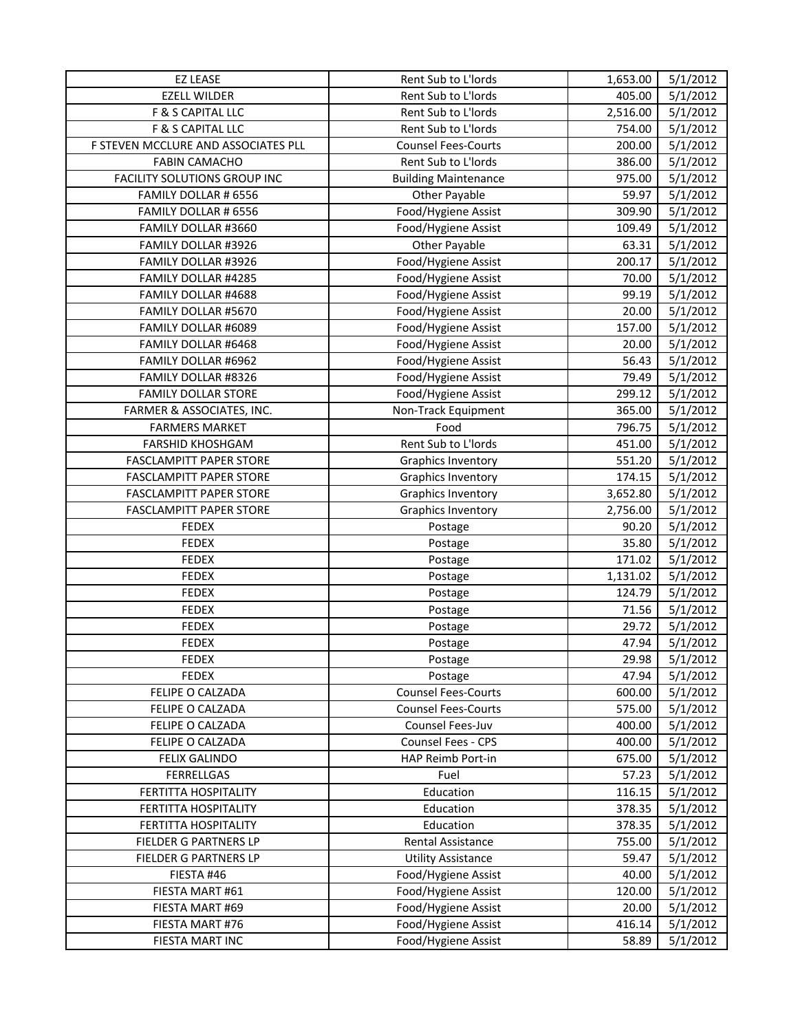| | | | |
|---|---|---|---|
| EZ LEASE | Rent Sub to L'lords | 1,653.00 | 5/1/2012 |
| EZELL WILDER | Rent Sub to L'lords | 405.00 | 5/1/2012 |
| F & S CAPITAL LLC | Rent Sub to L'lords | 2,516.00 | 5/1/2012 |
| F & S CAPITAL LLC | Rent Sub to L'lords | 754.00 | 5/1/2012 |
| F STEVEN MCCLURE AND ASSOCIATES PLL | Counsel Fees-Courts | 200.00 | 5/1/2012 |
| FABIN CAMACHO | Rent Sub to L'lords | 386.00 | 5/1/2012 |
| FACILITY SOLUTIONS GROUP INC | Building Maintenance | 975.00 | 5/1/2012 |
| FAMILY DOLLAR # 6556 | Other Payable | 59.97 | 5/1/2012 |
| FAMILY DOLLAR # 6556 | Food/Hygiene Assist | 309.90 | 5/1/2012 |
| FAMILY DOLLAR #3660 | Food/Hygiene Assist | 109.49 | 5/1/2012 |
| FAMILY DOLLAR #3926 | Other Payable | 63.31 | 5/1/2012 |
| FAMILY DOLLAR #3926 | Food/Hygiene Assist | 200.17 | 5/1/2012 |
| FAMILY DOLLAR #4285 | Food/Hygiene Assist | 70.00 | 5/1/2012 |
| FAMILY DOLLAR #4688 | Food/Hygiene Assist | 99.19 | 5/1/2012 |
| FAMILY DOLLAR #5670 | Food/Hygiene Assist | 20.00 | 5/1/2012 |
| FAMILY DOLLAR #6089 | Food/Hygiene Assist | 157.00 | 5/1/2012 |
| FAMILY DOLLAR #6468 | Food/Hygiene Assist | 20.00 | 5/1/2012 |
| FAMILY DOLLAR #6962 | Food/Hygiene Assist | 56.43 | 5/1/2012 |
| FAMILY DOLLAR #8326 | Food/Hygiene Assist | 79.49 | 5/1/2012 |
| FAMILY DOLLAR STORE | Food/Hygiene Assist | 299.12 | 5/1/2012 |
| FARMER & ASSOCIATES, INC. | Non-Track Equipment | 365.00 | 5/1/2012 |
| FARMERS MARKET | Food | 796.75 | 5/1/2012 |
| FARSHID KHOSHGAM | Rent Sub to L'lords | 451.00 | 5/1/2012 |
| FASCLAMPITT PAPER STORE | Graphics Inventory | 551.20 | 5/1/2012 |
| FASCLAMPITT PAPER STORE | Graphics Inventory | 174.15 | 5/1/2012 |
| FASCLAMPITT PAPER STORE | Graphics Inventory | 3,652.80 | 5/1/2012 |
| FASCLAMPITT PAPER STORE | Graphics Inventory | 2,756.00 | 5/1/2012 |
| FEDEX | Postage | 90.20 | 5/1/2012 |
| FEDEX | Postage | 35.80 | 5/1/2012 |
| FEDEX | Postage | 171.02 | 5/1/2012 |
| FEDEX | Postage | 1,131.02 | 5/1/2012 |
| FEDEX | Postage | 124.79 | 5/1/2012 |
| FEDEX | Postage | 71.56 | 5/1/2012 |
| FEDEX | Postage | 29.72 | 5/1/2012 |
| FEDEX | Postage | 47.94 | 5/1/2012 |
| FEDEX | Postage | 29.98 | 5/1/2012 |
| FEDEX | Postage | 47.94 | 5/1/2012 |
| FELIPE O CALZADA | Counsel Fees-Courts | 600.00 | 5/1/2012 |
| FELIPE O CALZADA | Counsel Fees-Courts | 575.00 | 5/1/2012 |
| FELIPE O CALZADA | Counsel Fees-Juv | 400.00 | 5/1/2012 |
| FELIPE O CALZADA | Counsel Fees - CPS | 400.00 | 5/1/2012 |
| FELIX GALINDO | HAP Reimb Port-in | 675.00 | 5/1/2012 |
| FERRELLGAS | Fuel | 57.23 | 5/1/2012 |
| FERTITTA HOSPITALITY | Education | 116.15 | 5/1/2012 |
| FERTITTA HOSPITALITY | Education | 378.35 | 5/1/2012 |
| FERTITTA HOSPITALITY | Education | 378.35 | 5/1/2012 |
| FIELDER G PARTNERS LP | Rental Assistance | 755.00 | 5/1/2012 |
| FIELDER G PARTNERS LP | Utility Assistance | 59.47 | 5/1/2012 |
| FIESTA #46 | Food/Hygiene Assist | 40.00 | 5/1/2012 |
| FIESTA MART #61 | Food/Hygiene Assist | 120.00 | 5/1/2012 |
| FIESTA MART #69 | Food/Hygiene Assist | 20.00 | 5/1/2012 |
| FIESTA MART #76 | Food/Hygiene Assist | 416.14 | 5/1/2012 |
| FIESTA MART INC | Food/Hygiene Assist | 58.89 | 5/1/2012 |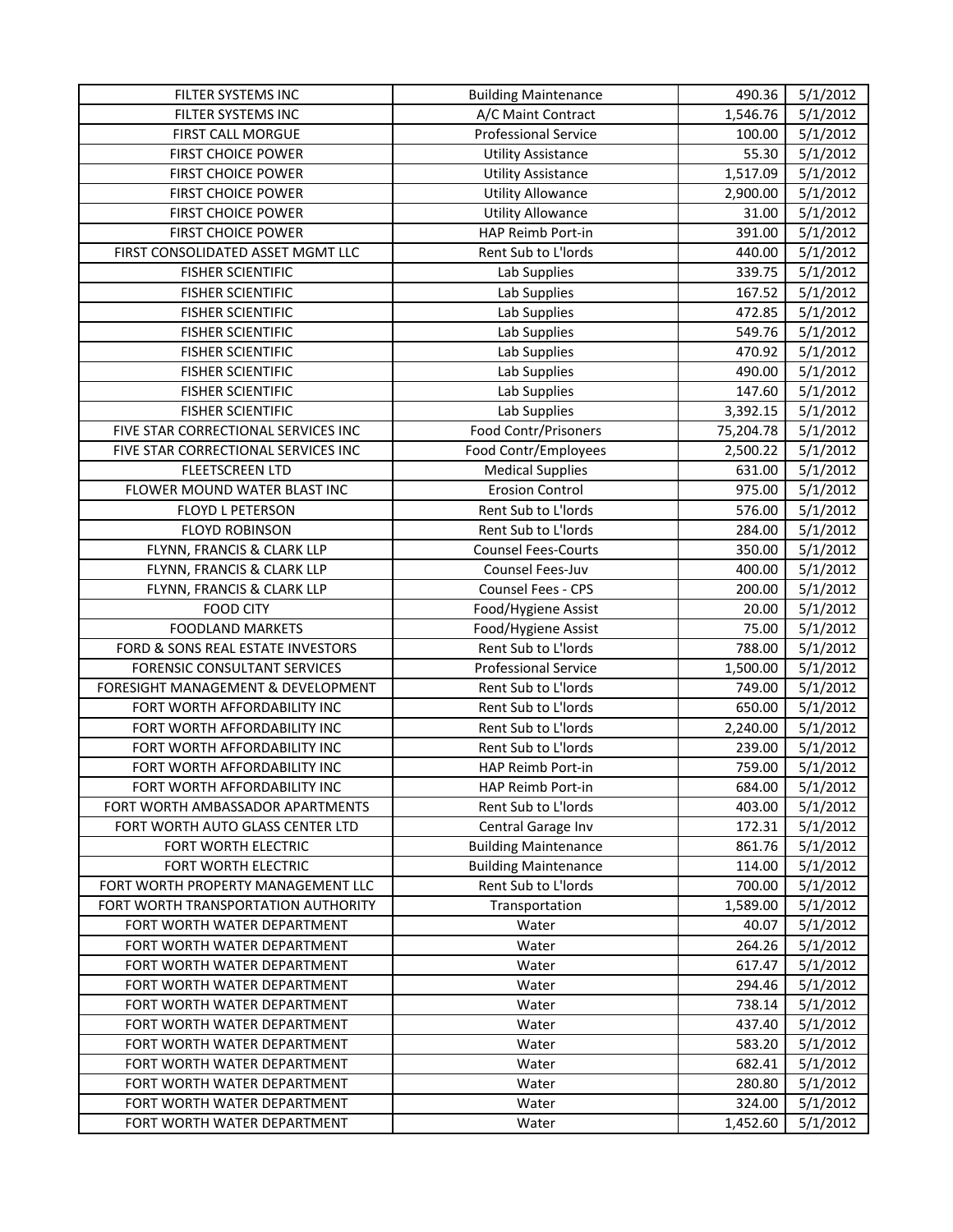| | | | |
|---|---|---|---|
| FILTER SYSTEMS INC | Building Maintenance | 490.36 | 5/1/2012 |
| FILTER SYSTEMS INC | A/C Maint Contract | 1,546.76 | 5/1/2012 |
| FIRST CALL MORGUE | Professional Service | 100.00 | 5/1/2012 |
| FIRST CHOICE POWER | Utility Assistance | 55.30 | 5/1/2012 |
| FIRST CHOICE POWER | Utility Assistance | 1,517.09 | 5/1/2012 |
| FIRST CHOICE POWER | Utility Allowance | 2,900.00 | 5/1/2012 |
| FIRST CHOICE POWER | Utility Allowance | 31.00 | 5/1/2012 |
| FIRST CHOICE POWER | HAP Reimb Port-in | 391.00 | 5/1/2012 |
| FIRST CONSOLIDATED ASSET MGMT LLC | Rent Sub to L'lords | 440.00 | 5/1/2012 |
| FISHER SCIENTIFIC | Lab Supplies | 339.75 | 5/1/2012 |
| FISHER SCIENTIFIC | Lab Supplies | 167.52 | 5/1/2012 |
| FISHER SCIENTIFIC | Lab Supplies | 472.85 | 5/1/2012 |
| FISHER SCIENTIFIC | Lab Supplies | 549.76 | 5/1/2012 |
| FISHER SCIENTIFIC | Lab Supplies | 470.92 | 5/1/2012 |
| FISHER SCIENTIFIC | Lab Supplies | 490.00 | 5/1/2012 |
| FISHER SCIENTIFIC | Lab Supplies | 147.60 | 5/1/2012 |
| FISHER SCIENTIFIC | Lab Supplies | 3,392.15 | 5/1/2012 |
| FIVE STAR CORRECTIONAL SERVICES INC | Food Contr/Prisoners | 75,204.78 | 5/1/2012 |
| FIVE STAR CORRECTIONAL SERVICES INC | Food Contr/Employees | 2,500.22 | 5/1/2012 |
| FLEETSCREEN LTD | Medical Supplies | 631.00 | 5/1/2012 |
| FLOWER MOUND WATER BLAST INC | Erosion Control | 975.00 | 5/1/2012 |
| FLOYD L PETERSON | Rent Sub to L'lords | 576.00 | 5/1/2012 |
| FLOYD ROBINSON | Rent Sub to L'lords | 284.00 | 5/1/2012 |
| FLYNN, FRANCIS & CLARK LLP | Counsel Fees-Courts | 350.00 | 5/1/2012 |
| FLYNN, FRANCIS & CLARK LLP | Counsel Fees-Juv | 400.00 | 5/1/2012 |
| FLYNN, FRANCIS & CLARK LLP | Counsel Fees - CPS | 200.00 | 5/1/2012 |
| FOOD CITY | Food/Hygiene Assist | 20.00 | 5/1/2012 |
| FOODLAND MARKETS | Food/Hygiene Assist | 75.00 | 5/1/2012 |
| FORD & SONS REAL ESTATE INVESTORS | Rent Sub to L'lords | 788.00 | 5/1/2012 |
| FORENSIC CONSULTANT SERVICES | Professional Service | 1,500.00 | 5/1/2012 |
| FORESIGHT MANAGEMENT & DEVELOPMENT | Rent Sub to L'lords | 749.00 | 5/1/2012 |
| FORT WORTH AFFORDABILITY INC | Rent Sub to L'lords | 650.00 | 5/1/2012 |
| FORT WORTH AFFORDABILITY INC | Rent Sub to L'lords | 2,240.00 | 5/1/2012 |
| FORT WORTH AFFORDABILITY INC | Rent Sub to L'lords | 239.00 | 5/1/2012 |
| FORT WORTH AFFORDABILITY INC | HAP Reimb Port-in | 759.00 | 5/1/2012 |
| FORT WORTH AFFORDABILITY INC | HAP Reimb Port-in | 684.00 | 5/1/2012 |
| FORT WORTH AMBASSADOR APARTMENTS | Rent Sub to L'lords | 403.00 | 5/1/2012 |
| FORT WORTH AUTO GLASS CENTER LTD | Central Garage Inv | 172.31 | 5/1/2012 |
| FORT WORTH ELECTRIC | Building Maintenance | 861.76 | 5/1/2012 |
| FORT WORTH ELECTRIC | Building Maintenance | 114.00 | 5/1/2012 |
| FORT WORTH PROPERTY MANAGEMENT LLC | Rent Sub to L'lords | 700.00 | 5/1/2012 |
| FORT WORTH TRANSPORTATION AUTHORITY | Transportation | 1,589.00 | 5/1/2012 |
| FORT WORTH WATER DEPARTMENT | Water | 40.07 | 5/1/2012 |
| FORT WORTH WATER DEPARTMENT | Water | 264.26 | 5/1/2012 |
| FORT WORTH WATER DEPARTMENT | Water | 617.47 | 5/1/2012 |
| FORT WORTH WATER DEPARTMENT | Water | 294.46 | 5/1/2012 |
| FORT WORTH WATER DEPARTMENT | Water | 738.14 | 5/1/2012 |
| FORT WORTH WATER DEPARTMENT | Water | 437.40 | 5/1/2012 |
| FORT WORTH WATER DEPARTMENT | Water | 583.20 | 5/1/2012 |
| FORT WORTH WATER DEPARTMENT | Water | 682.41 | 5/1/2012 |
| FORT WORTH WATER DEPARTMENT | Water | 280.80 | 5/1/2012 |
| FORT WORTH WATER DEPARTMENT | Water | 324.00 | 5/1/2012 |
| FORT WORTH WATER DEPARTMENT | Water | 1,452.60 | 5/1/2012 |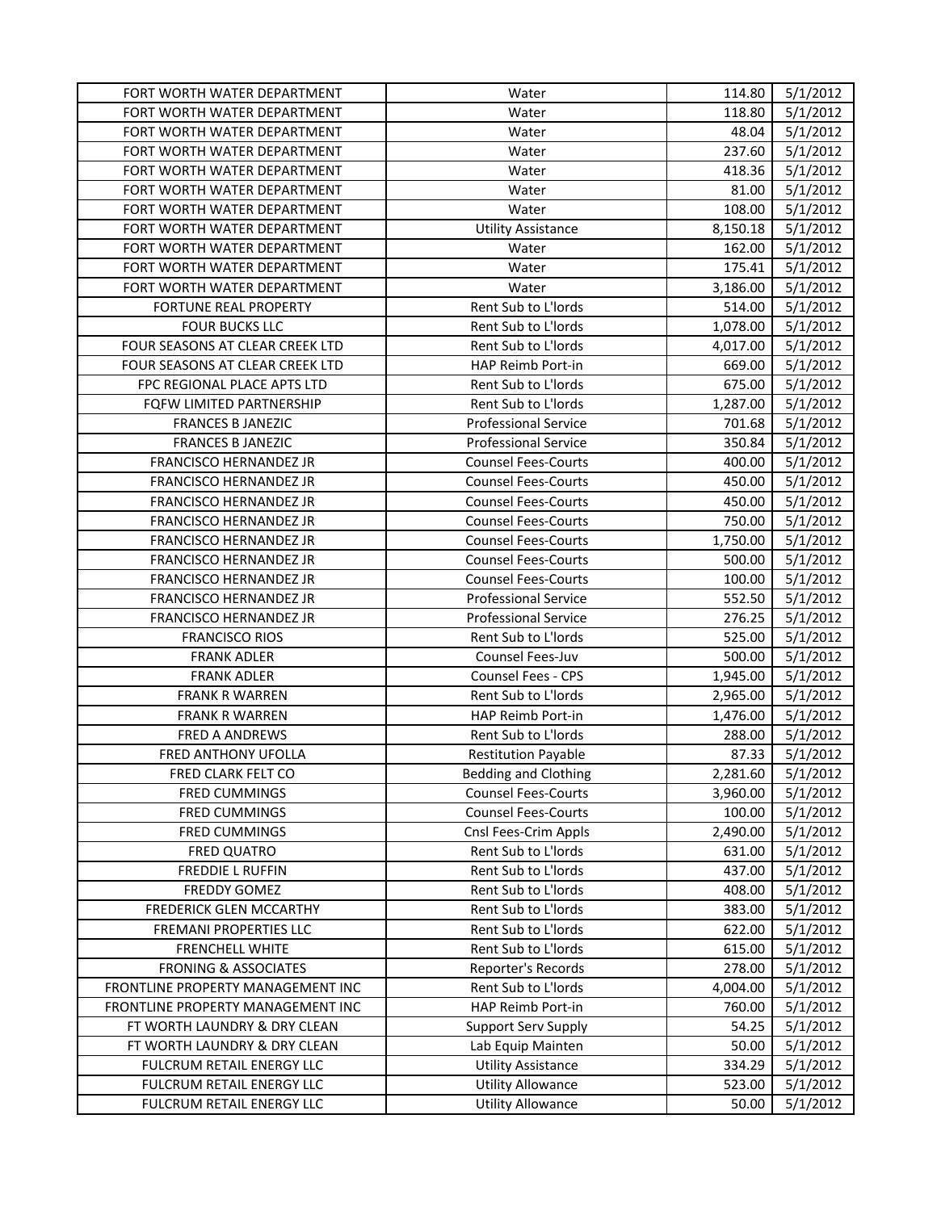| | | | |
|---|---|---|---|
| FORT WORTH WATER DEPARTMENT | Water | 114.80 | 5/1/2012 |
| FORT WORTH WATER DEPARTMENT | Water | 118.80 | 5/1/2012 |
| FORT WORTH WATER DEPARTMENT | Water | 48.04 | 5/1/2012 |
| FORT WORTH WATER DEPARTMENT | Water | 237.60 | 5/1/2012 |
| FORT WORTH WATER DEPARTMENT | Water | 418.36 | 5/1/2012 |
| FORT WORTH WATER DEPARTMENT | Water | 81.00 | 5/1/2012 |
| FORT WORTH WATER DEPARTMENT | Water | 108.00 | 5/1/2012 |
| FORT WORTH WATER DEPARTMENT | Utility Assistance | 8,150.18 | 5/1/2012 |
| FORT WORTH WATER DEPARTMENT | Water | 162.00 | 5/1/2012 |
| FORT WORTH WATER DEPARTMENT | Water | 175.41 | 5/1/2012 |
| FORT WORTH WATER DEPARTMENT | Water | 3,186.00 | 5/1/2012 |
| FORTUNE REAL PROPERTY | Rent Sub to L'lords | 514.00 | 5/1/2012 |
| FOUR BUCKS LLC | Rent Sub to L'lords | 1,078.00 | 5/1/2012 |
| FOUR SEASONS AT CLEAR CREEK LTD | Rent Sub to L'lords | 4,017.00 | 5/1/2012 |
| FOUR SEASONS AT CLEAR CREEK LTD | HAP Reimb Port-in | 669.00 | 5/1/2012 |
| FPC REGIONAL PLACE APTS LTD | Rent Sub to L'lords | 675.00 | 5/1/2012 |
| FQFW LIMITED PARTNERSHIP | Rent Sub to L'lords | 1,287.00 | 5/1/2012 |
| FRANCES B JANEZIC | Professional Service | 701.68 | 5/1/2012 |
| FRANCES B JANEZIC | Professional Service | 350.84 | 5/1/2012 |
| FRANCISCO HERNANDEZ JR | Counsel Fees-Courts | 400.00 | 5/1/2012 |
| FRANCISCO HERNANDEZ JR | Counsel Fees-Courts | 450.00 | 5/1/2012 |
| FRANCISCO HERNANDEZ JR | Counsel Fees-Courts | 450.00 | 5/1/2012 |
| FRANCISCO HERNANDEZ JR | Counsel Fees-Courts | 750.00 | 5/1/2012 |
| FRANCISCO HERNANDEZ JR | Counsel Fees-Courts | 1,750.00 | 5/1/2012 |
| FRANCISCO HERNANDEZ JR | Counsel Fees-Courts | 500.00 | 5/1/2012 |
| FRANCISCO HERNANDEZ JR | Counsel Fees-Courts | 100.00 | 5/1/2012 |
| FRANCISCO HERNANDEZ JR | Professional Service | 552.50 | 5/1/2012 |
| FRANCISCO HERNANDEZ JR | Professional Service | 276.25 | 5/1/2012 |
| FRANCISCO RIOS | Rent Sub to L'lords | 525.00 | 5/1/2012 |
| FRANK ADLER | Counsel Fees-Juv | 500.00 | 5/1/2012 |
| FRANK ADLER | Counsel Fees - CPS | 1,945.00 | 5/1/2012 |
| FRANK R WARREN | Rent Sub to L'lords | 2,965.00 | 5/1/2012 |
| FRANK R WARREN | HAP Reimb Port-in | 1,476.00 | 5/1/2012 |
| FRED A ANDREWS | Rent Sub to L'lords | 288.00 | 5/1/2012 |
| FRED ANTHONY UFOLLA | Restitution Payable | 87.33 | 5/1/2012 |
| FRED CLARK FELT CO | Bedding and Clothing | 2,281.60 | 5/1/2012 |
| FRED CUMMINGS | Counsel Fees-Courts | 3,960.00 | 5/1/2012 |
| FRED CUMMINGS | Counsel Fees-Courts | 100.00 | 5/1/2012 |
| FRED CUMMINGS | Cnsl Fees-Crim Appls | 2,490.00 | 5/1/2012 |
| FRED QUATRO | Rent Sub to L'lords | 631.00 | 5/1/2012 |
| FREDDIE L RUFFIN | Rent Sub to L'lords | 437.00 | 5/1/2012 |
| FREDDY GOMEZ | Rent Sub to L'lords | 408.00 | 5/1/2012 |
| FREDERICK GLEN MCCARTHY | Rent Sub to L'lords | 383.00 | 5/1/2012 |
| FREMANI PROPERTIES LLC | Rent Sub to L'lords | 622.00 | 5/1/2012 |
| FRENCHELL WHITE | Rent Sub to L'lords | 615.00 | 5/1/2012 |
| FRONING & ASSOCIATES | Reporter's Records | 278.00 | 5/1/2012 |
| FRONTLINE PROPERTY MANAGEMENT INC | Rent Sub to L'lords | 4,004.00 | 5/1/2012 |
| FRONTLINE PROPERTY MANAGEMENT INC | HAP Reimb Port-in | 760.00 | 5/1/2012 |
| FT WORTH LAUNDRY & DRY CLEAN | Support Serv Supply | 54.25 | 5/1/2012 |
| FT WORTH LAUNDRY & DRY CLEAN | Lab Equip Mainten | 50.00 | 5/1/2012 |
| FULCRUM RETAIL ENERGY LLC | Utility Assistance | 334.29 | 5/1/2012 |
| FULCRUM RETAIL ENERGY LLC | Utility Allowance | 523.00 | 5/1/2012 |
| FULCRUM RETAIL ENERGY LLC | Utility Allowance | 50.00 | 5/1/2012 |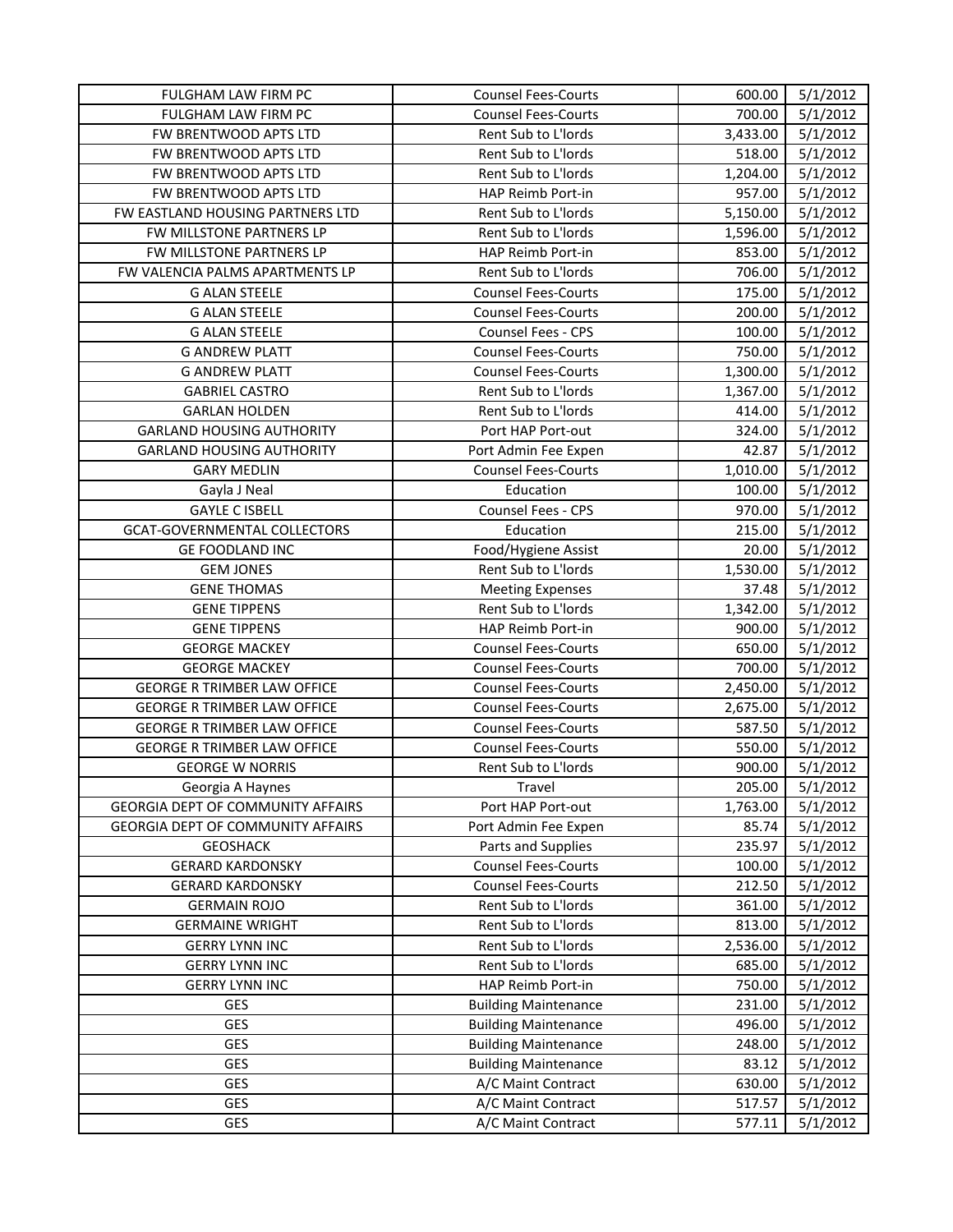| FULGHAM LAW FIRM PC | Counsel Fees-Courts | 600.00 | 5/1/2012 |
|---|---|---|---|
| FULGHAM LAW FIRM PC | Counsel Fees-Courts | 700.00 | 5/1/2012 |
| FW BRENTWOOD APTS LTD | Rent Sub to L'lords | 3,433.00 | 5/1/2012 |
| FW BRENTWOOD APTS LTD | Rent Sub to L'lords | 518.00 | 5/1/2012 |
| FW BRENTWOOD APTS LTD | Rent Sub to L'lords | 1,204.00 | 5/1/2012 |
| FW BRENTWOOD APTS LTD | HAP Reimb Port-in | 957.00 | 5/1/2012 |
| FW EASTLAND HOUSING PARTNERS LTD | Rent Sub to L'lords | 5,150.00 | 5/1/2012 |
| FW MILLSTONE PARTNERS LP | Rent Sub to L'lords | 1,596.00 | 5/1/2012 |
| FW MILLSTONE PARTNERS LP | HAP Reimb Port-in | 853.00 | 5/1/2012 |
| FW VALENCIA PALMS APARTMENTS LP | Rent Sub to L'lords | 706.00 | 5/1/2012 |
| G ALAN STEELE | Counsel Fees-Courts | 175.00 | 5/1/2012 |
| G ALAN STEELE | Counsel Fees-Courts | 200.00 | 5/1/2012 |
| G ALAN STEELE | Counsel Fees - CPS | 100.00 | 5/1/2012 |
| G ANDREW PLATT | Counsel Fees-Courts | 750.00 | 5/1/2012 |
| G ANDREW PLATT | Counsel Fees-Courts | 1,300.00 | 5/1/2012 |
| GABRIEL CASTRO | Rent Sub to L'lords | 1,367.00 | 5/1/2012 |
| GARLAN HOLDEN | Rent Sub to L'lords | 414.00 | 5/1/2012 |
| GARLAND HOUSING AUTHORITY | Port HAP Port-out | 324.00 | 5/1/2012 |
| GARLAND HOUSING AUTHORITY | Port Admin Fee Expen | 42.87 | 5/1/2012 |
| GARY MEDLIN | Counsel Fees-Courts | 1,010.00 | 5/1/2012 |
| Gayla J Neal | Education | 100.00 | 5/1/2012 |
| GAYLE C ISBELL | Counsel Fees - CPS | 970.00 | 5/1/2012 |
| GCAT-GOVERNMENTAL COLLECTORS | Education | 215.00 | 5/1/2012 |
| GE FOODLAND INC | Food/Hygiene Assist | 20.00 | 5/1/2012 |
| GEM JONES | Rent Sub to L'lords | 1,530.00 | 5/1/2012 |
| GENE THOMAS | Meeting Expenses | 37.48 | 5/1/2012 |
| GENE TIPPENS | Rent Sub to L'lords | 1,342.00 | 5/1/2012 |
| GENE TIPPENS | HAP Reimb Port-in | 900.00 | 5/1/2012 |
| GEORGE MACKEY | Counsel Fees-Courts | 650.00 | 5/1/2012 |
| GEORGE MACKEY | Counsel Fees-Courts | 700.00 | 5/1/2012 |
| GEORGE R TRIMBER LAW OFFICE | Counsel Fees-Courts | 2,450.00 | 5/1/2012 |
| GEORGE R TRIMBER LAW OFFICE | Counsel Fees-Courts | 2,675.00 | 5/1/2012 |
| GEORGE R TRIMBER LAW OFFICE | Counsel Fees-Courts | 587.50 | 5/1/2012 |
| GEORGE R TRIMBER LAW OFFICE | Counsel Fees-Courts | 550.00 | 5/1/2012 |
| GEORGE W NORRIS | Rent Sub to L'lords | 900.00 | 5/1/2012 |
| Georgia A Haynes | Travel | 205.00 | 5/1/2012 |
| GEORGIA DEPT OF COMMUNITY AFFAIRS | Port HAP Port-out | 1,763.00 | 5/1/2012 |
| GEORGIA DEPT OF COMMUNITY AFFAIRS | Port Admin Fee Expen | 85.74 | 5/1/2012 |
| GEOSHACK | Parts and Supplies | 235.97 | 5/1/2012 |
| GERARD KARDONSKY | Counsel Fees-Courts | 100.00 | 5/1/2012 |
| GERARD KARDONSKY | Counsel Fees-Courts | 212.50 | 5/1/2012 |
| GERMAIN ROJO | Rent Sub to L'lords | 361.00 | 5/1/2012 |
| GERMAINE WRIGHT | Rent Sub to L'lords | 813.00 | 5/1/2012 |
| GERRY LYNN INC | Rent Sub to L'lords | 2,536.00 | 5/1/2012 |
| GERRY LYNN INC | Rent Sub to L'lords | 685.00 | 5/1/2012 |
| GERRY LYNN INC | HAP Reimb Port-in | 750.00 | 5/1/2012 |
| GES | Building Maintenance | 231.00 | 5/1/2012 |
| GES | Building Maintenance | 496.00 | 5/1/2012 |
| GES | Building Maintenance | 248.00 | 5/1/2012 |
| GES | Building Maintenance | 83.12 | 5/1/2012 |
| GES | A/C Maint Contract | 630.00 | 5/1/2012 |
| GES | A/C Maint Contract | 517.57 | 5/1/2012 |
| GES | A/C Maint Contract | 577.11 | 5/1/2012 |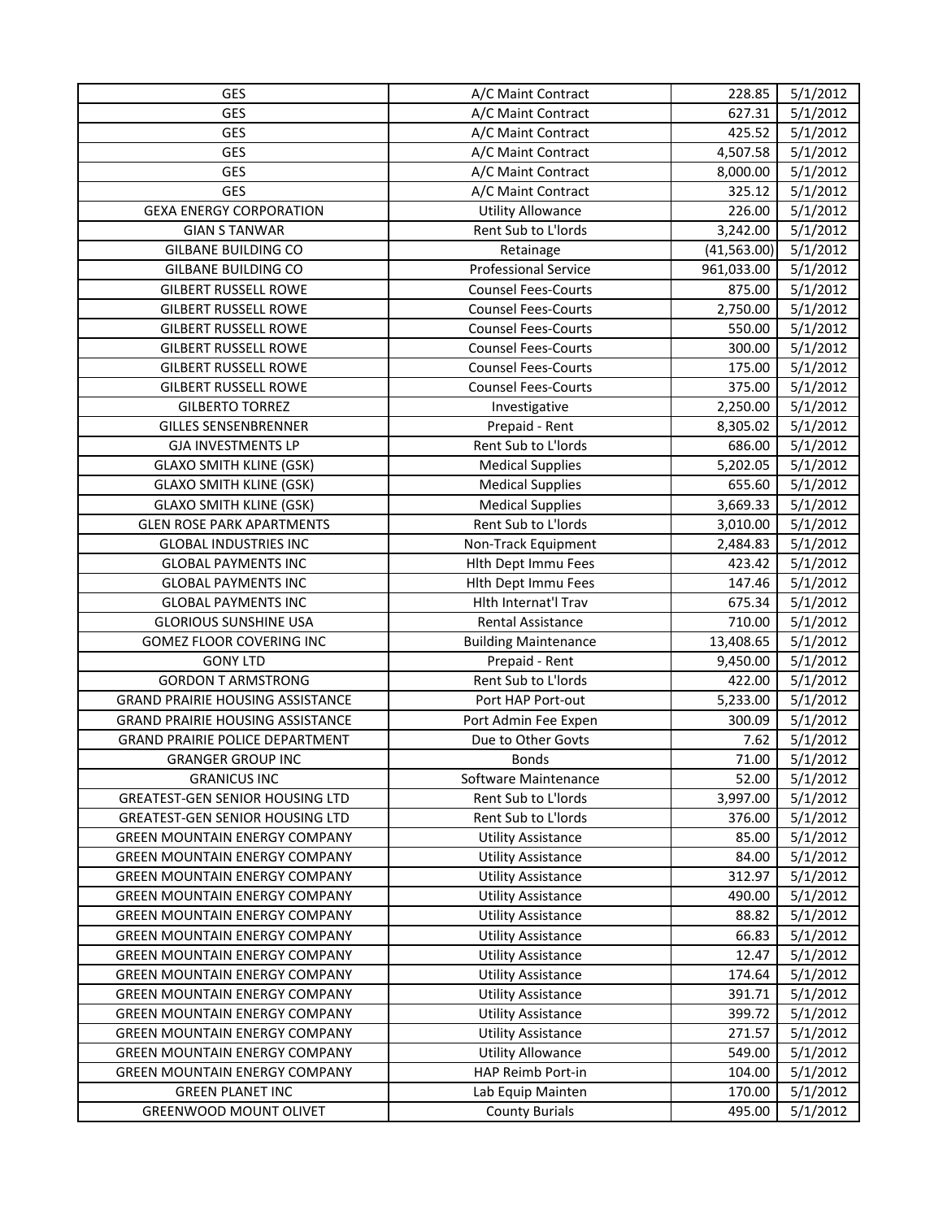| GES | A/C Maint Contract | 228.85 | 5/1/2012 |
|---|---|---|---|
| GES | A/C Maint Contract | 627.31 | 5/1/2012 |
| GES | A/C Maint Contract | 425.52 | 5/1/2012 |
| GES | A/C Maint Contract | 4,507.58 | 5/1/2012 |
| GES | A/C Maint Contract | 8,000.00 | 5/1/2012 |
| GES | A/C Maint Contract | 325.12 | 5/1/2012 |
| GEXA ENERGY CORPORATION | Utility Allowance | 226.00 | 5/1/2012 |
| GIAN S TANWAR | Rent Sub to L'lords | 3,242.00 | 5/1/2012 |
| GILBANE BUILDING CO | Retainage | (41,563.00) | 5/1/2012 |
| GILBANE BUILDING CO | Professional Service | 961,033.00 | 5/1/2012 |
| GILBERT RUSSELL ROWE | Counsel Fees-Courts | 875.00 | 5/1/2012 |
| GILBERT RUSSELL ROWE | Counsel Fees-Courts | 2,750.00 | 5/1/2012 |
| GILBERT RUSSELL ROWE | Counsel Fees-Courts | 550.00 | 5/1/2012 |
| GILBERT RUSSELL ROWE | Counsel Fees-Courts | 300.00 | 5/1/2012 |
| GILBERT RUSSELL ROWE | Counsel Fees-Courts | 175.00 | 5/1/2012 |
| GILBERT RUSSELL ROWE | Counsel Fees-Courts | 375.00 | 5/1/2012 |
| GILBERTO TORREZ | Investigative | 2,250.00 | 5/1/2012 |
| GILLES SENSENBRENNER | Prepaid - Rent | 8,305.02 | 5/1/2012 |
| GJA INVESTMENTS LP | Rent Sub to L'lords | 686.00 | 5/1/2012 |
| GLAXO SMITH KLINE (GSK) | Medical Supplies | 5,202.05 | 5/1/2012 |
| GLAXO SMITH KLINE (GSK) | Medical Supplies | 655.60 | 5/1/2012 |
| GLAXO SMITH KLINE (GSK) | Medical Supplies | 3,669.33 | 5/1/2012 |
| GLEN ROSE PARK APARTMENTS | Rent Sub to L'lords | 3,010.00 | 5/1/2012 |
| GLOBAL INDUSTRIES INC | Non-Track Equipment | 2,484.83 | 5/1/2012 |
| GLOBAL PAYMENTS INC | Hlth Dept Immu Fees | 423.42 | 5/1/2012 |
| GLOBAL PAYMENTS INC | Hlth Dept Immu Fees | 147.46 | 5/1/2012 |
| GLOBAL PAYMENTS INC | Hlth Internat'l Trav | 675.34 | 5/1/2012 |
| GLORIOUS SUNSHINE USA | Rental Assistance | 710.00 | 5/1/2012 |
| GOMEZ FLOOR COVERING INC | Building Maintenance | 13,408.65 | 5/1/2012 |
| GONY LTD | Prepaid - Rent | 9,450.00 | 5/1/2012 |
| GORDON T ARMSTRONG | Rent Sub to L'lords | 422.00 | 5/1/2012 |
| GRAND PRAIRIE HOUSING ASSISTANCE | Port HAP Port-out | 5,233.00 | 5/1/2012 |
| GRAND PRAIRIE HOUSING ASSISTANCE | Port Admin Fee Expen | 300.09 | 5/1/2012 |
| GRAND PRAIRIE POLICE DEPARTMENT | Due to Other Govts | 7.62 | 5/1/2012 |
| GRANGER GROUP INC | Bonds | 71.00 | 5/1/2012 |
| GRANICUS INC | Software Maintenance | 52.00 | 5/1/2012 |
| GREATEST-GEN SENIOR HOUSING LTD | Rent Sub to L'lords | 3,997.00 | 5/1/2012 |
| GREATEST-GEN SENIOR HOUSING LTD | Rent Sub to L'lords | 376.00 | 5/1/2012 |
| GREEN MOUNTAIN ENERGY COMPANY | Utility Assistance | 85.00 | 5/1/2012 |
| GREEN MOUNTAIN ENERGY COMPANY | Utility Assistance | 84.00 | 5/1/2012 |
| GREEN MOUNTAIN ENERGY COMPANY | Utility Assistance | 312.97 | 5/1/2012 |
| GREEN MOUNTAIN ENERGY COMPANY | Utility Assistance | 490.00 | 5/1/2012 |
| GREEN MOUNTAIN ENERGY COMPANY | Utility Assistance | 88.82 | 5/1/2012 |
| GREEN MOUNTAIN ENERGY COMPANY | Utility Assistance | 66.83 | 5/1/2012 |
| GREEN MOUNTAIN ENERGY COMPANY | Utility Assistance | 12.47 | 5/1/2012 |
| GREEN MOUNTAIN ENERGY COMPANY | Utility Assistance | 174.64 | 5/1/2012 |
| GREEN MOUNTAIN ENERGY COMPANY | Utility Assistance | 391.71 | 5/1/2012 |
| GREEN MOUNTAIN ENERGY COMPANY | Utility Assistance | 399.72 | 5/1/2012 |
| GREEN MOUNTAIN ENERGY COMPANY | Utility Assistance | 271.57 | 5/1/2012 |
| GREEN MOUNTAIN ENERGY COMPANY | Utility Allowance | 549.00 | 5/1/2012 |
| GREEN MOUNTAIN ENERGY COMPANY | HAP Reimb Port-in | 104.00 | 5/1/2012 |
| GREEN PLANET INC | Lab Equip Mainten | 170.00 | 5/1/2012 |
| GREENWOOD MOUNT OLIVET | County Burials | 495.00 | 5/1/2012 |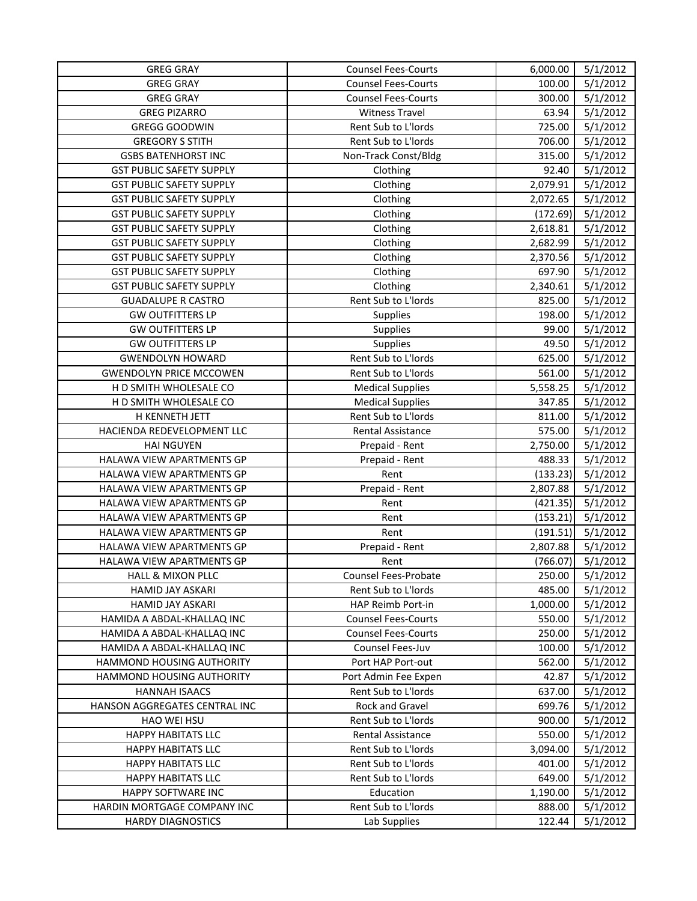| GREG GRAY | Counsel Fees-Courts | 6,000.00 | 5/1/2012 |
|---|---|---|---|
| GREG GRAY | Counsel Fees-Courts | 100.00 | 5/1/2012 |
| GREG GRAY | Counsel Fees-Courts | 300.00 | 5/1/2012 |
| GREG PIZARRO | Witness Travel | 63.94 | 5/1/2012 |
| GREGG GOODWIN | Rent Sub to L'lords | 725.00 | 5/1/2012 |
| GREGORY S STITH | Rent Sub to L'lords | 706.00 | 5/1/2012 |
| GSBS BATENHORST INC | Non-Track Const/Bldg | 315.00 | 5/1/2012 |
| GST PUBLIC SAFETY SUPPLY | Clothing | 92.40 | 5/1/2012 |
| GST PUBLIC SAFETY SUPPLY | Clothing | 2,079.91 | 5/1/2012 |
| GST PUBLIC SAFETY SUPPLY | Clothing | 2,072.65 | 5/1/2012 |
| GST PUBLIC SAFETY SUPPLY | Clothing | (172.69) | 5/1/2012 |
| GST PUBLIC SAFETY SUPPLY | Clothing | 2,618.81 | 5/1/2012 |
| GST PUBLIC SAFETY SUPPLY | Clothing | 2,682.99 | 5/1/2012 |
| GST PUBLIC SAFETY SUPPLY | Clothing | 2,370.56 | 5/1/2012 |
| GST PUBLIC SAFETY SUPPLY | Clothing | 697.90 | 5/1/2012 |
| GST PUBLIC SAFETY SUPPLY | Clothing | 2,340.61 | 5/1/2012 |
| GUADALUPE R CASTRO | Rent Sub to L'lords | 825.00 | 5/1/2012 |
| GW OUTFITTERS LP | Supplies | 198.00 | 5/1/2012 |
| GW OUTFITTERS LP | Supplies | 99.00 | 5/1/2012 |
| GW OUTFITTERS LP | Supplies | 49.50 | 5/1/2012 |
| GWENDOLYN HOWARD | Rent Sub to L'lords | 625.00 | 5/1/2012 |
| GWENDOLYN PRICE MCCOWEN | Rent Sub to L'lords | 561.00 | 5/1/2012 |
| H D SMITH WHOLESALE CO | Medical Supplies | 5,558.25 | 5/1/2012 |
| H D SMITH WHOLESALE CO | Medical Supplies | 347.85 | 5/1/2012 |
| H KENNETH JETT | Rent Sub to L'lords | 811.00 | 5/1/2012 |
| HACIENDA REDEVELOPMENT LLC | Rental Assistance | 575.00 | 5/1/2012 |
| HAI NGUYEN | Prepaid - Rent | 2,750.00 | 5/1/2012 |
| HALAWA VIEW APARTMENTS GP | Prepaid - Rent | 488.33 | 5/1/2012 |
| HALAWA VIEW APARTMENTS GP | Rent | (133.23) | 5/1/2012 |
| HALAWA VIEW APARTMENTS GP | Prepaid - Rent | 2,807.88 | 5/1/2012 |
| HALAWA VIEW APARTMENTS GP | Rent | (421.35) | 5/1/2012 |
| HALAWA VIEW APARTMENTS GP | Rent | (153.21) | 5/1/2012 |
| HALAWA VIEW APARTMENTS GP | Rent | (191.51) | 5/1/2012 |
| HALAWA VIEW APARTMENTS GP | Prepaid - Rent | 2,807.88 | 5/1/2012 |
| HALAWA VIEW APARTMENTS GP | Rent | (766.07) | 5/1/2012 |
| HALL & MIXON PLLC | Counsel Fees-Probate | 250.00 | 5/1/2012 |
| HAMID JAY ASKARI | Rent Sub to L'lords | 485.00 | 5/1/2012 |
| HAMID JAY ASKARI | HAP Reimb Port-in | 1,000.00 | 5/1/2012 |
| HAMIDA A ABDAL-KHALLAQ INC | Counsel Fees-Courts | 550.00 | 5/1/2012 |
| HAMIDA A ABDAL-KHALLAQ INC | Counsel Fees-Courts | 250.00 | 5/1/2012 |
| HAMIDA A ABDAL-KHALLAQ INC | Counsel Fees-Juv | 100.00 | 5/1/2012 |
| HAMMOND HOUSING AUTHORITY | Port HAP Port-out | 562.00 | 5/1/2012 |
| HAMMOND HOUSING AUTHORITY | Port Admin Fee Expen | 42.87 | 5/1/2012 |
| HANNAH ISAACS | Rent Sub to L'lords | 637.00 | 5/1/2012 |
| HANSON AGGREGATES CENTRAL INC | Rock and Gravel | 699.76 | 5/1/2012 |
| HAO WEI HSU | Rent Sub to L'lords | 900.00 | 5/1/2012 |
| HAPPY HABITATS LLC | Rental Assistance | 550.00 | 5/1/2012 |
| HAPPY HABITATS LLC | Rent Sub to L'lords | 3,094.00 | 5/1/2012 |
| HAPPY HABITATS LLC | Rent Sub to L'lords | 401.00 | 5/1/2012 |
| HAPPY HABITATS LLC | Rent Sub to L'lords | 649.00 | 5/1/2012 |
| HAPPY SOFTWARE INC | Education | 1,190.00 | 5/1/2012 |
| HARDIN MORTGAGE COMPANY INC | Rent Sub to L'lords | 888.00 | 5/1/2012 |
| HARDY DIAGNOSTICS | Lab Supplies | 122.44 | 5/1/2012 |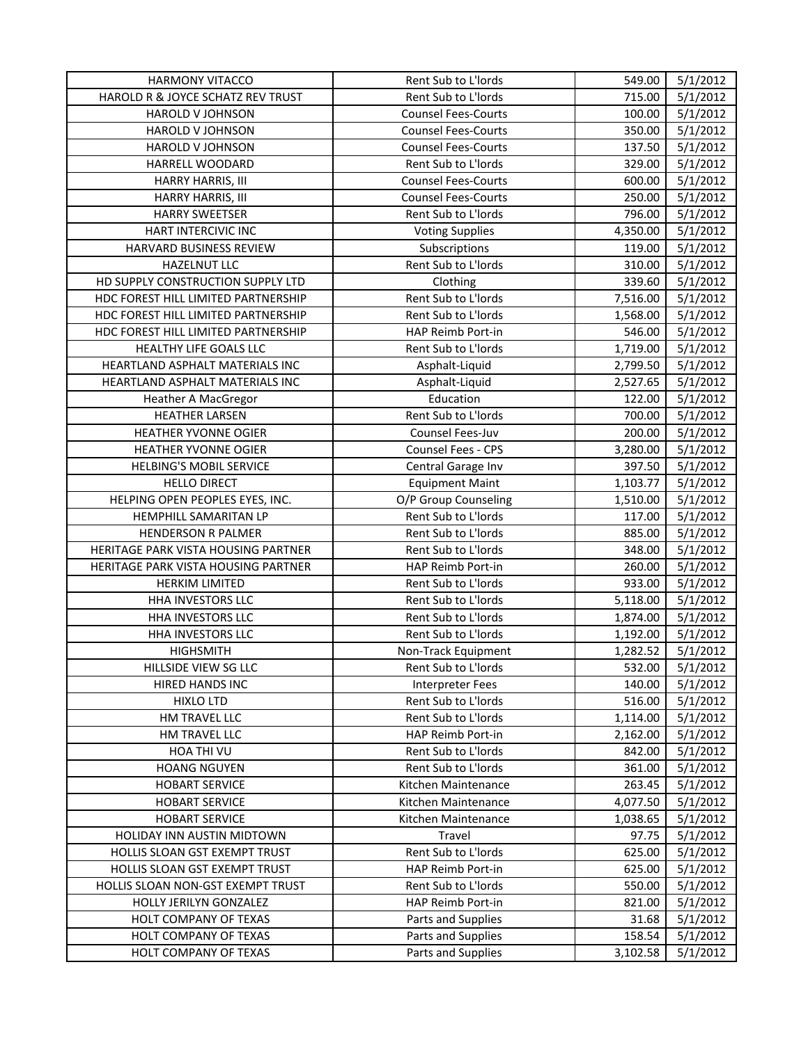| HARMONY VITACCO | Rent Sub to L'lords | 549.00 | 5/1/2012 |
|---|---|---|---|
| HAROLD R & JOYCE SCHATZ REV TRUST | Rent Sub to L'lords | 715.00 | 5/1/2012 |
| HAROLD V JOHNSON | Counsel Fees-Courts | 100.00 | 5/1/2012 |
| HAROLD V JOHNSON | Counsel Fees-Courts | 350.00 | 5/1/2012 |
| HAROLD V JOHNSON | Counsel Fees-Courts | 137.50 | 5/1/2012 |
| HARRELL WOODARD | Rent Sub to L'lords | 329.00 | 5/1/2012 |
| HARRY HARRIS, III | Counsel Fees-Courts | 600.00 | 5/1/2012 |
| HARRY HARRIS, III | Counsel Fees-Courts | 250.00 | 5/1/2012 |
| HARRY SWEETSER | Rent Sub to L'lords | 796.00 | 5/1/2012 |
| HART INTERCIVIC INC | Voting Supplies | 4,350.00 | 5/1/2012 |
| HARVARD BUSINESS REVIEW | Subscriptions | 119.00 | 5/1/2012 |
| HAZELNUT LLC | Rent Sub to L'lords | 310.00 | 5/1/2012 |
| HD SUPPLY CONSTRUCTION SUPPLY LTD | Clothing | 339.60 | 5/1/2012 |
| HDC FOREST HILL LIMITED PARTNERSHIP | Rent Sub to L'lords | 7,516.00 | 5/1/2012 |
| HDC FOREST HILL LIMITED PARTNERSHIP | Rent Sub to L'lords | 1,568.00 | 5/1/2012 |
| HDC FOREST HILL LIMITED PARTNERSHIP | HAP Reimb Port-in | 546.00 | 5/1/2012 |
| HEALTHY LIFE GOALS LLC | Rent Sub to L'lords | 1,719.00 | 5/1/2012 |
| HEARTLAND ASPHALT MATERIALS INC | Asphalt-Liquid | 2,799.50 | 5/1/2012 |
| HEARTLAND ASPHALT MATERIALS INC | Asphalt-Liquid | 2,527.65 | 5/1/2012 |
| Heather A MacGregor | Education | 122.00 | 5/1/2012 |
| HEATHER LARSEN | Rent Sub to L'lords | 700.00 | 5/1/2012 |
| HEATHER YVONNE OGIER | Counsel Fees-Juv | 200.00 | 5/1/2012 |
| HEATHER YVONNE OGIER | Counsel Fees - CPS | 3,280.00 | 5/1/2012 |
| HELBING'S MOBIL SERVICE | Central Garage Inv | 397.50 | 5/1/2012 |
| HELLO DIRECT | Equipment Maint | 1,103.77 | 5/1/2012 |
| HELPING OPEN PEOPLES EYES, INC. | O/P Group Counseling | 1,510.00 | 5/1/2012 |
| HEMPHILL SAMARITAN LP | Rent Sub to L'lords | 117.00 | 5/1/2012 |
| HENDERSON R PALMER | Rent Sub to L'lords | 885.00 | 5/1/2012 |
| HERITAGE PARK VISTA HOUSING PARTNER | Rent Sub to L'lords | 348.00 | 5/1/2012 |
| HERITAGE PARK VISTA HOUSING PARTNER | HAP Reimb Port-in | 260.00 | 5/1/2012 |
| HERKIM LIMITED | Rent Sub to L'lords | 933.00 | 5/1/2012 |
| HHA INVESTORS LLC | Rent Sub to L'lords | 5,118.00 | 5/1/2012 |
| HHA INVESTORS LLC | Rent Sub to L'lords | 1,874.00 | 5/1/2012 |
| HHA INVESTORS LLC | Rent Sub to L'lords | 1,192.00 | 5/1/2012 |
| HIGHSMITH | Non-Track Equipment | 1,282.52 | 5/1/2012 |
| HILLSIDE VIEW SG LLC | Rent Sub to L'lords | 532.00 | 5/1/2012 |
| HIRED HANDS INC | Interpreter Fees | 140.00 | 5/1/2012 |
| HIXLO LTD | Rent Sub to L'lords | 516.00 | 5/1/2012 |
| HM TRAVEL LLC | Rent Sub to L'lords | 1,114.00 | 5/1/2012 |
| HM TRAVEL LLC | HAP Reimb Port-in | 2,162.00 | 5/1/2012 |
| HOA THI VU | Rent Sub to L'lords | 842.00 | 5/1/2012 |
| HOANG NGUYEN | Rent Sub to L'lords | 361.00 | 5/1/2012 |
| HOBART SERVICE | Kitchen Maintenance | 263.45 | 5/1/2012 |
| HOBART SERVICE | Kitchen Maintenance | 4,077.50 | 5/1/2012 |
| HOBART SERVICE | Kitchen Maintenance | 1,038.65 | 5/1/2012 |
| HOLIDAY INN AUSTIN MIDTOWN | Travel | 97.75 | 5/1/2012 |
| HOLLIS SLOAN GST EXEMPT TRUST | Rent Sub to L'lords | 625.00 | 5/1/2012 |
| HOLLIS SLOAN GST EXEMPT TRUST | HAP Reimb Port-in | 625.00 | 5/1/2012 |
| HOLLIS SLOAN NON-GST EXEMPT TRUST | Rent Sub to L'lords | 550.00 | 5/1/2012 |
| HOLLY JERILYN GONZALEZ | HAP Reimb Port-in | 821.00 | 5/1/2012 |
| HOLT COMPANY OF TEXAS | Parts and Supplies | 31.68 | 5/1/2012 |
| HOLT COMPANY OF TEXAS | Parts and Supplies | 158.54 | 5/1/2012 |
| HOLT COMPANY OF TEXAS | Parts and Supplies | 3,102.58 | 5/1/2012 |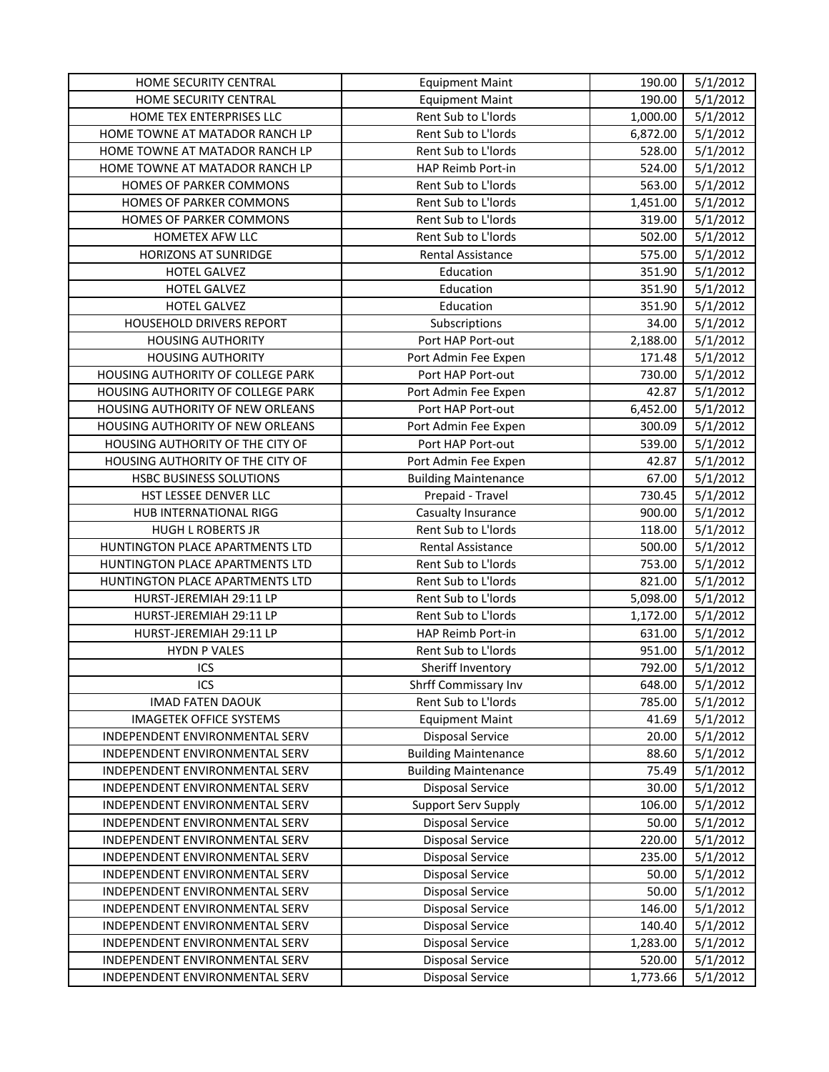| | | | |
|---|---|---|---|
| HOME SECURITY CENTRAL | Equipment Maint | 190.00 | 5/1/2012 |
| HOME SECURITY CENTRAL | Equipment Maint | 190.00 | 5/1/2012 |
| HOME TEX ENTERPRISES LLC | Rent Sub to L'lords | 1,000.00 | 5/1/2012 |
| HOME TOWNE AT MATADOR RANCH LP | Rent Sub to L'lords | 6,872.00 | 5/1/2012 |
| HOME TOWNE AT MATADOR RANCH LP | Rent Sub to L'lords | 528.00 | 5/1/2012 |
| HOME TOWNE AT MATADOR RANCH LP | HAP Reimb Port-in | 524.00 | 5/1/2012 |
| HOMES OF PARKER COMMONS | Rent Sub to L'lords | 563.00 | 5/1/2012 |
| HOMES OF PARKER COMMONS | Rent Sub to L'lords | 1,451.00 | 5/1/2012 |
| HOMES OF PARKER COMMONS | Rent Sub to L'lords | 319.00 | 5/1/2012 |
| HOMETEX AFW LLC | Rent Sub to L'lords | 502.00 | 5/1/2012 |
| HORIZONS AT SUNRIDGE | Rental Assistance | 575.00 | 5/1/2012 |
| HOTEL GALVEZ | Education | 351.90 | 5/1/2012 |
| HOTEL GALVEZ | Education | 351.90 | 5/1/2012 |
| HOTEL GALVEZ | Education | 351.90 | 5/1/2012 |
| HOUSEHOLD DRIVERS REPORT | Subscriptions | 34.00 | 5/1/2012 |
| HOUSING AUTHORITY | Port HAP Port-out | 2,188.00 | 5/1/2012 |
| HOUSING AUTHORITY | Port Admin Fee Expen | 171.48 | 5/1/2012 |
| HOUSING AUTHORITY OF COLLEGE PARK | Port HAP Port-out | 730.00 | 5/1/2012 |
| HOUSING AUTHORITY OF COLLEGE PARK | Port Admin Fee Expen | 42.87 | 5/1/2012 |
| HOUSING AUTHORITY OF NEW ORLEANS | Port HAP Port-out | 6,452.00 | 5/1/2012 |
| HOUSING AUTHORITY OF NEW ORLEANS | Port Admin Fee Expen | 300.09 | 5/1/2012 |
| HOUSING AUTHORITY OF THE CITY OF | Port HAP Port-out | 539.00 | 5/1/2012 |
| HOUSING AUTHORITY OF THE CITY OF | Port Admin Fee Expen | 42.87 | 5/1/2012 |
| HSBC BUSINESS SOLUTIONS | Building Maintenance | 67.00 | 5/1/2012 |
| HST LESSEE DENVER LLC | Prepaid - Travel | 730.45 | 5/1/2012 |
| HUB INTERNATIONAL RIGG | Casualty Insurance | 900.00 | 5/1/2012 |
| HUGH L ROBERTS JR | Rent Sub to L'lords | 118.00 | 5/1/2012 |
| HUNTINGTON PLACE APARTMENTS LTD | Rental Assistance | 500.00 | 5/1/2012 |
| HUNTINGTON PLACE APARTMENTS LTD | Rent Sub to L'lords | 753.00 | 5/1/2012 |
| HUNTINGTON PLACE APARTMENTS LTD | Rent Sub to L'lords | 821.00 | 5/1/2012 |
| HURST-JEREMIAH 29:11 LP | Rent Sub to L'lords | 5,098.00 | 5/1/2012 |
| HURST-JEREMIAH 29:11 LP | Rent Sub to L'lords | 1,172.00 | 5/1/2012 |
| HURST-JEREMIAH 29:11 LP | HAP Reimb Port-in | 631.00 | 5/1/2012 |
| HYDN P VALES | Rent Sub to L'lords | 951.00 | 5/1/2012 |
| ICS | Sheriff Inventory | 792.00 | 5/1/2012 |
| ICS | Shrff Commissary Inv | 648.00 | 5/1/2012 |
| IMAD FATEN DAOUK | Rent Sub to L'lords | 785.00 | 5/1/2012 |
| IMAGETEK OFFICE SYSTEMS | Equipment Maint | 41.69 | 5/1/2012 |
| INDEPENDENT ENVIRONMENTAL SERV | Disposal Service | 20.00 | 5/1/2012 |
| INDEPENDENT ENVIRONMENTAL SERV | Building Maintenance | 88.60 | 5/1/2012 |
| INDEPENDENT ENVIRONMENTAL SERV | Building Maintenance | 75.49 | 5/1/2012 |
| INDEPENDENT ENVIRONMENTAL SERV | Disposal Service | 30.00 | 5/1/2012 |
| INDEPENDENT ENVIRONMENTAL SERV | Support Serv Supply | 106.00 | 5/1/2012 |
| INDEPENDENT ENVIRONMENTAL SERV | Disposal Service | 50.00 | 5/1/2012 |
| INDEPENDENT ENVIRONMENTAL SERV | Disposal Service | 220.00 | 5/1/2012 |
| INDEPENDENT ENVIRONMENTAL SERV | Disposal Service | 235.00 | 5/1/2012 |
| INDEPENDENT ENVIRONMENTAL SERV | Disposal Service | 50.00 | 5/1/2012 |
| INDEPENDENT ENVIRONMENTAL SERV | Disposal Service | 50.00 | 5/1/2012 |
| INDEPENDENT ENVIRONMENTAL SERV | Disposal Service | 146.00 | 5/1/2012 |
| INDEPENDENT ENVIRONMENTAL SERV | Disposal Service | 140.40 | 5/1/2012 |
| INDEPENDENT ENVIRONMENTAL SERV | Disposal Service | 1,283.00 | 5/1/2012 |
| INDEPENDENT ENVIRONMENTAL SERV | Disposal Service | 520.00 | 5/1/2012 |
| INDEPENDENT ENVIRONMENTAL SERV | Disposal Service | 1,773.66 | 5/1/2012 |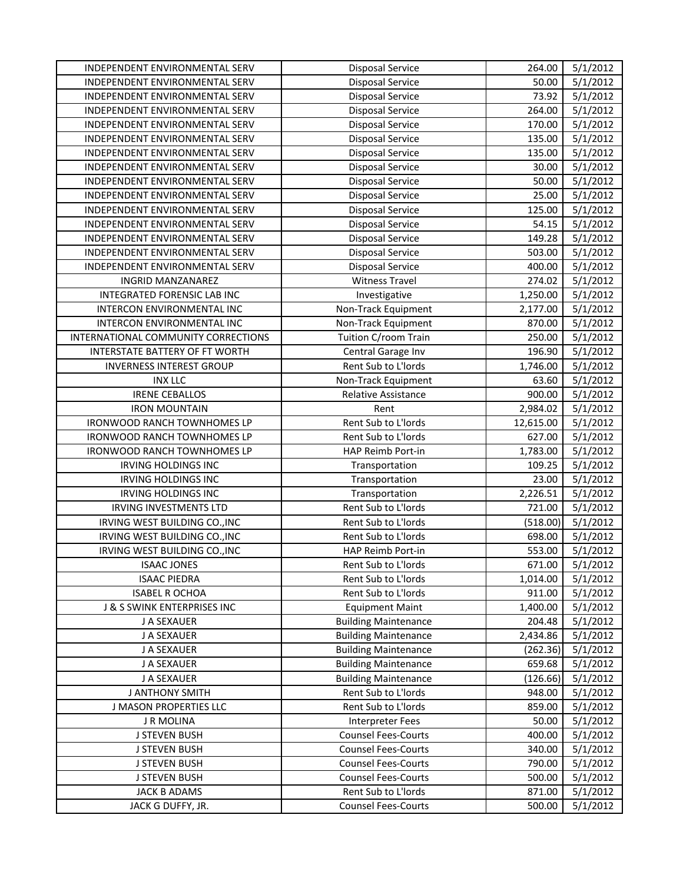| INDEPENDENT ENVIRONMENTAL SERV | Disposal Service | 264.00 | 5/1/2012 |
|---|---|---|---|
| INDEPENDENT ENVIRONMENTAL SERV | Disposal Service | 50.00 | 5/1/2012 |
| INDEPENDENT ENVIRONMENTAL SERV | Disposal Service | 73.92 | 5/1/2012 |
| INDEPENDENT ENVIRONMENTAL SERV | Disposal Service | 264.00 | 5/1/2012 |
| INDEPENDENT ENVIRONMENTAL SERV | Disposal Service | 170.00 | 5/1/2012 |
| INDEPENDENT ENVIRONMENTAL SERV | Disposal Service | 135.00 | 5/1/2012 |
| INDEPENDENT ENVIRONMENTAL SERV | Disposal Service | 135.00 | 5/1/2012 |
| INDEPENDENT ENVIRONMENTAL SERV | Disposal Service | 30.00 | 5/1/2012 |
| INDEPENDENT ENVIRONMENTAL SERV | Disposal Service | 50.00 | 5/1/2012 |
| INDEPENDENT ENVIRONMENTAL SERV | Disposal Service | 25.00 | 5/1/2012 |
| INDEPENDENT ENVIRONMENTAL SERV | Disposal Service | 125.00 | 5/1/2012 |
| INDEPENDENT ENVIRONMENTAL SERV | Disposal Service | 54.15 | 5/1/2012 |
| INDEPENDENT ENVIRONMENTAL SERV | Disposal Service | 149.28 | 5/1/2012 |
| INDEPENDENT ENVIRONMENTAL SERV | Disposal Service | 503.00 | 5/1/2012 |
| INDEPENDENT ENVIRONMENTAL SERV | Disposal Service | 400.00 | 5/1/2012 |
| INGRID MANZANAREZ | Witness Travel | 274.02 | 5/1/2012 |
| INTEGRATED FORENSIC LAB INC | Investigative | 1,250.00 | 5/1/2012 |
| INTERCON ENVIRONMENTAL INC | Non-Track Equipment | 2,177.00 | 5/1/2012 |
| INTERCON ENVIRONMENTAL INC | Non-Track Equipment | 870.00 | 5/1/2012 |
| INTERNATIONAL COMMUNITY CORRECTIONS | Tuition C/room Train | 250.00 | 5/1/2012 |
| INTERSTATE BATTERY OF FT WORTH | Central Garage Inv | 196.90 | 5/1/2012 |
| INVERNESS INTEREST GROUP | Rent Sub to L'lords | 1,746.00 | 5/1/2012 |
| INX LLC | Non-Track Equipment | 63.60 | 5/1/2012 |
| IRENE CEBALLOS | Relative Assistance | 900.00 | 5/1/2012 |
| IRON MOUNTAIN | Rent | 2,984.02 | 5/1/2012 |
| IRONWOOD RANCH TOWNHOMES LP | Rent Sub to L'lords | 12,615.00 | 5/1/2012 |
| IRONWOOD RANCH TOWNHOMES LP | Rent Sub to L'lords | 627.00 | 5/1/2012 |
| IRONWOOD RANCH TOWNHOMES LP | HAP Reimb Port-in | 1,783.00 | 5/1/2012 |
| IRVING HOLDINGS INC | Transportation | 109.25 | 5/1/2012 |
| IRVING HOLDINGS INC | Transportation | 23.00 | 5/1/2012 |
| IRVING HOLDINGS INC | Transportation | 2,226.51 | 5/1/2012 |
| IRVING INVESTMENTS LTD | Rent Sub to L'lords | 721.00 | 5/1/2012 |
| IRVING WEST BUILDING CO.,INC | Rent Sub to L'lords | (518.00) | 5/1/2012 |
| IRVING WEST BUILDING CO.,INC | Rent Sub to L'lords | 698.00 | 5/1/2012 |
| IRVING WEST BUILDING CO.,INC | HAP Reimb Port-in | 553.00 | 5/1/2012 |
| ISAAC JONES | Rent Sub to L'lords | 671.00 | 5/1/2012 |
| ISAAC PIEDRA | Rent Sub to L'lords | 1,014.00 | 5/1/2012 |
| ISABEL R OCHOA | Rent Sub to L'lords | 911.00 | 5/1/2012 |
| J & S SWINK ENTERPRISES INC | Equipment Maint | 1,400.00 | 5/1/2012 |
| J A SEXAUER | Building Maintenance | 204.48 | 5/1/2012 |
| J A SEXAUER | Building Maintenance | 2,434.86 | 5/1/2012 |
| J A SEXAUER | Building Maintenance | (262.36) | 5/1/2012 |
| J A SEXAUER | Building Maintenance | 659.68 | 5/1/2012 |
| J A SEXAUER | Building Maintenance | (126.66) | 5/1/2012 |
| J ANTHONY SMITH | Rent Sub to L'lords | 948.00 | 5/1/2012 |
| J MASON PROPERTIES LLC | Rent Sub to L'lords | 859.00 | 5/1/2012 |
| J R MOLINA | Interpreter Fees | 50.00 | 5/1/2012 |
| J STEVEN BUSH | Counsel Fees-Courts | 400.00 | 5/1/2012 |
| J STEVEN BUSH | Counsel Fees-Courts | 340.00 | 5/1/2012 |
| J STEVEN BUSH | Counsel Fees-Courts | 790.00 | 5/1/2012 |
| J STEVEN BUSH | Counsel Fees-Courts | 500.00 | 5/1/2012 |
| JACK B ADAMS | Rent Sub to L'lords | 871.00 | 5/1/2012 |
| JACK G DUFFY, JR. | Counsel Fees-Courts | 500.00 | 5/1/2012 |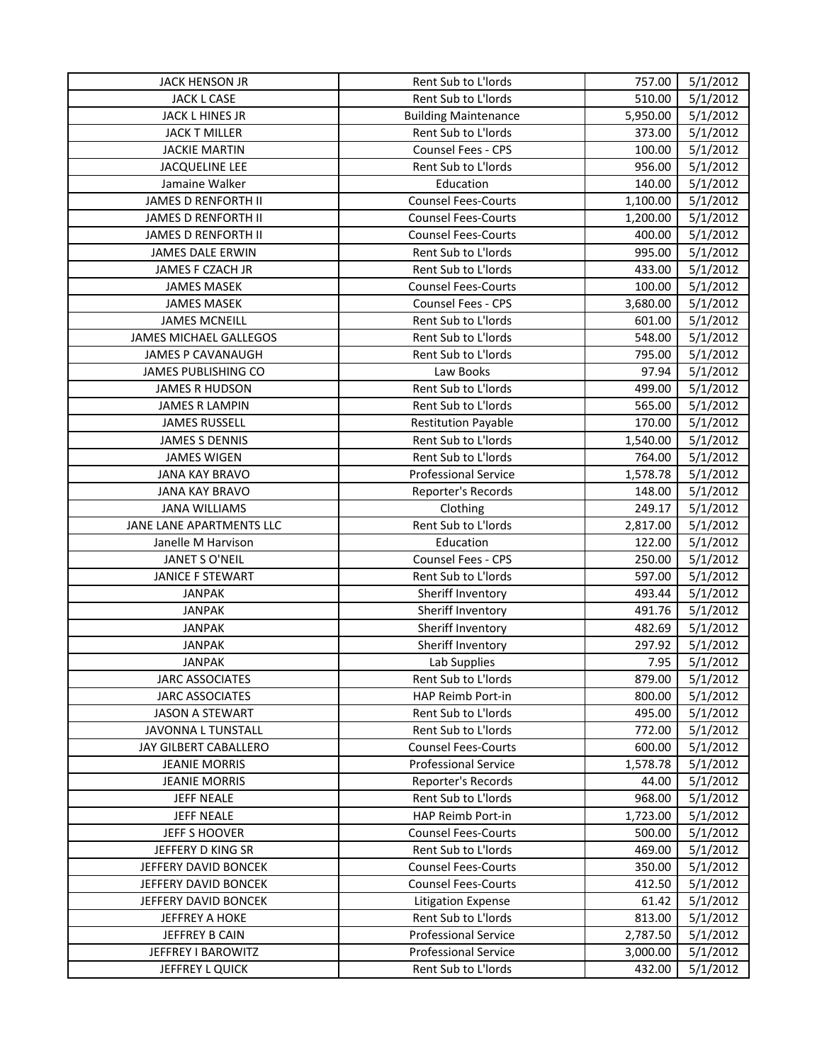| JACK HENSON JR | Rent Sub to L'lords | 757.00 | 5/1/2012 |
|---|---|---|---|
| JACK L CASE | Rent Sub to L'lords | 510.00 | 5/1/2012 |
| JACK L HINES JR | Building Maintenance | 5,950.00 | 5/1/2012 |
| JACK T MILLER | Rent Sub to L'lords | 373.00 | 5/1/2012 |
| JACKIE MARTIN | Counsel Fees - CPS | 100.00 | 5/1/2012 |
| JACQUELINE LEE | Rent Sub to L'lords | 956.00 | 5/1/2012 |
| Jamaine Walker | Education | 140.00 | 5/1/2012 |
| JAMES D RENFORTH II | Counsel Fees-Courts | 1,100.00 | 5/1/2012 |
| JAMES D RENFORTH II | Counsel Fees-Courts | 1,200.00 | 5/1/2012 |
| JAMES D RENFORTH II | Counsel Fees-Courts | 400.00 | 5/1/2012 |
| JAMES DALE ERWIN | Rent Sub to L'lords | 995.00 | 5/1/2012 |
| JAMES F CZACH JR | Rent Sub to L'lords | 433.00 | 5/1/2012 |
| JAMES MASEK | Counsel Fees-Courts | 100.00 | 5/1/2012 |
| JAMES MASEK | Counsel Fees - CPS | 3,680.00 | 5/1/2012 |
| JAMES MCNEILL | Rent Sub to L'lords | 601.00 | 5/1/2012 |
| JAMES MICHAEL GALLEGOS | Rent Sub to L'lords | 548.00 | 5/1/2012 |
| JAMES P CAVANAUGH | Rent Sub to L'lords | 795.00 | 5/1/2012 |
| JAMES PUBLISHING CO | Law Books | 97.94 | 5/1/2012 |
| JAMES R HUDSON | Rent Sub to L'lords | 499.00 | 5/1/2012 |
| JAMES R LAMPIN | Rent Sub to L'lords | 565.00 | 5/1/2012 |
| JAMES RUSSELL | Restitution Payable | 170.00 | 5/1/2012 |
| JAMES S DENNIS | Rent Sub to L'lords | 1,540.00 | 5/1/2012 |
| JAMES WIGEN | Rent Sub to L'lords | 764.00 | 5/1/2012 |
| JANA KAY BRAVO | Professional Service | 1,578.78 | 5/1/2012 |
| JANA KAY BRAVO | Reporter's Records | 148.00 | 5/1/2012 |
| JANA WILLIAMS | Clothing | 249.17 | 5/1/2012 |
| JANE LANE APARTMENTS LLC | Rent Sub to L'lords | 2,817.00 | 5/1/2012 |
| Janelle M Harvison | Education | 122.00 | 5/1/2012 |
| JANET S O'NEIL | Counsel Fees - CPS | 250.00 | 5/1/2012 |
| JANICE F STEWART | Rent Sub to L'lords | 597.00 | 5/1/2012 |
| JANPAK | Sheriff Inventory | 493.44 | 5/1/2012 |
| JANPAK | Sheriff Inventory | 491.76 | 5/1/2012 |
| JANPAK | Sheriff Inventory | 482.69 | 5/1/2012 |
| JANPAK | Sheriff Inventory | 297.92 | 5/1/2012 |
| JANPAK | Lab Supplies | 7.95 | 5/1/2012 |
| JARC ASSOCIATES | Rent Sub to L'lords | 879.00 | 5/1/2012 |
| JARC ASSOCIATES | HAP Reimb Port-in | 800.00 | 5/1/2012 |
| JASON A STEWART | Rent Sub to L'lords | 495.00 | 5/1/2012 |
| JAVONNA L TUNSTALL | Rent Sub to L'lords | 772.00 | 5/1/2012 |
| JAY GILBERT CABALLERO | Counsel Fees-Courts | 600.00 | 5/1/2012 |
| JEANIE MORRIS | Professional Service | 1,578.78 | 5/1/2012 |
| JEANIE MORRIS | Reporter's Records | 44.00 | 5/1/2012 |
| JEFF NEALE | Rent Sub to L'lords | 968.00 | 5/1/2012 |
| JEFF NEALE | HAP Reimb Port-in | 1,723.00 | 5/1/2012 |
| JEFF S HOOVER | Counsel Fees-Courts | 500.00 | 5/1/2012 |
| JEFFERY D KING SR | Rent Sub to L'lords | 469.00 | 5/1/2012 |
| JEFFERY DAVID BONCEK | Counsel Fees-Courts | 350.00 | 5/1/2012 |
| JEFFERY DAVID BONCEK | Counsel Fees-Courts | 412.50 | 5/1/2012 |
| JEFFERY DAVID BONCEK | Litigation Expense | 61.42 | 5/1/2012 |
| JEFFREY A HOKE | Rent Sub to L'lords | 813.00 | 5/1/2012 |
| JEFFREY B CAIN | Professional Service | 2,787.50 | 5/1/2012 |
| JEFFREY I BAROWITZ | Professional Service | 3,000.00 | 5/1/2012 |
| JEFFREY L QUICK | Rent Sub to L'lords | 432.00 | 5/1/2012 |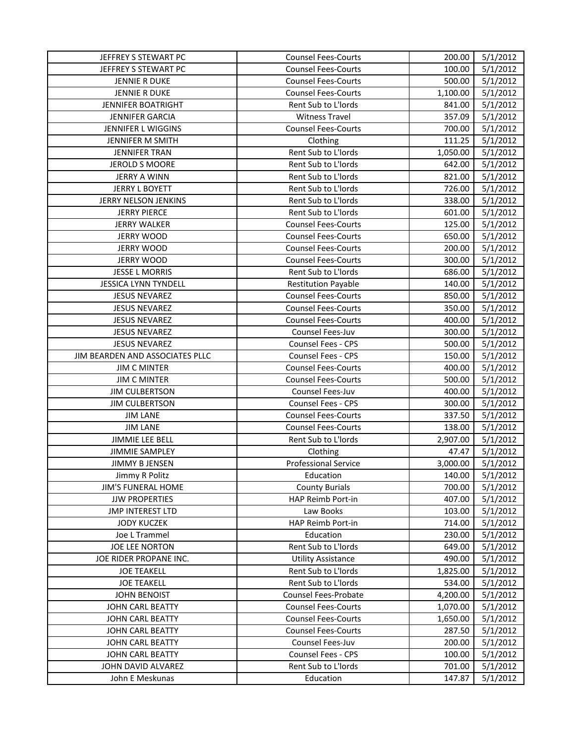| JEFFREY S STEWART PC | Counsel Fees-Courts | 200.00 | 5/1/2012 |
|---|---|---|---|
| JEFFREY S STEWART PC | Counsel Fees-Courts | 100.00 | 5/1/2012 |
| JENNIE R DUKE | Counsel Fees-Courts | 500.00 | 5/1/2012 |
| JENNIE R DUKE | Counsel Fees-Courts | 1,100.00 | 5/1/2012 |
| JENNIFER BOATRIGHT | Rent Sub to L'lords | 841.00 | 5/1/2012 |
| JENNIFER GARCIA | Witness Travel | 357.09 | 5/1/2012 |
| JENNIFER L WIGGINS | Counsel Fees-Courts | 700.00 | 5/1/2012 |
| JENNIFER M SMITH | Clothing | 111.25 | 5/1/2012 |
| JENNIFER TRAN | Rent Sub to L'lords | 1,050.00 | 5/1/2012 |
| JEROLD S MOORE | Rent Sub to L'lords | 642.00 | 5/1/2012 |
| JERRY A WINN | Rent Sub to L'lords | 821.00 | 5/1/2012 |
| JERRY L BOYETT | Rent Sub to L'lords | 726.00 | 5/1/2012 |
| JERRY NELSON JENKINS | Rent Sub to L'lords | 338.00 | 5/1/2012 |
| JERRY PIERCE | Rent Sub to L'lords | 601.00 | 5/1/2012 |
| JERRY WALKER | Counsel Fees-Courts | 125.00 | 5/1/2012 |
| JERRY WOOD | Counsel Fees-Courts | 650.00 | 5/1/2012 |
| JERRY WOOD | Counsel Fees-Courts | 200.00 | 5/1/2012 |
| JERRY WOOD | Counsel Fees-Courts | 300.00 | 5/1/2012 |
| JESSE L MORRIS | Rent Sub to L'lords | 686.00 | 5/1/2012 |
| JESSICA LYNN TYNDELL | Restitution Payable | 140.00 | 5/1/2012 |
| JESUS NEVAREZ | Counsel Fees-Courts | 850.00 | 5/1/2012 |
| JESUS NEVAREZ | Counsel Fees-Courts | 350.00 | 5/1/2012 |
| JESUS NEVAREZ | Counsel Fees-Courts | 400.00 | 5/1/2012 |
| JESUS NEVAREZ | Counsel Fees-Juv | 300.00 | 5/1/2012 |
| JESUS NEVAREZ | Counsel Fees - CPS | 500.00 | 5/1/2012 |
| JIM BEARDEN AND ASSOCIATES PLLC | Counsel Fees - CPS | 150.00 | 5/1/2012 |
| JIM C MINTER | Counsel Fees-Courts | 400.00 | 5/1/2012 |
| JIM C MINTER | Counsel Fees-Courts | 500.00 | 5/1/2012 |
| JIM CULBERTSON | Counsel Fees-Juv | 400.00 | 5/1/2012 |
| JIM CULBERTSON | Counsel Fees - CPS | 300.00 | 5/1/2012 |
| JIM LANE | Counsel Fees-Courts | 337.50 | 5/1/2012 |
| JIM LANE | Counsel Fees-Courts | 138.00 | 5/1/2012 |
| JIMMIE LEE BELL | Rent Sub to L'lords | 2,907.00 | 5/1/2012 |
| JIMMIE SAMPLEY | Clothing | 47.47 | 5/1/2012 |
| JIMMY B JENSEN | Professional Service | 3,000.00 | 5/1/2012 |
| Jimmy R Politz | Education | 140.00 | 5/1/2012 |
| JIM'S FUNERAL HOME | County Burials | 700.00 | 5/1/2012 |
| JJW PROPERTIES | HAP Reimb Port-in | 407.00 | 5/1/2012 |
| JMP INTEREST LTD | Law Books | 103.00 | 5/1/2012 |
| JODY KUCZEK | HAP Reimb Port-in | 714.00 | 5/1/2012 |
| Joe L Trammel | Education | 230.00 | 5/1/2012 |
| JOE LEE NORTON | Rent Sub to L'lords | 649.00 | 5/1/2012 |
| JOE RIDER PROPANE INC. | Utility Assistance | 490.00 | 5/1/2012 |
| JOE TEAKELL | Rent Sub to L'lords | 1,825.00 | 5/1/2012 |
| JOE TEAKELL | Rent Sub to L'lords | 534.00 | 5/1/2012 |
| JOHN BENOIST | Counsel Fees-Probate | 4,200.00 | 5/1/2012 |
| JOHN CARL BEATTY | Counsel Fees-Courts | 1,070.00 | 5/1/2012 |
| JOHN CARL BEATTY | Counsel Fees-Courts | 1,650.00 | 5/1/2012 |
| JOHN CARL BEATTY | Counsel Fees-Courts | 287.50 | 5/1/2012 |
| JOHN CARL BEATTY | Counsel Fees-Juv | 200.00 | 5/1/2012 |
| JOHN CARL BEATTY | Counsel Fees - CPS | 100.00 | 5/1/2012 |
| JOHN DAVID ALVAREZ | Rent Sub to L'lords | 701.00 | 5/1/2012 |
| John E Meskunas | Education | 147.87 | 5/1/2012 |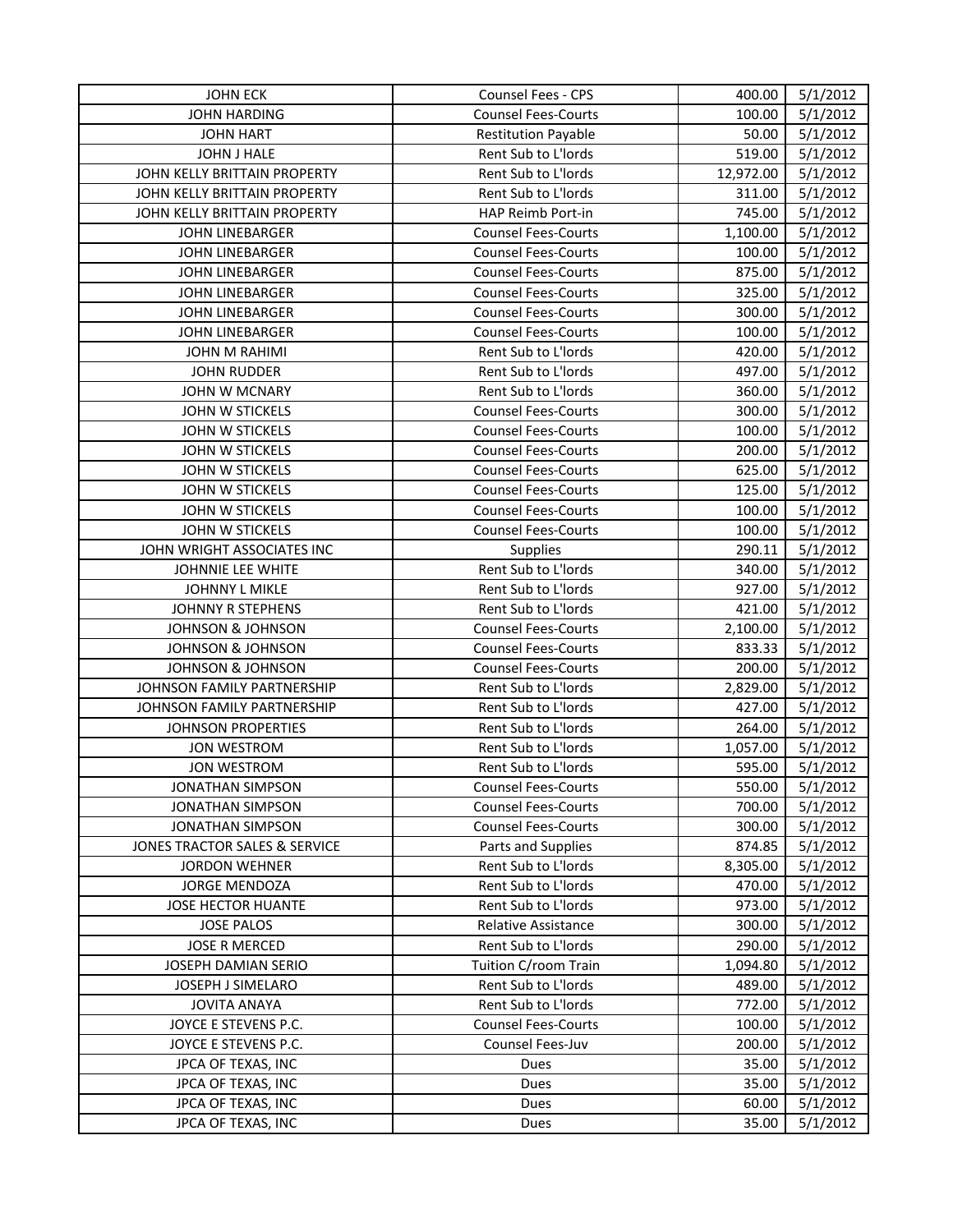| | | | |
|---|---|---|---|
| JOHN ECK | Counsel Fees - CPS | 400.00 | 5/1/2012 |
| JOHN HARDING | Counsel Fees-Courts | 100.00 | 5/1/2012 |
| JOHN HART | Restitution Payable | 50.00 | 5/1/2012 |
| JOHN J HALE | Rent Sub to L'lords | 519.00 | 5/1/2012 |
| JOHN KELLY BRITTAIN PROPERTY | Rent Sub to L'lords | 12,972.00 | 5/1/2012 |
| JOHN KELLY BRITTAIN PROPERTY | Rent Sub to L'lords | 311.00 | 5/1/2012 |
| JOHN KELLY BRITTAIN PROPERTY | HAP Reimb Port-in | 745.00 | 5/1/2012 |
| JOHN LINEBARGER | Counsel Fees-Courts | 1,100.00 | 5/1/2012 |
| JOHN LINEBARGER | Counsel Fees-Courts | 100.00 | 5/1/2012 |
| JOHN LINEBARGER | Counsel Fees-Courts | 875.00 | 5/1/2012 |
| JOHN LINEBARGER | Counsel Fees-Courts | 325.00 | 5/1/2012 |
| JOHN LINEBARGER | Counsel Fees-Courts | 300.00 | 5/1/2012 |
| JOHN LINEBARGER | Counsel Fees-Courts | 100.00 | 5/1/2012 |
| JOHN M RAHIMI | Rent Sub to L'lords | 420.00 | 5/1/2012 |
| JOHN RUDDER | Rent Sub to L'lords | 497.00 | 5/1/2012 |
| JOHN W MCNARY | Rent Sub to L'lords | 360.00 | 5/1/2012 |
| JOHN W STICKELS | Counsel Fees-Courts | 300.00 | 5/1/2012 |
| JOHN W STICKELS | Counsel Fees-Courts | 100.00 | 5/1/2012 |
| JOHN W STICKELS | Counsel Fees-Courts | 200.00 | 5/1/2012 |
| JOHN W STICKELS | Counsel Fees-Courts | 625.00 | 5/1/2012 |
| JOHN W STICKELS | Counsel Fees-Courts | 125.00 | 5/1/2012 |
| JOHN W STICKELS | Counsel Fees-Courts | 100.00 | 5/1/2012 |
| JOHN W STICKELS | Counsel Fees-Courts | 100.00 | 5/1/2012 |
| JOHN WRIGHT ASSOCIATES INC | Supplies | 290.11 | 5/1/2012 |
| JOHNNIE LEE WHITE | Rent Sub to L'lords | 340.00 | 5/1/2012 |
| JOHNNY L MIKLE | Rent Sub to L'lords | 927.00 | 5/1/2012 |
| JOHNNY R STEPHENS | Rent Sub to L'lords | 421.00 | 5/1/2012 |
| JOHNSON & JOHNSON | Counsel Fees-Courts | 2,100.00 | 5/1/2012 |
| JOHNSON & JOHNSON | Counsel Fees-Courts | 833.33 | 5/1/2012 |
| JOHNSON & JOHNSON | Counsel Fees-Courts | 200.00 | 5/1/2012 |
| JOHNSON FAMILY PARTNERSHIP | Rent Sub to L'lords | 2,829.00 | 5/1/2012 |
| JOHNSON FAMILY PARTNERSHIP | Rent Sub to L'lords | 427.00 | 5/1/2012 |
| JOHNSON PROPERTIES | Rent Sub to L'lords | 264.00 | 5/1/2012 |
| JON WESTROM | Rent Sub to L'lords | 1,057.00 | 5/1/2012 |
| JON WESTROM | Rent Sub to L'lords | 595.00 | 5/1/2012 |
| JONATHAN SIMPSON | Counsel Fees-Courts | 550.00 | 5/1/2012 |
| JONATHAN SIMPSON | Counsel Fees-Courts | 700.00 | 5/1/2012 |
| JONATHAN SIMPSON | Counsel Fees-Courts | 300.00 | 5/1/2012 |
| JONES TRACTOR SALES & SERVICE | Parts and Supplies | 874.85 | 5/1/2012 |
| JORDON WEHNER | Rent Sub to L'lords | 8,305.00 | 5/1/2012 |
| JORGE MENDOZA | Rent Sub to L'lords | 470.00 | 5/1/2012 |
| JOSE HECTOR HUANTE | Rent Sub to L'lords | 973.00 | 5/1/2012 |
| JOSE PALOS | Relative Assistance | 300.00 | 5/1/2012 |
| JOSE R MERCED | Rent Sub to L'lords | 290.00 | 5/1/2012 |
| JOSEPH DAMIAN SERIO | Tuition C/room Train | 1,094.80 | 5/1/2012 |
| JOSEPH J SIMELARO | Rent Sub to L'lords | 489.00 | 5/1/2012 |
| JOVITA ANAYA | Rent Sub to L'lords | 772.00 | 5/1/2012 |
| JOYCE E STEVENS P.C. | Counsel Fees-Courts | 100.00 | 5/1/2012 |
| JOYCE E STEVENS P.C. | Counsel Fees-Juv | 200.00 | 5/1/2012 |
| JPCA OF TEXAS, INC | Dues | 35.00 | 5/1/2012 |
| JPCA OF TEXAS, INC | Dues | 35.00 | 5/1/2012 |
| JPCA OF TEXAS, INC | Dues | 60.00 | 5/1/2012 |
| JPCA OF TEXAS, INC | Dues | 35.00 | 5/1/2012 |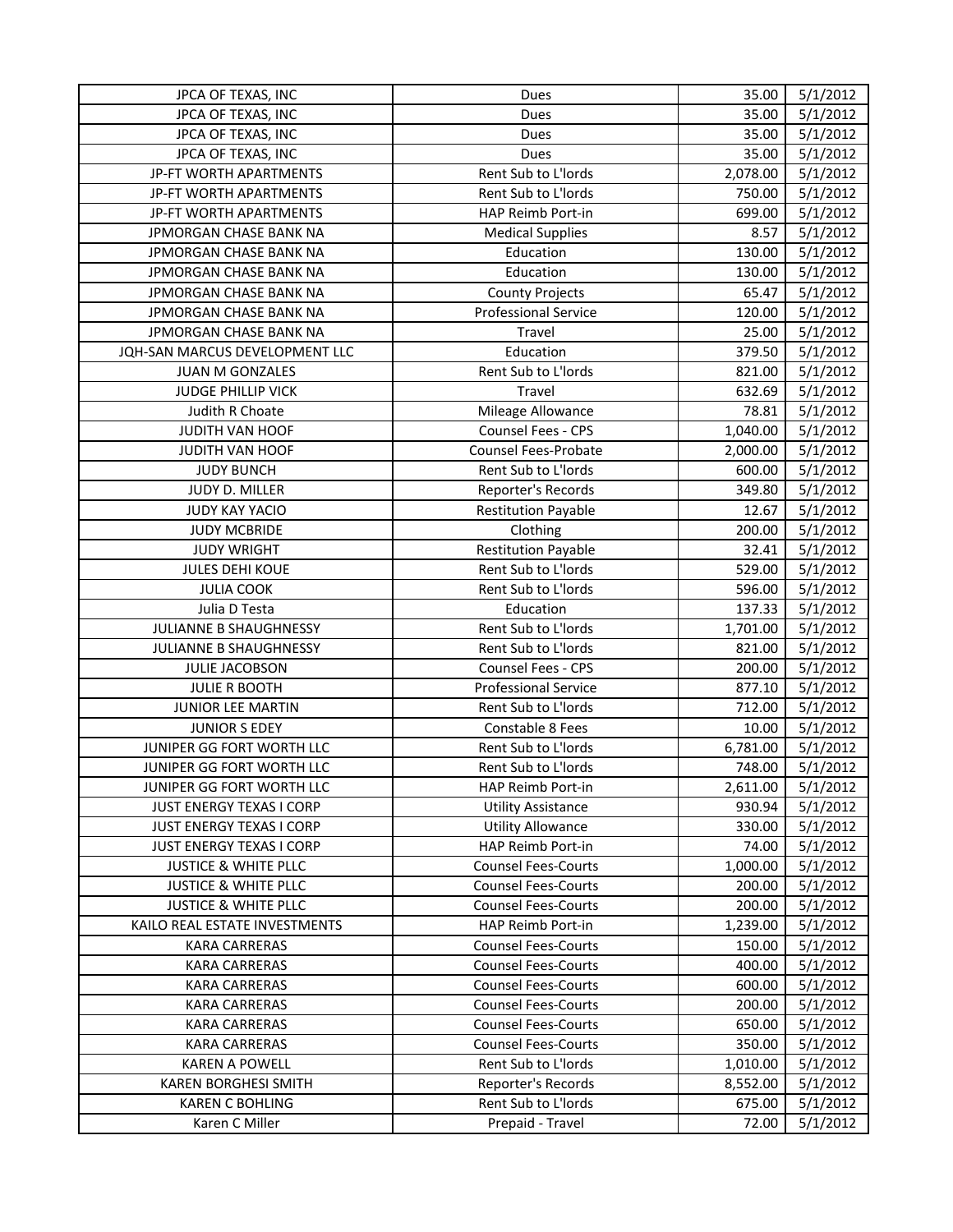| | | | |
|---|---|---|---|
| JPCA OF TEXAS, INC | Dues | 35.00 | 5/1/2012 |
| JPCA OF TEXAS, INC | Dues | 35.00 | 5/1/2012 |
| JPCA OF TEXAS, INC | Dues | 35.00 | 5/1/2012 |
| JPCA OF TEXAS, INC | Dues | 35.00 | 5/1/2012 |
| JP-FT WORTH APARTMENTS | Rent Sub to L'lords | 2,078.00 | 5/1/2012 |
| JP-FT WORTH APARTMENTS | Rent Sub to L'lords | 750.00 | 5/1/2012 |
| JP-FT WORTH APARTMENTS | HAP Reimb Port-in | 699.00 | 5/1/2012 |
| JPMORGAN CHASE BANK NA | Medical Supplies | 8.57 | 5/1/2012 |
| JPMORGAN CHASE BANK NA | Education | 130.00 | 5/1/2012 |
| JPMORGAN CHASE BANK NA | Education | 130.00 | 5/1/2012 |
| JPMORGAN CHASE BANK NA | County Projects | 65.47 | 5/1/2012 |
| JPMORGAN CHASE BANK NA | Professional Service | 120.00 | 5/1/2012 |
| JPMORGAN CHASE BANK NA | Travel | 25.00 | 5/1/2012 |
| JQH-SAN MARCUS DEVELOPMENT LLC | Education | 379.50 | 5/1/2012 |
| JUAN M GONZALES | Rent Sub to L'lords | 821.00 | 5/1/2012 |
| JUDGE PHILLIP VICK | Travel | 632.69 | 5/1/2012 |
| Judith R Choate | Mileage Allowance | 78.81 | 5/1/2012 |
| JUDITH VAN HOOF | Counsel Fees - CPS | 1,040.00 | 5/1/2012 |
| JUDITH VAN HOOF | Counsel Fees-Probate | 2,000.00 | 5/1/2012 |
| JUDY BUNCH | Rent Sub to L'lords | 600.00 | 5/1/2012 |
| JUDY D. MILLER | Reporter's Records | 349.80 | 5/1/2012 |
| JUDY KAY YACIO | Restitution Payable | 12.67 | 5/1/2012 |
| JUDY MCBRIDE | Clothing | 200.00 | 5/1/2012 |
| JUDY WRIGHT | Restitution Payable | 32.41 | 5/1/2012 |
| JULES DEHI KOUE | Rent Sub to L'lords | 529.00 | 5/1/2012 |
| JULIA COOK | Rent Sub to L'lords | 596.00 | 5/1/2012 |
| Julia D Testa | Education | 137.33 | 5/1/2012 |
| JULIANNE B SHAUGHNESSY | Rent Sub to L'lords | 1,701.00 | 5/1/2012 |
| JULIANNE B SHAUGHNESSY | Rent Sub to L'lords | 821.00 | 5/1/2012 |
| JULIE JACOBSON | Counsel Fees - CPS | 200.00 | 5/1/2012 |
| JULIE R BOOTH | Professional Service | 877.10 | 5/1/2012 |
| JUNIOR LEE MARTIN | Rent Sub to L'lords | 712.00 | 5/1/2012 |
| JUNIOR S EDEY | Constable 8 Fees | 10.00 | 5/1/2012 |
| JUNIPER GG FORT WORTH LLC | Rent Sub to L'lords | 6,781.00 | 5/1/2012 |
| JUNIPER GG FORT WORTH LLC | Rent Sub to L'lords | 748.00 | 5/1/2012 |
| JUNIPER GG FORT WORTH LLC | HAP Reimb Port-in | 2,611.00 | 5/1/2012 |
| JUST ENERGY TEXAS I CORP | Utility Assistance | 930.94 | 5/1/2012 |
| JUST ENERGY TEXAS I CORP | Utility Allowance | 330.00 | 5/1/2012 |
| JUST ENERGY TEXAS I CORP | HAP Reimb Port-in | 74.00 | 5/1/2012 |
| JUSTICE & WHITE PLLC | Counsel Fees-Courts | 1,000.00 | 5/1/2012 |
| JUSTICE & WHITE PLLC | Counsel Fees-Courts | 200.00 | 5/1/2012 |
| JUSTICE & WHITE PLLC | Counsel Fees-Courts | 200.00 | 5/1/2012 |
| KAILO REAL ESTATE INVESTMENTS | HAP Reimb Port-in | 1,239.00 | 5/1/2012 |
| KARA CARRERAS | Counsel Fees-Courts | 150.00 | 5/1/2012 |
| KARA CARRERAS | Counsel Fees-Courts | 400.00 | 5/1/2012 |
| KARA CARRERAS | Counsel Fees-Courts | 600.00 | 5/1/2012 |
| KARA CARRERAS | Counsel Fees-Courts | 200.00 | 5/1/2012 |
| KARA CARRERAS | Counsel Fees-Courts | 650.00 | 5/1/2012 |
| KARA CARRERAS | Counsel Fees-Courts | 350.00 | 5/1/2012 |
| KAREN A POWELL | Rent Sub to L'lords | 1,010.00 | 5/1/2012 |
| KAREN BORGHESI SMITH | Reporter's Records | 8,552.00 | 5/1/2012 |
| KAREN C BOHLING | Rent Sub to L'lords | 675.00 | 5/1/2012 |
| Karen C Miller | Prepaid - Travel | 72.00 | 5/1/2012 |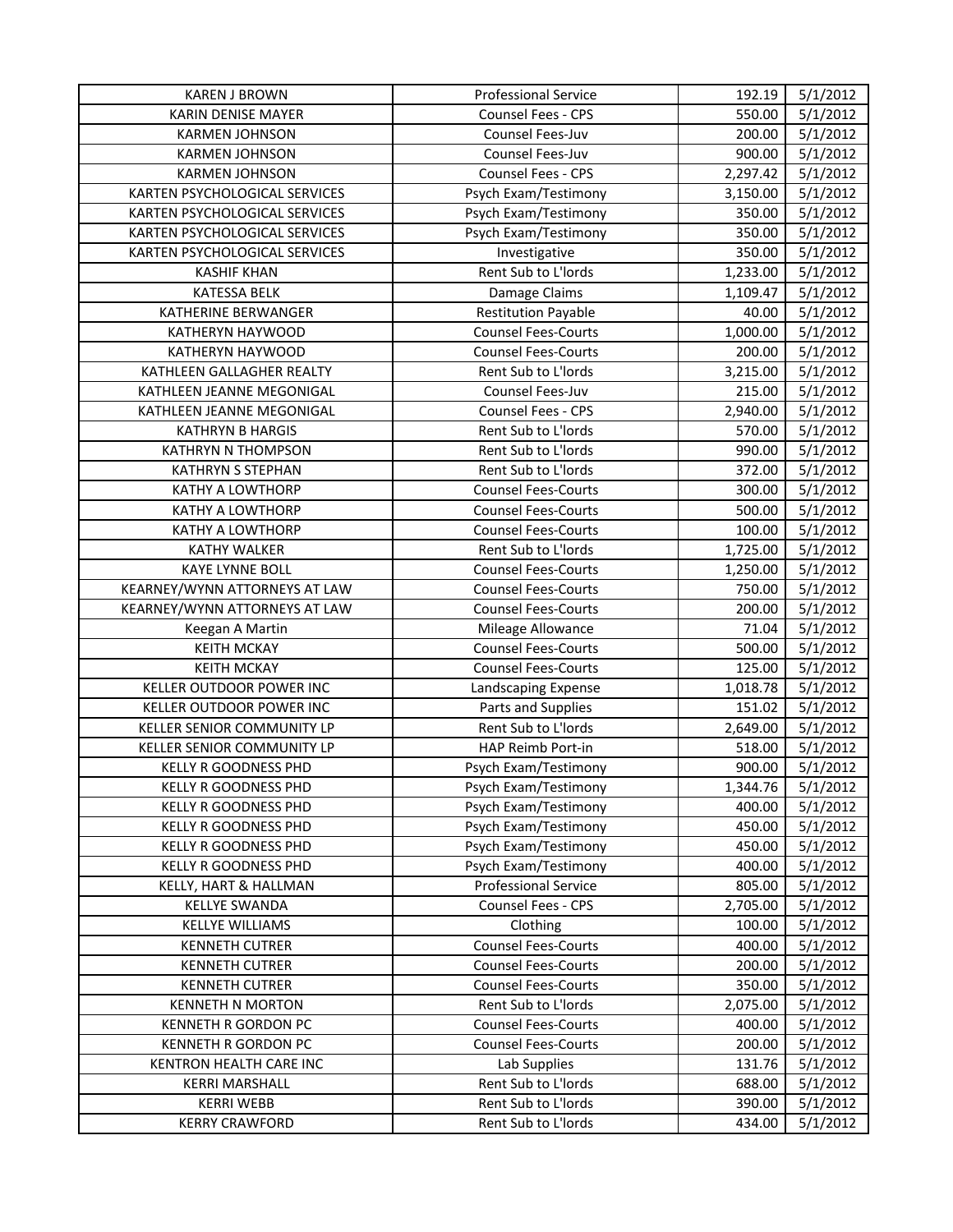| | | | |
|---|---|---|---|
| KAREN J BROWN | Professional Service | 192.19 | 5/1/2012 |
| KARIN DENISE MAYER | Counsel Fees - CPS | 550.00 | 5/1/2012 |
| KARMEN JOHNSON | Counsel Fees-Juv | 200.00 | 5/1/2012 |
| KARMEN JOHNSON | Counsel Fees-Juv | 900.00 | 5/1/2012 |
| KARMEN JOHNSON | Counsel Fees - CPS | 2,297.42 | 5/1/2012 |
| KARTEN PSYCHOLOGICAL SERVICES | Psych Exam/Testimony | 3,150.00 | 5/1/2012 |
| KARTEN PSYCHOLOGICAL SERVICES | Psych Exam/Testimony | 350.00 | 5/1/2012 |
| KARTEN PSYCHOLOGICAL SERVICES | Psych Exam/Testimony | 350.00 | 5/1/2012 |
| KARTEN PSYCHOLOGICAL SERVICES | Investigative | 350.00 | 5/1/2012 |
| KASHIF KHAN | Rent Sub to L'lords | 1,233.00 | 5/1/2012 |
| KATESSA BELK | Damage Claims | 1,109.47 | 5/1/2012 |
| KATHERINE BERWANGER | Restitution Payable | 40.00 | 5/1/2012 |
| KATHERYN HAYWOOD | Counsel Fees-Courts | 1,000.00 | 5/1/2012 |
| KATHERYN HAYWOOD | Counsel Fees-Courts | 200.00 | 5/1/2012 |
| KATHLEEN GALLAGHER REALTY | Rent Sub to L'lords | 3,215.00 | 5/1/2012 |
| KATHLEEN JEANNE MEGONIGAL | Counsel Fees-Juv | 215.00 | 5/1/2012 |
| KATHLEEN JEANNE MEGONIGAL | Counsel Fees - CPS | 2,940.00 | 5/1/2012 |
| KATHRYN B HARGIS | Rent Sub to L'lords | 570.00 | 5/1/2012 |
| KATHRYN N THOMPSON | Rent Sub to L'lords | 990.00 | 5/1/2012 |
| KATHRYN S STEPHAN | Rent Sub to L'lords | 372.00 | 5/1/2012 |
| KATHY A LOWTHORP | Counsel Fees-Courts | 300.00 | 5/1/2012 |
| KATHY A LOWTHORP | Counsel Fees-Courts | 500.00 | 5/1/2012 |
| KATHY A LOWTHORP | Counsel Fees-Courts | 100.00 | 5/1/2012 |
| KATHY WALKER | Rent Sub to L'lords | 1,725.00 | 5/1/2012 |
| KAYE LYNNE BOLL | Counsel Fees-Courts | 1,250.00 | 5/1/2012 |
| KEARNEY/WYNN ATTORNEYS AT LAW | Counsel Fees-Courts | 750.00 | 5/1/2012 |
| KEARNEY/WYNN ATTORNEYS AT LAW | Counsel Fees-Courts | 200.00 | 5/1/2012 |
| Keegan A Martin | Mileage Allowance | 71.04 | 5/1/2012 |
| KEITH MCKAY | Counsel Fees-Courts | 500.00 | 5/1/2012 |
| KEITH MCKAY | Counsel Fees-Courts | 125.00 | 5/1/2012 |
| KELLER OUTDOOR POWER INC | Landscaping Expense | 1,018.78 | 5/1/2012 |
| KELLER OUTDOOR POWER INC | Parts and Supplies | 151.02 | 5/1/2012 |
| KELLER SENIOR COMMUNITY LP | Rent Sub to L'lords | 2,649.00 | 5/1/2012 |
| KELLER SENIOR COMMUNITY LP | HAP Reimb Port-in | 518.00 | 5/1/2012 |
| KELLY R GOODNESS PHD | Psych Exam/Testimony | 900.00 | 5/1/2012 |
| KELLY R GOODNESS PHD | Psych Exam/Testimony | 1,344.76 | 5/1/2012 |
| KELLY R GOODNESS PHD | Psych Exam/Testimony | 400.00 | 5/1/2012 |
| KELLY R GOODNESS PHD | Psych Exam/Testimony | 450.00 | 5/1/2012 |
| KELLY R GOODNESS PHD | Psych Exam/Testimony | 450.00 | 5/1/2012 |
| KELLY R GOODNESS PHD | Psych Exam/Testimony | 400.00 | 5/1/2012 |
| KELLY, HART & HALLMAN | Professional Service | 805.00 | 5/1/2012 |
| KELLYE SWANDA | Counsel Fees - CPS | 2,705.00 | 5/1/2012 |
| KELLYE WILLIAMS | Clothing | 100.00 | 5/1/2012 |
| KENNETH CUTRER | Counsel Fees-Courts | 400.00 | 5/1/2012 |
| KENNETH CUTRER | Counsel Fees-Courts | 200.00 | 5/1/2012 |
| KENNETH CUTRER | Counsel Fees-Courts | 350.00 | 5/1/2012 |
| KENNETH N MORTON | Rent Sub to L'lords | 2,075.00 | 5/1/2012 |
| KENNETH R GORDON PC | Counsel Fees-Courts | 400.00 | 5/1/2012 |
| KENNETH R GORDON PC | Counsel Fees-Courts | 200.00 | 5/1/2012 |
| KENTRON HEALTH CARE INC | Lab Supplies | 131.76 | 5/1/2012 |
| KERRI MARSHALL | Rent Sub to L'lords | 688.00 | 5/1/2012 |
| KERRI WEBB | Rent Sub to L'lords | 390.00 | 5/1/2012 |
| KERRY CRAWFORD | Rent Sub to L'lords | 434.00 | 5/1/2012 |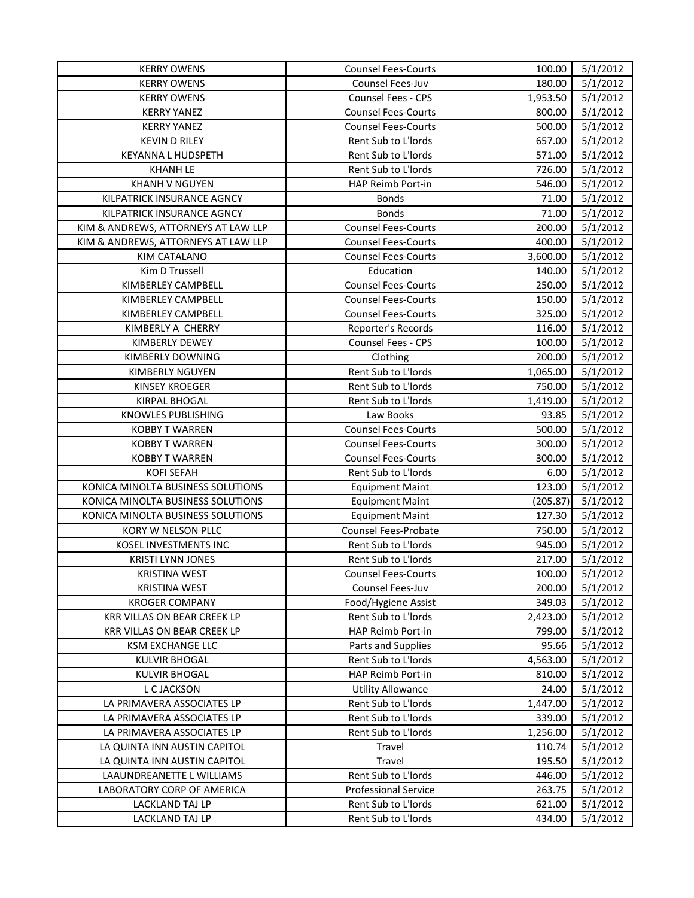| KERRY OWENS | Counsel Fees-Courts | 100.00 | 5/1/2012 |
|---|---|---|---|
| KERRY OWENS | Counsel Fees-Juv | 180.00 | 5/1/2012 |
| KERRY OWENS | Counsel Fees - CPS | 1,953.50 | 5/1/2012 |
| KERRY YANEZ | Counsel Fees-Courts | 800.00 | 5/1/2012 |
| KERRY YANEZ | Counsel Fees-Courts | 500.00 | 5/1/2012 |
| KEVIN D RILEY | Rent Sub to L'lords | 657.00 | 5/1/2012 |
| KEYANNA L HUDSPETH | Rent Sub to L'lords | 571.00 | 5/1/2012 |
| KHANH LE | Rent Sub to L'lords | 726.00 | 5/1/2012 |
| KHANH V NGUYEN | HAP Reimb Port-in | 546.00 | 5/1/2012 |
| KILPATRICK INSURANCE AGNCY | Bonds | 71.00 | 5/1/2012 |
| KILPATRICK INSURANCE AGNCY | Bonds | 71.00 | 5/1/2012 |
| KIM & ANDREWS, ATTORNEYS AT LAW LLP | Counsel Fees-Courts | 200.00 | 5/1/2012 |
| KIM & ANDREWS, ATTORNEYS AT LAW LLP | Counsel Fees-Courts | 400.00 | 5/1/2012 |
| KIM CATALANO | Counsel Fees-Courts | 3,600.00 | 5/1/2012 |
| Kim D Trussell | Education | 140.00 | 5/1/2012 |
| KIMBERLEY CAMPBELL | Counsel Fees-Courts | 250.00 | 5/1/2012 |
| KIMBERLEY CAMPBELL | Counsel Fees-Courts | 150.00 | 5/1/2012 |
| KIMBERLEY CAMPBELL | Counsel Fees-Courts | 325.00 | 5/1/2012 |
| KIMBERLY A CHERRY | Reporter's Records | 116.00 | 5/1/2012 |
| KIMBERLY DEWEY | Counsel Fees - CPS | 100.00 | 5/1/2012 |
| KIMBERLY DOWNING | Clothing | 200.00 | 5/1/2012 |
| KIMBERLY NGUYEN | Rent Sub to L'lords | 1,065.00 | 5/1/2012 |
| KINSEY KROEGER | Rent Sub to L'lords | 750.00 | 5/1/2012 |
| KIRPAL BHOGAL | Rent Sub to L'lords | 1,419.00 | 5/1/2012 |
| KNOWLES PUBLISHING | Law Books | 93.85 | 5/1/2012 |
| KOBBY T WARREN | Counsel Fees-Courts | 500.00 | 5/1/2012 |
| KOBBY T WARREN | Counsel Fees-Courts | 300.00 | 5/1/2012 |
| KOBBY T WARREN | Counsel Fees-Courts | 300.00 | 5/1/2012 |
| KOFI SEFAH | Rent Sub to L'lords | 6.00 | 5/1/2012 |
| KONICA MINOLTA BUSINESS SOLUTIONS | Equipment Maint | 123.00 | 5/1/2012 |
| KONICA MINOLTA BUSINESS SOLUTIONS | Equipment Maint | (205.87) | 5/1/2012 |
| KONICA MINOLTA BUSINESS SOLUTIONS | Equipment Maint | 127.30 | 5/1/2012 |
| KORY W NELSON PLLC | Counsel Fees-Probate | 750.00 | 5/1/2012 |
| KOSEL INVESTMENTS INC | Rent Sub to L'lords | 945.00 | 5/1/2012 |
| KRISTI LYNN JONES | Rent Sub to L'lords | 217.00 | 5/1/2012 |
| KRISTINA WEST | Counsel Fees-Courts | 100.00 | 5/1/2012 |
| KRISTINA WEST | Counsel Fees-Juv | 200.00 | 5/1/2012 |
| KROGER COMPANY | Food/Hygiene Assist | 349.03 | 5/1/2012 |
| KRR VILLAS ON BEAR CREEK LP | Rent Sub to L'lords | 2,423.00 | 5/1/2012 |
| KRR VILLAS ON BEAR CREEK LP | HAP Reimb Port-in | 799.00 | 5/1/2012 |
| KSM EXCHANGE LLC | Parts and Supplies | 95.66 | 5/1/2012 |
| KULVIR BHOGAL | Rent Sub to L'lords | 4,563.00 | 5/1/2012 |
| KULVIR BHOGAL | HAP Reimb Port-in | 810.00 | 5/1/2012 |
| L C JACKSON | Utility Allowance | 24.00 | 5/1/2012 |
| LA PRIMAVERA ASSOCIATES LP | Rent Sub to L'lords | 1,447.00 | 5/1/2012 |
| LA PRIMAVERA ASSOCIATES LP | Rent Sub to L'lords | 339.00 | 5/1/2012 |
| LA PRIMAVERA ASSOCIATES LP | Rent Sub to L'lords | 1,256.00 | 5/1/2012 |
| LA QUINTA INN AUSTIN CAPITOL | Travel | 110.74 | 5/1/2012 |
| LA QUINTA INN AUSTIN CAPITOL | Travel | 195.50 | 5/1/2012 |
| LAAUNDREANETTE L WILLIAMS | Rent Sub to L'lords | 446.00 | 5/1/2012 |
| LABORATORY CORP OF AMERICA | Professional Service | 263.75 | 5/1/2012 |
| LACKLAND TAJ LP | Rent Sub to L'lords | 621.00 | 5/1/2012 |
| LACKLAND TAJ LP | Rent Sub to L'lords | 434.00 | 5/1/2012 |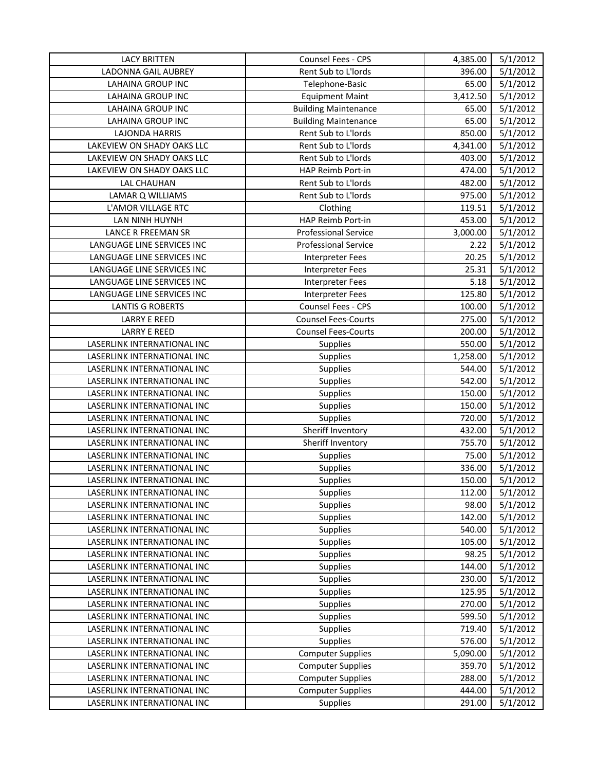| LACY BRITTEN | Counsel Fees - CPS | 4,385.00 | 5/1/2012 |
|---|---|---|---|
| LADONNA GAIL AUBREY | Rent Sub to L'lords | 396.00 | 5/1/2012 |
| LAHAINA GROUP INC | Telephone-Basic | 65.00 | 5/1/2012 |
| LAHAINA GROUP INC | Equipment Maint | 3,412.50 | 5/1/2012 |
| LAHAINA GROUP INC | Building Maintenance | 65.00 | 5/1/2012 |
| LAHAINA GROUP INC | Building Maintenance | 65.00 | 5/1/2012 |
| LAJONDA HARRIS | Rent Sub to L'lords | 850.00 | 5/1/2012 |
| LAKEVIEW ON SHADY OAKS LLC | Rent Sub to L'lords | 4,341.00 | 5/1/2012 |
| LAKEVIEW ON SHADY OAKS LLC | Rent Sub to L'lords | 403.00 | 5/1/2012 |
| LAKEVIEW ON SHADY OAKS LLC | HAP Reimb Port-in | 474.00 | 5/1/2012 |
| LAL CHAUHAN | Rent Sub to L'lords | 482.00 | 5/1/2012 |
| LAMAR Q WILLIAMS | Rent Sub to L'lords | 975.00 | 5/1/2012 |
| L'AMOR VILLAGE RTC | Clothing | 119.51 | 5/1/2012 |
| LAN NINH HUYNH | HAP Reimb Port-in | 453.00 | 5/1/2012 |
| LANCE R FREEMAN SR | Professional Service | 3,000.00 | 5/1/2012 |
| LANGUAGE LINE SERVICES INC | Professional Service | 2.22 | 5/1/2012 |
| LANGUAGE LINE SERVICES INC | Interpreter Fees | 20.25 | 5/1/2012 |
| LANGUAGE LINE SERVICES INC | Interpreter Fees | 25.31 | 5/1/2012 |
| LANGUAGE LINE SERVICES INC | Interpreter Fees | 5.18 | 5/1/2012 |
| LANGUAGE LINE SERVICES INC | Interpreter Fees | 125.80 | 5/1/2012 |
| LANTIS G ROBERTS | Counsel Fees - CPS | 100.00 | 5/1/2012 |
| LARRY E REED | Counsel Fees-Courts | 275.00 | 5/1/2012 |
| LARRY E REED | Counsel Fees-Courts | 200.00 | 5/1/2012 |
| LASERLINK INTERNATIONAL INC | Supplies | 550.00 | 5/1/2012 |
| LASERLINK INTERNATIONAL INC | Supplies | 1,258.00 | 5/1/2012 |
| LASERLINK INTERNATIONAL INC | Supplies | 544.00 | 5/1/2012 |
| LASERLINK INTERNATIONAL INC | Supplies | 542.00 | 5/1/2012 |
| LASERLINK INTERNATIONAL INC | Supplies | 150.00 | 5/1/2012 |
| LASERLINK INTERNATIONAL INC | Supplies | 150.00 | 5/1/2012 |
| LASERLINK INTERNATIONAL INC | Supplies | 720.00 | 5/1/2012 |
| LASERLINK INTERNATIONAL INC | Sheriff Inventory | 432.00 | 5/1/2012 |
| LASERLINK INTERNATIONAL INC | Sheriff Inventory | 755.70 | 5/1/2012 |
| LASERLINK INTERNATIONAL INC | Supplies | 75.00 | 5/1/2012 |
| LASERLINK INTERNATIONAL INC | Supplies | 336.00 | 5/1/2012 |
| LASERLINK INTERNATIONAL INC | Supplies | 150.00 | 5/1/2012 |
| LASERLINK INTERNATIONAL INC | Supplies | 112.00 | 5/1/2012 |
| LASERLINK INTERNATIONAL INC | Supplies | 98.00 | 5/1/2012 |
| LASERLINK INTERNATIONAL INC | Supplies | 142.00 | 5/1/2012 |
| LASERLINK INTERNATIONAL INC | Supplies | 540.00 | 5/1/2012 |
| LASERLINK INTERNATIONAL INC | Supplies | 105.00 | 5/1/2012 |
| LASERLINK INTERNATIONAL INC | Supplies | 98.25 | 5/1/2012 |
| LASERLINK INTERNATIONAL INC | Supplies | 144.00 | 5/1/2012 |
| LASERLINK INTERNATIONAL INC | Supplies | 230.00 | 5/1/2012 |
| LASERLINK INTERNATIONAL INC | Supplies | 125.95 | 5/1/2012 |
| LASERLINK INTERNATIONAL INC | Supplies | 270.00 | 5/1/2012 |
| LASERLINK INTERNATIONAL INC | Supplies | 599.50 | 5/1/2012 |
| LASERLINK INTERNATIONAL INC | Supplies | 719.40 | 5/1/2012 |
| LASERLINK INTERNATIONAL INC | Supplies | 576.00 | 5/1/2012 |
| LASERLINK INTERNATIONAL INC | Computer Supplies | 5,090.00 | 5/1/2012 |
| LASERLINK INTERNATIONAL INC | Computer Supplies | 359.70 | 5/1/2012 |
| LASERLINK INTERNATIONAL INC | Computer Supplies | 288.00 | 5/1/2012 |
| LASERLINK INTERNATIONAL INC | Computer Supplies | 444.00 | 5/1/2012 |
| LASERLINK INTERNATIONAL INC | Supplies | 291.00 | 5/1/2012 |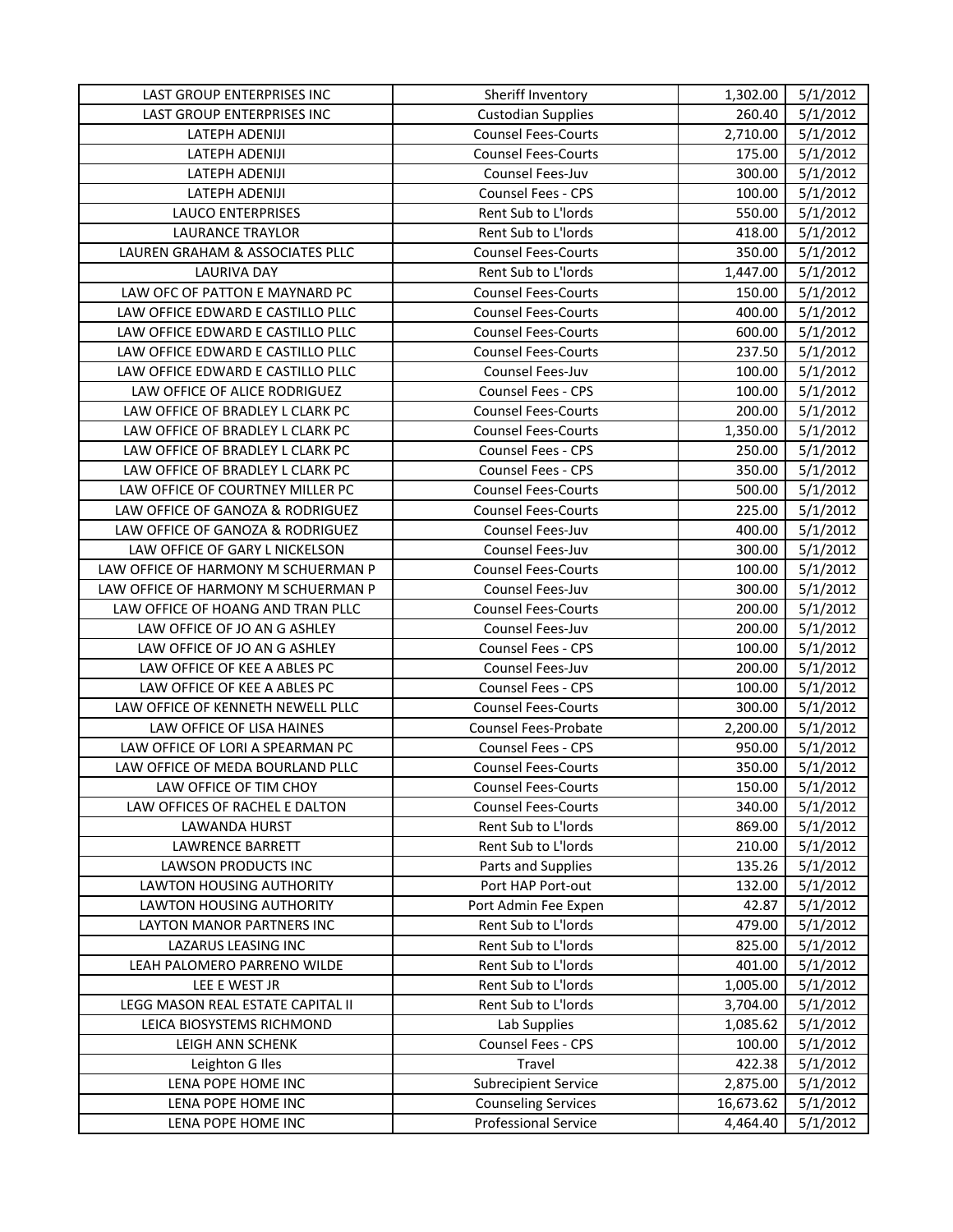| LAST GROUP ENTERPRISES INC | Sheriff Inventory | 1,302.00 | 5/1/2012 |
|---|---|---|---|
| LAST GROUP ENTERPRISES INC | Custodian Supplies | 260.40 | 5/1/2012 |
| LATEPH ADENIJI | Counsel Fees-Courts | 2,710.00 | 5/1/2012 |
| LATEPH ADENIJI | Counsel Fees-Courts | 175.00 | 5/1/2012 |
| LATEPH ADENIJI | Counsel Fees-Juv | 300.00 | 5/1/2012 |
| LATEPH ADENIJI | Counsel Fees - CPS | 100.00 | 5/1/2012 |
| LAUCO ENTERPRISES | Rent Sub to L'lords | 550.00 | 5/1/2012 |
| LAURANCE TRAYLOR | Rent Sub to L'lords | 418.00 | 5/1/2012 |
| LAUREN GRAHAM & ASSOCIATES PLLC | Counsel Fees-Courts | 350.00 | 5/1/2012 |
| LAURIVA DAY | Rent Sub to L'lords | 1,447.00 | 5/1/2012 |
| LAW OFC OF PATTON E MAYNARD PC | Counsel Fees-Courts | 150.00 | 5/1/2012 |
| LAW OFFICE EDWARD E CASTILLO PLLC | Counsel Fees-Courts | 400.00 | 5/1/2012 |
| LAW OFFICE EDWARD E CASTILLO PLLC | Counsel Fees-Courts | 600.00 | 5/1/2012 |
| LAW OFFICE EDWARD E CASTILLO PLLC | Counsel Fees-Courts | 237.50 | 5/1/2012 |
| LAW OFFICE EDWARD E CASTILLO PLLC | Counsel Fees-Juv | 100.00 | 5/1/2012 |
| LAW OFFICE OF ALICE RODRIGUEZ | Counsel Fees - CPS | 100.00 | 5/1/2012 |
| LAW OFFICE OF BRADLEY L CLARK PC | Counsel Fees-Courts | 200.00 | 5/1/2012 |
| LAW OFFICE OF BRADLEY L CLARK PC | Counsel Fees-Courts | 1,350.00 | 5/1/2012 |
| LAW OFFICE OF BRADLEY L CLARK PC | Counsel Fees - CPS | 250.00 | 5/1/2012 |
| LAW OFFICE OF BRADLEY L CLARK PC | Counsel Fees - CPS | 350.00 | 5/1/2012 |
| LAW OFFICE OF COURTNEY MILLER PC | Counsel Fees-Courts | 500.00 | 5/1/2012 |
| LAW OFFICE OF GANOZA & RODRIGUEZ | Counsel Fees-Courts | 225.00 | 5/1/2012 |
| LAW OFFICE OF GANOZA & RODRIGUEZ | Counsel Fees-Juv | 400.00 | 5/1/2012 |
| LAW OFFICE OF GARY L NICKELSON | Counsel Fees-Juv | 300.00 | 5/1/2012 |
| LAW OFFICE OF HARMONY M SCHUERMAN P | Counsel Fees-Courts | 100.00 | 5/1/2012 |
| LAW OFFICE OF HARMONY M SCHUERMAN P | Counsel Fees-Juv | 300.00 | 5/1/2012 |
| LAW OFFICE OF HOANG AND TRAN PLLC | Counsel Fees-Courts | 200.00 | 5/1/2012 |
| LAW OFFICE OF JO AN G ASHLEY | Counsel Fees-Juv | 200.00 | 5/1/2012 |
| LAW OFFICE OF JO AN G ASHLEY | Counsel Fees - CPS | 100.00 | 5/1/2012 |
| LAW OFFICE OF KEE A ABLES PC | Counsel Fees-Juv | 200.00 | 5/1/2012 |
| LAW OFFICE OF KEE A ABLES PC | Counsel Fees - CPS | 100.00 | 5/1/2012 |
| LAW OFFICE OF KENNETH NEWELL PLLC | Counsel Fees-Courts | 300.00 | 5/1/2012 |
| LAW OFFICE OF LISA HAINES | Counsel Fees-Probate | 2,200.00 | 5/1/2012 |
| LAW OFFICE OF LORI A SPEARMAN PC | Counsel Fees - CPS | 950.00 | 5/1/2012 |
| LAW OFFICE OF MEDA BOURLAND PLLC | Counsel Fees-Courts | 350.00 | 5/1/2012 |
| LAW OFFICE OF TIM CHOY | Counsel Fees-Courts | 150.00 | 5/1/2012 |
| LAW OFFICES OF RACHEL E DALTON | Counsel Fees-Courts | 340.00 | 5/1/2012 |
| LAWANDA HURST | Rent Sub to L'lords | 869.00 | 5/1/2012 |
| LAWRENCE BARRETT | Rent Sub to L'lords | 210.00 | 5/1/2012 |
| LAWSON PRODUCTS INC | Parts and Supplies | 135.26 | 5/1/2012 |
| LAWTON HOUSING AUTHORITY | Port HAP Port-out | 132.00 | 5/1/2012 |
| LAWTON HOUSING AUTHORITY | Port Admin Fee Expen | 42.87 | 5/1/2012 |
| LAYTON MANOR PARTNERS INC | Rent Sub to L'lords | 479.00 | 5/1/2012 |
| LAZARUS LEASING INC | Rent Sub to L'lords | 825.00 | 5/1/2012 |
| LEAH PALOMERO PARRENO WILDE | Rent Sub to L'lords | 401.00 | 5/1/2012 |
| LEE E WEST JR | Rent Sub to L'lords | 1,005.00 | 5/1/2012 |
| LEGG MASON REAL ESTATE CAPITAL II | Rent Sub to L'lords | 3,704.00 | 5/1/2012 |
| LEICA BIOSYSTEMS RICHMOND | Lab Supplies | 1,085.62 | 5/1/2012 |
| LEIGH ANN SCHENK | Counsel Fees - CPS | 100.00 | 5/1/2012 |
| Leighton G Iles | Travel | 422.38 | 5/1/2012 |
| LENA POPE HOME INC | Subrecipient Service | 2,875.00 | 5/1/2012 |
| LENA POPE HOME INC | Counseling Services | 16,673.62 | 5/1/2012 |
| LENA POPE HOME INC | Professional Service | 4,464.40 | 5/1/2012 |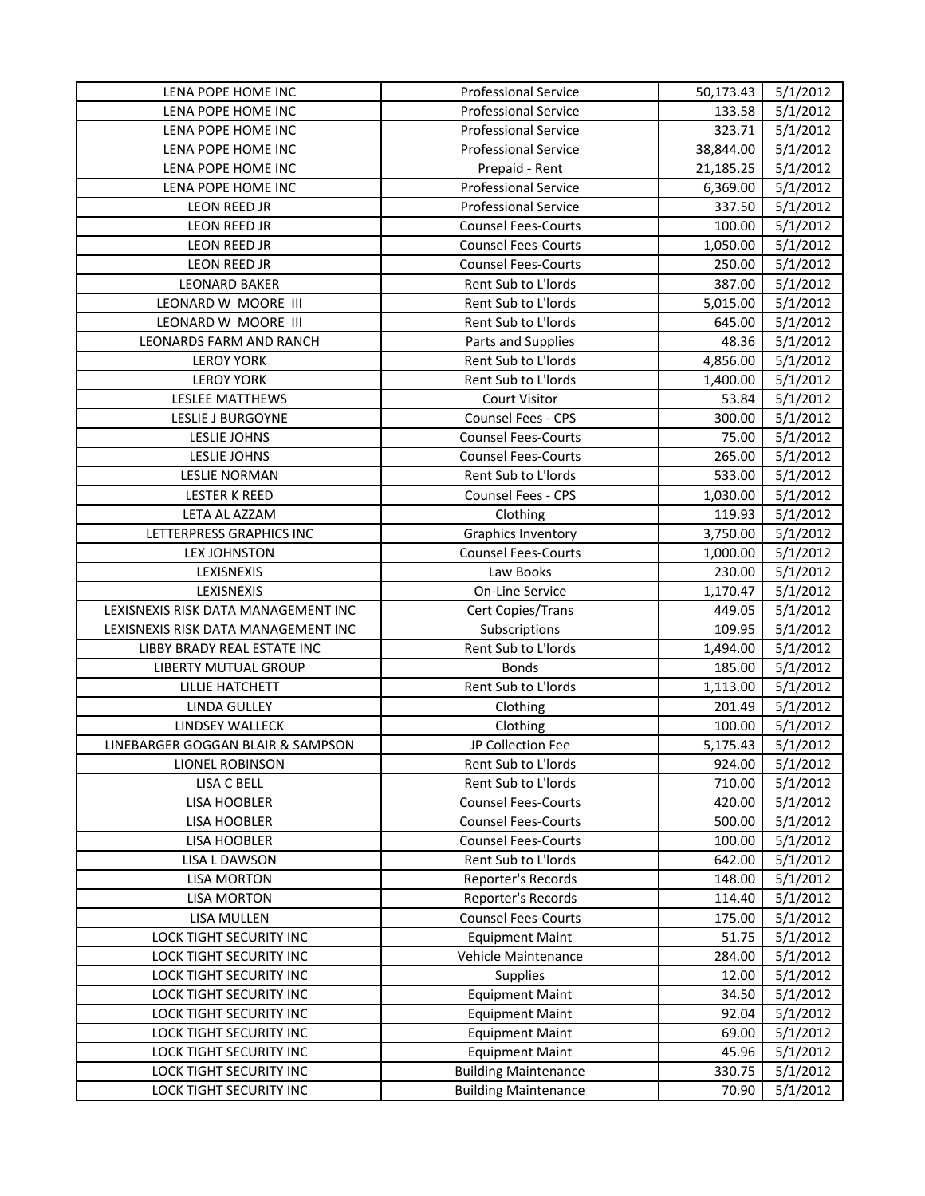| | | | |
|---|---|---|---|
| LENA POPE HOME INC | Professional Service | 50,173.43 | 5/1/2012 |
| LENA POPE HOME INC | Professional Service | 133.58 | 5/1/2012 |
| LENA POPE HOME INC | Professional Service | 323.71 | 5/1/2012 |
| LENA POPE HOME INC | Professional Service | 38,844.00 | 5/1/2012 |
| LENA POPE HOME INC | Prepaid - Rent | 21,185.25 | 5/1/2012 |
| LENA POPE HOME INC | Professional Service | 6,369.00 | 5/1/2012 |
| LEON REED JR | Professional Service | 337.50 | 5/1/2012 |
| LEON REED JR | Counsel Fees-Courts | 100.00 | 5/1/2012 |
| LEON REED JR | Counsel Fees-Courts | 1,050.00 | 5/1/2012 |
| LEON REED JR | Counsel Fees-Courts | 250.00 | 5/1/2012 |
| LEONARD BAKER | Rent Sub to L'lords | 387.00 | 5/1/2012 |
| LEONARD W MOORE III | Rent Sub to L'lords | 5,015.00 | 5/1/2012 |
| LEONARD W MOORE III | Rent Sub to L'lords | 645.00 | 5/1/2012 |
| LEONARDS FARM AND RANCH | Parts and Supplies | 48.36 | 5/1/2012 |
| LEROY YORK | Rent Sub to L'lords | 4,856.00 | 5/1/2012 |
| LEROY YORK | Rent Sub to L'lords | 1,400.00 | 5/1/2012 |
| LESLEE MATTHEWS | Court Visitor | 53.84 | 5/1/2012 |
| LESLIE J BURGOYNE | Counsel Fees - CPS | 300.00 | 5/1/2012 |
| LESLIE JOHNS | Counsel Fees-Courts | 75.00 | 5/1/2012 |
| LESLIE JOHNS | Counsel Fees-Courts | 265.00 | 5/1/2012 |
| LESLIE NORMAN | Rent Sub to L'lords | 533.00 | 5/1/2012 |
| LESTER K REED | Counsel Fees - CPS | 1,030.00 | 5/1/2012 |
| LETA AL AZZAM | Clothing | 119.93 | 5/1/2012 |
| LETTERPRESS GRAPHICS INC | Graphics Inventory | 3,750.00 | 5/1/2012 |
| LEX JOHNSTON | Counsel Fees-Courts | 1,000.00 | 5/1/2012 |
| LEXISNEXIS | Law Books | 230.00 | 5/1/2012 |
| LEXISNEXIS | On-Line Service | 1,170.47 | 5/1/2012 |
| LEXISNEXIS RISK DATA MANAGEMENT INC | Cert Copies/Trans | 449.05 | 5/1/2012 |
| LEXISNEXIS RISK DATA MANAGEMENT INC | Subscriptions | 109.95 | 5/1/2012 |
| LIBBY BRADY REAL ESTATE INC | Rent Sub to L'lords | 1,494.00 | 5/1/2012 |
| LIBERTY MUTUAL GROUP | Bonds | 185.00 | 5/1/2012 |
| LILLIE HATCHETT | Rent Sub to L'lords | 1,113.00 | 5/1/2012 |
| LINDA GULLEY | Clothing | 201.49 | 5/1/2012 |
| LINDSEY WALLECK | Clothing | 100.00 | 5/1/2012 |
| LINEBARGER GOGGAN BLAIR & SAMPSON | JP Collection Fee | 5,175.43 | 5/1/2012 |
| LIONEL ROBINSON | Rent Sub to L'lords | 924.00 | 5/1/2012 |
| LISA C BELL | Rent Sub to L'lords | 710.00 | 5/1/2012 |
| LISA HOOBLER | Counsel Fees-Courts | 420.00 | 5/1/2012 |
| LISA HOOBLER | Counsel Fees-Courts | 500.00 | 5/1/2012 |
| LISA HOOBLER | Counsel Fees-Courts | 100.00 | 5/1/2012 |
| LISA L DAWSON | Rent Sub to L'lords | 642.00 | 5/1/2012 |
| LISA MORTON | Reporter's Records | 148.00 | 5/1/2012 |
| LISA MORTON | Reporter's Records | 114.40 | 5/1/2012 |
| LISA MULLEN | Counsel Fees-Courts | 175.00 | 5/1/2012 |
| LOCK TIGHT SECURITY INC | Equipment Maint | 51.75 | 5/1/2012 |
| LOCK TIGHT SECURITY INC | Vehicle Maintenance | 284.00 | 5/1/2012 |
| LOCK TIGHT SECURITY INC | Supplies | 12.00 | 5/1/2012 |
| LOCK TIGHT SECURITY INC | Equipment Maint | 34.50 | 5/1/2012 |
| LOCK TIGHT SECURITY INC | Equipment Maint | 92.04 | 5/1/2012 |
| LOCK TIGHT SECURITY INC | Equipment Maint | 69.00 | 5/1/2012 |
| LOCK TIGHT SECURITY INC | Equipment Maint | 45.96 | 5/1/2012 |
| LOCK TIGHT SECURITY INC | Building Maintenance | 330.75 | 5/1/2012 |
| LOCK TIGHT SECURITY INC | Building Maintenance | 70.90 | 5/1/2012 |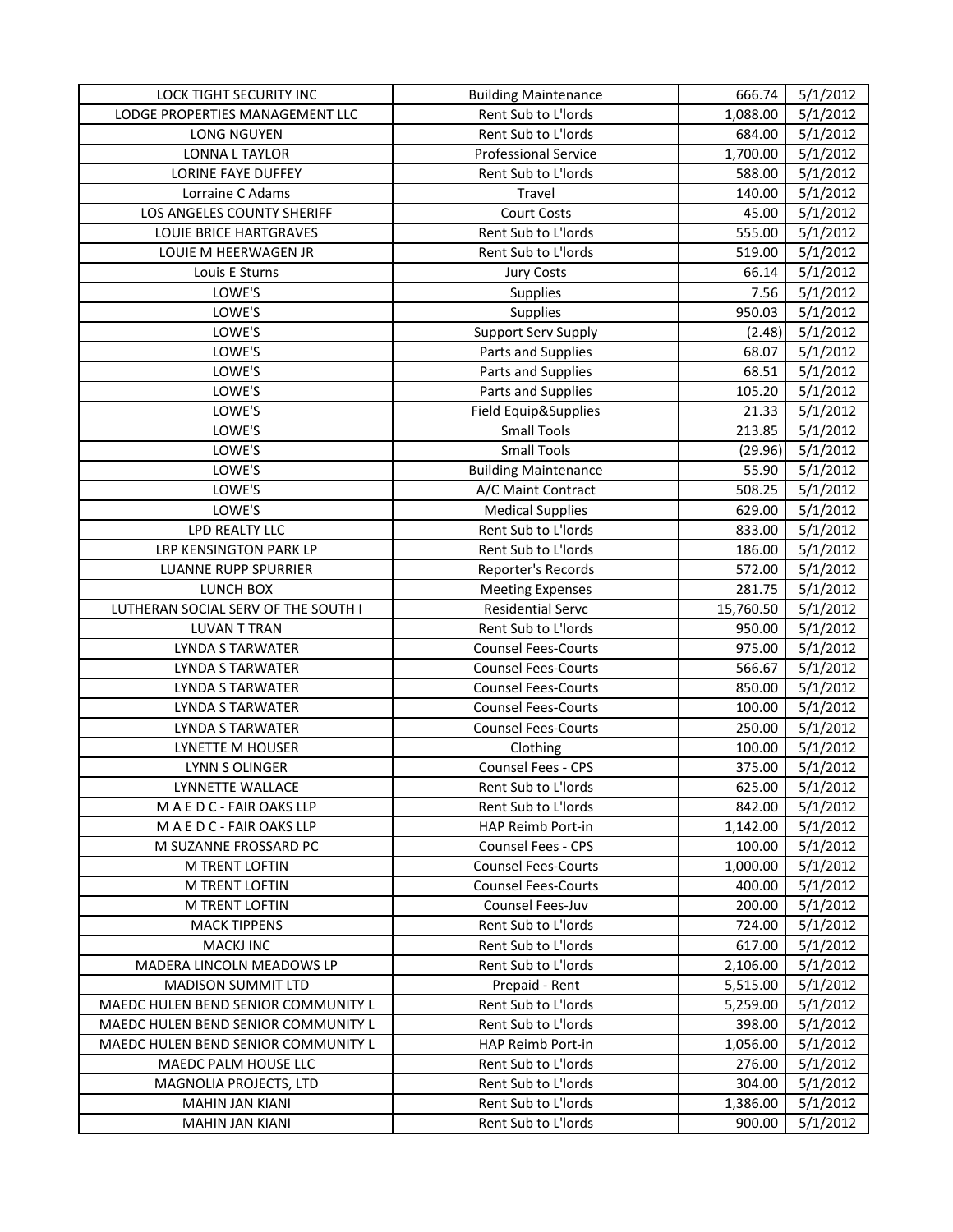| | | | |
|---|---|---|---|
| LOCK TIGHT SECURITY INC | Building Maintenance | 666.74 | 5/1/2012 |
| LODGE PROPERTIES MANAGEMENT LLC | Rent Sub to L'lords | 1,088.00 | 5/1/2012 |
| LONG NGUYEN | Rent Sub to L'lords | 684.00 | 5/1/2012 |
| LONNA L TAYLOR | Professional Service | 1,700.00 | 5/1/2012 |
| LORINE FAYE DUFFEY | Rent Sub to L'lords | 588.00 | 5/1/2012 |
| Lorraine C Adams | Travel | 140.00 | 5/1/2012 |
| LOS ANGELES COUNTY SHERIFF | Court Costs | 45.00 | 5/1/2012 |
| LOUIE BRICE HARTGRAVES | Rent Sub to L'lords | 555.00 | 5/1/2012 |
| LOUIE M HEERWAGEN JR | Rent Sub to L'lords | 519.00 | 5/1/2012 |
| Louis E Sturns | Jury Costs | 66.14 | 5/1/2012 |
| LOWE'S | Supplies | 7.56 | 5/1/2012 |
| LOWE'S | Supplies | 950.03 | 5/1/2012 |
| LOWE'S | Support Serv Supply | (2.48) | 5/1/2012 |
| LOWE'S | Parts and Supplies | 68.07 | 5/1/2012 |
| LOWE'S | Parts and Supplies | 68.51 | 5/1/2012 |
| LOWE'S | Parts and Supplies | 105.20 | 5/1/2012 |
| LOWE'S | Field Equip&Supplies | 21.33 | 5/1/2012 |
| LOWE'S | Small Tools | 213.85 | 5/1/2012 |
| LOWE'S | Small Tools | (29.96) | 5/1/2012 |
| LOWE'S | Building Maintenance | 55.90 | 5/1/2012 |
| LOWE'S | A/C Maint Contract | 508.25 | 5/1/2012 |
| LOWE'S | Medical Supplies | 629.00 | 5/1/2012 |
| LPD REALTY LLC | Rent Sub to L'lords | 833.00 | 5/1/2012 |
| LRP KENSINGTON PARK LP | Rent Sub to L'lords | 186.00 | 5/1/2012 |
| LUANNE RUPP SPURRIER | Reporter's Records | 572.00 | 5/1/2012 |
| LUNCH BOX | Meeting Expenses | 281.75 | 5/1/2012 |
| LUTHERAN SOCIAL SERV OF THE SOUTH I | Residential Servc | 15,760.50 | 5/1/2012 |
| LUVAN T TRAN | Rent Sub to L'lords | 950.00 | 5/1/2012 |
| LYNDA S TARWATER | Counsel Fees-Courts | 975.00 | 5/1/2012 |
| LYNDA S TARWATER | Counsel Fees-Courts | 566.67 | 5/1/2012 |
| LYNDA S TARWATER | Counsel Fees-Courts | 850.00 | 5/1/2012 |
| LYNDA S TARWATER | Counsel Fees-Courts | 100.00 | 5/1/2012 |
| LYNDA S TARWATER | Counsel Fees-Courts | 250.00 | 5/1/2012 |
| LYNETTE M HOUSER | Clothing | 100.00 | 5/1/2012 |
| LYNN S OLINGER | Counsel Fees - CPS | 375.00 | 5/1/2012 |
| LYNNETTE WALLACE | Rent Sub to L'lords | 625.00 | 5/1/2012 |
| M A E D C - FAIR OAKS LLP | Rent Sub to L'lords | 842.00 | 5/1/2012 |
| M A E D C - FAIR OAKS LLP | HAP Reimb Port-in | 1,142.00 | 5/1/2012 |
| M SUZANNE FROSSARD PC | Counsel Fees - CPS | 100.00 | 5/1/2012 |
| M TRENT LOFTIN | Counsel Fees-Courts | 1,000.00 | 5/1/2012 |
| M TRENT LOFTIN | Counsel Fees-Courts | 400.00 | 5/1/2012 |
| M TRENT LOFTIN | Counsel Fees-Juv | 200.00 | 5/1/2012 |
| MACK TIPPENS | Rent Sub to L'lords | 724.00 | 5/1/2012 |
| MACKJ INC | Rent Sub to L'lords | 617.00 | 5/1/2012 |
| MADERA LINCOLN MEADOWS LP | Rent Sub to L'lords | 2,106.00 | 5/1/2012 |
| MADISON SUMMIT LTD | Prepaid - Rent | 5,515.00 | 5/1/2012 |
| MAEDC HULEN BEND SENIOR COMMUNITY L | Rent Sub to L'lords | 5,259.00 | 5/1/2012 |
| MAEDC HULEN BEND SENIOR COMMUNITY L | Rent Sub to L'lords | 398.00 | 5/1/2012 |
| MAEDC HULEN BEND SENIOR COMMUNITY L | HAP Reimb Port-in | 1,056.00 | 5/1/2012 |
| MAEDC PALM HOUSE LLC | Rent Sub to L'lords | 276.00 | 5/1/2012 |
| MAGNOLIA PROJECTS, LTD | Rent Sub to L'lords | 304.00 | 5/1/2012 |
| MAHIN JAN KIANI | Rent Sub to L'lords | 1,386.00 | 5/1/2012 |
| MAHIN JAN KIANI | Rent Sub to L'lords | 900.00 | 5/1/2012 |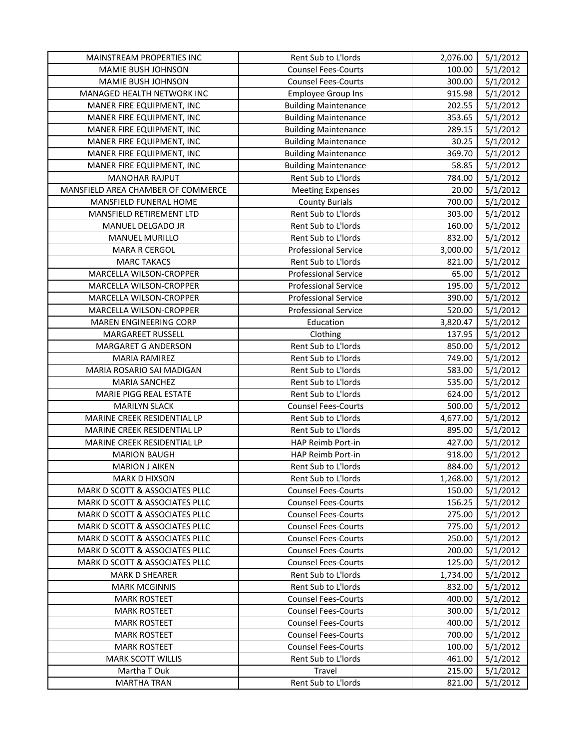| | | | |
|---|---|---|---|
| MAINSTREAM PROPERTIES INC | Rent Sub to L'lords | 2,076.00 | 5/1/2012 |
| MAMIE BUSH JOHNSON | Counsel Fees-Courts | 100.00 | 5/1/2012 |
| MAMIE BUSH JOHNSON | Counsel Fees-Courts | 300.00 | 5/1/2012 |
| MANAGED HEALTH NETWORK INC | Employee Group Ins | 915.98 | 5/1/2012 |
| MANER FIRE EQUIPMENT, INC | Building Maintenance | 202.55 | 5/1/2012 |
| MANER FIRE EQUIPMENT, INC | Building Maintenance | 353.65 | 5/1/2012 |
| MANER FIRE EQUIPMENT, INC | Building Maintenance | 289.15 | 5/1/2012 |
| MANER FIRE EQUIPMENT, INC | Building Maintenance | 30.25 | 5/1/2012 |
| MANER FIRE EQUIPMENT, INC | Building Maintenance | 369.70 | 5/1/2012 |
| MANER FIRE EQUIPMENT, INC | Building Maintenance | 58.85 | 5/1/2012 |
| MANOHAR RAJPUT | Rent Sub to L'lords | 784.00 | 5/1/2012 |
| MANSFIELD AREA CHAMBER OF COMMERCE | Meeting Expenses | 20.00 | 5/1/2012 |
| MANSFIELD FUNERAL HOME | County Burials | 700.00 | 5/1/2012 |
| MANSFIELD RETIREMENT LTD | Rent Sub to L'lords | 303.00 | 5/1/2012 |
| MANUEL DELGADO JR | Rent Sub to L'lords | 160.00 | 5/1/2012 |
| MANUEL MURILLO | Rent Sub to L'lords | 832.00 | 5/1/2012 |
| MARA R CERGOL | Professional Service | 3,000.00 | 5/1/2012 |
| MARC TAKACS | Rent Sub to L'lords | 821.00 | 5/1/2012 |
| MARCELLA WILSON-CROPPER | Professional Service | 65.00 | 5/1/2012 |
| MARCELLA WILSON-CROPPER | Professional Service | 195.00 | 5/1/2012 |
| MARCELLA WILSON-CROPPER | Professional Service | 390.00 | 5/1/2012 |
| MARCELLA WILSON-CROPPER | Professional Service | 520.00 | 5/1/2012 |
| MAREN ENGINEERING CORP | Education | 3,820.47 | 5/1/2012 |
| MARGAREET RUSSELL | Clothing | 137.95 | 5/1/2012 |
| MARGARET G ANDERSON | Rent Sub to L'lords | 850.00 | 5/1/2012 |
| MARIA RAMIREZ | Rent Sub to L'lords | 749.00 | 5/1/2012 |
| MARIA ROSARIO SAI MADIGAN | Rent Sub to L'lords | 583.00 | 5/1/2012 |
| MARIA SANCHEZ | Rent Sub to L'lords | 535.00 | 5/1/2012 |
| MARIE PIGG REAL ESTATE | Rent Sub to L'lords | 624.00 | 5/1/2012 |
| MARILYN SLACK | Counsel Fees-Courts | 500.00 | 5/1/2012 |
| MARINE CREEK RESIDENTIAL LP | Rent Sub to L'lords | 4,677.00 | 5/1/2012 |
| MARINE CREEK RESIDENTIAL LP | Rent Sub to L'lords | 895.00 | 5/1/2012 |
| MARINE CREEK RESIDENTIAL LP | HAP Reimb Port-in | 427.00 | 5/1/2012 |
| MARION BAUGH | HAP Reimb Port-in | 918.00 | 5/1/2012 |
| MARION J AIKEN | Rent Sub to L'lords | 884.00 | 5/1/2012 |
| MARK D HIXSON | Rent Sub to L'lords | 1,268.00 | 5/1/2012 |
| MARK D SCOTT & ASSOCIATES PLLC | Counsel Fees-Courts | 150.00 | 5/1/2012 |
| MARK D SCOTT & ASSOCIATES PLLC | Counsel Fees-Courts | 156.25 | 5/1/2012 |
| MARK D SCOTT & ASSOCIATES PLLC | Counsel Fees-Courts | 275.00 | 5/1/2012 |
| MARK D SCOTT & ASSOCIATES PLLC | Counsel Fees-Courts | 775.00 | 5/1/2012 |
| MARK D SCOTT & ASSOCIATES PLLC | Counsel Fees-Courts | 250.00 | 5/1/2012 |
| MARK D SCOTT & ASSOCIATES PLLC | Counsel Fees-Courts | 200.00 | 5/1/2012 |
| MARK D SCOTT & ASSOCIATES PLLC | Counsel Fees-Courts | 125.00 | 5/1/2012 |
| MARK D SHEARER | Rent Sub to L'lords | 1,734.00 | 5/1/2012 |
| MARK MCGINNIS | Rent Sub to L'lords | 832.00 | 5/1/2012 |
| MARK ROSTEET | Counsel Fees-Courts | 400.00 | 5/1/2012 |
| MARK ROSTEET | Counsel Fees-Courts | 300.00 | 5/1/2012 |
| MARK ROSTEET | Counsel Fees-Courts | 400.00 | 5/1/2012 |
| MARK ROSTEET | Counsel Fees-Courts | 700.00 | 5/1/2012 |
| MARK ROSTEET | Counsel Fees-Courts | 100.00 | 5/1/2012 |
| MARK SCOTT WILLIS | Rent Sub to L'lords | 461.00 | 5/1/2012 |
| Martha T Ouk | Travel | 215.00 | 5/1/2012 |
| MARTHA TRAN | Rent Sub to L'lords | 821.00 | 5/1/2012 |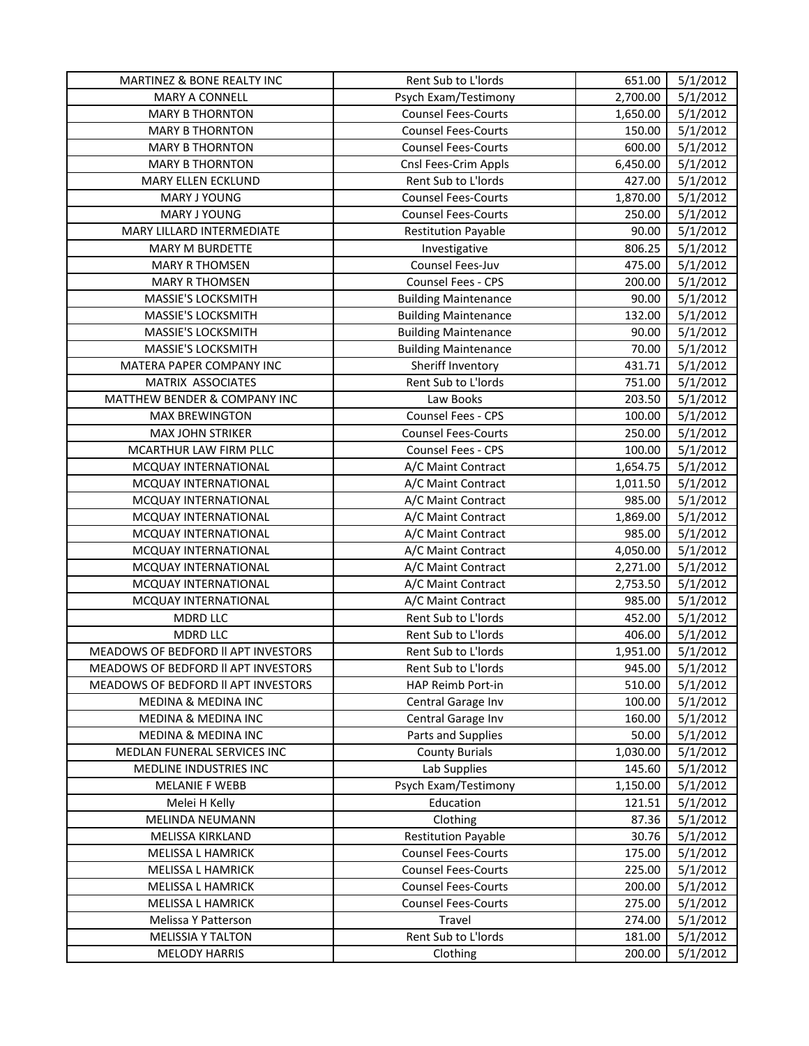| | | | |
|---|---|---|---|
| MARTINEZ & BONE REALTY INC | Rent Sub to L'lords | 651.00 | 5/1/2012 |
| MARY A CONNELL | Psych Exam/Testimony | 2,700.00 | 5/1/2012 |
| MARY B THORNTON | Counsel Fees-Courts | 1,650.00 | 5/1/2012 |
| MARY B THORNTON | Counsel Fees-Courts | 150.00 | 5/1/2012 |
| MARY B THORNTON | Counsel Fees-Courts | 600.00 | 5/1/2012 |
| MARY B THORNTON | Cnsl Fees-Crim Appls | 6,450.00 | 5/1/2012 |
| MARY ELLEN ECKLUND | Rent Sub to L'lords | 427.00 | 5/1/2012 |
| MARY J YOUNG | Counsel Fees-Courts | 1,870.00 | 5/1/2012 |
| MARY J YOUNG | Counsel Fees-Courts | 250.00 | 5/1/2012 |
| MARY LILLARD INTERMEDIATE | Restitution Payable | 90.00 | 5/1/2012 |
| MARY M BURDETTE | Investigative | 806.25 | 5/1/2012 |
| MARY R THOMSEN | Counsel Fees-Juv | 475.00 | 5/1/2012 |
| MARY R THOMSEN | Counsel Fees - CPS | 200.00 | 5/1/2012 |
| MASSIE'S LOCKSMITH | Building Maintenance | 90.00 | 5/1/2012 |
| MASSIE'S LOCKSMITH | Building Maintenance | 132.00 | 5/1/2012 |
| MASSIE'S LOCKSMITH | Building Maintenance | 90.00 | 5/1/2012 |
| MASSIE'S LOCKSMITH | Building Maintenance | 70.00 | 5/1/2012 |
| MATERA PAPER COMPANY INC | Sheriff Inventory | 431.71 | 5/1/2012 |
| MATRIX ASSOCIATES | Rent Sub to L'lords | 751.00 | 5/1/2012 |
| MATTHEW BENDER & COMPANY INC | Law Books | 203.50 | 5/1/2012 |
| MAX BREWINGTON | Counsel Fees - CPS | 100.00 | 5/1/2012 |
| MAX JOHN STRIKER | Counsel Fees-Courts | 250.00 | 5/1/2012 |
| MCARTHUR LAW FIRM PLLC | Counsel Fees - CPS | 100.00 | 5/1/2012 |
| MCQUAY INTERNATIONAL | A/C Maint Contract | 1,654.75 | 5/1/2012 |
| MCQUAY INTERNATIONAL | A/C Maint Contract | 1,011.50 | 5/1/2012 |
| MCQUAY INTERNATIONAL | A/C Maint Contract | 985.00 | 5/1/2012 |
| MCQUAY INTERNATIONAL | A/C Maint Contract | 1,869.00 | 5/1/2012 |
| MCQUAY INTERNATIONAL | A/C Maint Contract | 985.00 | 5/1/2012 |
| MCQUAY INTERNATIONAL | A/C Maint Contract | 4,050.00 | 5/1/2012 |
| MCQUAY INTERNATIONAL | A/C Maint Contract | 2,271.00 | 5/1/2012 |
| MCQUAY INTERNATIONAL | A/C Maint Contract | 2,753.50 | 5/1/2012 |
| MCQUAY INTERNATIONAL | A/C Maint Contract | 985.00 | 5/1/2012 |
| MDRD LLC | Rent Sub to L'lords | 452.00 | 5/1/2012 |
| MDRD LLC | Rent Sub to L'lords | 406.00 | 5/1/2012 |
| MEADOWS OF BEDFORD Il APT INVESTORS | Rent Sub to L'lords | 1,951.00 | 5/1/2012 |
| MEADOWS OF BEDFORD Il APT INVESTORS | Rent Sub to L'lords | 945.00 | 5/1/2012 |
| MEADOWS OF BEDFORD Il APT INVESTORS | HAP Reimb Port-in | 510.00 | 5/1/2012 |
| MEDINA & MEDINA INC | Central Garage Inv | 100.00 | 5/1/2012 |
| MEDINA & MEDINA INC | Central Garage Inv | 160.00 | 5/1/2012 |
| MEDINA & MEDINA INC | Parts and Supplies | 50.00 | 5/1/2012 |
| MEDLAN FUNERAL SERVICES INC | County Burials | 1,030.00 | 5/1/2012 |
| MEDLINE INDUSTRIES INC | Lab Supplies | 145.60 | 5/1/2012 |
| MELANIE F WEBB | Psych Exam/Testimony | 1,150.00 | 5/1/2012 |
| Melei H Kelly | Education | 121.51 | 5/1/2012 |
| MELINDA NEUMANN | Clothing | 87.36 | 5/1/2012 |
| MELISSA KIRKLAND | Restitution Payable | 30.76 | 5/1/2012 |
| MELISSA L HAMRICK | Counsel Fees-Courts | 175.00 | 5/1/2012 |
| MELISSA L HAMRICK | Counsel Fees-Courts | 225.00 | 5/1/2012 |
| MELISSA L HAMRICK | Counsel Fees-Courts | 200.00 | 5/1/2012 |
| MELISSA L HAMRICK | Counsel Fees-Courts | 275.00 | 5/1/2012 |
| Melissa Y Patterson | Travel | 274.00 | 5/1/2012 |
| MELISSIA Y TALTON | Rent Sub to L'lords | 181.00 | 5/1/2012 |
| MELODY HARRIS | Clothing | 200.00 | 5/1/2012 |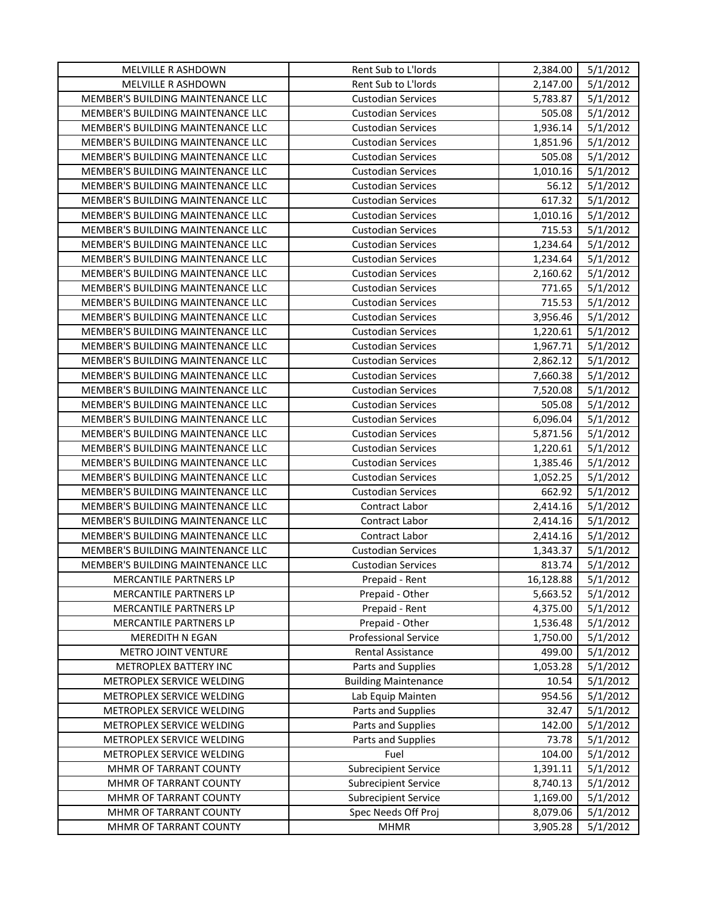| | | | |
|---|---|---|---|
| MELVILLE R ASHDOWN | Rent Sub to L'lords | 2,384.00 | 5/1/2012 |
| MELVILLE R ASHDOWN | Rent Sub to L'lords | 2,147.00 | 5/1/2012 |
| MEMBER'S BUILDING MAINTENANCE LLC | Custodian Services | 5,783.87 | 5/1/2012 |
| MEMBER'S BUILDING MAINTENANCE LLC | Custodian Services | 505.08 | 5/1/2012 |
| MEMBER'S BUILDING MAINTENANCE LLC | Custodian Services | 1,936.14 | 5/1/2012 |
| MEMBER'S BUILDING MAINTENANCE LLC | Custodian Services | 1,851.96 | 5/1/2012 |
| MEMBER'S BUILDING MAINTENANCE LLC | Custodian Services | 505.08 | 5/1/2012 |
| MEMBER'S BUILDING MAINTENANCE LLC | Custodian Services | 1,010.16 | 5/1/2012 |
| MEMBER'S BUILDING MAINTENANCE LLC | Custodian Services | 56.12 | 5/1/2012 |
| MEMBER'S BUILDING MAINTENANCE LLC | Custodian Services | 617.32 | 5/1/2012 |
| MEMBER'S BUILDING MAINTENANCE LLC | Custodian Services | 1,010.16 | 5/1/2012 |
| MEMBER'S BUILDING MAINTENANCE LLC | Custodian Services | 715.53 | 5/1/2012 |
| MEMBER'S BUILDING MAINTENANCE LLC | Custodian Services | 1,234.64 | 5/1/2012 |
| MEMBER'S BUILDING MAINTENANCE LLC | Custodian Services | 1,234.64 | 5/1/2012 |
| MEMBER'S BUILDING MAINTENANCE LLC | Custodian Services | 2,160.62 | 5/1/2012 |
| MEMBER'S BUILDING MAINTENANCE LLC | Custodian Services | 771.65 | 5/1/2012 |
| MEMBER'S BUILDING MAINTENANCE LLC | Custodian Services | 715.53 | 5/1/2012 |
| MEMBER'S BUILDING MAINTENANCE LLC | Custodian Services | 3,956.46 | 5/1/2012 |
| MEMBER'S BUILDING MAINTENANCE LLC | Custodian Services | 1,220.61 | 5/1/2012 |
| MEMBER'S BUILDING MAINTENANCE LLC | Custodian Services | 1,967.71 | 5/1/2012 |
| MEMBER'S BUILDING MAINTENANCE LLC | Custodian Services | 2,862.12 | 5/1/2012 |
| MEMBER'S BUILDING MAINTENANCE LLC | Custodian Services | 7,660.38 | 5/1/2012 |
| MEMBER'S BUILDING MAINTENANCE LLC | Custodian Services | 7,520.08 | 5/1/2012 |
| MEMBER'S BUILDING MAINTENANCE LLC | Custodian Services | 505.08 | 5/1/2012 |
| MEMBER'S BUILDING MAINTENANCE LLC | Custodian Services | 6,096.04 | 5/1/2012 |
| MEMBER'S BUILDING MAINTENANCE LLC | Custodian Services | 5,871.56 | 5/1/2012 |
| MEMBER'S BUILDING MAINTENANCE LLC | Custodian Services | 1,220.61 | 5/1/2012 |
| MEMBER'S BUILDING MAINTENANCE LLC | Custodian Services | 1,385.46 | 5/1/2012 |
| MEMBER'S BUILDING MAINTENANCE LLC | Custodian Services | 1,052.25 | 5/1/2012 |
| MEMBER'S BUILDING MAINTENANCE LLC | Custodian Services | 662.92 | 5/1/2012 |
| MEMBER'S BUILDING MAINTENANCE LLC | Contract Labor | 2,414.16 | 5/1/2012 |
| MEMBER'S BUILDING MAINTENANCE LLC | Contract Labor | 2,414.16 | 5/1/2012 |
| MEMBER'S BUILDING MAINTENANCE LLC | Contract Labor | 2,414.16 | 5/1/2012 |
| MEMBER'S BUILDING MAINTENANCE LLC | Custodian Services | 1,343.37 | 5/1/2012 |
| MEMBER'S BUILDING MAINTENANCE LLC | Custodian Services | 813.74 | 5/1/2012 |
| MERCANTILE PARTNERS LP | Prepaid - Rent | 16,128.88 | 5/1/2012 |
| MERCANTILE PARTNERS LP | Prepaid - Other | 5,663.52 | 5/1/2012 |
| MERCANTILE PARTNERS LP | Prepaid - Rent | 4,375.00 | 5/1/2012 |
| MERCANTILE PARTNERS LP | Prepaid - Other | 1,536.48 | 5/1/2012 |
| MEREDITH N EGAN | Professional Service | 1,750.00 | 5/1/2012 |
| METRO JOINT VENTURE | Rental Assistance | 499.00 | 5/1/2012 |
| METROPLEX BATTERY INC | Parts and Supplies | 1,053.28 | 5/1/2012 |
| METROPLEX SERVICE WELDING | Building Maintenance | 10.54 | 5/1/2012 |
| METROPLEX SERVICE WELDING | Lab Equip Mainten | 954.56 | 5/1/2012 |
| METROPLEX SERVICE WELDING | Parts and Supplies | 32.47 | 5/1/2012 |
| METROPLEX SERVICE WELDING | Parts and Supplies | 142.00 | 5/1/2012 |
| METROPLEX SERVICE WELDING | Parts and Supplies | 73.78 | 5/1/2012 |
| METROPLEX SERVICE WELDING | Fuel | 104.00 | 5/1/2012 |
| MHMR OF TARRANT COUNTY | Subrecipient Service | 1,391.11 | 5/1/2012 |
| MHMR OF TARRANT COUNTY | Subrecipient Service | 8,740.13 | 5/1/2012 |
| MHMR OF TARRANT COUNTY | Subrecipient Service | 1,169.00 | 5/1/2012 |
| MHMR OF TARRANT COUNTY | Spec Needs Off Proj | 8,079.06 | 5/1/2012 |
| MHMR OF TARRANT COUNTY | MHMR | 3,905.28 | 5/1/2012 |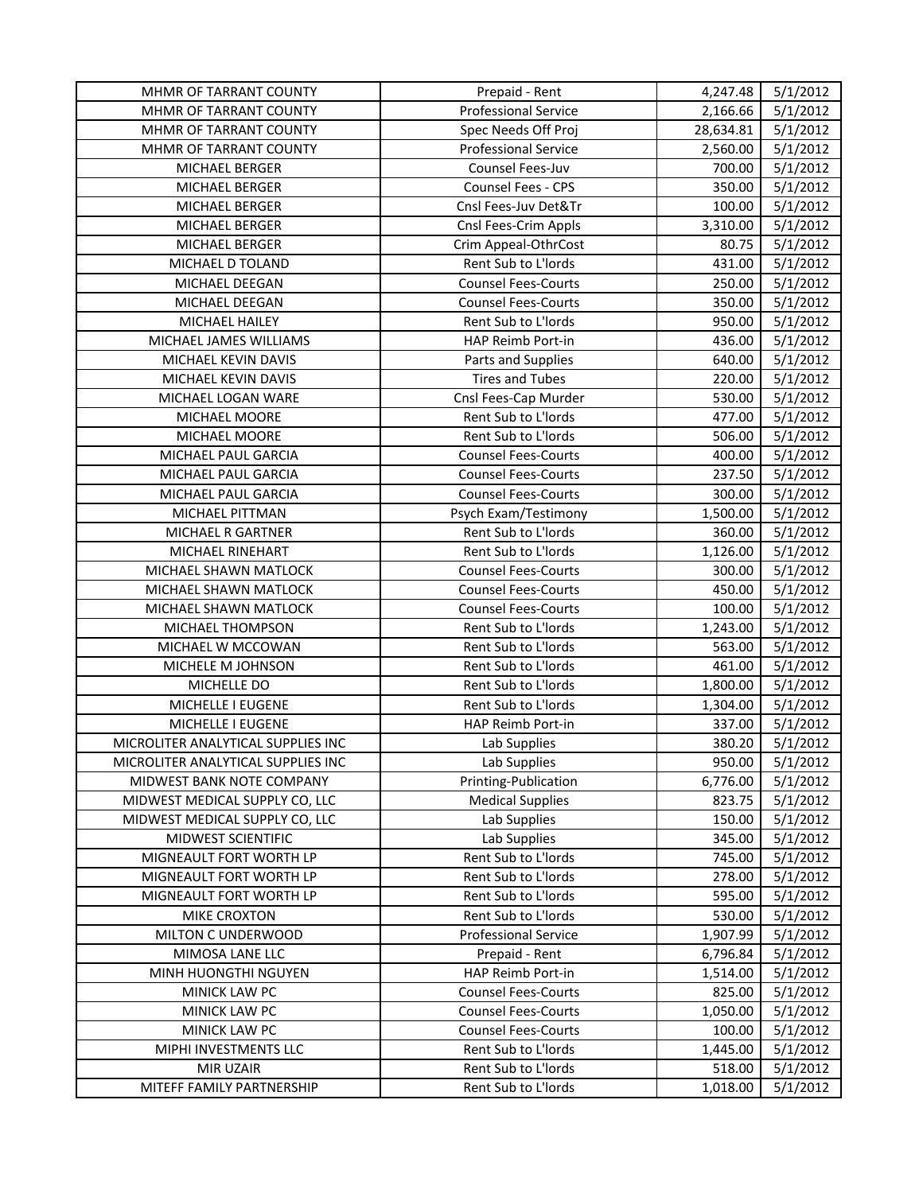| MHMR OF TARRANT COUNTY | Prepaid - Rent | 4,247.48 | 5/1/2012 |
|---|---|---|---|
| MHMR OF TARRANT COUNTY | Professional Service | 2,166.66 | 5/1/2012 |
| MHMR OF TARRANT COUNTY | Spec Needs Off Proj | 28,634.81 | 5/1/2012 |
| MHMR OF TARRANT COUNTY | Professional Service | 2,560.00 | 5/1/2012 |
| MICHAEL BERGER | Counsel Fees-Juv | 700.00 | 5/1/2012 |
| MICHAEL BERGER | Counsel Fees - CPS | 350.00 | 5/1/2012 |
| MICHAEL BERGER | Cnsl Fees-Juv Det&Tr | 100.00 | 5/1/2012 |
| MICHAEL BERGER | Cnsl Fees-Crim Appls | 3,310.00 | 5/1/2012 |
| MICHAEL BERGER | Crim Appeal-OthrCost | 80.75 | 5/1/2012 |
| MICHAEL D TOLAND | Rent Sub to L'lords | 431.00 | 5/1/2012 |
| MICHAEL DEEGAN | Counsel Fees-Courts | 250.00 | 5/1/2012 |
| MICHAEL DEEGAN | Counsel Fees-Courts | 350.00 | 5/1/2012 |
| MICHAEL HAILEY | Rent Sub to L'lords | 950.00 | 5/1/2012 |
| MICHAEL JAMES WILLIAMS | HAP Reimb Port-in | 436.00 | 5/1/2012 |
| MICHAEL KEVIN DAVIS | Parts and Supplies | 640.00 | 5/1/2012 |
| MICHAEL KEVIN DAVIS | Tires and Tubes | 220.00 | 5/1/2012 |
| MICHAEL LOGAN WARE | Cnsl Fees-Cap Murder | 530.00 | 5/1/2012 |
| MICHAEL MOORE | Rent Sub to L'lords | 477.00 | 5/1/2012 |
| MICHAEL MOORE | Rent Sub to L'lords | 506.00 | 5/1/2012 |
| MICHAEL PAUL GARCIA | Counsel Fees-Courts | 400.00 | 5/1/2012 |
| MICHAEL PAUL GARCIA | Counsel Fees-Courts | 237.50 | 5/1/2012 |
| MICHAEL PAUL GARCIA | Counsel Fees-Courts | 300.00 | 5/1/2012 |
| MICHAEL PITTMAN | Psych Exam/Testimony | 1,500.00 | 5/1/2012 |
| MICHAEL R GARTNER | Rent Sub to L'lords | 360.00 | 5/1/2012 |
| MICHAEL RINEHART | Rent Sub to L'lords | 1,126.00 | 5/1/2012 |
| MICHAEL SHAWN MATLOCK | Counsel Fees-Courts | 300.00 | 5/1/2012 |
| MICHAEL SHAWN MATLOCK | Counsel Fees-Courts | 450.00 | 5/1/2012 |
| MICHAEL SHAWN MATLOCK | Counsel Fees-Courts | 100.00 | 5/1/2012 |
| MICHAEL THOMPSON | Rent Sub to L'lords | 1,243.00 | 5/1/2012 |
| MICHAEL W MCCOWAN | Rent Sub to L'lords | 563.00 | 5/1/2012 |
| MICHELE M JOHNSON | Rent Sub to L'lords | 461.00 | 5/1/2012 |
| MICHELLE DO | Rent Sub to L'lords | 1,800.00 | 5/1/2012 |
| MICHELLE I EUGENE | Rent Sub to L'lords | 1,304.00 | 5/1/2012 |
| MICHELLE I EUGENE | HAP Reimb Port-in | 337.00 | 5/1/2012 |
| MICROLITER ANALYTICAL SUPPLIES INC | Lab Supplies | 380.20 | 5/1/2012 |
| MICROLITER ANALYTICAL SUPPLIES INC | Lab Supplies | 950.00 | 5/1/2012 |
| MIDWEST BANK NOTE COMPANY | Printing-Publication | 6,776.00 | 5/1/2012 |
| MIDWEST MEDICAL SUPPLY CO, LLC | Medical Supplies | 823.75 | 5/1/2012 |
| MIDWEST MEDICAL SUPPLY CO, LLC | Lab Supplies | 150.00 | 5/1/2012 |
| MIDWEST SCIENTIFIC | Lab Supplies | 345.00 | 5/1/2012 |
| MIGNEAULT FORT WORTH LP | Rent Sub to L'lords | 745.00 | 5/1/2012 |
| MIGNEAULT FORT WORTH LP | Rent Sub to L'lords | 278.00 | 5/1/2012 |
| MIGNEAULT FORT WORTH LP | Rent Sub to L'lords | 595.00 | 5/1/2012 |
| MIKE CROXTON | Rent Sub to L'lords | 530.00 | 5/1/2012 |
| MILTON C UNDERWOOD | Professional Service | 1,907.99 | 5/1/2012 |
| MIMOSA LANE LLC | Prepaid - Rent | 6,796.84 | 5/1/2012 |
| MINH HUONGTHI NGUYEN | HAP Reimb Port-in | 1,514.00 | 5/1/2012 |
| MINICK LAW PC | Counsel Fees-Courts | 825.00 | 5/1/2012 |
| MINICK LAW PC | Counsel Fees-Courts | 1,050.00 | 5/1/2012 |
| MINICK LAW PC | Counsel Fees-Courts | 100.00 | 5/1/2012 |
| MIPHI INVESTMENTS LLC | Rent Sub to L'lords | 1,445.00 | 5/1/2012 |
| MIR UZAIR | Rent Sub to L'lords | 518.00 | 5/1/2012 |
| MITEFF FAMILY PARTNERSHIP | Rent Sub to L'lords | 1,018.00 | 5/1/2012 |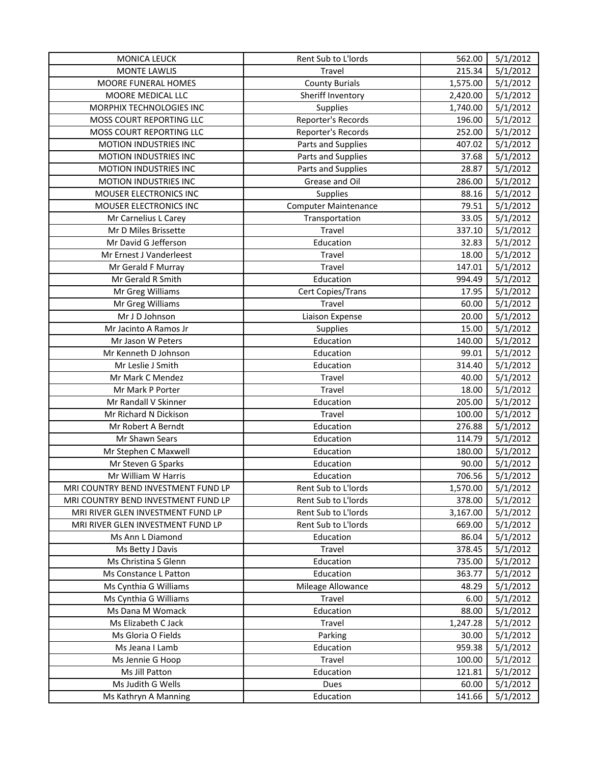| MONICA LEUCK | Rent Sub to L'lords | 562.00 | 5/1/2012 |
|---|---|---|---|
| MONTE LAWLIS | Travel | 215.34 | 5/1/2012 |
| MOORE FUNERAL HOMES | County Burials | 1,575.00 | 5/1/2012 |
| MOORE MEDICAL LLC | Sheriff Inventory | 2,420.00 | 5/1/2012 |
| MORPHIX TECHNOLOGIES INC | Supplies | 1,740.00 | 5/1/2012 |
| MOSS COURT REPORTING LLC | Reporter's Records | 196.00 | 5/1/2012 |
| MOSS COURT REPORTING LLC | Reporter's Records | 252.00 | 5/1/2012 |
| MOTION INDUSTRIES INC | Parts and Supplies | 407.02 | 5/1/2012 |
| MOTION INDUSTRIES INC | Parts and Supplies | 37.68 | 5/1/2012 |
| MOTION INDUSTRIES INC | Parts and Supplies | 28.87 | 5/1/2012 |
| MOTION INDUSTRIES INC | Grease and Oil | 286.00 | 5/1/2012 |
| MOUSER ELECTRONICS INC | Supplies | 88.16 | 5/1/2012 |
| MOUSER ELECTRONICS INC | Computer Maintenance | 79.51 | 5/1/2012 |
| Mr Carnelius L Carey | Transportation | 33.05 | 5/1/2012 |
| Mr D Miles Brissette | Travel | 337.10 | 5/1/2012 |
| Mr David G Jefferson | Education | 32.83 | 5/1/2012 |
| Mr Ernest J Vanderleest | Travel | 18.00 | 5/1/2012 |
| Mr Gerald F Murray | Travel | 147.01 | 5/1/2012 |
| Mr Gerald R Smith | Education | 994.49 | 5/1/2012 |
| Mr Greg Williams | Cert Copies/Trans | 17.95 | 5/1/2012 |
| Mr Greg Williams | Travel | 60.00 | 5/1/2012 |
| Mr J D Johnson | Liaison Expense | 20.00 | 5/1/2012 |
| Mr Jacinto A Ramos Jr | Supplies | 15.00 | 5/1/2012 |
| Mr Jason W Peters | Education | 140.00 | 5/1/2012 |
| Mr Kenneth D Johnson | Education | 99.01 | 5/1/2012 |
| Mr Leslie J Smith | Education | 314.40 | 5/1/2012 |
| Mr Mark C Mendez | Travel | 40.00 | 5/1/2012 |
| Mr Mark P Porter | Travel | 18.00 | 5/1/2012 |
| Mr Randall V Skinner | Education | 205.00 | 5/1/2012 |
| Mr Richard N Dickison | Travel | 100.00 | 5/1/2012 |
| Mr Robert A Berndt | Education | 276.88 | 5/1/2012 |
| Mr Shawn Sears | Education | 114.79 | 5/1/2012 |
| Mr Stephen C Maxwell | Education | 180.00 | 5/1/2012 |
| Mr Steven G Sparks | Education | 90.00 | 5/1/2012 |
| Mr William W Harris | Education | 706.56 | 5/1/2012 |
| MRI COUNTRY BEND INVESTMENT FUND LP | Rent Sub to L'lords | 1,570.00 | 5/1/2012 |
| MRI COUNTRY BEND INVESTMENT FUND LP | Rent Sub to L'lords | 378.00 | 5/1/2012 |
| MRI RIVER GLEN INVESTMENT FUND LP | Rent Sub to L'lords | 3,167.00 | 5/1/2012 |
| MRI RIVER GLEN INVESTMENT FUND LP | Rent Sub to L'lords | 669.00 | 5/1/2012 |
| Ms Ann L Diamond | Education | 86.04 | 5/1/2012 |
| Ms Betty J Davis | Travel | 378.45 | 5/1/2012 |
| Ms Christina S Glenn | Education | 735.00 | 5/1/2012 |
| Ms Constance L Patton | Education | 363.77 | 5/1/2012 |
| Ms Cynthia G Williams | Mileage Allowance | 48.29 | 5/1/2012 |
| Ms Cynthia G Williams | Travel | 6.00 | 5/1/2012 |
| Ms Dana M Womack | Education | 88.00 | 5/1/2012 |
| Ms Elizabeth C Jack | Travel | 1,247.28 | 5/1/2012 |
| Ms Gloria O Fields | Parking | 30.00 | 5/1/2012 |
| Ms Jeana I Lamb | Education | 959.38 | 5/1/2012 |
| Ms Jennie G Hoop | Travel | 100.00 | 5/1/2012 |
| Ms Jill Patton | Education | 121.81 | 5/1/2012 |
| Ms Judith G Wells | Dues | 60.00 | 5/1/2012 |
| Ms Kathryn A Manning | Education | 141.66 | 5/1/2012 |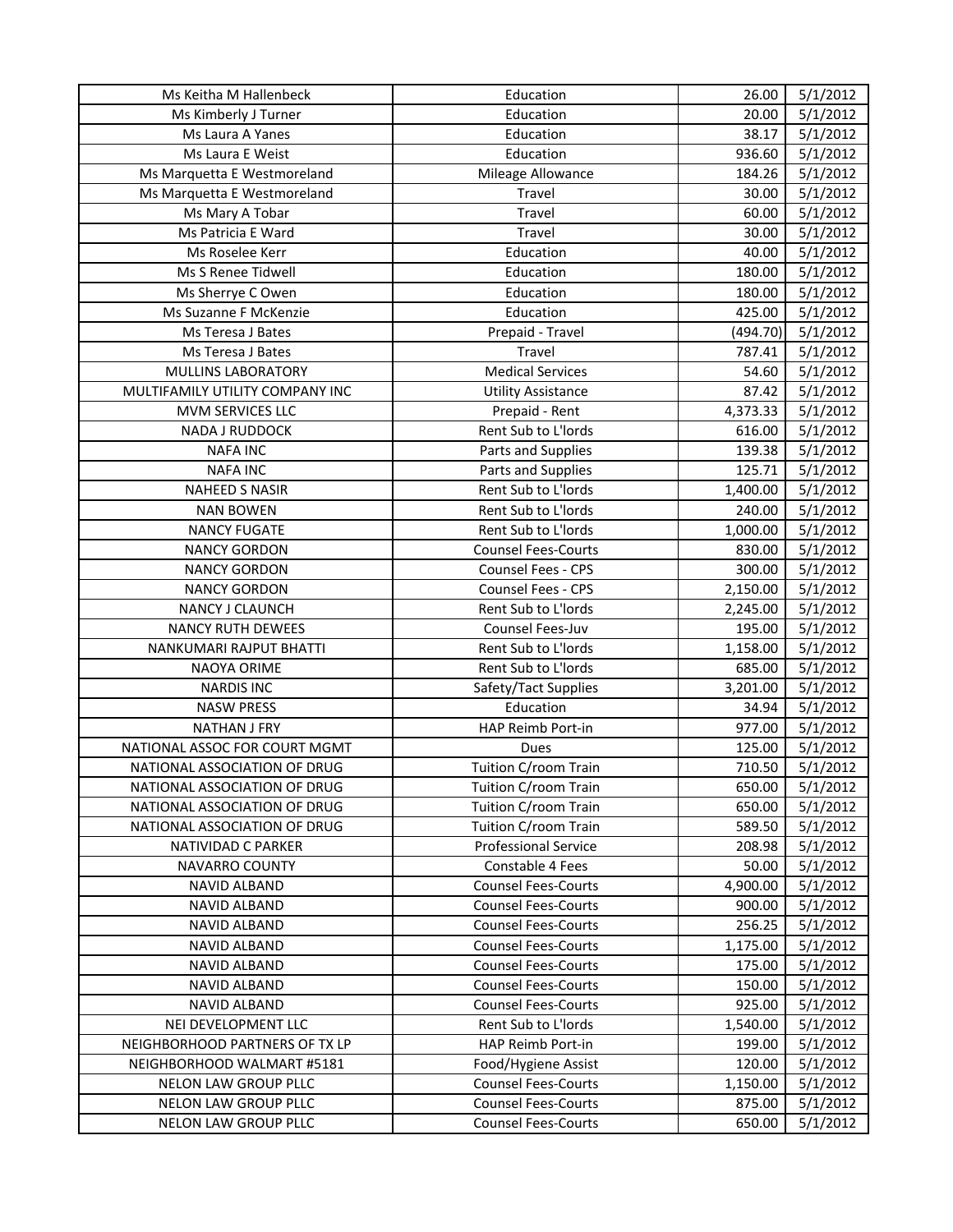| | | | |
|---|---|---|---|
| Ms Keitha M Hallenbeck | Education | 26.00 | 5/1/2012 |
| Ms Kimberly J Turner | Education | 20.00 | 5/1/2012 |
| Ms Laura A Yanes | Education | 38.17 | 5/1/2012 |
| Ms Laura E Weist | Education | 936.60 | 5/1/2012 |
| Ms Marquetta E Westmoreland | Mileage Allowance | 184.26 | 5/1/2012 |
| Ms Marquetta E Westmoreland | Travel | 30.00 | 5/1/2012 |
| Ms Mary A Tobar | Travel | 60.00 | 5/1/2012 |
| Ms Patricia E Ward | Travel | 30.00 | 5/1/2012 |
| Ms Roselee Kerr | Education | 40.00 | 5/1/2012 |
| Ms S Renee Tidwell | Education | 180.00 | 5/1/2012 |
| Ms Sherrye C Owen | Education | 180.00 | 5/1/2012 |
| Ms Suzanne F McKenzie | Education | 425.00 | 5/1/2012 |
| Ms Teresa J Bates | Prepaid - Travel | (494.70) | 5/1/2012 |
| Ms Teresa J Bates | Travel | 787.41 | 5/1/2012 |
| MULLINS LABORATORY | Medical Services | 54.60 | 5/1/2012 |
| MULTIFAMILY UTILITY COMPANY INC | Utility Assistance | 87.42 | 5/1/2012 |
| MVM SERVICES LLC | Prepaid - Rent | 4,373.33 | 5/1/2012 |
| NADA J RUDDOCK | Rent Sub to L'lords | 616.00 | 5/1/2012 |
| NAFA INC | Parts and Supplies | 139.38 | 5/1/2012 |
| NAFA INC | Parts and Supplies | 125.71 | 5/1/2012 |
| NAHEED S NASIR | Rent Sub to L'lords | 1,400.00 | 5/1/2012 |
| NAN BOWEN | Rent Sub to L'lords | 240.00 | 5/1/2012 |
| NANCY FUGATE | Rent Sub to L'lords | 1,000.00 | 5/1/2012 |
| NANCY GORDON | Counsel Fees-Courts | 830.00 | 5/1/2012 |
| NANCY GORDON | Counsel Fees - CPS | 300.00 | 5/1/2012 |
| NANCY GORDON | Counsel Fees - CPS | 2,150.00 | 5/1/2012 |
| NANCY J CLAUNCH | Rent Sub to L'lords | 2,245.00 | 5/1/2012 |
| NANCY RUTH DEWEES | Counsel Fees-Juv | 195.00 | 5/1/2012 |
| NANKUMARI RAJPUT BHATTI | Rent Sub to L'lords | 1,158.00 | 5/1/2012 |
| NAOYA ORIME | Rent Sub to L'lords | 685.00 | 5/1/2012 |
| NARDIS INC | Safety/Tact Supplies | 3,201.00 | 5/1/2012 |
| NASW PRESS | Education | 34.94 | 5/1/2012 |
| NATHAN J FRY | HAP Reimb Port-in | 977.00 | 5/1/2012 |
| NATIONAL ASSOC FOR COURT MGMT | Dues | 125.00 | 5/1/2012 |
| NATIONAL ASSOCIATION OF DRUG | Tuition C/room Train | 710.50 | 5/1/2012 |
| NATIONAL ASSOCIATION OF DRUG | Tuition C/room Train | 650.00 | 5/1/2012 |
| NATIONAL ASSOCIATION OF DRUG | Tuition C/room Train | 650.00 | 5/1/2012 |
| NATIONAL ASSOCIATION OF DRUG | Tuition C/room Train | 589.50 | 5/1/2012 |
| NATIVIDAD C PARKER | Professional Service | 208.98 | 5/1/2012 |
| NAVARRO COUNTY | Constable 4 Fees | 50.00 | 5/1/2012 |
| NAVID ALBAND | Counsel Fees-Courts | 4,900.00 | 5/1/2012 |
| NAVID ALBAND | Counsel Fees-Courts | 900.00 | 5/1/2012 |
| NAVID ALBAND | Counsel Fees-Courts | 256.25 | 5/1/2012 |
| NAVID ALBAND | Counsel Fees-Courts | 1,175.00 | 5/1/2012 |
| NAVID ALBAND | Counsel Fees-Courts | 175.00 | 5/1/2012 |
| NAVID ALBAND | Counsel Fees-Courts | 150.00 | 5/1/2012 |
| NAVID ALBAND | Counsel Fees-Courts | 925.00 | 5/1/2012 |
| NEI DEVELOPMENT LLC | Rent Sub to L'lords | 1,540.00 | 5/1/2012 |
| NEIGHBORHOOD PARTNERS OF TX LP | HAP Reimb Port-in | 199.00 | 5/1/2012 |
| NEIGHBORHOOD WALMART #5181 | Food/Hygiene Assist | 120.00 | 5/1/2012 |
| NELON LAW GROUP PLLC | Counsel Fees-Courts | 1,150.00 | 5/1/2012 |
| NELON LAW GROUP PLLC | Counsel Fees-Courts | 875.00 | 5/1/2012 |
| NELON LAW GROUP PLLC | Counsel Fees-Courts | 650.00 | 5/1/2012 |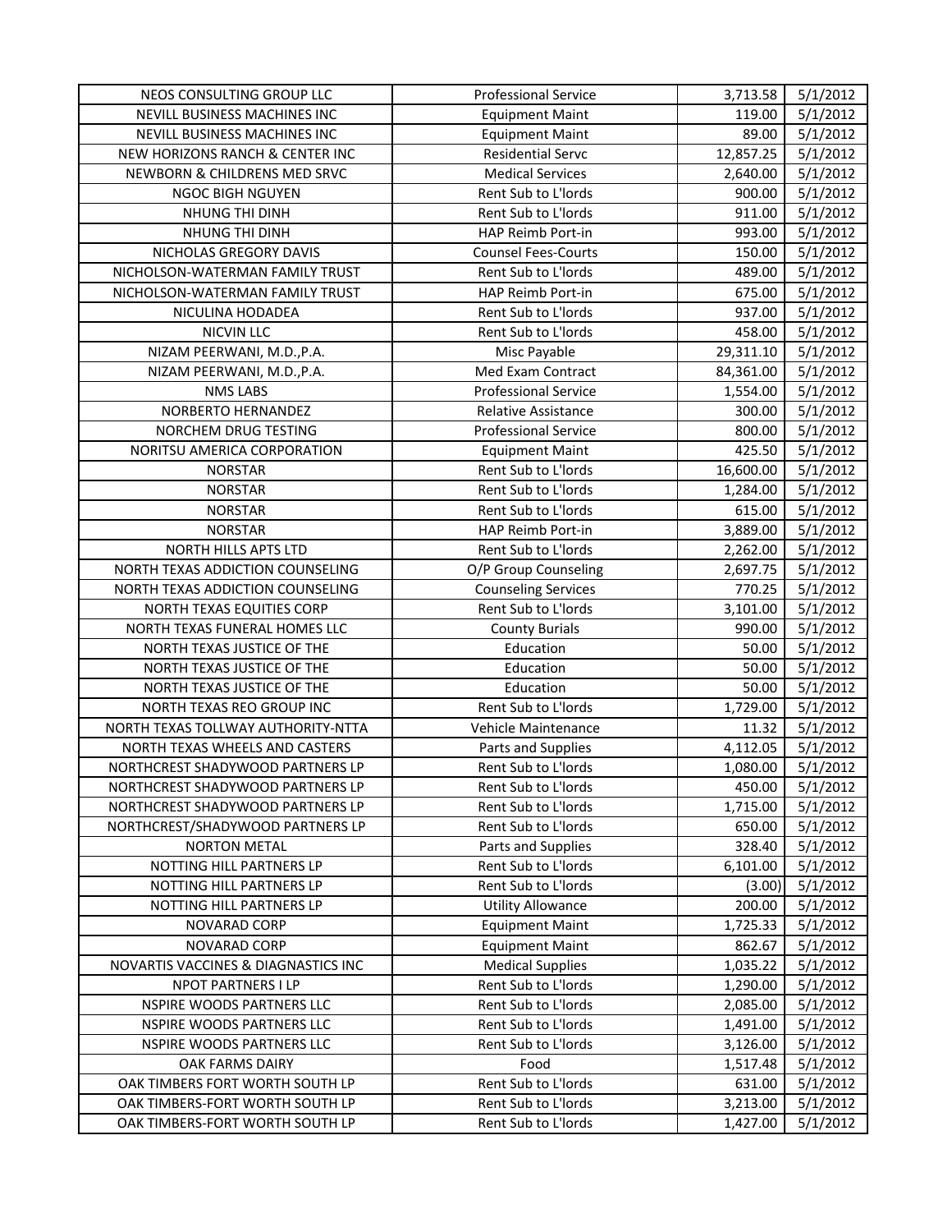| NEOS CONSULTING GROUP LLC | Professional Service | 3,713.58 | 5/1/2012 |
|---|---|---|---|
| NEVILL BUSINESS MACHINES INC | Equipment Maint | 119.00 | 5/1/2012 |
| NEVILL BUSINESS MACHINES INC | Equipment Maint | 89.00 | 5/1/2012 |
| NEW HORIZONS RANCH & CENTER INC | Residential Servc | 12,857.25 | 5/1/2012 |
| NEWBORN & CHILDRENS MED SRVC | Medical Services | 2,640.00 | 5/1/2012 |
| NGOC BIGH NGUYEN | Rent Sub to L'lords | 900.00 | 5/1/2012 |
| NHUNG THI DINH | Rent Sub to L'lords | 911.00 | 5/1/2012 |
| NHUNG THI DINH | HAP Reimb Port-in | 993.00 | 5/1/2012 |
| NICHOLAS GREGORY DAVIS | Counsel Fees-Courts | 150.00 | 5/1/2012 |
| NICHOLSON-WATERMAN FAMILY TRUST | Rent Sub to L'lords | 489.00 | 5/1/2012 |
| NICHOLSON-WATERMAN FAMILY TRUST | HAP Reimb Port-in | 675.00 | 5/1/2012 |
| NICULINA HODADEA | Rent Sub to L'lords | 937.00 | 5/1/2012 |
| NICVIN LLC | Rent Sub to L'lords | 458.00 | 5/1/2012 |
| NIZAM PEERWANI, M.D.,P.A. | Misc Payable | 29,311.10 | 5/1/2012 |
| NIZAM PEERWANI, M.D.,P.A. | Med Exam Contract | 84,361.00 | 5/1/2012 |
| NMS LABS | Professional Service | 1,554.00 | 5/1/2012 |
| NORBERTO HERNANDEZ | Relative Assistance | 300.00 | 5/1/2012 |
| NORCHEM DRUG TESTING | Professional Service | 800.00 | 5/1/2012 |
| NORITSU AMERICA CORPORATION | Equipment Maint | 425.50 | 5/1/2012 |
| NORSTAR | Rent Sub to L'lords | 16,600.00 | 5/1/2012 |
| NORSTAR | Rent Sub to L'lords | 1,284.00 | 5/1/2012 |
| NORSTAR | Rent Sub to L'lords | 615.00 | 5/1/2012 |
| NORSTAR | HAP Reimb Port-in | 3,889.00 | 5/1/2012 |
| NORTH HILLS APTS LTD | Rent Sub to L'lords | 2,262.00 | 5/1/2012 |
| NORTH TEXAS ADDICTION COUNSELING | O/P Group Counseling | 2,697.75 | 5/1/2012 |
| NORTH TEXAS ADDICTION COUNSELING | Counseling Services | 770.25 | 5/1/2012 |
| NORTH TEXAS EQUITIES CORP | Rent Sub to L'lords | 3,101.00 | 5/1/2012 |
| NORTH TEXAS FUNERAL HOMES LLC | County Burials | 990.00 | 5/1/2012 |
| NORTH TEXAS JUSTICE OF THE | Education | 50.00 | 5/1/2012 |
| NORTH TEXAS JUSTICE OF THE | Education | 50.00 | 5/1/2012 |
| NORTH TEXAS JUSTICE OF THE | Education | 50.00 | 5/1/2012 |
| NORTH TEXAS REO GROUP INC | Rent Sub to L'lords | 1,729.00 | 5/1/2012 |
| NORTH TEXAS TOLLWAY AUTHORITY-NTTA | Vehicle Maintenance | 11.32 | 5/1/2012 |
| NORTH TEXAS WHEELS AND CASTERS | Parts and Supplies | 4,112.05 | 5/1/2012 |
| NORTHCREST SHADYWOOD PARTNERS LP | Rent Sub to L'lords | 1,080.00 | 5/1/2012 |
| NORTHCREST SHADYWOOD PARTNERS LP | Rent Sub to L'lords | 450.00 | 5/1/2012 |
| NORTHCREST SHADYWOOD PARTNERS LP | Rent Sub to L'lords | 1,715.00 | 5/1/2012 |
| NORTHCREST/SHADYWOOD PARTNERS LP | Rent Sub to L'lords | 650.00 | 5/1/2012 |
| NORTON METAL | Parts and Supplies | 328.40 | 5/1/2012 |
| NOTTING HILL PARTNERS LP | Rent Sub to L'lords | 6,101.00 | 5/1/2012 |
| NOTTING HILL PARTNERS LP | Rent Sub to L'lords | (3.00) | 5/1/2012 |
| NOTTING HILL PARTNERS LP | Utility Allowance | 200.00 | 5/1/2012 |
| NOVARAD CORP | Equipment Maint | 1,725.33 | 5/1/2012 |
| NOVARAD CORP | Equipment Maint | 862.67 | 5/1/2012 |
| NOVARTIS VACCINES & DIAGNASTICS INC | Medical Supplies | 1,035.22 | 5/1/2012 |
| NPOT PARTNERS I LP | Rent Sub to L'lords | 1,290.00 | 5/1/2012 |
| NSPIRE WOODS PARTNERS LLC | Rent Sub to L'lords | 2,085.00 | 5/1/2012 |
| NSPIRE WOODS PARTNERS LLC | Rent Sub to L'lords | 1,491.00 | 5/1/2012 |
| NSPIRE WOODS PARTNERS LLC | Rent Sub to L'lords | 3,126.00 | 5/1/2012 |
| OAK FARMS DAIRY | Food | 1,517.48 | 5/1/2012 |
| OAK TIMBERS FORT WORTH SOUTH LP | Rent Sub to L'lords | 631.00 | 5/1/2012 |
| OAK TIMBERS-FORT WORTH SOUTH LP | Rent Sub to L'lords | 3,213.00 | 5/1/2012 |
| OAK TIMBERS-FORT WORTH SOUTH LP | Rent Sub to L'lords | 1,427.00 | 5/1/2012 |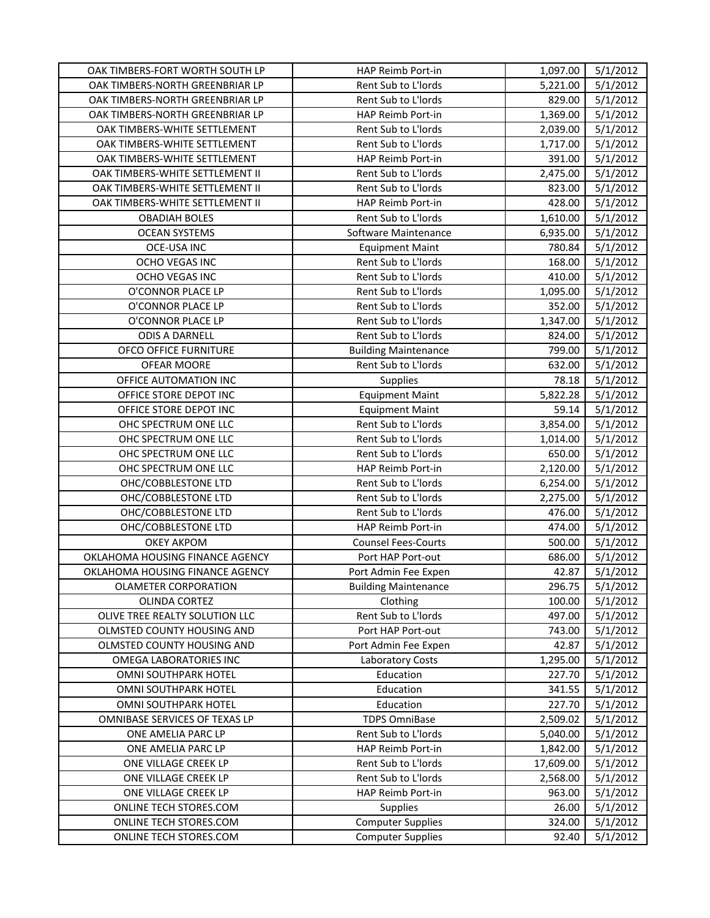| OAK TIMBERS-FORT WORTH SOUTH LP | HAP Reimb Port-in | 1,097.00 | 5/1/2012 |
|---|---|---|---|
| OAK TIMBERS-NORTH GREENBRIAR LP | Rent Sub to L'lords | 5,221.00 | 5/1/2012 |
| OAK TIMBERS-NORTH GREENBRIAR LP | Rent Sub to L'lords | 829.00 | 5/1/2012 |
| OAK TIMBERS-NORTH GREENBRIAR LP | HAP Reimb Port-in | 1,369.00 | 5/1/2012 |
| OAK TIMBERS-WHITE SETTLEMENT | Rent Sub to L'lords | 2,039.00 | 5/1/2012 |
| OAK TIMBERS-WHITE SETTLEMENT | Rent Sub to L'lords | 1,717.00 | 5/1/2012 |
| OAK TIMBERS-WHITE SETTLEMENT | HAP Reimb Port-in | 391.00 | 5/1/2012 |
| OAK TIMBERS-WHITE SETTLEMENT II | Rent Sub to L'lords | 2,475.00 | 5/1/2012 |
| OAK TIMBERS-WHITE SETTLEMENT II | Rent Sub to L'lords | 823.00 | 5/1/2012 |
| OAK TIMBERS-WHITE SETTLEMENT II | HAP Reimb Port-in | 428.00 | 5/1/2012 |
| OBADIAH BOLES | Rent Sub to L'lords | 1,610.00 | 5/1/2012 |
| OCEAN SYSTEMS | Software Maintenance | 6,935.00 | 5/1/2012 |
| OCE-USA INC | Equipment Maint | 780.84 | 5/1/2012 |
| OCHO VEGAS INC | Rent Sub to L'lords | 168.00 | 5/1/2012 |
| OCHO VEGAS INC | Rent Sub to L'lords | 410.00 | 5/1/2012 |
| O'CONNOR PLACE LP | Rent Sub to L'lords | 1,095.00 | 5/1/2012 |
| O'CONNOR PLACE LP | Rent Sub to L'lords | 352.00 | 5/1/2012 |
| O'CONNOR PLACE LP | Rent Sub to L'lords | 1,347.00 | 5/1/2012 |
| ODIS A DARNELL | Rent Sub to L'lords | 824.00 | 5/1/2012 |
| OFCO OFFICE FURNITURE | Building Maintenance | 799.00 | 5/1/2012 |
| OFEAR MOORE | Rent Sub to L'lords | 632.00 | 5/1/2012 |
| OFFICE AUTOMATION INC | Supplies | 78.18 | 5/1/2012 |
| OFFICE STORE DEPOT INC | Equipment Maint | 5,822.28 | 5/1/2012 |
| OFFICE STORE DEPOT INC | Equipment Maint | 59.14 | 5/1/2012 |
| OHC SPECTRUM ONE LLC | Rent Sub to L'lords | 3,854.00 | 5/1/2012 |
| OHC SPECTRUM ONE LLC | Rent Sub to L'lords | 1,014.00 | 5/1/2012 |
| OHC SPECTRUM ONE LLC | Rent Sub to L'lords | 650.00 | 5/1/2012 |
| OHC SPECTRUM ONE LLC | HAP Reimb Port-in | 2,120.00 | 5/1/2012 |
| OHC/COBBLESTONE LTD | Rent Sub to L'lords | 6,254.00 | 5/1/2012 |
| OHC/COBBLESTONE LTD | Rent Sub to L'lords | 2,275.00 | 5/1/2012 |
| OHC/COBBLESTONE LTD | Rent Sub to L'lords | 476.00 | 5/1/2012 |
| OHC/COBBLESTONE LTD | HAP Reimb Port-in | 474.00 | 5/1/2012 |
| OKEY AKPOM | Counsel Fees-Courts | 500.00 | 5/1/2012 |
| OKLAHOMA HOUSING FINANCE AGENCY | Port HAP Port-out | 686.00 | 5/1/2012 |
| OKLAHOMA HOUSING FINANCE AGENCY | Port Admin Fee Expen | 42.87 | 5/1/2012 |
| OLAMETER CORPORATION | Building Maintenance | 296.75 | 5/1/2012 |
| OLINDA CORTEZ | Clothing | 100.00 | 5/1/2012 |
| OLIVE TREE REALTY SOLUTION LLC | Rent Sub to L'lords | 497.00 | 5/1/2012 |
| OLMSTED COUNTY HOUSING AND | Port HAP Port-out | 743.00 | 5/1/2012 |
| OLMSTED COUNTY HOUSING AND | Port Admin Fee Expen | 42.87 | 5/1/2012 |
| OMEGA LABORATORIES INC | Laboratory Costs | 1,295.00 | 5/1/2012 |
| OMNI SOUTHPARK HOTEL | Education | 227.70 | 5/1/2012 |
| OMNI SOUTHPARK HOTEL | Education | 341.55 | 5/1/2012 |
| OMNI SOUTHPARK HOTEL | Education | 227.70 | 5/1/2012 |
| OMNIBASE SERVICES OF TEXAS LP | TDPS OmniBase | 2,509.02 | 5/1/2012 |
| ONE AMELIA PARC LP | Rent Sub to L'lords | 5,040.00 | 5/1/2012 |
| ONE AMELIA PARC LP | HAP Reimb Port-in | 1,842.00 | 5/1/2012 |
| ONE VILLAGE CREEK LP | Rent Sub to L'lords | 17,609.00 | 5/1/2012 |
| ONE VILLAGE CREEK LP | Rent Sub to L'lords | 2,568.00 | 5/1/2012 |
| ONE VILLAGE CREEK LP | HAP Reimb Port-in | 963.00 | 5/1/2012 |
| ONLINE TECH STORES.COM | Supplies | 26.00 | 5/1/2012 |
| ONLINE TECH STORES.COM | Computer Supplies | 324.00 | 5/1/2012 |
| ONLINE TECH STORES.COM | Computer Supplies | 92.40 | 5/1/2012 |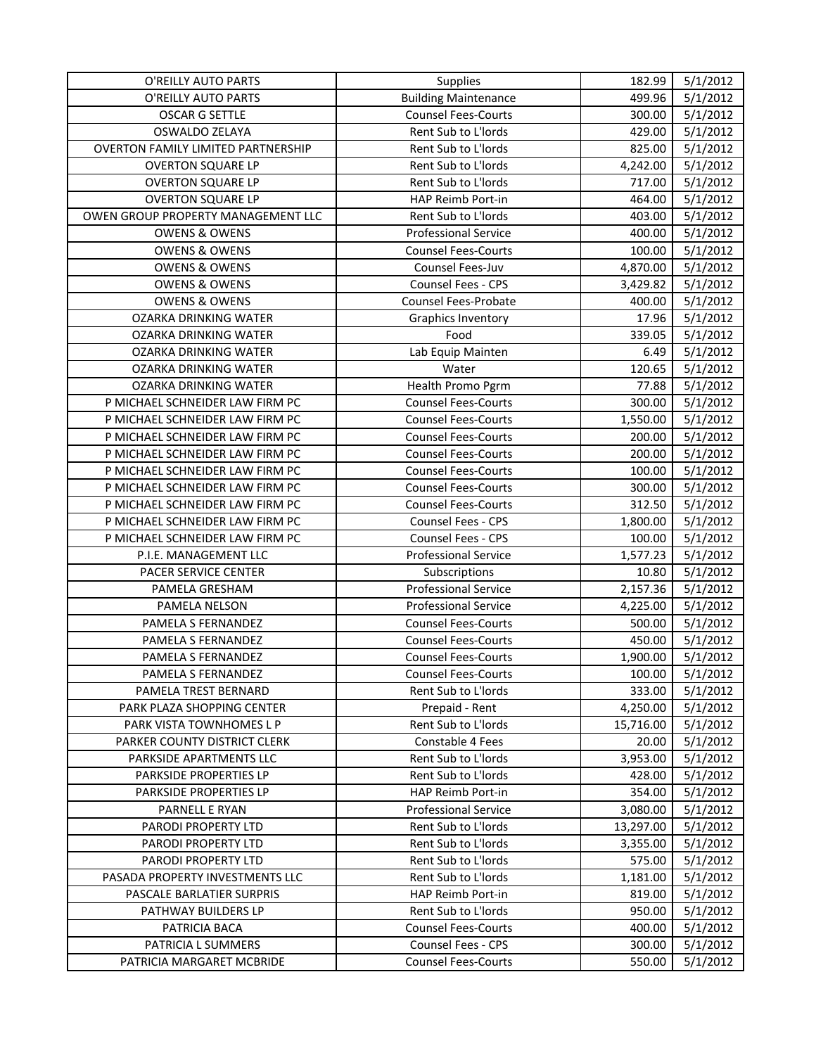| O'REILLY AUTO PARTS | Supplies | 182.99 | 5/1/2012 |
|---|---|---|---|
| O'REILLY AUTO PARTS | Building Maintenance | 499.96 | 5/1/2012 |
| OSCAR G SETTLE | Counsel Fees-Courts | 300.00 | 5/1/2012 |
| OSWALDO ZELAYA | Rent Sub to L'lords | 429.00 | 5/1/2012 |
| OVERTON FAMILY LIMITED PARTNERSHIP | Rent Sub to L'lords | 825.00 | 5/1/2012 |
| OVERTON SQUARE LP | Rent Sub to L'lords | 4,242.00 | 5/1/2012 |
| OVERTON SQUARE LP | Rent Sub to L'lords | 717.00 | 5/1/2012 |
| OVERTON SQUARE LP | HAP Reimb Port-in | 464.00 | 5/1/2012 |
| OWEN GROUP PROPERTY MANAGEMENT LLC | Rent Sub to L'lords | 403.00 | 5/1/2012 |
| OWENS & OWENS | Professional Service | 400.00 | 5/1/2012 |
| OWENS & OWENS | Counsel Fees-Courts | 100.00 | 5/1/2012 |
| OWENS & OWENS | Counsel Fees-Juv | 4,870.00 | 5/1/2012 |
| OWENS & OWENS | Counsel Fees - CPS | 3,429.82 | 5/1/2012 |
| OWENS & OWENS | Counsel Fees-Probate | 400.00 | 5/1/2012 |
| OZARKA DRINKING WATER | Graphics Inventory | 17.96 | 5/1/2012 |
| OZARKA DRINKING WATER | Food | 339.05 | 5/1/2012 |
| OZARKA DRINKING WATER | Lab Equip Mainten | 6.49 | 5/1/2012 |
| OZARKA DRINKING WATER | Water | 120.65 | 5/1/2012 |
| OZARKA DRINKING WATER | Health Promo Pgrm | 77.88 | 5/1/2012 |
| P MICHAEL SCHNEIDER LAW FIRM PC | Counsel Fees-Courts | 300.00 | 5/1/2012 |
| P MICHAEL SCHNEIDER LAW FIRM PC | Counsel Fees-Courts | 1,550.00 | 5/1/2012 |
| P MICHAEL SCHNEIDER LAW FIRM PC | Counsel Fees-Courts | 200.00 | 5/1/2012 |
| P MICHAEL SCHNEIDER LAW FIRM PC | Counsel Fees-Courts | 200.00 | 5/1/2012 |
| P MICHAEL SCHNEIDER LAW FIRM PC | Counsel Fees-Courts | 100.00 | 5/1/2012 |
| P MICHAEL SCHNEIDER LAW FIRM PC | Counsel Fees-Courts | 300.00 | 5/1/2012 |
| P MICHAEL SCHNEIDER LAW FIRM PC | Counsel Fees-Courts | 312.50 | 5/1/2012 |
| P MICHAEL SCHNEIDER LAW FIRM PC | Counsel Fees - CPS | 1,800.00 | 5/1/2012 |
| P MICHAEL SCHNEIDER LAW FIRM PC | Counsel Fees - CPS | 100.00 | 5/1/2012 |
| P.I.E. MANAGEMENT LLC | Professional Service | 1,577.23 | 5/1/2012 |
| PACER SERVICE CENTER | Subscriptions | 10.80 | 5/1/2012 |
| PAMELA GRESHAM | Professional Service | 2,157.36 | 5/1/2012 |
| PAMELA NELSON | Professional Service | 4,225.00 | 5/1/2012 |
| PAMELA S FERNANDEZ | Counsel Fees-Courts | 500.00 | 5/1/2012 |
| PAMELA S FERNANDEZ | Counsel Fees-Courts | 450.00 | 5/1/2012 |
| PAMELA S FERNANDEZ | Counsel Fees-Courts | 1,900.00 | 5/1/2012 |
| PAMELA S FERNANDEZ | Counsel Fees-Courts | 100.00 | 5/1/2012 |
| PAMELA TREST BERNARD | Rent Sub to L'lords | 333.00 | 5/1/2012 |
| PARK PLAZA SHOPPING CENTER | Prepaid - Rent | 4,250.00 | 5/1/2012 |
| PARK VISTA TOWNHOMES L P | Rent Sub to L'lords | 15,716.00 | 5/1/2012 |
| PARKER COUNTY DISTRICT CLERK | Constable 4 Fees | 20.00 | 5/1/2012 |
| PARKSIDE APARTMENTS LLC | Rent Sub to L'lords | 3,953.00 | 5/1/2012 |
| PARKSIDE PROPERTIES LP | Rent Sub to L'lords | 428.00 | 5/1/2012 |
| PARKSIDE PROPERTIES LP | HAP Reimb Port-in | 354.00 | 5/1/2012 |
| PARNELL E RYAN | Professional Service | 3,080.00 | 5/1/2012 |
| PARODI PROPERTY LTD | Rent Sub to L'lords | 13,297.00 | 5/1/2012 |
| PARODI PROPERTY LTD | Rent Sub to L'lords | 3,355.00 | 5/1/2012 |
| PARODI PROPERTY LTD | Rent Sub to L'lords | 575.00 | 5/1/2012 |
| PASADA PROPERTY INVESTMENTS LLC | Rent Sub to L'lords | 1,181.00 | 5/1/2012 |
| PASCALE BARLATIER SURPRIS | HAP Reimb Port-in | 819.00 | 5/1/2012 |
| PATHWAY BUILDERS LP | Rent Sub to L'lords | 950.00 | 5/1/2012 |
| PATRICIA BACA | Counsel Fees-Courts | 400.00 | 5/1/2012 |
| PATRICIA L SUMMERS | Counsel Fees - CPS | 300.00 | 5/1/2012 |
| PATRICIA MARGARET MCBRIDE | Counsel Fees-Courts | 550.00 | 5/1/2012 |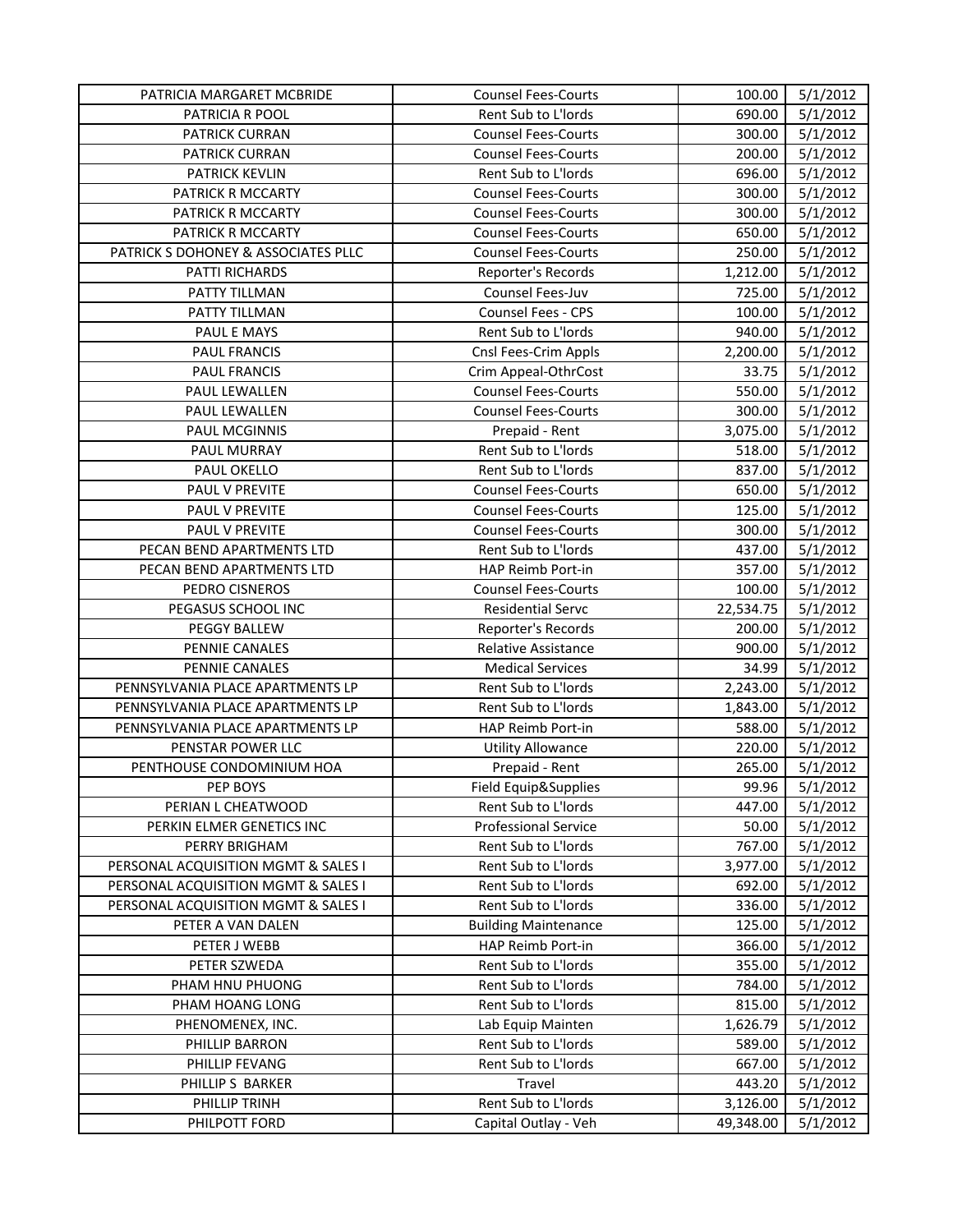| | | | |
|---|---|---|---|
| PATRICIA MARGARET MCBRIDE | Counsel Fees-Courts | 100.00 | 5/1/2012 |
| PATRICIA R POOL | Rent Sub to L'lords | 690.00 | 5/1/2012 |
| PATRICK CURRAN | Counsel Fees-Courts | 300.00 | 5/1/2012 |
| PATRICK CURRAN | Counsel Fees-Courts | 200.00 | 5/1/2012 |
| PATRICK KEVLIN | Rent Sub to L'lords | 696.00 | 5/1/2012 |
| PATRICK R MCCARTY | Counsel Fees-Courts | 300.00 | 5/1/2012 |
| PATRICK R MCCARTY | Counsel Fees-Courts | 300.00 | 5/1/2012 |
| PATRICK R MCCARTY | Counsel Fees-Courts | 650.00 | 5/1/2012 |
| PATRICK S DOHONEY & ASSOCIATES PLLC | Counsel Fees-Courts | 250.00 | 5/1/2012 |
| PATTI RICHARDS | Reporter's Records | 1,212.00 | 5/1/2012 |
| PATTY TILLMAN | Counsel Fees-Juv | 725.00 | 5/1/2012 |
| PATTY TILLMAN | Counsel Fees - CPS | 100.00 | 5/1/2012 |
| PAUL E MAYS | Rent Sub to L'lords | 940.00 | 5/1/2012 |
| PAUL FRANCIS | Cnsl Fees-Crim Appls | 2,200.00 | 5/1/2012 |
| PAUL FRANCIS | Crim Appeal-OthrCost | 33.75 | 5/1/2012 |
| PAUL LEWALLEN | Counsel Fees-Courts | 550.00 | 5/1/2012 |
| PAUL LEWALLEN | Counsel Fees-Courts | 300.00 | 5/1/2012 |
| PAUL MCGINNIS | Prepaid - Rent | 3,075.00 | 5/1/2012 |
| PAUL MURRAY | Rent Sub to L'lords | 518.00 | 5/1/2012 |
| PAUL OKELLO | Rent Sub to L'lords | 837.00 | 5/1/2012 |
| PAUL V PREVITE | Counsel Fees-Courts | 650.00 | 5/1/2012 |
| PAUL V PREVITE | Counsel Fees-Courts | 125.00 | 5/1/2012 |
| PAUL V PREVITE | Counsel Fees-Courts | 300.00 | 5/1/2012 |
| PECAN BEND APARTMENTS LTD | Rent Sub to L'lords | 437.00 | 5/1/2012 |
| PECAN BEND APARTMENTS LTD | HAP Reimb Port-in | 357.00 | 5/1/2012 |
| PEDRO CISNEROS | Counsel Fees-Courts | 100.00 | 5/1/2012 |
| PEGASUS SCHOOL INC | Residential Servc | 22,534.75 | 5/1/2012 |
| PEGGY BALLEW | Reporter's Records | 200.00 | 5/1/2012 |
| PENNIE CANALES | Relative Assistance | 900.00 | 5/1/2012 |
| PENNIE CANALES | Medical Services | 34.99 | 5/1/2012 |
| PENNSYLVANIA PLACE APARTMENTS LP | Rent Sub to L'lords | 2,243.00 | 5/1/2012 |
| PENNSYLVANIA PLACE APARTMENTS LP | Rent Sub to L'lords | 1,843.00 | 5/1/2012 |
| PENNSYLVANIA PLACE APARTMENTS LP | HAP Reimb Port-in | 588.00 | 5/1/2012 |
| PENSTAR POWER LLC | Utility Allowance | 220.00 | 5/1/2012 |
| PENTHOUSE CONDOMINIUM HOA | Prepaid - Rent | 265.00 | 5/1/2012 |
| PEP BOYS | Field Equip&Supplies | 99.96 | 5/1/2012 |
| PERIAN L CHEATWOOD | Rent Sub to L'lords | 447.00 | 5/1/2012 |
| PERKIN ELMER GENETICS INC | Professional Service | 50.00 | 5/1/2012 |
| PERRY BRIGHAM | Rent Sub to L'lords | 767.00 | 5/1/2012 |
| PERSONAL ACQUISITION MGMT & SALES I | Rent Sub to L'lords | 3,977.00 | 5/1/2012 |
| PERSONAL ACQUISITION MGMT & SALES I | Rent Sub to L'lords | 692.00 | 5/1/2012 |
| PERSONAL ACQUISITION MGMT & SALES I | Rent Sub to L'lords | 336.00 | 5/1/2012 |
| PETER A VAN DALEN | Building Maintenance | 125.00 | 5/1/2012 |
| PETER J WEBB | HAP Reimb Port-in | 366.00 | 5/1/2012 |
| PETER SZWEDA | Rent Sub to L'lords | 355.00 | 5/1/2012 |
| PHAM HNU PHUONG | Rent Sub to L'lords | 784.00 | 5/1/2012 |
| PHAM HOANG LONG | Rent Sub to L'lords | 815.00 | 5/1/2012 |
| PHENOMENEX, INC. | Lab Equip Mainten | 1,626.79 | 5/1/2012 |
| PHILLIP BARRON | Rent Sub to L'lords | 589.00 | 5/1/2012 |
| PHILLIP FEVANG | Rent Sub to L'lords | 667.00 | 5/1/2012 |
| PHILLIP S BARKER | Travel | 443.20 | 5/1/2012 |
| PHILLIP TRINH | Rent Sub to L'lords | 3,126.00 | 5/1/2012 |
| PHILPOTT FORD | Capital Outlay - Veh | 49,348.00 | 5/1/2012 |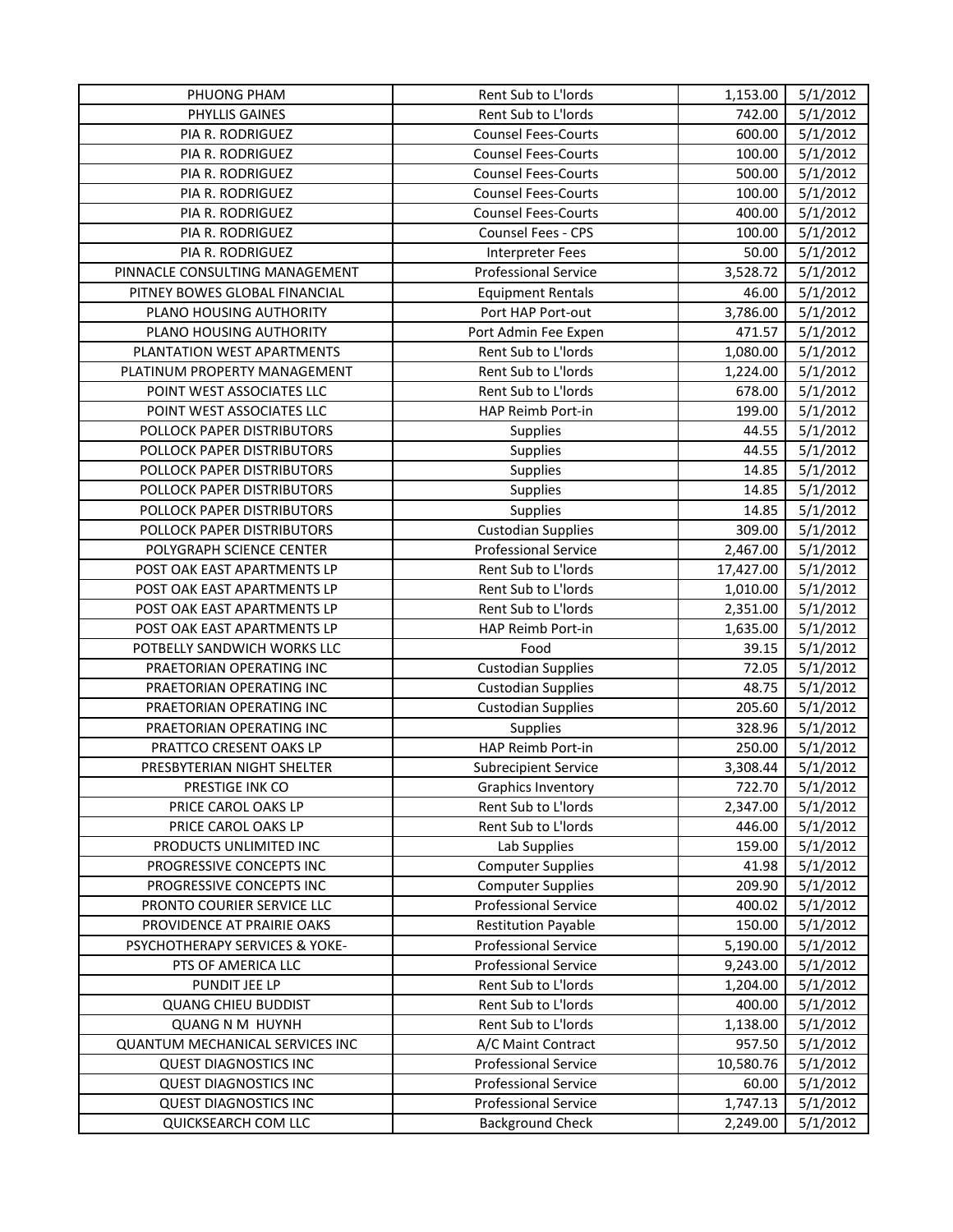| | | | |
|---|---|---|---|
| PHUONG PHAM | Rent Sub to L'lords | 1,153.00 | 5/1/2012 |
| PHYLLIS GAINES | Rent Sub to L'lords | 742.00 | 5/1/2012 |
| PIA R. RODRIGUEZ | Counsel Fees-Courts | 600.00 | 5/1/2012 |
| PIA R. RODRIGUEZ | Counsel Fees-Courts | 100.00 | 5/1/2012 |
| PIA R. RODRIGUEZ | Counsel Fees-Courts | 500.00 | 5/1/2012 |
| PIA R. RODRIGUEZ | Counsel Fees-Courts | 100.00 | 5/1/2012 |
| PIA R. RODRIGUEZ | Counsel Fees-Courts | 400.00 | 5/1/2012 |
| PIA R. RODRIGUEZ | Counsel Fees - CPS | 100.00 | 5/1/2012 |
| PIA R. RODRIGUEZ | Interpreter Fees | 50.00 | 5/1/2012 |
| PINNACLE CONSULTING MANAGEMENT | Professional Service | 3,528.72 | 5/1/2012 |
| PITNEY BOWES GLOBAL FINANCIAL | Equipment Rentals | 46.00 | 5/1/2012 |
| PLANO HOUSING AUTHORITY | Port HAP Port-out | 3,786.00 | 5/1/2012 |
| PLANO HOUSING AUTHORITY | Port Admin Fee Expen | 471.57 | 5/1/2012 |
| PLANTATION WEST APARTMENTS | Rent Sub to L'lords | 1,080.00 | 5/1/2012 |
| PLATINUM PROPERTY MANAGEMENT | Rent Sub to L'lords | 1,224.00 | 5/1/2012 |
| POINT WEST ASSOCIATES LLC | Rent Sub to L'lords | 678.00 | 5/1/2012 |
| POINT WEST ASSOCIATES LLC | HAP Reimb Port-in | 199.00 | 5/1/2012 |
| POLLOCK PAPER DISTRIBUTORS | Supplies | 44.55 | 5/1/2012 |
| POLLOCK PAPER DISTRIBUTORS | Supplies | 44.55 | 5/1/2012 |
| POLLOCK PAPER DISTRIBUTORS | Supplies | 14.85 | 5/1/2012 |
| POLLOCK PAPER DISTRIBUTORS | Supplies | 14.85 | 5/1/2012 |
| POLLOCK PAPER DISTRIBUTORS | Supplies | 14.85 | 5/1/2012 |
| POLLOCK PAPER DISTRIBUTORS | Custodian Supplies | 309.00 | 5/1/2012 |
| POLYGRAPH SCIENCE CENTER | Professional Service | 2,467.00 | 5/1/2012 |
| POST OAK EAST APARTMENTS LP | Rent Sub to L'lords | 17,427.00 | 5/1/2012 |
| POST OAK EAST APARTMENTS LP | Rent Sub to L'lords | 1,010.00 | 5/1/2012 |
| POST OAK EAST APARTMENTS LP | Rent Sub to L'lords | 2,351.00 | 5/1/2012 |
| POST OAK EAST APARTMENTS LP | HAP Reimb Port-in | 1,635.00 | 5/1/2012 |
| POTBELLY SANDWICH WORKS LLC | Food | 39.15 | 5/1/2012 |
| PRAETORIAN OPERATING INC | Custodian Supplies | 72.05 | 5/1/2012 |
| PRAETORIAN OPERATING INC | Custodian Supplies | 48.75 | 5/1/2012 |
| PRAETORIAN OPERATING INC | Custodian Supplies | 205.60 | 5/1/2012 |
| PRAETORIAN OPERATING INC | Supplies | 328.96 | 5/1/2012 |
| PRATTCO CRESENT OAKS LP | HAP Reimb Port-in | 250.00 | 5/1/2012 |
| PRESBYTERIAN NIGHT SHELTER | Subrecipient Service | 3,308.44 | 5/1/2012 |
| PRESTIGE INK CO | Graphics Inventory | 722.70 | 5/1/2012 |
| PRICE CAROL OAKS LP | Rent Sub to L'lords | 2,347.00 | 5/1/2012 |
| PRICE CAROL OAKS LP | Rent Sub to L'lords | 446.00 | 5/1/2012 |
| PRODUCTS UNLIMITED INC | Lab Supplies | 159.00 | 5/1/2012 |
| PROGRESSIVE CONCEPTS INC | Computer Supplies | 41.98 | 5/1/2012 |
| PROGRESSIVE CONCEPTS INC | Computer Supplies | 209.90 | 5/1/2012 |
| PRONTO COURIER SERVICE LLC | Professional Service | 400.02 | 5/1/2012 |
| PROVIDENCE AT PRAIRIE OAKS | Restitution Payable | 150.00 | 5/1/2012 |
| PSYCHOTHERAPY SERVICES & YOKE- | Professional Service | 5,190.00 | 5/1/2012 |
| PTS OF AMERICA LLC | Professional Service | 9,243.00 | 5/1/2012 |
| PUNDIT JEE LP | Rent Sub to L'lords | 1,204.00 | 5/1/2012 |
| QUANG CHIEU BUDDIST | Rent Sub to L'lords | 400.00 | 5/1/2012 |
| QUANG N M HUYNH | Rent Sub to L'lords | 1,138.00 | 5/1/2012 |
| QUANTUM MECHANICAL SERVICES INC | A/C Maint Contract | 957.50 | 5/1/2012 |
| QUEST DIAGNOSTICS INC | Professional Service | 10,580.76 | 5/1/2012 |
| QUEST DIAGNOSTICS INC | Professional Service | 60.00 | 5/1/2012 |
| QUEST DIAGNOSTICS INC | Professional Service | 1,747.13 | 5/1/2012 |
| QUICKSEARCH COM LLC | Background Check | 2,249.00 | 5/1/2012 |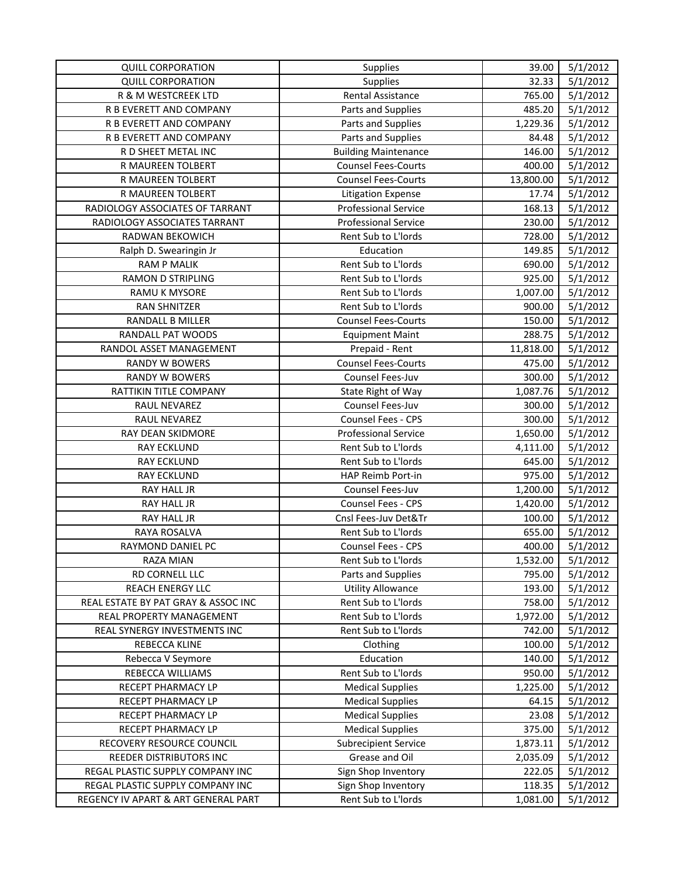| QUILL CORPORATION | Supplies | 39.00 | 5/1/2012 |
|---|---|---|---|
| QUILL CORPORATION | Supplies | 32.33 | 5/1/2012 |
| R & M WESTCREEK LTD | Rental Assistance | 765.00 | 5/1/2012 |
| R B EVERETT AND COMPANY | Parts and Supplies | 485.20 | 5/1/2012 |
| R B EVERETT AND COMPANY | Parts and Supplies | 1,229.36 | 5/1/2012 |
| R B EVERETT AND COMPANY | Parts and Supplies | 84.48 | 5/1/2012 |
| R D SHEET METAL INC | Building Maintenance | 146.00 | 5/1/2012 |
| R MAUREEN TOLBERT | Counsel Fees-Courts | 400.00 | 5/1/2012 |
| R MAUREEN TOLBERT | Counsel Fees-Courts | 13,800.00 | 5/1/2012 |
| R MAUREEN TOLBERT | Litigation Expense | 17.74 | 5/1/2012 |
| RADIOLOGY ASSOCIATES OF TARRANT | Professional Service | 168.13 | 5/1/2012 |
| RADIOLOGY ASSOCIATES TARRANT | Professional Service | 230.00 | 5/1/2012 |
| RADWAN BEKOWICH | Rent Sub to L'lords | 728.00 | 5/1/2012 |
| Ralph D. Swearingin Jr | Education | 149.85 | 5/1/2012 |
| RAM P MALIK | Rent Sub to L'lords | 690.00 | 5/1/2012 |
| RAMON D STRIPLING | Rent Sub to L'lords | 925.00 | 5/1/2012 |
| RAMU K MYSORE | Rent Sub to L'lords | 1,007.00 | 5/1/2012 |
| RAN SHNITZER | Rent Sub to L'lords | 900.00 | 5/1/2012 |
| RANDALL B MILLER | Counsel Fees-Courts | 150.00 | 5/1/2012 |
| RANDALL PAT WOODS | Equipment Maint | 288.75 | 5/1/2012 |
| RANDOL ASSET MANAGEMENT | Prepaid - Rent | 11,818.00 | 5/1/2012 |
| RANDY W BOWERS | Counsel Fees-Courts | 475.00 | 5/1/2012 |
| RANDY W BOWERS | Counsel Fees-Juv | 300.00 | 5/1/2012 |
| RATTIKIN TITLE COMPANY | State Right of Way | 1,087.76 | 5/1/2012 |
| RAUL NEVAREZ | Counsel Fees-Juv | 300.00 | 5/1/2012 |
| RAUL NEVAREZ | Counsel Fees - CPS | 300.00 | 5/1/2012 |
| RAY DEAN SKIDMORE | Professional Service | 1,650.00 | 5/1/2012 |
| RAY ECKLUND | Rent Sub to L'lords | 4,111.00 | 5/1/2012 |
| RAY ECKLUND | Rent Sub to L'lords | 645.00 | 5/1/2012 |
| RAY ECKLUND | HAP Reimb Port-in | 975.00 | 5/1/2012 |
| RAY HALL JR | Counsel Fees-Juv | 1,200.00 | 5/1/2012 |
| RAY HALL JR | Counsel Fees - CPS | 1,420.00 | 5/1/2012 |
| RAY HALL JR | Cnsl Fees-Juv Det&Tr | 100.00 | 5/1/2012 |
| RAYA ROSALVA | Rent Sub to L'lords | 655.00 | 5/1/2012 |
| RAYMOND DANIEL PC | Counsel Fees - CPS | 400.00 | 5/1/2012 |
| RAZA MIAN | Rent Sub to L'lords | 1,532.00 | 5/1/2012 |
| RD CORNELL LLC | Parts and Supplies | 795.00 | 5/1/2012 |
| REACH ENERGY LLC | Utility Allowance | 193.00 | 5/1/2012 |
| REAL ESTATE BY PAT GRAY & ASSOC INC | Rent Sub to L'lords | 758.00 | 5/1/2012 |
| REAL PROPERTY MANAGEMENT | Rent Sub to L'lords | 1,972.00 | 5/1/2012 |
| REAL SYNERGY INVESTMENTS INC | Rent Sub to L'lords | 742.00 | 5/1/2012 |
| REBECCA KLINE | Clothing | 100.00 | 5/1/2012 |
| Rebecca V Seymore | Education | 140.00 | 5/1/2012 |
| REBECCA WILLIAMS | Rent Sub to L'lords | 950.00 | 5/1/2012 |
| RECEPT PHARMACY LP | Medical Supplies | 1,225.00 | 5/1/2012 |
| RECEPT PHARMACY LP | Medical Supplies | 64.15 | 5/1/2012 |
| RECEPT PHARMACY LP | Medical Supplies | 23.08 | 5/1/2012 |
| RECEPT PHARMACY LP | Medical Supplies | 375.00 | 5/1/2012 |
| RECOVERY RESOURCE COUNCIL | Subrecipient Service | 1,873.11 | 5/1/2012 |
| REEDER DISTRIBUTORS INC | Grease and Oil | 2,035.09 | 5/1/2012 |
| REGAL PLASTIC SUPPLY COMPANY INC | Sign Shop Inventory | 222.05 | 5/1/2012 |
| REGAL PLASTIC SUPPLY COMPANY INC | Sign Shop Inventory | 118.35 | 5/1/2012 |
| REGENCY IV APART & ART GENERAL PART | Rent Sub to L'lords | 1,081.00 | 5/1/2012 |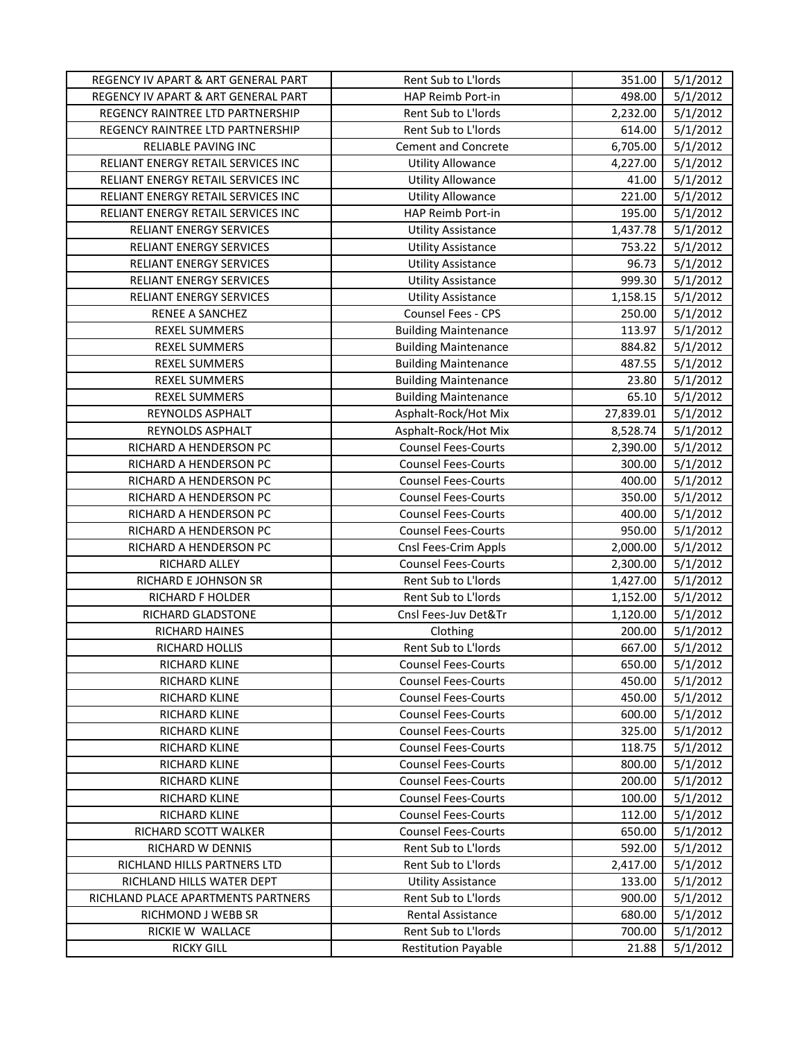| | | | |
|---|---|---|---|
| REGENCY IV APART & ART GENERAL PART | Rent Sub to L'lords | 351.00 | 5/1/2012 |
| REGENCY IV APART & ART GENERAL PART | HAP Reimb Port-in | 498.00 | 5/1/2012 |
| REGENCY RAINTREE LTD PARTNERSHIP | Rent Sub to L'lords | 2,232.00 | 5/1/2012 |
| REGENCY RAINTREE LTD PARTNERSHIP | Rent Sub to L'lords | 614.00 | 5/1/2012 |
| RELIABLE PAVING INC | Cement and Concrete | 6,705.00 | 5/1/2012 |
| RELIANT ENERGY RETAIL SERVICES INC | Utility Allowance | 4,227.00 | 5/1/2012 |
| RELIANT ENERGY RETAIL SERVICES INC | Utility Allowance | 41.00 | 5/1/2012 |
| RELIANT ENERGY RETAIL SERVICES INC | Utility Allowance | 221.00 | 5/1/2012 |
| RELIANT ENERGY RETAIL SERVICES INC | HAP Reimb Port-in | 195.00 | 5/1/2012 |
| RELIANT ENERGY SERVICES | Utility Assistance | 1,437.78 | 5/1/2012 |
| RELIANT ENERGY SERVICES | Utility Assistance | 753.22 | 5/1/2012 |
| RELIANT ENERGY SERVICES | Utility Assistance | 96.73 | 5/1/2012 |
| RELIANT ENERGY SERVICES | Utility Assistance | 999.30 | 5/1/2012 |
| RELIANT ENERGY SERVICES | Utility Assistance | 1,158.15 | 5/1/2012 |
| RENEE A SANCHEZ | Counsel Fees - CPS | 250.00 | 5/1/2012 |
| REXEL SUMMERS | Building Maintenance | 113.97 | 5/1/2012 |
| REXEL SUMMERS | Building Maintenance | 884.82 | 5/1/2012 |
| REXEL SUMMERS | Building Maintenance | 487.55 | 5/1/2012 |
| REXEL SUMMERS | Building Maintenance | 23.80 | 5/1/2012 |
| REXEL SUMMERS | Building Maintenance | 65.10 | 5/1/2012 |
| REYNOLDS ASPHALT | Asphalt-Rock/Hot Mix | 27,839.01 | 5/1/2012 |
| REYNOLDS ASPHALT | Asphalt-Rock/Hot Mix | 8,528.74 | 5/1/2012 |
| RICHARD A HENDERSON PC | Counsel Fees-Courts | 2,390.00 | 5/1/2012 |
| RICHARD A HENDERSON PC | Counsel Fees-Courts | 300.00 | 5/1/2012 |
| RICHARD A HENDERSON PC | Counsel Fees-Courts | 400.00 | 5/1/2012 |
| RICHARD A HENDERSON PC | Counsel Fees-Courts | 350.00 | 5/1/2012 |
| RICHARD A HENDERSON PC | Counsel Fees-Courts | 400.00 | 5/1/2012 |
| RICHARD A HENDERSON PC | Counsel Fees-Courts | 950.00 | 5/1/2012 |
| RICHARD A HENDERSON PC | Cnsl Fees-Crim Appls | 2,000.00 | 5/1/2012 |
| RICHARD ALLEY | Counsel Fees-Courts | 2,300.00 | 5/1/2012 |
| RICHARD E JOHNSON SR | Rent Sub to L'lords | 1,427.00 | 5/1/2012 |
| RICHARD F HOLDER | Rent Sub to L'lords | 1,152.00 | 5/1/2012 |
| RICHARD GLADSTONE | Cnsl Fees-Juv Det&Tr | 1,120.00 | 5/1/2012 |
| RICHARD HAINES | Clothing | 200.00 | 5/1/2012 |
| RICHARD HOLLIS | Rent Sub to L'lords | 667.00 | 5/1/2012 |
| RICHARD KLINE | Counsel Fees-Courts | 650.00 | 5/1/2012 |
| RICHARD KLINE | Counsel Fees-Courts | 450.00 | 5/1/2012 |
| RICHARD KLINE | Counsel Fees-Courts | 450.00 | 5/1/2012 |
| RICHARD KLINE | Counsel Fees-Courts | 600.00 | 5/1/2012 |
| RICHARD KLINE | Counsel Fees-Courts | 325.00 | 5/1/2012 |
| RICHARD KLINE | Counsel Fees-Courts | 118.75 | 5/1/2012 |
| RICHARD KLINE | Counsel Fees-Courts | 800.00 | 5/1/2012 |
| RICHARD KLINE | Counsel Fees-Courts | 200.00 | 5/1/2012 |
| RICHARD KLINE | Counsel Fees-Courts | 100.00 | 5/1/2012 |
| RICHARD KLINE | Counsel Fees-Courts | 112.00 | 5/1/2012 |
| RICHARD SCOTT WALKER | Counsel Fees-Courts | 650.00 | 5/1/2012 |
| RICHARD W DENNIS | Rent Sub to L'lords | 592.00 | 5/1/2012 |
| RICHLAND HILLS PARTNERS LTD | Rent Sub to L'lords | 2,417.00 | 5/1/2012 |
| RICHLAND HILLS WATER DEPT | Utility Assistance | 133.00 | 5/1/2012 |
| RICHLAND PLACE APARTMENTS PARTNERS | Rent Sub to L'lords | 900.00 | 5/1/2012 |
| RICHMOND J WEBB SR | Rental Assistance | 680.00 | 5/1/2012 |
| RICKIE W WALLACE | Rent Sub to L'lords | 700.00 | 5/1/2012 |
| RICKY GILL | Restitution Payable | 21.88 | 5/1/2012 |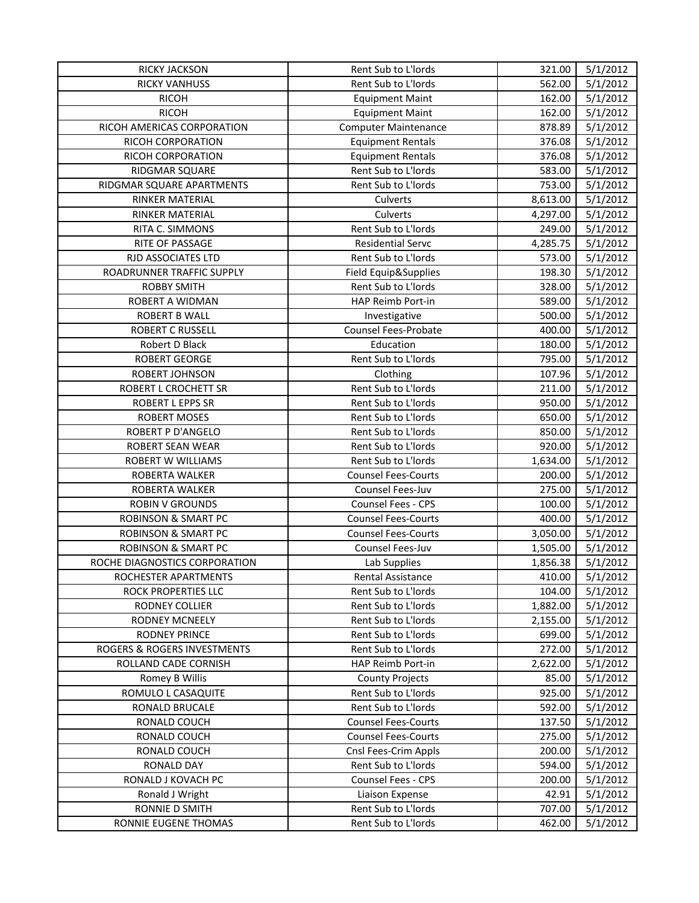| RICKY JACKSON | Rent Sub to L'lords | 321.00 | 5/1/2012 |
|---|---|---|---|
| RICKY VANHUSS | Rent Sub to L'lords | 562.00 | 5/1/2012 |
| RICOH | Equipment Maint | 162.00 | 5/1/2012 |
| RICOH | Equipment Maint | 162.00 | 5/1/2012 |
| RICOH AMERICAS CORPORATION | Computer Maintenance | 878.89 | 5/1/2012 |
| RICOH CORPORATION | Equipment Rentals | 376.08 | 5/1/2012 |
| RICOH CORPORATION | Equipment Rentals | 376.08 | 5/1/2012 |
| RIDGMAR SQUARE | Rent Sub to L'lords | 583.00 | 5/1/2012 |
| RIDGMAR SQUARE APARTMENTS | Rent Sub to L'lords | 753.00 | 5/1/2012 |
| RINKER MATERIAL | Culverts | 8,613.00 | 5/1/2012 |
| RINKER MATERIAL | Culverts | 4,297.00 | 5/1/2012 |
| RITA C. SIMMONS | Rent Sub to L'lords | 249.00 | 5/1/2012 |
| RITE OF PASSAGE | Residential Servc | 4,285.75 | 5/1/2012 |
| RJD ASSOCIATES LTD | Rent Sub to L'lords | 573.00 | 5/1/2012 |
| ROADRUNNER TRAFFIC SUPPLY | Field Equip&Supplies | 198.30 | 5/1/2012 |
| ROBBY SMITH | Rent Sub to L'lords | 328.00 | 5/1/2012 |
| ROBERT A WIDMAN | HAP Reimb Port-in | 589.00 | 5/1/2012 |
| ROBERT B WALL | Investigative | 500.00 | 5/1/2012 |
| ROBERT C RUSSELL | Counsel Fees-Probate | 400.00 | 5/1/2012 |
| Robert D Black | Education | 180.00 | 5/1/2012 |
| ROBERT GEORGE | Rent Sub to L'lords | 795.00 | 5/1/2012 |
| ROBERT JOHNSON | Clothing | 107.96 | 5/1/2012 |
| ROBERT L CROCHETT SR | Rent Sub to L'lords | 211.00 | 5/1/2012 |
| ROBERT L EPPS SR | Rent Sub to L'lords | 950.00 | 5/1/2012 |
| ROBERT MOSES | Rent Sub to L'lords | 650.00 | 5/1/2012 |
| ROBERT P D'ANGELO | Rent Sub to L'lords | 850.00 | 5/1/2012 |
| ROBERT SEAN WEAR | Rent Sub to L'lords | 920.00 | 5/1/2012 |
| ROBERT W WILLIAMS | Rent Sub to L'lords | 1,634.00 | 5/1/2012 |
| ROBERTA WALKER | Counsel Fees-Courts | 200.00 | 5/1/2012 |
| ROBERTA WALKER | Counsel Fees-Juv | 275.00 | 5/1/2012 |
| ROBIN V GROUNDS | Counsel Fees - CPS | 100.00 | 5/1/2012 |
| ROBINSON & SMART PC | Counsel Fees-Courts | 400.00 | 5/1/2012 |
| ROBINSON & SMART PC | Counsel Fees-Courts | 3,050.00 | 5/1/2012 |
| ROBINSON & SMART PC | Counsel Fees-Juv | 1,505.00 | 5/1/2012 |
| ROCHE DIAGNOSTICS CORPORATION | Lab Supplies | 1,856.38 | 5/1/2012 |
| ROCHESTER APARTMENTS | Rental Assistance | 410.00 | 5/1/2012 |
| ROCK PROPERTIES LLC | Rent Sub to L'lords | 104.00 | 5/1/2012 |
| RODNEY COLLIER | Rent Sub to L'lords | 1,882.00 | 5/1/2012 |
| RODNEY MCNEELY | Rent Sub to L'lords | 2,155.00 | 5/1/2012 |
| RODNEY PRINCE | Rent Sub to L'lords | 699.00 | 5/1/2012 |
| ROGERS & ROGERS INVESTMENTS | Rent Sub to L'lords | 272.00 | 5/1/2012 |
| ROLLAND CADE CORNISH | HAP Reimb Port-in | 2,622.00 | 5/1/2012 |
| Romey B Willis | County Projects | 85.00 | 5/1/2012 |
| ROMULO L CASAQUITE | Rent Sub to L'lords | 925.00 | 5/1/2012 |
| RONALD BRUCALE | Rent Sub to L'lords | 592.00 | 5/1/2012 |
| RONALD COUCH | Counsel Fees-Courts | 137.50 | 5/1/2012 |
| RONALD COUCH | Counsel Fees-Courts | 275.00 | 5/1/2012 |
| RONALD COUCH | Cnsl Fees-Crim Appls | 200.00 | 5/1/2012 |
| RONALD DAY | Rent Sub to L'lords | 594.00 | 5/1/2012 |
| RONALD J KOVACH PC | Counsel Fees - CPS | 200.00 | 5/1/2012 |
| Ronald J Wright | Liaison Expense | 42.91 | 5/1/2012 |
| RONNIE D SMITH | Rent Sub to L'lords | 707.00 | 5/1/2012 |
| RONNIE EUGENE THOMAS | Rent Sub to L'lords | 462.00 | 5/1/2012 |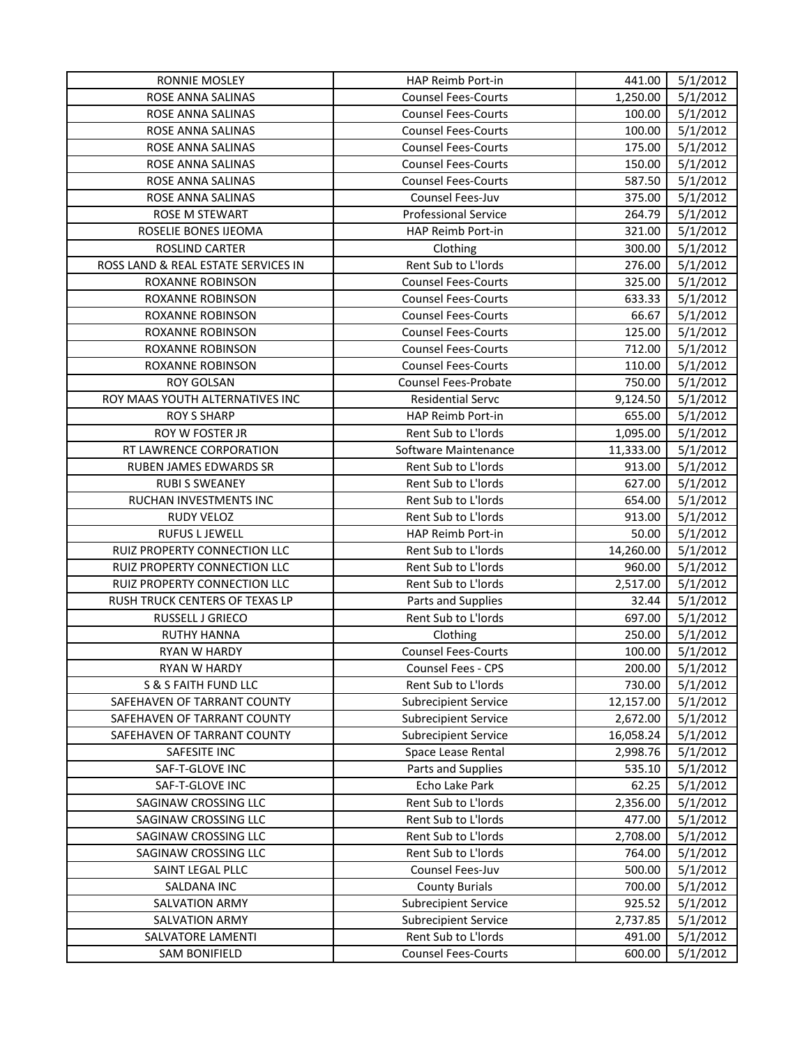| RONNIE MOSLEY | HAP Reimb Port-in | 441.00 | 5/1/2012 |
|---|---|---|---|
| ROSE ANNA SALINAS | Counsel Fees-Courts | 1,250.00 | 5/1/2012 |
| ROSE ANNA SALINAS | Counsel Fees-Courts | 100.00 | 5/1/2012 |
| ROSE ANNA SALINAS | Counsel Fees-Courts | 100.00 | 5/1/2012 |
| ROSE ANNA SALINAS | Counsel Fees-Courts | 175.00 | 5/1/2012 |
| ROSE ANNA SALINAS | Counsel Fees-Courts | 150.00 | 5/1/2012 |
| ROSE ANNA SALINAS | Counsel Fees-Courts | 587.50 | 5/1/2012 |
| ROSE ANNA SALINAS | Counsel Fees-Juv | 375.00 | 5/1/2012 |
| ROSE M STEWART | Professional Service | 264.79 | 5/1/2012 |
| ROSELIE BONES IJEOMA | HAP Reimb Port-in | 321.00 | 5/1/2012 |
| ROSLIND CARTER | Clothing | 300.00 | 5/1/2012 |
| ROSS LAND & REAL ESTATE SERVICES IN | Rent Sub to L'lords | 276.00 | 5/1/2012 |
| ROXANNE ROBINSON | Counsel Fees-Courts | 325.00 | 5/1/2012 |
| ROXANNE ROBINSON | Counsel Fees-Courts | 633.33 | 5/1/2012 |
| ROXANNE ROBINSON | Counsel Fees-Courts | 66.67 | 5/1/2012 |
| ROXANNE ROBINSON | Counsel Fees-Courts | 125.00 | 5/1/2012 |
| ROXANNE ROBINSON | Counsel Fees-Courts | 712.00 | 5/1/2012 |
| ROXANNE ROBINSON | Counsel Fees-Courts | 110.00 | 5/1/2012 |
| ROY GOLSAN | Counsel Fees-Probate | 750.00 | 5/1/2012 |
| ROY MAAS YOUTH ALTERNATIVES INC | Residential Servc | 9,124.50 | 5/1/2012 |
| ROY S SHARP | HAP Reimb Port-in | 655.00 | 5/1/2012 |
| ROY W FOSTER JR | Rent Sub to L'lords | 1,095.00 | 5/1/2012 |
| RT LAWRENCE CORPORATION | Software Maintenance | 11,333.00 | 5/1/2012 |
| RUBEN JAMES EDWARDS SR | Rent Sub to L'lords | 913.00 | 5/1/2012 |
| RUBI S SWEANEY | Rent Sub to L'lords | 627.00 | 5/1/2012 |
| RUCHAN INVESTMENTS INC | Rent Sub to L'lords | 654.00 | 5/1/2012 |
| RUDY VELOZ | Rent Sub to L'lords | 913.00 | 5/1/2012 |
| RUFUS L JEWELL | HAP Reimb Port-in | 50.00 | 5/1/2012 |
| RUIZ PROPERTY CONNECTION LLC | Rent Sub to L'lords | 14,260.00 | 5/1/2012 |
| RUIZ PROPERTY CONNECTION LLC | Rent Sub to L'lords | 960.00 | 5/1/2012 |
| RUIZ PROPERTY CONNECTION LLC | Rent Sub to L'lords | 2,517.00 | 5/1/2012 |
| RUSH TRUCK CENTERS OF TEXAS LP | Parts and Supplies | 32.44 | 5/1/2012 |
| RUSSELL J GRIECO | Rent Sub to L'lords | 697.00 | 5/1/2012 |
| RUTHY HANNA | Clothing | 250.00 | 5/1/2012 |
| RYAN W HARDY | Counsel Fees-Courts | 100.00 | 5/1/2012 |
| RYAN W HARDY | Counsel Fees - CPS | 200.00 | 5/1/2012 |
| S & S FAITH FUND LLC | Rent Sub to L'lords | 730.00 | 5/1/2012 |
| SAFEHAVEN OF TARRANT COUNTY | Subrecipient Service | 12,157.00 | 5/1/2012 |
| SAFEHAVEN OF TARRANT COUNTY | Subrecipient Service | 2,672.00 | 5/1/2012 |
| SAFEHAVEN OF TARRANT COUNTY | Subrecipient Service | 16,058.24 | 5/1/2012 |
| SAFESITE INC | Space Lease Rental | 2,998.76 | 5/1/2012 |
| SAF-T-GLOVE INC | Parts and Supplies | 535.10 | 5/1/2012 |
| SAF-T-GLOVE INC | Echo Lake Park | 62.25 | 5/1/2012 |
| SAGINAW CROSSING LLC | Rent Sub to L'lords | 2,356.00 | 5/1/2012 |
| SAGINAW CROSSING LLC | Rent Sub to L'lords | 477.00 | 5/1/2012 |
| SAGINAW CROSSING LLC | Rent Sub to L'lords | 2,708.00 | 5/1/2012 |
| SAGINAW CROSSING LLC | Rent Sub to L'lords | 764.00 | 5/1/2012 |
| SAINT LEGAL PLLC | Counsel Fees-Juv | 500.00 | 5/1/2012 |
| SALDANA INC | County Burials | 700.00 | 5/1/2012 |
| SALVATION ARMY | Subrecipient Service | 925.52 | 5/1/2012 |
| SALVATION ARMY | Subrecipient Service | 2,737.85 | 5/1/2012 |
| SALVATORE LAMENTI | Rent Sub to L'lords | 491.00 | 5/1/2012 |
| SAM BONIFIELD | Counsel Fees-Courts | 600.00 | 5/1/2012 |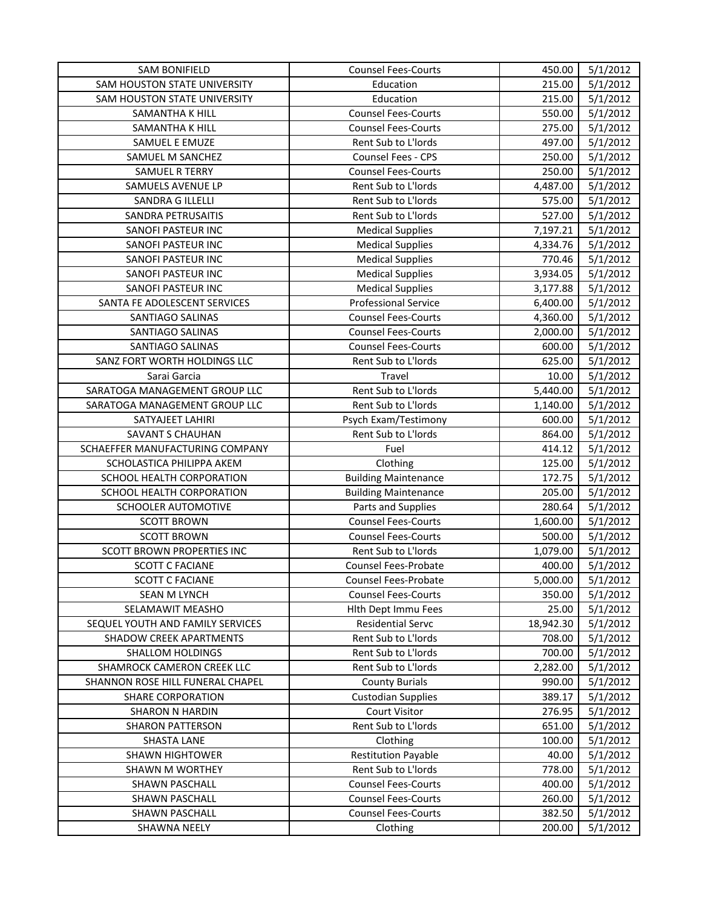| SAM BONIFIELD | Counsel Fees-Courts | 450.00 | 5/1/2012 |
|---|---|---|---|
| SAM HOUSTON STATE UNIVERSITY | Education | 215.00 | 5/1/2012 |
| SAM HOUSTON STATE UNIVERSITY | Education | 215.00 | 5/1/2012 |
| SAMANTHA K HILL | Counsel Fees-Courts | 550.00 | 5/1/2012 |
| SAMANTHA K HILL | Counsel Fees-Courts | 275.00 | 5/1/2012 |
| SAMUEL E EMUZE | Rent Sub to L'lords | 497.00 | 5/1/2012 |
| SAMUEL M SANCHEZ | Counsel Fees - CPS | 250.00 | 5/1/2012 |
| SAMUEL R TERRY | Counsel Fees-Courts | 250.00 | 5/1/2012 |
| SAMUELS AVENUE LP | Rent Sub to L'lords | 4,487.00 | 5/1/2012 |
| SANDRA G ILLELLI | Rent Sub to L'lords | 575.00 | 5/1/2012 |
| SANDRA PETRUSAITIS | Rent Sub to L'lords | 527.00 | 5/1/2012 |
| SANOFI PASTEUR INC | Medical Supplies | 7,197.21 | 5/1/2012 |
| SANOFI PASTEUR INC | Medical Supplies | 4,334.76 | 5/1/2012 |
| SANOFI PASTEUR INC | Medical Supplies | 770.46 | 5/1/2012 |
| SANOFI PASTEUR INC | Medical Supplies | 3,934.05 | 5/1/2012 |
| SANOFI PASTEUR INC | Medical Supplies | 3,177.88 | 5/1/2012 |
| SANTA FE ADOLESCENT SERVICES | Professional Service | 6,400.00 | 5/1/2012 |
| SANTIAGO SALINAS | Counsel Fees-Courts | 4,360.00 | 5/1/2012 |
| SANTIAGO SALINAS | Counsel Fees-Courts | 2,000.00 | 5/1/2012 |
| SANTIAGO SALINAS | Counsel Fees-Courts | 600.00 | 5/1/2012 |
| SANZ FORT WORTH HOLDINGS LLC | Rent Sub to L'lords | 625.00 | 5/1/2012 |
| Sarai Garcia | Travel | 10.00 | 5/1/2012 |
| SARATOGA MANAGEMENT GROUP LLC | Rent Sub to L'lords | 5,440.00 | 5/1/2012 |
| SARATOGA MANAGEMENT GROUP LLC | Rent Sub to L'lords | 1,140.00 | 5/1/2012 |
| SATYAJEET LAHIRI | Psych Exam/Testimony | 600.00 | 5/1/2012 |
| SAVANT S CHAUHAN | Rent Sub to L'lords | 864.00 | 5/1/2012 |
| SCHAEFFER MANUFACTURING COMPANY | Fuel | 414.12 | 5/1/2012 |
| SCHOLASTICA PHILIPPA AKEM | Clothing | 125.00 | 5/1/2012 |
| SCHOOL HEALTH CORPORATION | Building Maintenance | 172.75 | 5/1/2012 |
| SCHOOL HEALTH CORPORATION | Building Maintenance | 205.00 | 5/1/2012 |
| SCHOOLER AUTOMOTIVE | Parts and Supplies | 280.64 | 5/1/2012 |
| SCOTT BROWN | Counsel Fees-Courts | 1,600.00 | 5/1/2012 |
| SCOTT BROWN | Counsel Fees-Courts | 500.00 | 5/1/2012 |
| SCOTT BROWN PROPERTIES INC | Rent Sub to L'lords | 1,079.00 | 5/1/2012 |
| SCOTT C FACIANE | Counsel Fees-Probate | 400.00 | 5/1/2012 |
| SCOTT C FACIANE | Counsel Fees-Probate | 5,000.00 | 5/1/2012 |
| SEAN M LYNCH | Counsel Fees-Courts | 350.00 | 5/1/2012 |
| SELAMAWIT MEASHO | Hlth Dept Immu Fees | 25.00 | 5/1/2012 |
| SEQUEL YOUTH AND FAMILY SERVICES | Residential Servc | 18,942.30 | 5/1/2012 |
| SHADOW CREEK APARTMENTS | Rent Sub to L'lords | 708.00 | 5/1/2012 |
| SHALLOM HOLDINGS | Rent Sub to L'lords | 700.00 | 5/1/2012 |
| SHAMROCK CAMERON CREEK LLC | Rent Sub to L'lords | 2,282.00 | 5/1/2012 |
| SHANNON ROSE HILL FUNERAL CHAPEL | County Burials | 990.00 | 5/1/2012 |
| SHARE CORPORATION | Custodian Supplies | 389.17 | 5/1/2012 |
| SHARON N HARDIN | Court Visitor | 276.95 | 5/1/2012 |
| SHARON PATTERSON | Rent Sub to L'lords | 651.00 | 5/1/2012 |
| SHASTA LANE | Clothing | 100.00 | 5/1/2012 |
| SHAWN HIGHTOWER | Restitution Payable | 40.00 | 5/1/2012 |
| SHAWN M WORTHEY | Rent Sub to L'lords | 778.00 | 5/1/2012 |
| SHAWN PASCHALL | Counsel Fees-Courts | 400.00 | 5/1/2012 |
| SHAWN PASCHALL | Counsel Fees-Courts | 260.00 | 5/1/2012 |
| SHAWN PASCHALL | Counsel Fees-Courts | 382.50 | 5/1/2012 |
| SHAWNA NEELY | Clothing | 200.00 | 5/1/2012 |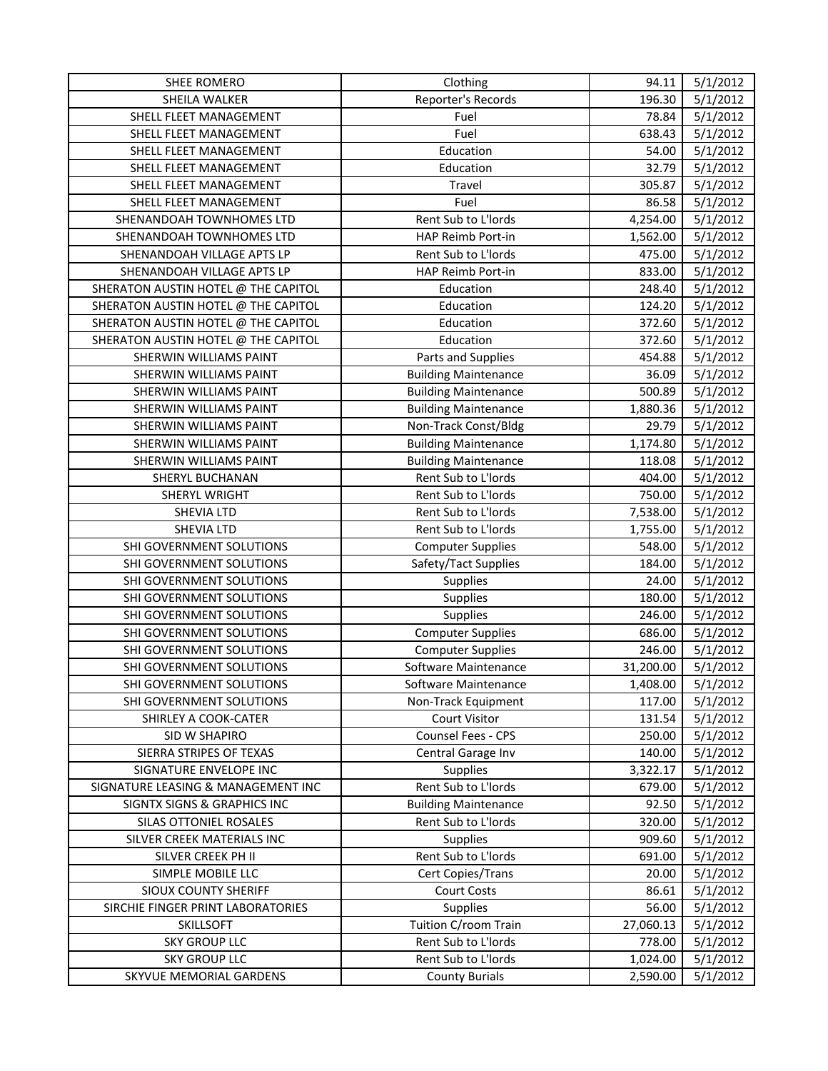| | | | |
|---|---|---|---|
| SHEE ROMERO | Clothing | 94.11 | 5/1/2012 |
| SHEILA WALKER | Reporter's Records | 196.30 | 5/1/2012 |
| SHELL FLEET MANAGEMENT | Fuel | 78.84 | 5/1/2012 |
| SHELL FLEET MANAGEMENT | Fuel | 638.43 | 5/1/2012 |
| SHELL FLEET MANAGEMENT | Education | 54.00 | 5/1/2012 |
| SHELL FLEET MANAGEMENT | Education | 32.79 | 5/1/2012 |
| SHELL FLEET MANAGEMENT | Travel | 305.87 | 5/1/2012 |
| SHELL FLEET MANAGEMENT | Fuel | 86.58 | 5/1/2012 |
| SHENANDOAH TOWNHOMES LTD | Rent Sub to L'lords | 4,254.00 | 5/1/2012 |
| SHENANDOAH TOWNHOMES LTD | HAP Reimb Port-in | 1,562.00 | 5/1/2012 |
| SHENANDOAH VILLAGE APTS LP | Rent Sub to L'lords | 475.00 | 5/1/2012 |
| SHENANDOAH VILLAGE APTS LP | HAP Reimb Port-in | 833.00 | 5/1/2012 |
| SHERATON AUSTIN HOTEL @ THE CAPITOL | Education | 248.40 | 5/1/2012 |
| SHERATON AUSTIN HOTEL @ THE CAPITOL | Education | 124.20 | 5/1/2012 |
| SHERATON AUSTIN HOTEL @ THE CAPITOL | Education | 372.60 | 5/1/2012 |
| SHERATON AUSTIN HOTEL @ THE CAPITOL | Education | 372.60 | 5/1/2012 |
| SHERWIN WILLIAMS PAINT | Parts and Supplies | 454.88 | 5/1/2012 |
| SHERWIN WILLIAMS PAINT | Building Maintenance | 36.09 | 5/1/2012 |
| SHERWIN WILLIAMS PAINT | Building Maintenance | 500.89 | 5/1/2012 |
| SHERWIN WILLIAMS PAINT | Building Maintenance | 1,880.36 | 5/1/2012 |
| SHERWIN WILLIAMS PAINT | Non-Track Const/Bldg | 29.79 | 5/1/2012 |
| SHERWIN WILLIAMS PAINT | Building Maintenance | 1,174.80 | 5/1/2012 |
| SHERWIN WILLIAMS PAINT | Building Maintenance | 118.08 | 5/1/2012 |
| SHERYL BUCHANAN | Rent Sub to L'lords | 404.00 | 5/1/2012 |
| SHERYL WRIGHT | Rent Sub to L'lords | 750.00 | 5/1/2012 |
| SHEVIA LTD | Rent Sub to L'lords | 7,538.00 | 5/1/2012 |
| SHEVIA LTD | Rent Sub to L'lords | 1,755.00 | 5/1/2012 |
| SHI GOVERNMENT SOLUTIONS | Computer Supplies | 548.00 | 5/1/2012 |
| SHI GOVERNMENT SOLUTIONS | Safety/Tact Supplies | 184.00 | 5/1/2012 |
| SHI GOVERNMENT SOLUTIONS | Supplies | 24.00 | 5/1/2012 |
| SHI GOVERNMENT SOLUTIONS | Supplies | 180.00 | 5/1/2012 |
| SHI GOVERNMENT SOLUTIONS | Supplies | 246.00 | 5/1/2012 |
| SHI GOVERNMENT SOLUTIONS | Computer Supplies | 686.00 | 5/1/2012 |
| SHI GOVERNMENT SOLUTIONS | Computer Supplies | 246.00 | 5/1/2012 |
| SHI GOVERNMENT SOLUTIONS | Software Maintenance | 31,200.00 | 5/1/2012 |
| SHI GOVERNMENT SOLUTIONS | Software Maintenance | 1,408.00 | 5/1/2012 |
| SHI GOVERNMENT SOLUTIONS | Non-Track Equipment | 117.00 | 5/1/2012 |
| SHIRLEY A COOK-CATER | Court Visitor | 131.54 | 5/1/2012 |
| SID W SHAPIRO | Counsel Fees - CPS | 250.00 | 5/1/2012 |
| SIERRA STRIPES OF TEXAS | Central Garage Inv | 140.00 | 5/1/2012 |
| SIGNATURE ENVELOPE INC | Supplies | 3,322.17 | 5/1/2012 |
| SIGNATURE LEASING & MANAGEMENT INC | Rent Sub to L'lords | 679.00 | 5/1/2012 |
| SIGNTX SIGNS & GRAPHICS INC | Building Maintenance | 92.50 | 5/1/2012 |
| SILAS OTTONIEL ROSALES | Rent Sub to L'lords | 320.00 | 5/1/2012 |
| SILVER CREEK MATERIALS INC | Supplies | 909.60 | 5/1/2012 |
| SILVER CREEK PH II | Rent Sub to L'lords | 691.00 | 5/1/2012 |
| SIMPLE MOBILE LLC | Cert Copies/Trans | 20.00 | 5/1/2012 |
| SIOUX COUNTY SHERIFF | Court Costs | 86.61 | 5/1/2012 |
| SIRCHIE FINGER PRINT LABORATORIES | Supplies | 56.00 | 5/1/2012 |
| SKILLSOFT | Tuition C/room Train | 27,060.13 | 5/1/2012 |
| SKY GROUP LLC | Rent Sub to L'lords | 778.00 | 5/1/2012 |
| SKY GROUP LLC | Rent Sub to L'lords | 1,024.00 | 5/1/2012 |
| SKYVUE MEMORIAL GARDENS | County Burials | 2,590.00 | 5/1/2012 |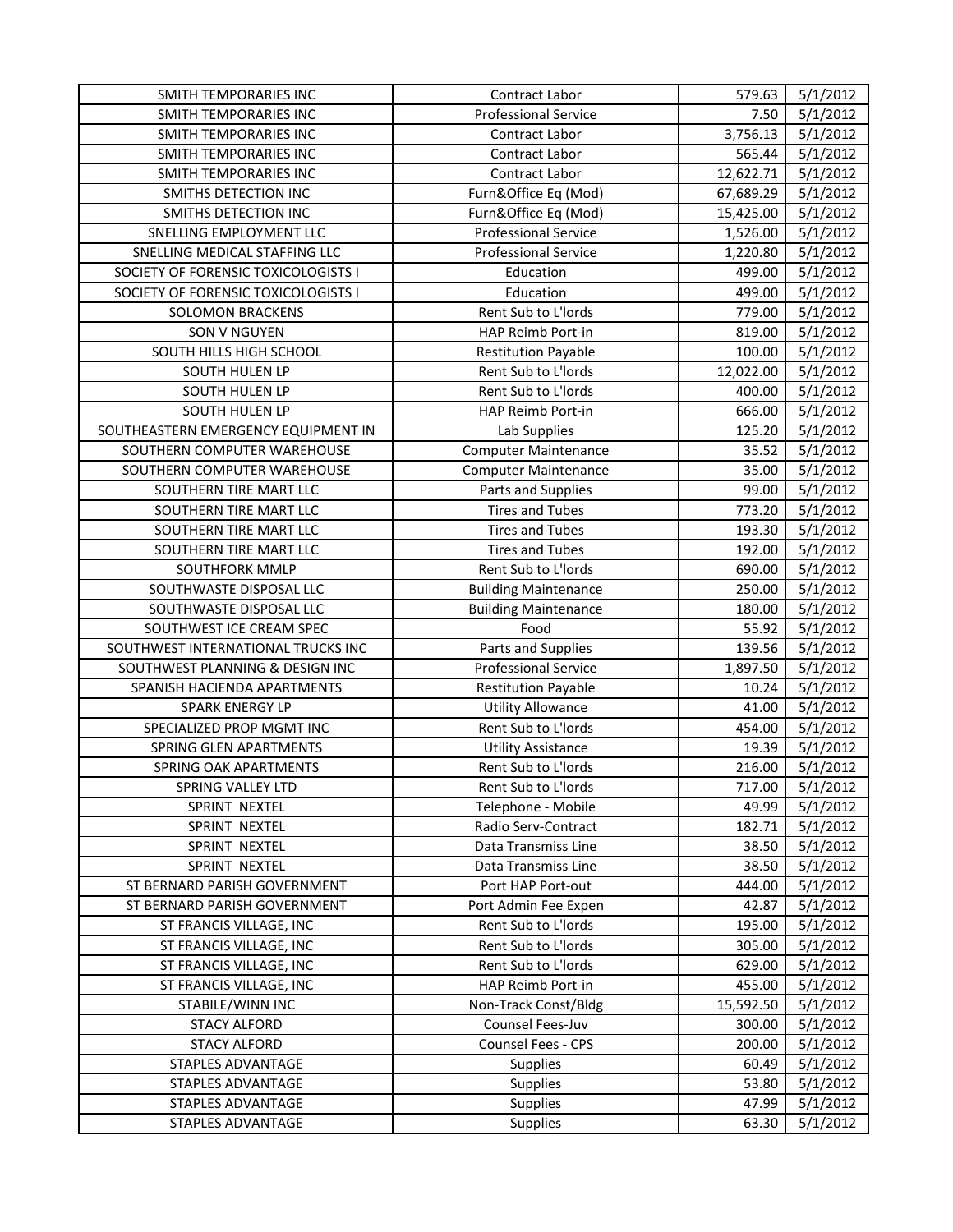| SMITH TEMPORARIES INC | Contract Labor | 579.63 | 5/1/2012 |
|---|---|---|---|
| SMITH TEMPORARIES INC | Professional Service | 7.50 | 5/1/2012 |
| SMITH TEMPORARIES INC | Contract Labor | 3,756.13 | 5/1/2012 |
| SMITH TEMPORARIES INC | Contract Labor | 565.44 | 5/1/2012 |
| SMITH TEMPORARIES INC | Contract Labor | 12,622.71 | 5/1/2012 |
| SMITHS DETECTION INC | Furn&Office Eq (Mod) | 67,689.29 | 5/1/2012 |
| SMITHS DETECTION INC | Furn&Office Eq (Mod) | 15,425.00 | 5/1/2012 |
| SNELLING EMPLOYMENT LLC | Professional Service | 1,526.00 | 5/1/2012 |
| SNELLING MEDICAL STAFFING LLC | Professional Service | 1,220.80 | 5/1/2012 |
| SOCIETY OF FORENSIC TOXICOLOGISTS I | Education | 499.00 | 5/1/2012 |
| SOCIETY OF FORENSIC TOXICOLOGISTS I | Education | 499.00 | 5/1/2012 |
| SOLOMON BRACKENS | Rent Sub to L'lords | 779.00 | 5/1/2012 |
| SON V NGUYEN | HAP Reimb Port-in | 819.00 | 5/1/2012 |
| SOUTH HILLS HIGH SCHOOL | Restitution Payable | 100.00 | 5/1/2012 |
| SOUTH HULEN LP | Rent Sub to L'lords | 12,022.00 | 5/1/2012 |
| SOUTH HULEN LP | Rent Sub to L'lords | 400.00 | 5/1/2012 |
| SOUTH HULEN LP | HAP Reimb Port-in | 666.00 | 5/1/2012 |
| SOUTHEASTERN EMERGENCY EQUIPMENT IN | Lab Supplies | 125.20 | 5/1/2012 |
| SOUTHERN COMPUTER WAREHOUSE | Computer Maintenance | 35.52 | 5/1/2012 |
| SOUTHERN COMPUTER WAREHOUSE | Computer Maintenance | 35.00 | 5/1/2012 |
| SOUTHERN TIRE MART LLC | Parts and Supplies | 99.00 | 5/1/2012 |
| SOUTHERN TIRE MART LLC | Tires and Tubes | 773.20 | 5/1/2012 |
| SOUTHERN TIRE MART LLC | Tires and Tubes | 193.30 | 5/1/2012 |
| SOUTHERN TIRE MART LLC | Tires and Tubes | 192.00 | 5/1/2012 |
| SOUTHFORK MMLP | Rent Sub to L'lords | 690.00 | 5/1/2012 |
| SOUTHWASTE DISPOSAL LLC | Building Maintenance | 250.00 | 5/1/2012 |
| SOUTHWASTE DISPOSAL LLC | Building Maintenance | 180.00 | 5/1/2012 |
| SOUTHWEST ICE CREAM SPEC | Food | 55.92 | 5/1/2012 |
| SOUTHWEST INTERNATIONAL TRUCKS INC | Parts and Supplies | 139.56 | 5/1/2012 |
| SOUTHWEST PLANNING & DESIGN INC | Professional Service | 1,897.50 | 5/1/2012 |
| SPANISH HACIENDA APARTMENTS | Restitution Payable | 10.24 | 5/1/2012 |
| SPARK ENERGY LP | Utility Allowance | 41.00 | 5/1/2012 |
| SPECIALIZED PROP MGMT INC | Rent Sub to L'lords | 454.00 | 5/1/2012 |
| SPRING GLEN APARTMENTS | Utility Assistance | 19.39 | 5/1/2012 |
| SPRING OAK APARTMENTS | Rent Sub to L'lords | 216.00 | 5/1/2012 |
| SPRING VALLEY LTD | Rent Sub to L'lords | 717.00 | 5/1/2012 |
| SPRINT NEXTEL | Telephone - Mobile | 49.99 | 5/1/2012 |
| SPRINT NEXTEL | Radio Serv-Contract | 182.71 | 5/1/2012 |
| SPRINT NEXTEL | Data Transmiss Line | 38.50 | 5/1/2012 |
| SPRINT NEXTEL | Data Transmiss Line | 38.50 | 5/1/2012 |
| ST BERNARD PARISH GOVERNMENT | Port HAP Port-out | 444.00 | 5/1/2012 |
| ST BERNARD PARISH GOVERNMENT | Port Admin Fee Expen | 42.87 | 5/1/2012 |
| ST FRANCIS VILLAGE, INC | Rent Sub to L'lords | 195.00 | 5/1/2012 |
| ST FRANCIS VILLAGE, INC | Rent Sub to L'lords | 305.00 | 5/1/2012 |
| ST FRANCIS VILLAGE, INC | Rent Sub to L'lords | 629.00 | 5/1/2012 |
| ST FRANCIS VILLAGE, INC | HAP Reimb Port-in | 455.00 | 5/1/2012 |
| STABILE/WINN INC | Non-Track Const/Bldg | 15,592.50 | 5/1/2012 |
| STACY ALFORD | Counsel Fees-Juv | 300.00 | 5/1/2012 |
| STACY ALFORD | Counsel Fees - CPS | 200.00 | 5/1/2012 |
| STAPLES ADVANTAGE | Supplies | 60.49 | 5/1/2012 |
| STAPLES ADVANTAGE | Supplies | 53.80 | 5/1/2012 |
| STAPLES ADVANTAGE | Supplies | 47.99 | 5/1/2012 |
| STAPLES ADVANTAGE | Supplies | 63.30 | 5/1/2012 |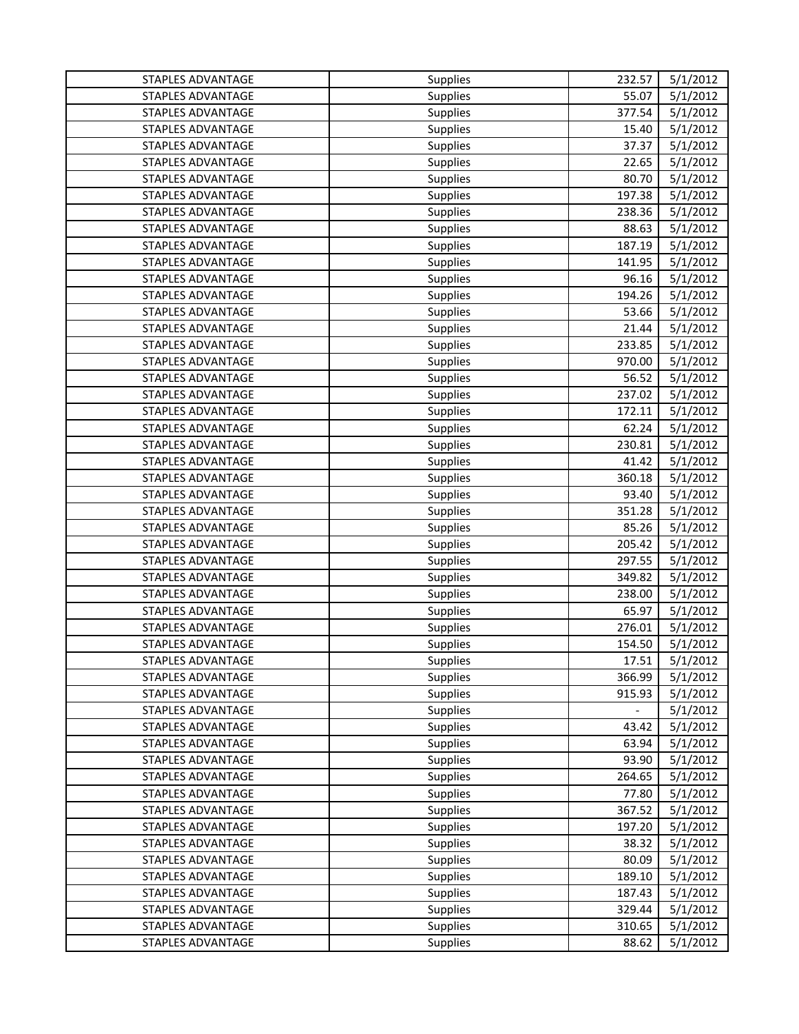| | | | |
|---|---|---|---|
| STAPLES ADVANTAGE | Supplies | 232.57 | 5/1/2012 |
| STAPLES ADVANTAGE | Supplies | 55.07 | 5/1/2012 |
| STAPLES ADVANTAGE | Supplies | 377.54 | 5/1/2012 |
| STAPLES ADVANTAGE | Supplies | 15.40 | 5/1/2012 |
| STAPLES ADVANTAGE | Supplies | 37.37 | 5/1/2012 |
| STAPLES ADVANTAGE | Supplies | 22.65 | 5/1/2012 |
| STAPLES ADVANTAGE | Supplies | 80.70 | 5/1/2012 |
| STAPLES ADVANTAGE | Supplies | 197.38 | 5/1/2012 |
| STAPLES ADVANTAGE | Supplies | 238.36 | 5/1/2012 |
| STAPLES ADVANTAGE | Supplies | 88.63 | 5/1/2012 |
| STAPLES ADVANTAGE | Supplies | 187.19 | 5/1/2012 |
| STAPLES ADVANTAGE | Supplies | 141.95 | 5/1/2012 |
| STAPLES ADVANTAGE | Supplies | 96.16 | 5/1/2012 |
| STAPLES ADVANTAGE | Supplies | 194.26 | 5/1/2012 |
| STAPLES ADVANTAGE | Supplies | 53.66 | 5/1/2012 |
| STAPLES ADVANTAGE | Supplies | 21.44 | 5/1/2012 |
| STAPLES ADVANTAGE | Supplies | 233.85 | 5/1/2012 |
| STAPLES ADVANTAGE | Supplies | 970.00 | 5/1/2012 |
| STAPLES ADVANTAGE | Supplies | 56.52 | 5/1/2012 |
| STAPLES ADVANTAGE | Supplies | 237.02 | 5/1/2012 |
| STAPLES ADVANTAGE | Supplies | 172.11 | 5/1/2012 |
| STAPLES ADVANTAGE | Supplies | 62.24 | 5/1/2012 |
| STAPLES ADVANTAGE | Supplies | 230.81 | 5/1/2012 |
| STAPLES ADVANTAGE | Supplies | 41.42 | 5/1/2012 |
| STAPLES ADVANTAGE | Supplies | 360.18 | 5/1/2012 |
| STAPLES ADVANTAGE | Supplies | 93.40 | 5/1/2012 |
| STAPLES ADVANTAGE | Supplies | 351.28 | 5/1/2012 |
| STAPLES ADVANTAGE | Supplies | 85.26 | 5/1/2012 |
| STAPLES ADVANTAGE | Supplies | 205.42 | 5/1/2012 |
| STAPLES ADVANTAGE | Supplies | 297.55 | 5/1/2012 |
| STAPLES ADVANTAGE | Supplies | 349.82 | 5/1/2012 |
| STAPLES ADVANTAGE | Supplies | 238.00 | 5/1/2012 |
| STAPLES ADVANTAGE | Supplies | 65.97 | 5/1/2012 |
| STAPLES ADVANTAGE | Supplies | 276.01 | 5/1/2012 |
| STAPLES ADVANTAGE | Supplies | 154.50 | 5/1/2012 |
| STAPLES ADVANTAGE | Supplies | 17.51 | 5/1/2012 |
| STAPLES ADVANTAGE | Supplies | 366.99 | 5/1/2012 |
| STAPLES ADVANTAGE | Supplies | 915.93 | 5/1/2012 |
| STAPLES ADVANTAGE | Supplies | - | 5/1/2012 |
| STAPLES ADVANTAGE | Supplies | 43.42 | 5/1/2012 |
| STAPLES ADVANTAGE | Supplies | 63.94 | 5/1/2012 |
| STAPLES ADVANTAGE | Supplies | 93.90 | 5/1/2012 |
| STAPLES ADVANTAGE | Supplies | 264.65 | 5/1/2012 |
| STAPLES ADVANTAGE | Supplies | 77.80 | 5/1/2012 |
| STAPLES ADVANTAGE | Supplies | 367.52 | 5/1/2012 |
| STAPLES ADVANTAGE | Supplies | 197.20 | 5/1/2012 |
| STAPLES ADVANTAGE | Supplies | 38.32 | 5/1/2012 |
| STAPLES ADVANTAGE | Supplies | 80.09 | 5/1/2012 |
| STAPLES ADVANTAGE | Supplies | 189.10 | 5/1/2012 |
| STAPLES ADVANTAGE | Supplies | 187.43 | 5/1/2012 |
| STAPLES ADVANTAGE | Supplies | 329.44 | 5/1/2012 |
| STAPLES ADVANTAGE | Supplies | 310.65 | 5/1/2012 |
| STAPLES ADVANTAGE | Supplies | 88.62 | 5/1/2012 |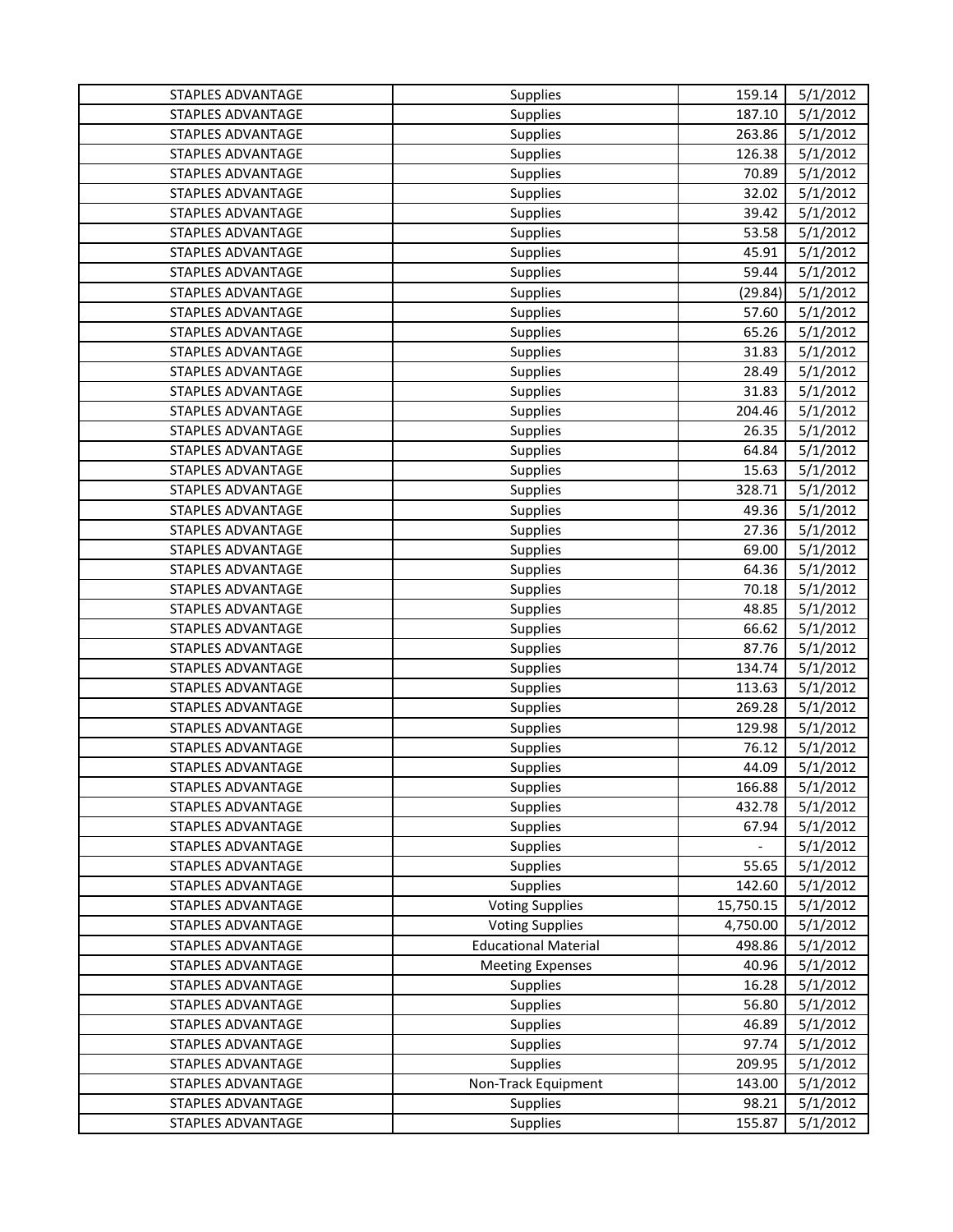| STAPLES ADVANTAGE | Supplies | 159.14 | 5/1/2012 |
|---|---|---|---|
| STAPLES ADVANTAGE | Supplies | 187.10 | 5/1/2012 |
| STAPLES ADVANTAGE | Supplies | 263.86 | 5/1/2012 |
| STAPLES ADVANTAGE | Supplies | 126.38 | 5/1/2012 |
| STAPLES ADVANTAGE | Supplies | 70.89 | 5/1/2012 |
| STAPLES ADVANTAGE | Supplies | 32.02 | 5/1/2012 |
| STAPLES ADVANTAGE | Supplies | 39.42 | 5/1/2012 |
| STAPLES ADVANTAGE | Supplies | 53.58 | 5/1/2012 |
| STAPLES ADVANTAGE | Supplies | 45.91 | 5/1/2012 |
| STAPLES ADVANTAGE | Supplies | 59.44 | 5/1/2012 |
| STAPLES ADVANTAGE | Supplies | (29.84) | 5/1/2012 |
| STAPLES ADVANTAGE | Supplies | 57.60 | 5/1/2012 |
| STAPLES ADVANTAGE | Supplies | 65.26 | 5/1/2012 |
| STAPLES ADVANTAGE | Supplies | 31.83 | 5/1/2012 |
| STAPLES ADVANTAGE | Supplies | 28.49 | 5/1/2012 |
| STAPLES ADVANTAGE | Supplies | 31.83 | 5/1/2012 |
| STAPLES ADVANTAGE | Supplies | 204.46 | 5/1/2012 |
| STAPLES ADVANTAGE | Supplies | 26.35 | 5/1/2012 |
| STAPLES ADVANTAGE | Supplies | 64.84 | 5/1/2012 |
| STAPLES ADVANTAGE | Supplies | 15.63 | 5/1/2012 |
| STAPLES ADVANTAGE | Supplies | 328.71 | 5/1/2012 |
| STAPLES ADVANTAGE | Supplies | 49.36 | 5/1/2012 |
| STAPLES ADVANTAGE | Supplies | 27.36 | 5/1/2012 |
| STAPLES ADVANTAGE | Supplies | 69.00 | 5/1/2012 |
| STAPLES ADVANTAGE | Supplies | 64.36 | 5/1/2012 |
| STAPLES ADVANTAGE | Supplies | 70.18 | 5/1/2012 |
| STAPLES ADVANTAGE | Supplies | 48.85 | 5/1/2012 |
| STAPLES ADVANTAGE | Supplies | 66.62 | 5/1/2012 |
| STAPLES ADVANTAGE | Supplies | 87.76 | 5/1/2012 |
| STAPLES ADVANTAGE | Supplies | 134.74 | 5/1/2012 |
| STAPLES ADVANTAGE | Supplies | 113.63 | 5/1/2012 |
| STAPLES ADVANTAGE | Supplies | 269.28 | 5/1/2012 |
| STAPLES ADVANTAGE | Supplies | 129.98 | 5/1/2012 |
| STAPLES ADVANTAGE | Supplies | 76.12 | 5/1/2012 |
| STAPLES ADVANTAGE | Supplies | 44.09 | 5/1/2012 |
| STAPLES ADVANTAGE | Supplies | 166.88 | 5/1/2012 |
| STAPLES ADVANTAGE | Supplies | 432.78 | 5/1/2012 |
| STAPLES ADVANTAGE | Supplies | 67.94 | 5/1/2012 |
| STAPLES ADVANTAGE | Supplies | - | 5/1/2012 |
| STAPLES ADVANTAGE | Supplies | 55.65 | 5/1/2012 |
| STAPLES ADVANTAGE | Supplies | 142.60 | 5/1/2012 |
| STAPLES ADVANTAGE | Voting Supplies | 15,750.15 | 5/1/2012 |
| STAPLES ADVANTAGE | Voting Supplies | 4,750.00 | 5/1/2012 |
| STAPLES ADVANTAGE | Educational Material | 498.86 | 5/1/2012 |
| STAPLES ADVANTAGE | Meeting Expenses | 40.96 | 5/1/2012 |
| STAPLES ADVANTAGE | Supplies | 16.28 | 5/1/2012 |
| STAPLES ADVANTAGE | Supplies | 56.80 | 5/1/2012 |
| STAPLES ADVANTAGE | Supplies | 46.89 | 5/1/2012 |
| STAPLES ADVANTAGE | Supplies | 97.74 | 5/1/2012 |
| STAPLES ADVANTAGE | Supplies | 209.95 | 5/1/2012 |
| STAPLES ADVANTAGE | Non-Track Equipment | 143.00 | 5/1/2012 |
| STAPLES ADVANTAGE | Supplies | 98.21 | 5/1/2012 |
| STAPLES ADVANTAGE | Supplies | 155.87 | 5/1/2012 |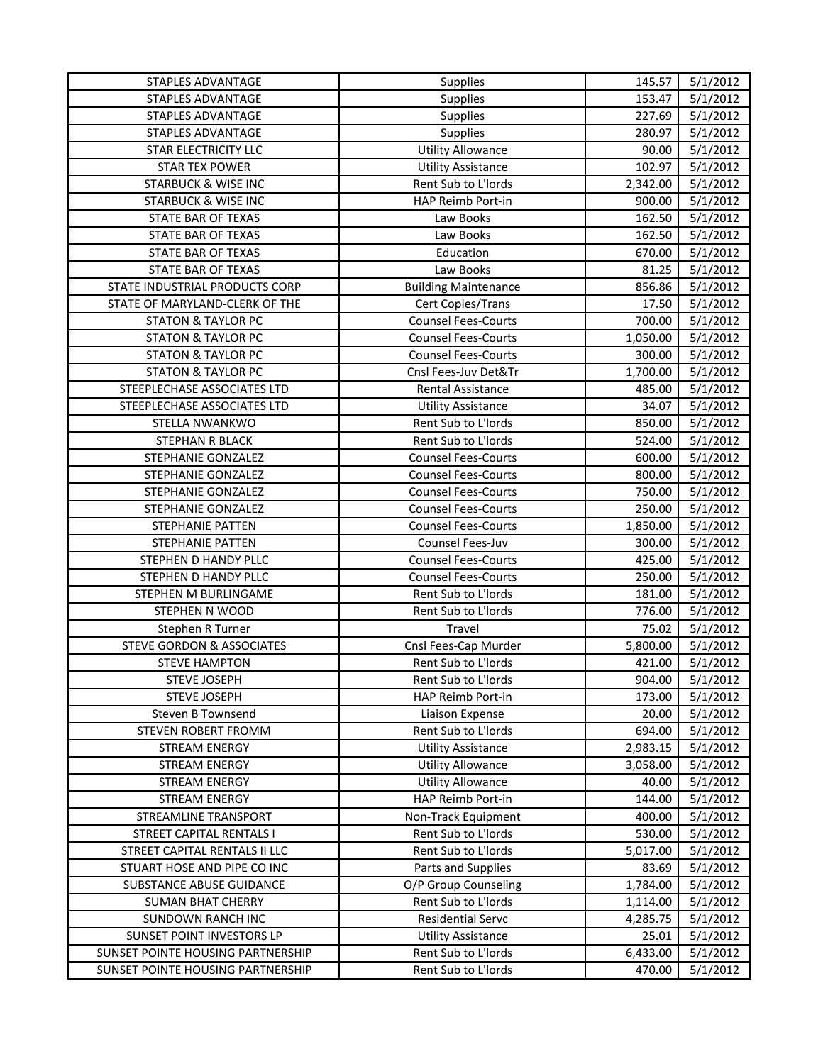| | | | |
|---|---|---|---|
| STAPLES ADVANTAGE | Supplies | 145.57 | 5/1/2012 |
| STAPLES ADVANTAGE | Supplies | 153.47 | 5/1/2012 |
| STAPLES ADVANTAGE | Supplies | 227.69 | 5/1/2012 |
| STAPLES ADVANTAGE | Supplies | 280.97 | 5/1/2012 |
| STAR ELECTRICITY LLC | Utility Allowance | 90.00 | 5/1/2012 |
| STAR TEX POWER | Utility Assistance | 102.97 | 5/1/2012 |
| STARBUCK & WISE INC | Rent Sub to L'lords | 2,342.00 | 5/1/2012 |
| STARBUCK & WISE INC | HAP Reimb Port-in | 900.00 | 5/1/2012 |
| STATE BAR OF TEXAS | Law Books | 162.50 | 5/1/2012 |
| STATE BAR OF TEXAS | Law Books | 162.50 | 5/1/2012 |
| STATE BAR OF TEXAS | Education | 670.00 | 5/1/2012 |
| STATE BAR OF TEXAS | Law Books | 81.25 | 5/1/2012 |
| STATE INDUSTRIAL PRODUCTS CORP | Building Maintenance | 856.86 | 5/1/2012 |
| STATE OF MARYLAND-CLERK OF THE | Cert Copies/Trans | 17.50 | 5/1/2012 |
| STATON & TAYLOR PC | Counsel Fees-Courts | 700.00 | 5/1/2012 |
| STATON & TAYLOR PC | Counsel Fees-Courts | 1,050.00 | 5/1/2012 |
| STATON & TAYLOR PC | Counsel Fees-Courts | 300.00 | 5/1/2012 |
| STATON & TAYLOR PC | Cnsl Fees-Juv Det&Tr | 1,700.00 | 5/1/2012 |
| STEEPLECHASE ASSOCIATES LTD | Rental Assistance | 485.00 | 5/1/2012 |
| STEEPLECHASE ASSOCIATES LTD | Utility Assistance | 34.07 | 5/1/2012 |
| STELLA NWANKWO | Rent Sub to L'lords | 850.00 | 5/1/2012 |
| STEPHAN R BLACK | Rent Sub to L'lords | 524.00 | 5/1/2012 |
| STEPHANIE GONZALEZ | Counsel Fees-Courts | 600.00 | 5/1/2012 |
| STEPHANIE GONZALEZ | Counsel Fees-Courts | 800.00 | 5/1/2012 |
| STEPHANIE GONZALEZ | Counsel Fees-Courts | 750.00 | 5/1/2012 |
| STEPHANIE GONZALEZ | Counsel Fees-Courts | 250.00 | 5/1/2012 |
| STEPHANIE PATTEN | Counsel Fees-Courts | 1,850.00 | 5/1/2012 |
| STEPHANIE PATTEN | Counsel Fees-Juv | 300.00 | 5/1/2012 |
| STEPHEN D HANDY PLLC | Counsel Fees-Courts | 425.00 | 5/1/2012 |
| STEPHEN D HANDY PLLC | Counsel Fees-Courts | 250.00 | 5/1/2012 |
| STEPHEN M BURLINGAME | Rent Sub to L'lords | 181.00 | 5/1/2012 |
| STEPHEN N WOOD | Rent Sub to L'lords | 776.00 | 5/1/2012 |
| Stephen R Turner | Travel | 75.02 | 5/1/2012 |
| STEVE GORDON & ASSOCIATES | Cnsl Fees-Cap Murder | 5,800.00 | 5/1/2012 |
| STEVE HAMPTON | Rent Sub to L'lords | 421.00 | 5/1/2012 |
| STEVE JOSEPH | Rent Sub to L'lords | 904.00 | 5/1/2012 |
| STEVE JOSEPH | HAP Reimb Port-in | 173.00 | 5/1/2012 |
| Steven B Townsend | Liaison Expense | 20.00 | 5/1/2012 |
| STEVEN ROBERT FROMM | Rent Sub to L'lords | 694.00 | 5/1/2012 |
| STREAM ENERGY | Utility Assistance | 2,983.15 | 5/1/2012 |
| STREAM ENERGY | Utility Allowance | 3,058.00 | 5/1/2012 |
| STREAM ENERGY | Utility Allowance | 40.00 | 5/1/2012 |
| STREAM ENERGY | HAP Reimb Port-in | 144.00 | 5/1/2012 |
| STREAMLINE TRANSPORT | Non-Track Equipment | 400.00 | 5/1/2012 |
| STREET CAPITAL RENTALS I | Rent Sub to L'lords | 530.00 | 5/1/2012 |
| STREET CAPITAL RENTALS II LLC | Rent Sub to L'lords | 5,017.00 | 5/1/2012 |
| STUART HOSE AND PIPE CO INC | Parts and Supplies | 83.69 | 5/1/2012 |
| SUBSTANCE ABUSE GUIDANCE | O/P Group Counseling | 1,784.00 | 5/1/2012 |
| SUMAN BHAT CHERRY | Rent Sub to L'lords | 1,114.00 | 5/1/2012 |
| SUNDOWN RANCH INC | Residential Servc | 4,285.75 | 5/1/2012 |
| SUNSET POINT INVESTORS LP | Utility Assistance | 25.01 | 5/1/2012 |
| SUNSET POINTE HOUSING PARTNERSHIP | Rent Sub to L'lords | 6,433.00 | 5/1/2012 |
| SUNSET POINTE HOUSING PARTNERSHIP | Rent Sub to L'lords | 470.00 | 5/1/2012 |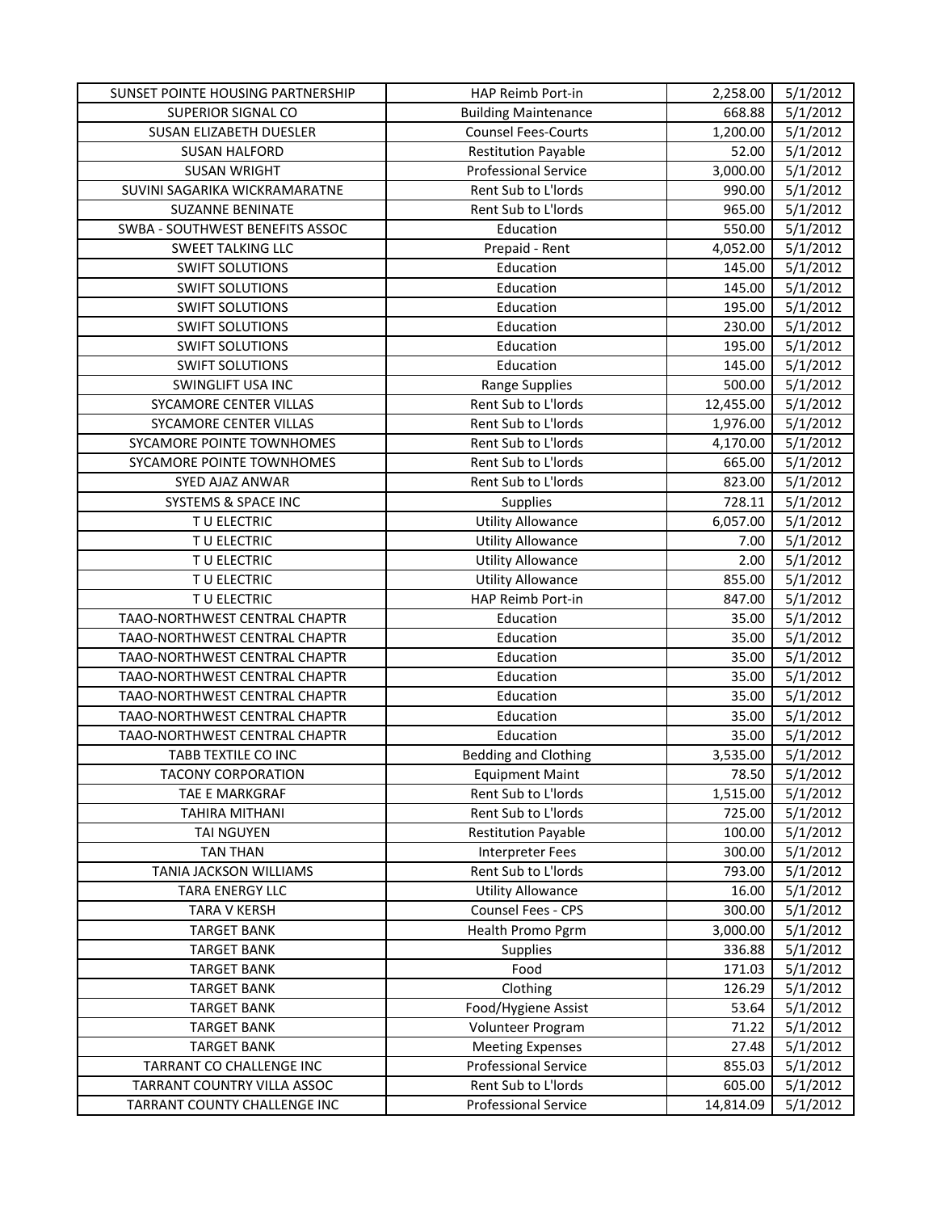| SUNSET POINTE HOUSING PARTNERSHIP | HAP Reimb Port-in | 2,258.00 | 5/1/2012 |
|---|---|---|---|
| SUPERIOR SIGNAL CO | Building Maintenance | 668.88 | 5/1/2012 |
| SUSAN ELIZABETH DUESLER | Counsel Fees-Courts | 1,200.00 | 5/1/2012 |
| SUSAN HALFORD | Restitution Payable | 52.00 | 5/1/2012 |
| SUSAN WRIGHT | Professional Service | 3,000.00 | 5/1/2012 |
| SUVINI SAGARIKA WICKRAMARATNE | Rent Sub to L'lords | 990.00 | 5/1/2012 |
| SUZANNE BENINATE | Rent Sub to L'lords | 965.00 | 5/1/2012 |
| SWBA - SOUTHWEST BENEFITS ASSOC | Education | 550.00 | 5/1/2012 |
| SWEET TALKING LLC | Prepaid - Rent | 4,052.00 | 5/1/2012 |
| SWIFT SOLUTIONS | Education | 145.00 | 5/1/2012 |
| SWIFT SOLUTIONS | Education | 145.00 | 5/1/2012 |
| SWIFT SOLUTIONS | Education | 195.00 | 5/1/2012 |
| SWIFT SOLUTIONS | Education | 230.00 | 5/1/2012 |
| SWIFT SOLUTIONS | Education | 195.00 | 5/1/2012 |
| SWIFT SOLUTIONS | Education | 145.00 | 5/1/2012 |
| SWINGLIFT USA INC | Range Supplies | 500.00 | 5/1/2012 |
| SYCAMORE CENTER VILLAS | Rent Sub to L'lords | 12,455.00 | 5/1/2012 |
| SYCAMORE CENTER VILLAS | Rent Sub to L'lords | 1,976.00 | 5/1/2012 |
| SYCAMORE POINTE TOWNHOMES | Rent Sub to L'lords | 4,170.00 | 5/1/2012 |
| SYCAMORE POINTE TOWNHOMES | Rent Sub to L'lords | 665.00 | 5/1/2012 |
| SYED AJAZ ANWAR | Rent Sub to L'lords | 823.00 | 5/1/2012 |
| SYSTEMS & SPACE INC | Supplies | 728.11 | 5/1/2012 |
| T U ELECTRIC | Utility Allowance | 6,057.00 | 5/1/2012 |
| T U ELECTRIC | Utility Allowance | 7.00 | 5/1/2012 |
| T U ELECTRIC | Utility Allowance | 2.00 | 5/1/2012 |
| T U ELECTRIC | Utility Allowance | 855.00 | 5/1/2012 |
| T U ELECTRIC | HAP Reimb Port-in | 847.00 | 5/1/2012 |
| TAAO-NORTHWEST CENTRAL CHAPTR | Education | 35.00 | 5/1/2012 |
| TAAO-NORTHWEST CENTRAL CHAPTR | Education | 35.00 | 5/1/2012 |
| TAAO-NORTHWEST CENTRAL CHAPTR | Education | 35.00 | 5/1/2012 |
| TAAO-NORTHWEST CENTRAL CHAPTR | Education | 35.00 | 5/1/2012 |
| TAAO-NORTHWEST CENTRAL CHAPTR | Education | 35.00 | 5/1/2012 |
| TAAO-NORTHWEST CENTRAL CHAPTR | Education | 35.00 | 5/1/2012 |
| TAAO-NORTHWEST CENTRAL CHAPTR | Education | 35.00 | 5/1/2012 |
| TABB TEXTILE CO INC | Bedding and Clothing | 3,535.00 | 5/1/2012 |
| TACONY CORPORATION | Equipment Maint | 78.50 | 5/1/2012 |
| TAE E MARKGRAF | Rent Sub to L'lords | 1,515.00 | 5/1/2012 |
| TAHIRA MITHANI | Rent Sub to L'lords | 725.00 | 5/1/2012 |
| TAI NGUYEN | Restitution Payable | 100.00 | 5/1/2012 |
| TAN THAN | Interpreter Fees | 300.00 | 5/1/2012 |
| TANIA JACKSON WILLIAMS | Rent Sub to L'lords | 793.00 | 5/1/2012 |
| TARA ENERGY LLC | Utility Allowance | 16.00 | 5/1/2012 |
| TARA V KERSH | Counsel Fees - CPS | 300.00 | 5/1/2012 |
| TARGET BANK | Health Promo Pgrm | 3,000.00 | 5/1/2012 |
| TARGET BANK | Supplies | 336.88 | 5/1/2012 |
| TARGET BANK | Food | 171.03 | 5/1/2012 |
| TARGET BANK | Clothing | 126.29 | 5/1/2012 |
| TARGET BANK | Food/Hygiene Assist | 53.64 | 5/1/2012 |
| TARGET BANK | Volunteer Program | 71.22 | 5/1/2012 |
| TARGET BANK | Meeting Expenses | 27.48 | 5/1/2012 |
| TARRANT CO CHALLENGE INC | Professional Service | 855.03 | 5/1/2012 |
| TARRANT COUNTRY VILLA ASSOC | Rent Sub to L'lords | 605.00 | 5/1/2012 |
| TARRANT COUNTY CHALLENGE INC | Professional Service | 14,814.09 | 5/1/2012 |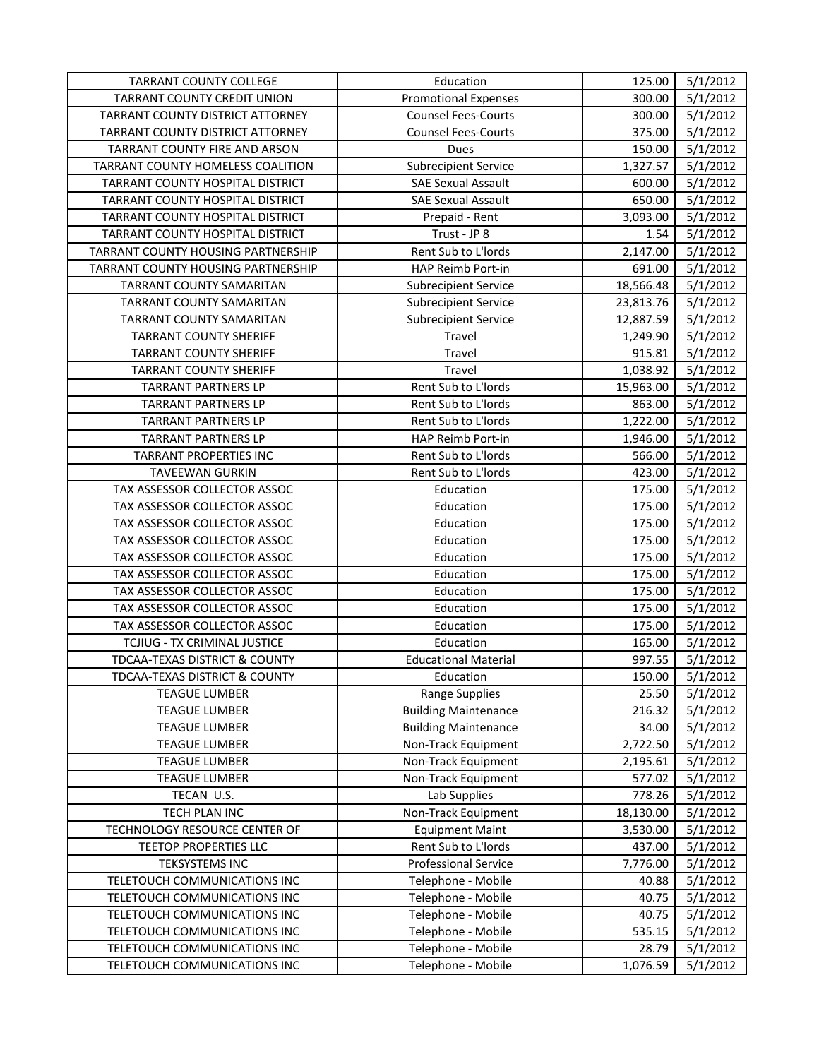| | | | |
|---|---|---|---|
| TARRANT COUNTY COLLEGE | Education | 125.00 | 5/1/2012 |
| TARRANT COUNTY CREDIT UNION | Promotional Expenses | 300.00 | 5/1/2012 |
| TARRANT COUNTY DISTRICT ATTORNEY | Counsel Fees-Courts | 300.00 | 5/1/2012 |
| TARRANT COUNTY DISTRICT ATTORNEY | Counsel Fees-Courts | 375.00 | 5/1/2012 |
| TARRANT COUNTY FIRE AND ARSON | Dues | 150.00 | 5/1/2012 |
| TARRANT COUNTY HOMELESS COALITION | Subrecipient Service | 1,327.57 | 5/1/2012 |
| TARRANT COUNTY HOSPITAL DISTRICT | SAE Sexual Assault | 600.00 | 5/1/2012 |
| TARRANT COUNTY HOSPITAL DISTRICT | SAE Sexual Assault | 650.00 | 5/1/2012 |
| TARRANT COUNTY HOSPITAL DISTRICT | Prepaid - Rent | 3,093.00 | 5/1/2012 |
| TARRANT COUNTY HOSPITAL DISTRICT | Trust - JP 8 | 1.54 | 5/1/2012 |
| TARRANT COUNTY HOUSING PARTNERSHIP | Rent Sub to L'lords | 2,147.00 | 5/1/2012 |
| TARRANT COUNTY HOUSING PARTNERSHIP | HAP Reimb Port-in | 691.00 | 5/1/2012 |
| TARRANT COUNTY SAMARITAN | Subrecipient Service | 18,566.48 | 5/1/2012 |
| TARRANT COUNTY SAMARITAN | Subrecipient Service | 23,813.76 | 5/1/2012 |
| TARRANT COUNTY SAMARITAN | Subrecipient Service | 12,887.59 | 5/1/2012 |
| TARRANT COUNTY SHERIFF | Travel | 1,249.90 | 5/1/2012 |
| TARRANT COUNTY SHERIFF | Travel | 915.81 | 5/1/2012 |
| TARRANT COUNTY SHERIFF | Travel | 1,038.92 | 5/1/2012 |
| TARRANT PARTNERS LP | Rent Sub to L'lords | 15,963.00 | 5/1/2012 |
| TARRANT PARTNERS LP | Rent Sub to L'lords | 863.00 | 5/1/2012 |
| TARRANT PARTNERS LP | Rent Sub to L'lords | 1,222.00 | 5/1/2012 |
| TARRANT PARTNERS LP | HAP Reimb Port-in | 1,946.00 | 5/1/2012 |
| TARRANT PROPERTIES INC | Rent Sub to L'lords | 566.00 | 5/1/2012 |
| TAVEEWAN GURKIN | Rent Sub to L'lords | 423.00 | 5/1/2012 |
| TAX ASSESSOR COLLECTOR ASSOC | Education | 175.00 | 5/1/2012 |
| TAX ASSESSOR COLLECTOR ASSOC | Education | 175.00 | 5/1/2012 |
| TAX ASSESSOR COLLECTOR ASSOC | Education | 175.00 | 5/1/2012 |
| TAX ASSESSOR COLLECTOR ASSOC | Education | 175.00 | 5/1/2012 |
| TAX ASSESSOR COLLECTOR ASSOC | Education | 175.00 | 5/1/2012 |
| TAX ASSESSOR COLLECTOR ASSOC | Education | 175.00 | 5/1/2012 |
| TAX ASSESSOR COLLECTOR ASSOC | Education | 175.00 | 5/1/2012 |
| TAX ASSESSOR COLLECTOR ASSOC | Education | 175.00 | 5/1/2012 |
| TAX ASSESSOR COLLECTOR ASSOC | Education | 175.00 | 5/1/2012 |
| TCJIUG - TX CRIMINAL JUSTICE | Education | 165.00 | 5/1/2012 |
| TDCAA-TEXAS DISTRICT & COUNTY | Educational Material | 997.55 | 5/1/2012 |
| TDCAA-TEXAS DISTRICT & COUNTY | Education | 150.00 | 5/1/2012 |
| TEAGUE LUMBER | Range Supplies | 25.50 | 5/1/2012 |
| TEAGUE LUMBER | Building Maintenance | 216.32 | 5/1/2012 |
| TEAGUE LUMBER | Building Maintenance | 34.00 | 5/1/2012 |
| TEAGUE LUMBER | Non-Track Equipment | 2,722.50 | 5/1/2012 |
| TEAGUE LUMBER | Non-Track Equipment | 2,195.61 | 5/1/2012 |
| TEAGUE LUMBER | Non-Track Equipment | 577.02 | 5/1/2012 |
| TECAN U.S. | Lab Supplies | 778.26 | 5/1/2012 |
| TECH PLAN INC | Non-Track Equipment | 18,130.00 | 5/1/2012 |
| TECHNOLOGY RESOURCE CENTER OF | Equipment Maint | 3,530.00 | 5/1/2012 |
| TEETOP PROPERTIES LLC | Rent Sub to L'lords | 437.00 | 5/1/2012 |
| TEKSYSTEMS INC | Professional Service | 7,776.00 | 5/1/2012 |
| TELETOUCH COMMUNICATIONS INC | Telephone - Mobile | 40.88 | 5/1/2012 |
| TELETOUCH COMMUNICATIONS INC | Telephone - Mobile | 40.75 | 5/1/2012 |
| TELETOUCH COMMUNICATIONS INC | Telephone - Mobile | 40.75 | 5/1/2012 |
| TELETOUCH COMMUNICATIONS INC | Telephone - Mobile | 535.15 | 5/1/2012 |
| TELETOUCH COMMUNICATIONS INC | Telephone - Mobile | 28.79 | 5/1/2012 |
| TELETOUCH COMMUNICATIONS INC | Telephone - Mobile | 1,076.59 | 5/1/2012 |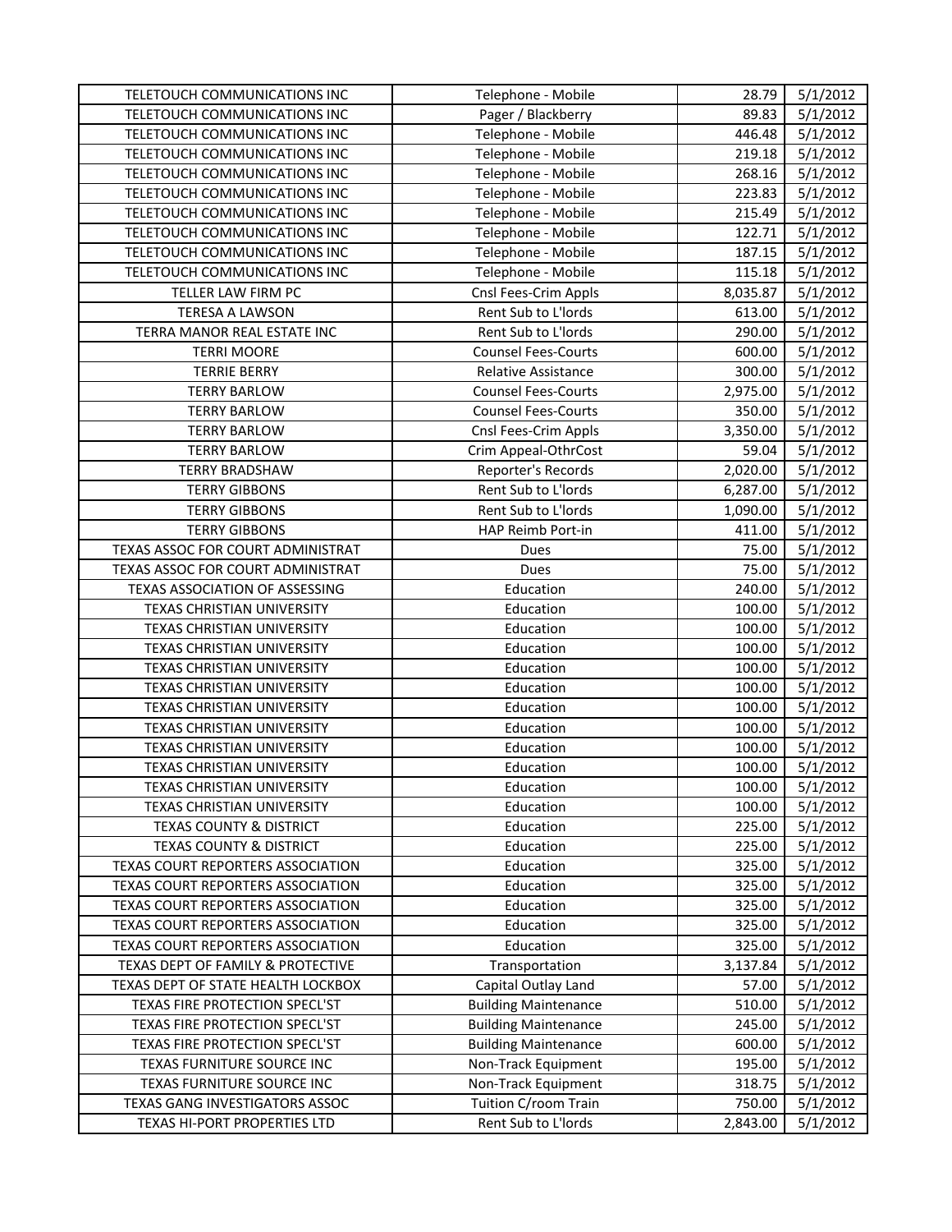| | | | |
|---|---|---|---|
| TELETOUCH COMMUNICATIONS INC | Telephone - Mobile | 28.79 | 5/1/2012 |
| TELETOUCH COMMUNICATIONS INC | Pager / Blackberry | 89.83 | 5/1/2012 |
| TELETOUCH COMMUNICATIONS INC | Telephone - Mobile | 446.48 | 5/1/2012 |
| TELETOUCH COMMUNICATIONS INC | Telephone - Mobile | 219.18 | 5/1/2012 |
| TELETOUCH COMMUNICATIONS INC | Telephone - Mobile | 268.16 | 5/1/2012 |
| TELETOUCH COMMUNICATIONS INC | Telephone - Mobile | 223.83 | 5/1/2012 |
| TELETOUCH COMMUNICATIONS INC | Telephone - Mobile | 215.49 | 5/1/2012 |
| TELETOUCH COMMUNICATIONS INC | Telephone - Mobile | 122.71 | 5/1/2012 |
| TELETOUCH COMMUNICATIONS INC | Telephone - Mobile | 187.15 | 5/1/2012 |
| TELETOUCH COMMUNICATIONS INC | Telephone - Mobile | 115.18 | 5/1/2012 |
| TELLER LAW FIRM PC | Cnsl Fees-Crim Appls | 8,035.87 | 5/1/2012 |
| TERESA A LAWSON | Rent Sub to L'lords | 613.00 | 5/1/2012 |
| TERRA MANOR REAL ESTATE INC | Rent Sub to L'lords | 290.00 | 5/1/2012 |
| TERRI MOORE | Counsel Fees-Courts | 600.00 | 5/1/2012 |
| TERRIE BERRY | Relative Assistance | 300.00 | 5/1/2012 |
| TERRY BARLOW | Counsel Fees-Courts | 2,975.00 | 5/1/2012 |
| TERRY BARLOW | Counsel Fees-Courts | 350.00 | 5/1/2012 |
| TERRY BARLOW | Cnsl Fees-Crim Appls | 3,350.00 | 5/1/2012 |
| TERRY BARLOW | Crim Appeal-OthrCost | 59.04 | 5/1/2012 |
| TERRY BRADSHAW | Reporter's Records | 2,020.00 | 5/1/2012 |
| TERRY GIBBONS | Rent Sub to L'lords | 6,287.00 | 5/1/2012 |
| TERRY GIBBONS | Rent Sub to L'lords | 1,090.00 | 5/1/2012 |
| TERRY GIBBONS | HAP Reimb Port-in | 411.00 | 5/1/2012 |
| TEXAS ASSOC FOR COURT ADMINISTRAT | Dues | 75.00 | 5/1/2012 |
| TEXAS ASSOC FOR COURT ADMINISTRAT | Dues | 75.00 | 5/1/2012 |
| TEXAS ASSOCIATION OF ASSESSING | Education | 240.00 | 5/1/2012 |
| TEXAS CHRISTIAN UNIVERSITY | Education | 100.00 | 5/1/2012 |
| TEXAS CHRISTIAN UNIVERSITY | Education | 100.00 | 5/1/2012 |
| TEXAS CHRISTIAN UNIVERSITY | Education | 100.00 | 5/1/2012 |
| TEXAS CHRISTIAN UNIVERSITY | Education | 100.00 | 5/1/2012 |
| TEXAS CHRISTIAN UNIVERSITY | Education | 100.00 | 5/1/2012 |
| TEXAS CHRISTIAN UNIVERSITY | Education | 100.00 | 5/1/2012 |
| TEXAS CHRISTIAN UNIVERSITY | Education | 100.00 | 5/1/2012 |
| TEXAS CHRISTIAN UNIVERSITY | Education | 100.00 | 5/1/2012 |
| TEXAS CHRISTIAN UNIVERSITY | Education | 100.00 | 5/1/2012 |
| TEXAS CHRISTIAN UNIVERSITY | Education | 100.00 | 5/1/2012 |
| TEXAS CHRISTIAN UNIVERSITY | Education | 100.00 | 5/1/2012 |
| TEXAS COUNTY & DISTRICT | Education | 225.00 | 5/1/2012 |
| TEXAS COUNTY & DISTRICT | Education | 225.00 | 5/1/2012 |
| TEXAS COURT REPORTERS ASSOCIATION | Education | 325.00 | 5/1/2012 |
| TEXAS COURT REPORTERS ASSOCIATION | Education | 325.00 | 5/1/2012 |
| TEXAS COURT REPORTERS ASSOCIATION | Education | 325.00 | 5/1/2012 |
| TEXAS COURT REPORTERS ASSOCIATION | Education | 325.00 | 5/1/2012 |
| TEXAS COURT REPORTERS ASSOCIATION | Education | 325.00 | 5/1/2012 |
| TEXAS DEPT OF FAMILY & PROTECTIVE | Transportation | 3,137.84 | 5/1/2012 |
| TEXAS DEPT OF STATE HEALTH LOCKBOX | Capital Outlay Land | 57.00 | 5/1/2012 |
| TEXAS FIRE PROTECTION SPECL'ST | Building Maintenance | 510.00 | 5/1/2012 |
| TEXAS FIRE PROTECTION SPECL'ST | Building Maintenance | 245.00 | 5/1/2012 |
| TEXAS FIRE PROTECTION SPECL'ST | Building Maintenance | 600.00 | 5/1/2012 |
| TEXAS FURNITURE SOURCE INC | Non-Track Equipment | 195.00 | 5/1/2012 |
| TEXAS FURNITURE SOURCE INC | Non-Track Equipment | 318.75 | 5/1/2012 |
| TEXAS GANG INVESTIGATORS ASSOC | Tuition C/room Train | 750.00 | 5/1/2012 |
| TEXAS HI-PORT PROPERTIES LTD | Rent Sub to L'lords | 2,843.00 | 5/1/2012 |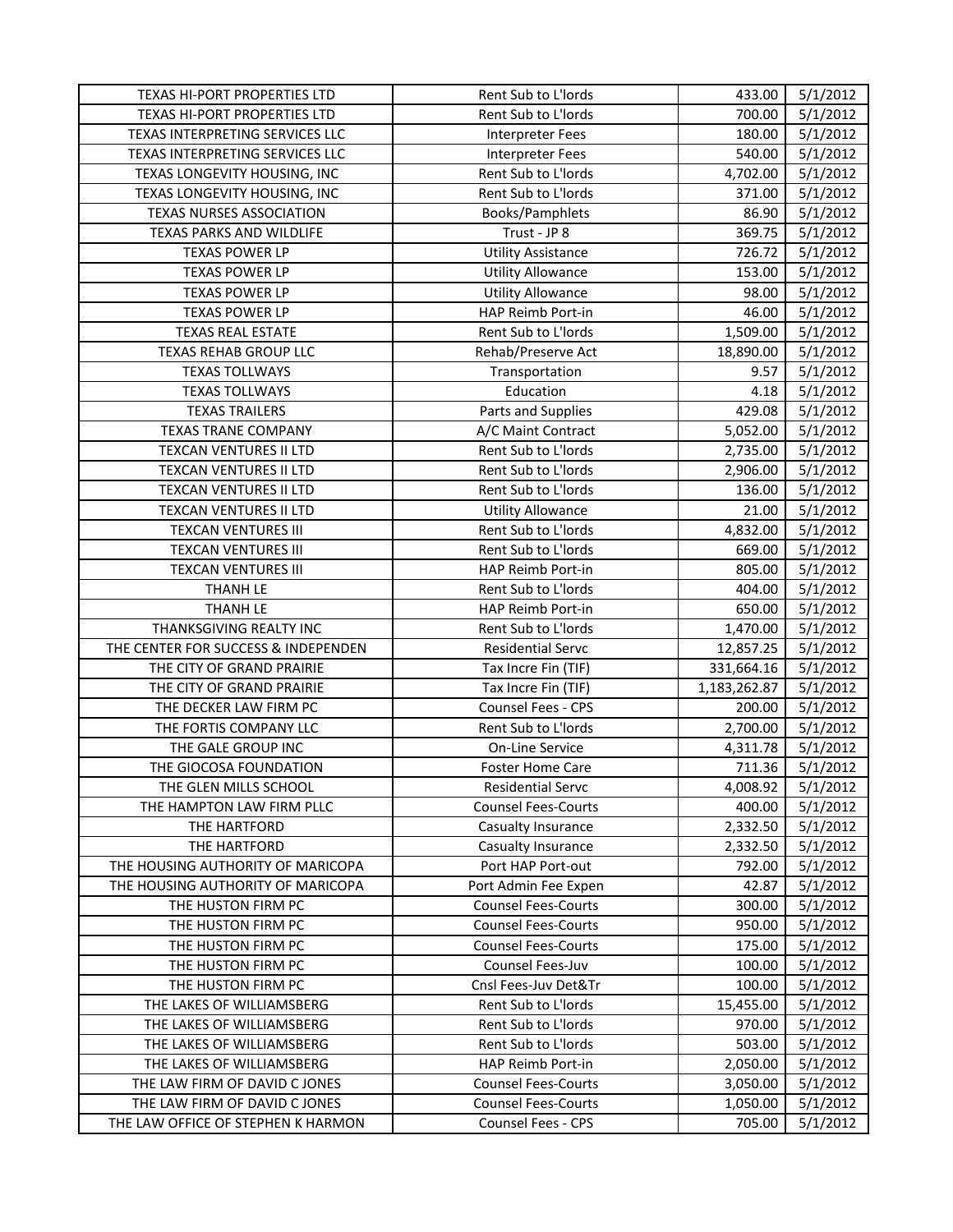| TEXAS HI-PORT PROPERTIES LTD | Rent Sub to L'lords | 433.00 | 5/1/2012 |
|---|---|---|---|
| TEXAS HI-PORT PROPERTIES LTD | Rent Sub to L'lords | 700.00 | 5/1/2012 |
| TEXAS INTERPRETING SERVICES LLC | Interpreter Fees | 180.00 | 5/1/2012 |
| TEXAS INTERPRETING SERVICES LLC | Interpreter Fees | 540.00 | 5/1/2012 |
| TEXAS LONGEVITY HOUSING, INC | Rent Sub to L'lords | 4,702.00 | 5/1/2012 |
| TEXAS LONGEVITY HOUSING, INC | Rent Sub to L'lords | 371.00 | 5/1/2012 |
| TEXAS NURSES ASSOCIATION | Books/Pamphlets | 86.90 | 5/1/2012 |
| TEXAS PARKS AND WILDLIFE | Trust - JP 8 | 369.75 | 5/1/2012 |
| TEXAS POWER LP | Utility Assistance | 726.72 | 5/1/2012 |
| TEXAS POWER LP | Utility Allowance | 153.00 | 5/1/2012 |
| TEXAS POWER LP | Utility Allowance | 98.00 | 5/1/2012 |
| TEXAS POWER LP | HAP Reimb Port-in | 46.00 | 5/1/2012 |
| TEXAS REAL ESTATE | Rent Sub to L'lords | 1,509.00 | 5/1/2012 |
| TEXAS REHAB GROUP LLC | Rehab/Preserve Act | 18,890.00 | 5/1/2012 |
| TEXAS TOLLWAYS | Transportation | 9.57 | 5/1/2012 |
| TEXAS TOLLWAYS | Education | 4.18 | 5/1/2012 |
| TEXAS TRAILERS | Parts and Supplies | 429.08 | 5/1/2012 |
| TEXAS TRANE COMPANY | A/C Maint Contract | 5,052.00 | 5/1/2012 |
| TEXCAN VENTURES II LTD | Rent Sub to L'lords | 2,735.00 | 5/1/2012 |
| TEXCAN VENTURES II LTD | Rent Sub to L'lords | 2,906.00 | 5/1/2012 |
| TEXCAN VENTURES II LTD | Rent Sub to L'lords | 136.00 | 5/1/2012 |
| TEXCAN VENTURES II LTD | Utility Allowance | 21.00 | 5/1/2012 |
| TEXCAN VENTURES III | Rent Sub to L'lords | 4,832.00 | 5/1/2012 |
| TEXCAN VENTURES III | Rent Sub to L'lords | 669.00 | 5/1/2012 |
| TEXCAN VENTURES III | HAP Reimb Port-in | 805.00 | 5/1/2012 |
| THANH LE | Rent Sub to L'lords | 404.00 | 5/1/2012 |
| THANH LE | HAP Reimb Port-in | 650.00 | 5/1/2012 |
| THANKSGIVING REALTY INC | Rent Sub to L'lords | 1,470.00 | 5/1/2012 |
| THE CENTER FOR SUCCESS & INDEPENDEN | Residential Servc | 12,857.25 | 5/1/2012 |
| THE CITY OF GRAND PRAIRIE | Tax Incre Fin (TIF) | 331,664.16 | 5/1/2012 |
| THE CITY OF GRAND PRAIRIE | Tax Incre Fin (TIF) | 1,183,262.87 | 5/1/2012 |
| THE DECKER LAW FIRM PC | Counsel Fees - CPS | 200.00 | 5/1/2012 |
| THE FORTIS COMPANY LLC | Rent Sub to L'lords | 2,700.00 | 5/1/2012 |
| THE GALE GROUP INC | On-Line Service | 4,311.78 | 5/1/2012 |
| THE GIOCOSA FOUNDATION | Foster Home Care | 711.36 | 5/1/2012 |
| THE GLEN MILLS SCHOOL | Residential Servc | 4,008.92 | 5/1/2012 |
| THE HAMPTON LAW FIRM PLLC | Counsel Fees-Courts | 400.00 | 5/1/2012 |
| THE HARTFORD | Casualty Insurance | 2,332.50 | 5/1/2012 |
| THE HARTFORD | Casualty Insurance | 2,332.50 | 5/1/2012 |
| THE HOUSING AUTHORITY OF MARICOPA | Port HAP Port-out | 792.00 | 5/1/2012 |
| THE HOUSING AUTHORITY OF MARICOPA | Port Admin Fee Expen | 42.87 | 5/1/2012 |
| THE HUSTON FIRM PC | Counsel Fees-Courts | 300.00 | 5/1/2012 |
| THE HUSTON FIRM PC | Counsel Fees-Courts | 950.00 | 5/1/2012 |
| THE HUSTON FIRM PC | Counsel Fees-Courts | 175.00 | 5/1/2012 |
| THE HUSTON FIRM PC | Counsel Fees-Juv | 100.00 | 5/1/2012 |
| THE HUSTON FIRM PC | Cnsl Fees-Juv Det&Tr | 100.00 | 5/1/2012 |
| THE LAKES OF WILLIAMSBERG | Rent Sub to L'lords | 15,455.00 | 5/1/2012 |
| THE LAKES OF WILLIAMSBERG | Rent Sub to L'lords | 970.00 | 5/1/2012 |
| THE LAKES OF WILLIAMSBERG | Rent Sub to L'lords | 503.00 | 5/1/2012 |
| THE LAKES OF WILLIAMSBERG | HAP Reimb Port-in | 2,050.00 | 5/1/2012 |
| THE LAW FIRM OF DAVID C JONES | Counsel Fees-Courts | 3,050.00 | 5/1/2012 |
| THE LAW FIRM OF DAVID C JONES | Counsel Fees-Courts | 1,050.00 | 5/1/2012 |
| THE LAW OFFICE OF STEPHEN K HARMON | Counsel Fees - CPS | 705.00 | 5/1/2012 |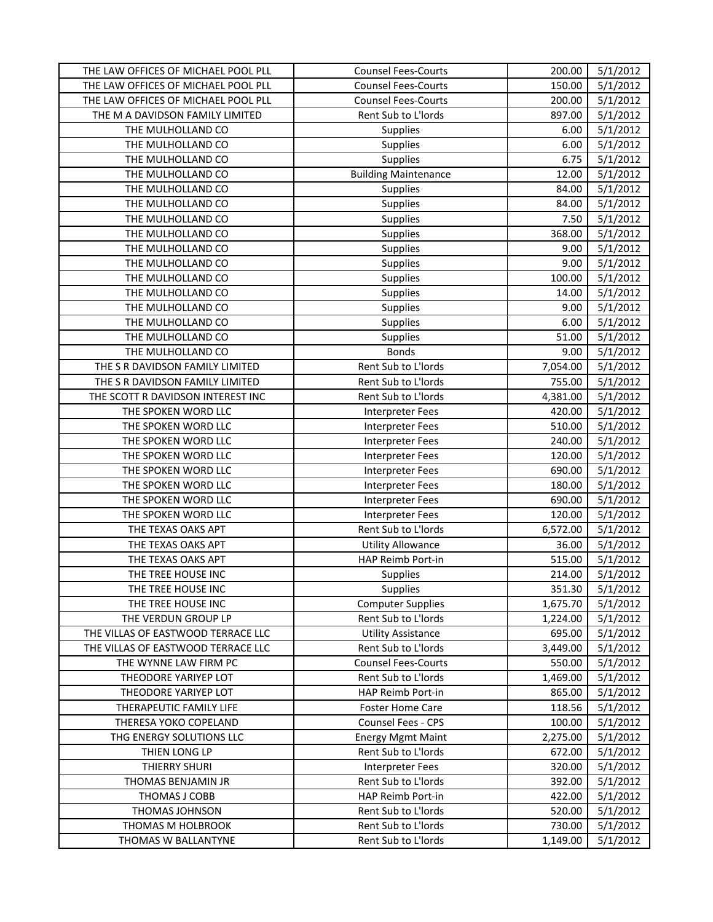| | | | |
|---|---|---|---|
| THE LAW OFFICES OF MICHAEL POOL PLL | Counsel Fees-Courts | 200.00 | 5/1/2012 |
| THE LAW OFFICES OF MICHAEL POOL PLL | Counsel Fees-Courts | 150.00 | 5/1/2012 |
| THE LAW OFFICES OF MICHAEL POOL PLL | Counsel Fees-Courts | 200.00 | 5/1/2012 |
| THE M A DAVIDSON FAMILY LIMITED | Rent Sub to L'lords | 897.00 | 5/1/2012 |
| THE MULHOLLAND CO | Supplies | 6.00 | 5/1/2012 |
| THE MULHOLLAND CO | Supplies | 6.00 | 5/1/2012 |
| THE MULHOLLAND CO | Supplies | 6.75 | 5/1/2012 |
| THE MULHOLLAND CO | Building Maintenance | 12.00 | 5/1/2012 |
| THE MULHOLLAND CO | Supplies | 84.00 | 5/1/2012 |
| THE MULHOLLAND CO | Supplies | 84.00 | 5/1/2012 |
| THE MULHOLLAND CO | Supplies | 7.50 | 5/1/2012 |
| THE MULHOLLAND CO | Supplies | 368.00 | 5/1/2012 |
| THE MULHOLLAND CO | Supplies | 9.00 | 5/1/2012 |
| THE MULHOLLAND CO | Supplies | 9.00 | 5/1/2012 |
| THE MULHOLLAND CO | Supplies | 100.00 | 5/1/2012 |
| THE MULHOLLAND CO | Supplies | 14.00 | 5/1/2012 |
| THE MULHOLLAND CO | Supplies | 9.00 | 5/1/2012 |
| THE MULHOLLAND CO | Supplies | 6.00 | 5/1/2012 |
| THE MULHOLLAND CO | Supplies | 51.00 | 5/1/2012 |
| THE MULHOLLAND CO | Bonds | 9.00 | 5/1/2012 |
| THE S R DAVIDSON FAMILY LIMITED | Rent Sub to L'lords | 7,054.00 | 5/1/2012 |
| THE S R DAVIDSON FAMILY LIMITED | Rent Sub to L'lords | 755.00 | 5/1/2012 |
| THE SCOTT R DAVIDSON INTEREST INC | Rent Sub to L'lords | 4,381.00 | 5/1/2012 |
| THE SPOKEN WORD LLC | Interpreter Fees | 420.00 | 5/1/2012 |
| THE SPOKEN WORD LLC | Interpreter Fees | 510.00 | 5/1/2012 |
| THE SPOKEN WORD LLC | Interpreter Fees | 240.00 | 5/1/2012 |
| THE SPOKEN WORD LLC | Interpreter Fees | 120.00 | 5/1/2012 |
| THE SPOKEN WORD LLC | Interpreter Fees | 690.00 | 5/1/2012 |
| THE SPOKEN WORD LLC | Interpreter Fees | 180.00 | 5/1/2012 |
| THE SPOKEN WORD LLC | Interpreter Fees | 690.00 | 5/1/2012 |
| THE SPOKEN WORD LLC | Interpreter Fees | 120.00 | 5/1/2012 |
| THE TEXAS OAKS APT | Rent Sub to L'lords | 6,572.00 | 5/1/2012 |
| THE TEXAS OAKS APT | Utility Allowance | 36.00 | 5/1/2012 |
| THE TEXAS OAKS APT | HAP Reimb Port-in | 515.00 | 5/1/2012 |
| THE TREE HOUSE INC | Supplies | 214.00 | 5/1/2012 |
| THE TREE HOUSE INC | Supplies | 351.30 | 5/1/2012 |
| THE TREE HOUSE INC | Computer Supplies | 1,675.70 | 5/1/2012 |
| THE VERDUN GROUP LP | Rent Sub to L'lords | 1,224.00 | 5/1/2012 |
| THE VILLAS OF EASTWOOD TERRACE LLC | Utility Assistance | 695.00 | 5/1/2012 |
| THE VILLAS OF EASTWOOD TERRACE LLC | Rent Sub to L'lords | 3,449.00 | 5/1/2012 |
| THE WYNNE LAW FIRM PC | Counsel Fees-Courts | 550.00 | 5/1/2012 |
| THEODORE YARIYEP LOT | Rent Sub to L'lords | 1,469.00 | 5/1/2012 |
| THEODORE YARIYEP LOT | HAP Reimb Port-in | 865.00 | 5/1/2012 |
| THERAPEUTIC FAMILY LIFE | Foster Home Care | 118.56 | 5/1/2012 |
| THERESA YOKO COPELAND | Counsel Fees - CPS | 100.00 | 5/1/2012 |
| THG ENERGY SOLUTIONS LLC | Energy Mgmt Maint | 2,275.00 | 5/1/2012 |
| THIEN LONG LP | Rent Sub to L'lords | 672.00 | 5/1/2012 |
| THIERRY SHURI | Interpreter Fees | 320.00 | 5/1/2012 |
| THOMAS BENJAMIN JR | Rent Sub to L'lords | 392.00 | 5/1/2012 |
| THOMAS J COBB | HAP Reimb Port-in | 422.00 | 5/1/2012 |
| THOMAS JOHNSON | Rent Sub to L'lords | 520.00 | 5/1/2012 |
| THOMAS M HOLBROOK | Rent Sub to L'lords | 730.00 | 5/1/2012 |
| THOMAS W BALLANTYNE | Rent Sub to L'lords | 1,149.00 | 5/1/2012 |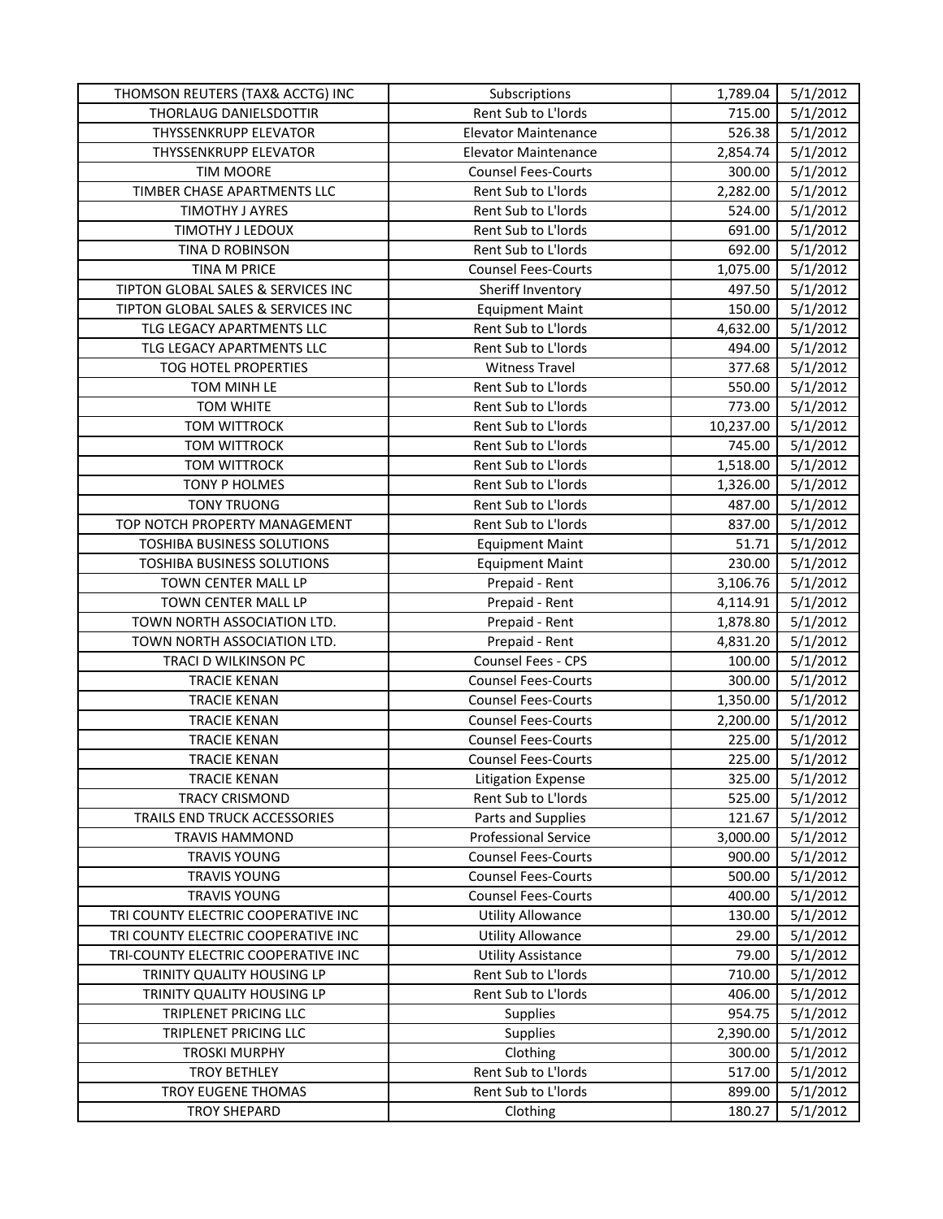| THOMSON REUTERS (TAX& ACCTG) INC | Subscriptions | 1,789.04 | 5/1/2012 |
|---|---|---|---|
| THORLAUG DANIELSDOTTIR | Rent Sub to L'lords | 715.00 | 5/1/2012 |
| THYSSENKRUPP ELEVATOR | Elevator Maintenance | 526.38 | 5/1/2012 |
| THYSSENKRUPP ELEVATOR | Elevator Maintenance | 2,854.74 | 5/1/2012 |
| TIM MOORE | Counsel Fees-Courts | 300.00 | 5/1/2012 |
| TIMBER CHASE APARTMENTS LLC | Rent Sub to L'lords | 2,282.00 | 5/1/2012 |
| TIMOTHY J AYRES | Rent Sub to L'lords | 524.00 | 5/1/2012 |
| TIMOTHY J LEDOUX | Rent Sub to L'lords | 691.00 | 5/1/2012 |
| TINA D ROBINSON | Rent Sub to L'lords | 692.00 | 5/1/2012 |
| TINA M PRICE | Counsel Fees-Courts | 1,075.00 | 5/1/2012 |
| TIPTON GLOBAL SALES & SERVICES INC | Sheriff Inventory | 497.50 | 5/1/2012 |
| TIPTON GLOBAL SALES & SERVICES INC | Equipment Maint | 150.00 | 5/1/2012 |
| TLG LEGACY APARTMENTS LLC | Rent Sub to L'lords | 4,632.00 | 5/1/2012 |
| TLG LEGACY APARTMENTS LLC | Rent Sub to L'lords | 494.00 | 5/1/2012 |
| TOG HOTEL PROPERTIES | Witness Travel | 377.68 | 5/1/2012 |
| TOM MINH LE | Rent Sub to L'lords | 550.00 | 5/1/2012 |
| TOM WHITE | Rent Sub to L'lords | 773.00 | 5/1/2012 |
| TOM WITTROCK | Rent Sub to L'lords | 10,237.00 | 5/1/2012 |
| TOM WITTROCK | Rent Sub to L'lords | 745.00 | 5/1/2012 |
| TOM WITTROCK | Rent Sub to L'lords | 1,518.00 | 5/1/2012 |
| TONY P HOLMES | Rent Sub to L'lords | 1,326.00 | 5/1/2012 |
| TONY TRUONG | Rent Sub to L'lords | 487.00 | 5/1/2012 |
| TOP NOTCH PROPERTY MANAGEMENT | Rent Sub to L'lords | 837.00 | 5/1/2012 |
| TOSHIBA BUSINESS SOLUTIONS | Equipment Maint | 51.71 | 5/1/2012 |
| TOSHIBA BUSINESS SOLUTIONS | Equipment Maint | 230.00 | 5/1/2012 |
| TOWN CENTER MALL LP | Prepaid - Rent | 3,106.76 | 5/1/2012 |
| TOWN CENTER MALL LP | Prepaid - Rent | 4,114.91 | 5/1/2012 |
| TOWN NORTH ASSOCIATION LTD. | Prepaid - Rent | 1,878.80 | 5/1/2012 |
| TOWN NORTH ASSOCIATION LTD. | Prepaid - Rent | 4,831.20 | 5/1/2012 |
| TRACI D WILKINSON PC | Counsel Fees - CPS | 100.00 | 5/1/2012 |
| TRACIE KENAN | Counsel Fees-Courts | 300.00 | 5/1/2012 |
| TRACIE KENAN | Counsel Fees-Courts | 1,350.00 | 5/1/2012 |
| TRACIE KENAN | Counsel Fees-Courts | 2,200.00 | 5/1/2012 |
| TRACIE KENAN | Counsel Fees-Courts | 225.00 | 5/1/2012 |
| TRACIE KENAN | Counsel Fees-Courts | 225.00 | 5/1/2012 |
| TRACIE KENAN | Litigation Expense | 325.00 | 5/1/2012 |
| TRACY CRISMOND | Rent Sub to L'lords | 525.00 | 5/1/2012 |
| TRAILS END TRUCK ACCESSORIES | Parts and Supplies | 121.67 | 5/1/2012 |
| TRAVIS HAMMOND | Professional Service | 3,000.00 | 5/1/2012 |
| TRAVIS YOUNG | Counsel Fees-Courts | 900.00 | 5/1/2012 |
| TRAVIS YOUNG | Counsel Fees-Courts | 500.00 | 5/1/2012 |
| TRAVIS YOUNG | Counsel Fees-Courts | 400.00 | 5/1/2012 |
| TRI COUNTY ELECTRIC COOPERATIVE INC | Utility Allowance | 130.00 | 5/1/2012 |
| TRI COUNTY ELECTRIC COOPERATIVE INC | Utility Allowance | 29.00 | 5/1/2012 |
| TRI-COUNTY ELECTRIC COOPERATIVE INC | Utility Assistance | 79.00 | 5/1/2012 |
| TRINITY QUALITY HOUSING LP | Rent Sub to L'lords | 710.00 | 5/1/2012 |
| TRINITY QUALITY HOUSING LP | Rent Sub to L'lords | 406.00 | 5/1/2012 |
| TRIPLENET PRICING LLC | Supplies | 954.75 | 5/1/2012 |
| TRIPLENET PRICING LLC | Supplies | 2,390.00 | 5/1/2012 |
| TROSKI MURPHY | Clothing | 300.00 | 5/1/2012 |
| TROY BETHLEY | Rent Sub to L'lords | 517.00 | 5/1/2012 |
| TROY EUGENE THOMAS | Rent Sub to L'lords | 899.00 | 5/1/2012 |
| TROY SHEPARD | Clothing | 180.27 | 5/1/2012 |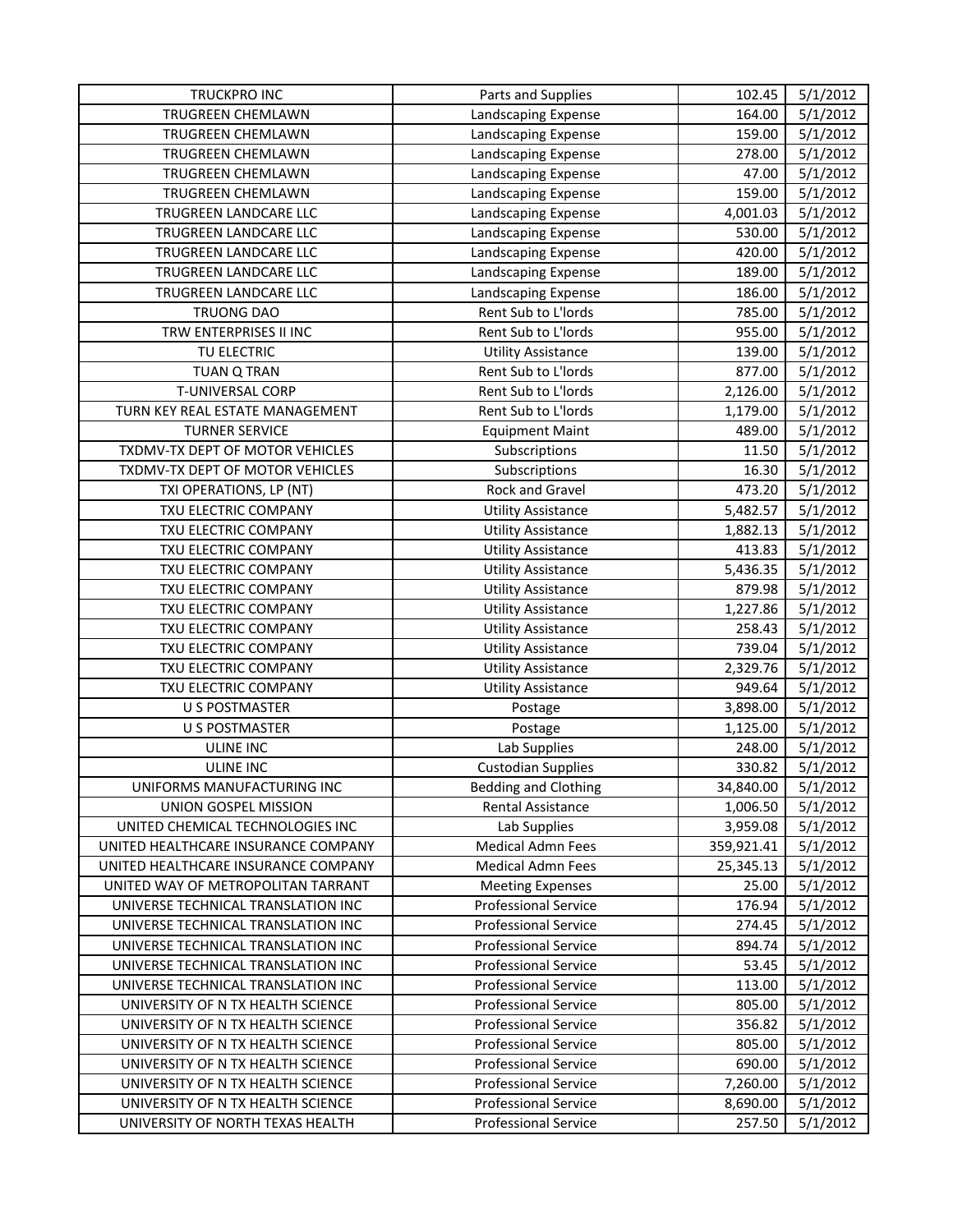| | | | |
|---|---|---|---|
| TRUCKPRO INC | Parts and Supplies | 102.45 | 5/1/2012 |
| TRUGREEN CHEMLAWN | Landscaping Expense | 164.00 | 5/1/2012 |
| TRUGREEN CHEMLAWN | Landscaping Expense | 159.00 | 5/1/2012 |
| TRUGREEN CHEMLAWN | Landscaping Expense | 278.00 | 5/1/2012 |
| TRUGREEN CHEMLAWN | Landscaping Expense | 47.00 | 5/1/2012 |
| TRUGREEN CHEMLAWN | Landscaping Expense | 159.00 | 5/1/2012 |
| TRUGREEN LANDCARE LLC | Landscaping Expense | 4,001.03 | 5/1/2012 |
| TRUGREEN LANDCARE LLC | Landscaping Expense | 530.00 | 5/1/2012 |
| TRUGREEN LANDCARE LLC | Landscaping Expense | 420.00 | 5/1/2012 |
| TRUGREEN LANDCARE LLC | Landscaping Expense | 189.00 | 5/1/2012 |
| TRUGREEN LANDCARE LLC | Landscaping Expense | 186.00 | 5/1/2012 |
| TRUONG DAO | Rent Sub to L'lords | 785.00 | 5/1/2012 |
| TRW ENTERPRISES II INC | Rent Sub to L'lords | 955.00 | 5/1/2012 |
| TU ELECTRIC | Utility Assistance | 139.00 | 5/1/2012 |
| TUAN Q TRAN | Rent Sub to L'lords | 877.00 | 5/1/2012 |
| T-UNIVERSAL CORP | Rent Sub to L'lords | 2,126.00 | 5/1/2012 |
| TURN KEY REAL ESTATE MANAGEMENT | Rent Sub to L'lords | 1,179.00 | 5/1/2012 |
| TURNER SERVICE | Equipment Maint | 489.00 | 5/1/2012 |
| TXDMV-TX DEPT OF MOTOR VEHICLES | Subscriptions | 11.50 | 5/1/2012 |
| TXDMV-TX DEPT OF MOTOR VEHICLES | Subscriptions | 16.30 | 5/1/2012 |
| TXI OPERATIONS, LP (NT) | Rock and Gravel | 473.20 | 5/1/2012 |
| TXU ELECTRIC COMPANY | Utility Assistance | 5,482.57 | 5/1/2012 |
| TXU ELECTRIC COMPANY | Utility Assistance | 1,882.13 | 5/1/2012 |
| TXU ELECTRIC COMPANY | Utility Assistance | 413.83 | 5/1/2012 |
| TXU ELECTRIC COMPANY | Utility Assistance | 5,436.35 | 5/1/2012 |
| TXU ELECTRIC COMPANY | Utility Assistance | 879.98 | 5/1/2012 |
| TXU ELECTRIC COMPANY | Utility Assistance | 1,227.86 | 5/1/2012 |
| TXU ELECTRIC COMPANY | Utility Assistance | 258.43 | 5/1/2012 |
| TXU ELECTRIC COMPANY | Utility Assistance | 739.04 | 5/1/2012 |
| TXU ELECTRIC COMPANY | Utility Assistance | 2,329.76 | 5/1/2012 |
| TXU ELECTRIC COMPANY | Utility Assistance | 949.64 | 5/1/2012 |
| U S POSTMASTER | Postage | 3,898.00 | 5/1/2012 |
| U S POSTMASTER | Postage | 1,125.00 | 5/1/2012 |
| ULINE INC | Lab Supplies | 248.00 | 5/1/2012 |
| ULINE INC | Custodian Supplies | 330.82 | 5/1/2012 |
| UNIFORMS MANUFACTURING INC | Bedding and Clothing | 34,840.00 | 5/1/2012 |
| UNION GOSPEL MISSION | Rental Assistance | 1,006.50 | 5/1/2012 |
| UNITED CHEMICAL TECHNOLOGIES INC | Lab Supplies | 3,959.08 | 5/1/2012 |
| UNITED HEALTHCARE INSURANCE COMPANY | Medical Admn Fees | 359,921.41 | 5/1/2012 |
| UNITED HEALTHCARE INSURANCE COMPANY | Medical Admn Fees | 25,345.13 | 5/1/2012 |
| UNITED WAY OF METROPOLITAN TARRANT | Meeting Expenses | 25.00 | 5/1/2012 |
| UNIVERSE TECHNICAL TRANSLATION INC | Professional Service | 176.94 | 5/1/2012 |
| UNIVERSE TECHNICAL TRANSLATION INC | Professional Service | 274.45 | 5/1/2012 |
| UNIVERSE TECHNICAL TRANSLATION INC | Professional Service | 894.74 | 5/1/2012 |
| UNIVERSE TECHNICAL TRANSLATION INC | Professional Service | 53.45 | 5/1/2012 |
| UNIVERSE TECHNICAL TRANSLATION INC | Professional Service | 113.00 | 5/1/2012 |
| UNIVERSITY OF N TX HEALTH SCIENCE | Professional Service | 805.00 | 5/1/2012 |
| UNIVERSITY OF N TX HEALTH SCIENCE | Professional Service | 356.82 | 5/1/2012 |
| UNIVERSITY OF N TX HEALTH SCIENCE | Professional Service | 805.00 | 5/1/2012 |
| UNIVERSITY OF N TX HEALTH SCIENCE | Professional Service | 690.00 | 5/1/2012 |
| UNIVERSITY OF N TX HEALTH SCIENCE | Professional Service | 7,260.00 | 5/1/2012 |
| UNIVERSITY OF N TX HEALTH SCIENCE | Professional Service | 8,690.00 | 5/1/2012 |
| UNIVERSITY OF NORTH TEXAS HEALTH | Professional Service | 257.50 | 5/1/2012 |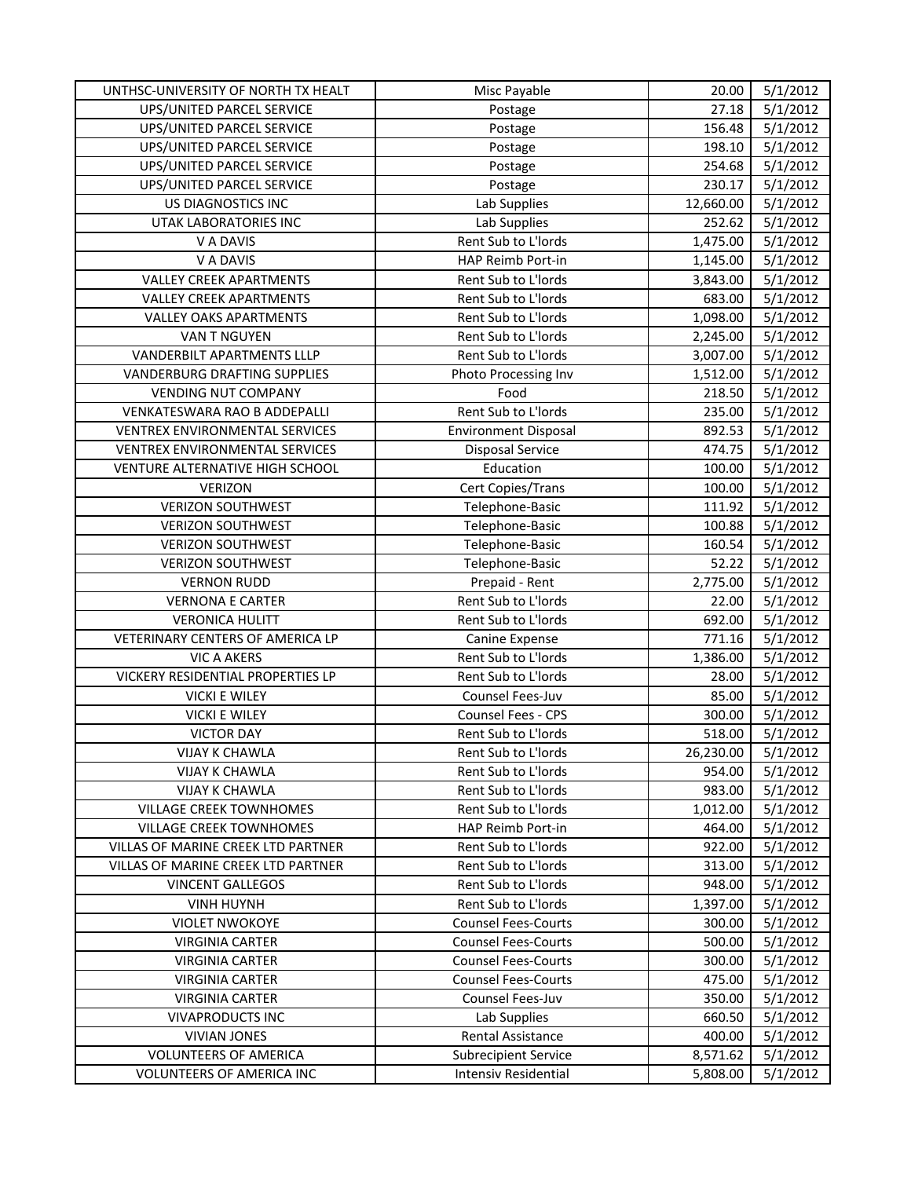| | | | |
|---|---|---|---|
| UNTHSC-UNIVERSITY OF NORTH TX HEALT | Misc Payable | 20.00 | 5/1/2012 |
| UPS/UNITED PARCEL SERVICE | Postage | 27.18 | 5/1/2012 |
| UPS/UNITED PARCEL SERVICE | Postage | 156.48 | 5/1/2012 |
| UPS/UNITED PARCEL SERVICE | Postage | 198.10 | 5/1/2012 |
| UPS/UNITED PARCEL SERVICE | Postage | 254.68 | 5/1/2012 |
| UPS/UNITED PARCEL SERVICE | Postage | 230.17 | 5/1/2012 |
| US DIAGNOSTICS INC | Lab Supplies | 12,660.00 | 5/1/2012 |
| UTAK LABORATORIES INC | Lab Supplies | 252.62 | 5/1/2012 |
| V A DAVIS | Rent Sub to L'lords | 1,475.00 | 5/1/2012 |
| V A DAVIS | HAP Reimb Port-in | 1,145.00 | 5/1/2012 |
| VALLEY CREEK APARTMENTS | Rent Sub to L'lords | 3,843.00 | 5/1/2012 |
| VALLEY CREEK APARTMENTS | Rent Sub to L'lords | 683.00 | 5/1/2012 |
| VALLEY OAKS APARTMENTS | Rent Sub to L'lords | 1,098.00 | 5/1/2012 |
| VAN T NGUYEN | Rent Sub to L'lords | 2,245.00 | 5/1/2012 |
| VANDERBILT APARTMENTS LLLP | Rent Sub to L'lords | 3,007.00 | 5/1/2012 |
| VANDERBURG DRAFTING SUPPLIES | Photo Processing Inv | 1,512.00 | 5/1/2012 |
| VENDING NUT COMPANY | Food | 218.50 | 5/1/2012 |
| VENKATESWARA RAO B ADDEPALLI | Rent Sub to L'lords | 235.00 | 5/1/2012 |
| VENTREX ENVIRONMENTAL SERVICES | Environment Disposal | 892.53 | 5/1/2012 |
| VENTREX ENVIRONMENTAL SERVICES | Disposal Service | 474.75 | 5/1/2012 |
| VENTURE ALTERNATIVE HIGH SCHOOL | Education | 100.00 | 5/1/2012 |
| VERIZON | Cert Copies/Trans | 100.00 | 5/1/2012 |
| VERIZON SOUTHWEST | Telephone-Basic | 111.92 | 5/1/2012 |
| VERIZON SOUTHWEST | Telephone-Basic | 100.88 | 5/1/2012 |
| VERIZON SOUTHWEST | Telephone-Basic | 160.54 | 5/1/2012 |
| VERIZON SOUTHWEST | Telephone-Basic | 52.22 | 5/1/2012 |
| VERNON RUDD | Prepaid - Rent | 2,775.00 | 5/1/2012 |
| VERNONA E CARTER | Rent Sub to L'lords | 22.00 | 5/1/2012 |
| VERONICA HULITT | Rent Sub to L'lords | 692.00 | 5/1/2012 |
| VETERINARY CENTERS OF AMERICA LP | Canine Expense | 771.16 | 5/1/2012 |
| VIC A AKERS | Rent Sub to L'lords | 1,386.00 | 5/1/2012 |
| VICKERY RESIDENTIAL PROPERTIES LP | Rent Sub to L'lords | 28.00 | 5/1/2012 |
| VICKI E WILEY | Counsel Fees-Juv | 85.00 | 5/1/2012 |
| VICKI E WILEY | Counsel Fees - CPS | 300.00 | 5/1/2012 |
| VICTOR DAY | Rent Sub to L'lords | 518.00 | 5/1/2012 |
| VIJAY K CHAWLA | Rent Sub to L'lords | 26,230.00 | 5/1/2012 |
| VIJAY K CHAWLA | Rent Sub to L'lords | 954.00 | 5/1/2012 |
| VIJAY K CHAWLA | Rent Sub to L'lords | 983.00 | 5/1/2012 |
| VILLAGE CREEK TOWNHOMES | Rent Sub to L'lords | 1,012.00 | 5/1/2012 |
| VILLAGE CREEK TOWNHOMES | HAP Reimb Port-in | 464.00 | 5/1/2012 |
| VILLAS OF MARINE CREEK LTD PARTNER | Rent Sub to L'lords | 922.00 | 5/1/2012 |
| VILLAS OF MARINE CREEK LTD PARTNER | Rent Sub to L'lords | 313.00 | 5/1/2012 |
| VINCENT GALLEGOS | Rent Sub to L'lords | 948.00 | 5/1/2012 |
| VINH HUYNH | Rent Sub to L'lords | 1,397.00 | 5/1/2012 |
| VIOLET NWOKOYE | Counsel Fees-Courts | 300.00 | 5/1/2012 |
| VIRGINIA CARTER | Counsel Fees-Courts | 500.00 | 5/1/2012 |
| VIRGINIA CARTER | Counsel Fees-Courts | 300.00 | 5/1/2012 |
| VIRGINIA CARTER | Counsel Fees-Courts | 475.00 | 5/1/2012 |
| VIRGINIA CARTER | Counsel Fees-Juv | 350.00 | 5/1/2012 |
| VIVAPRODUCTS INC | Lab Supplies | 660.50 | 5/1/2012 |
| VIVIAN JONES | Rental Assistance | 400.00 | 5/1/2012 |
| VOLUNTEERS OF AMERICA | Subrecipient Service | 8,571.62 | 5/1/2012 |
| VOLUNTEERS OF AMERICA INC | Intensiv Residential | 5,808.00 | 5/1/2012 |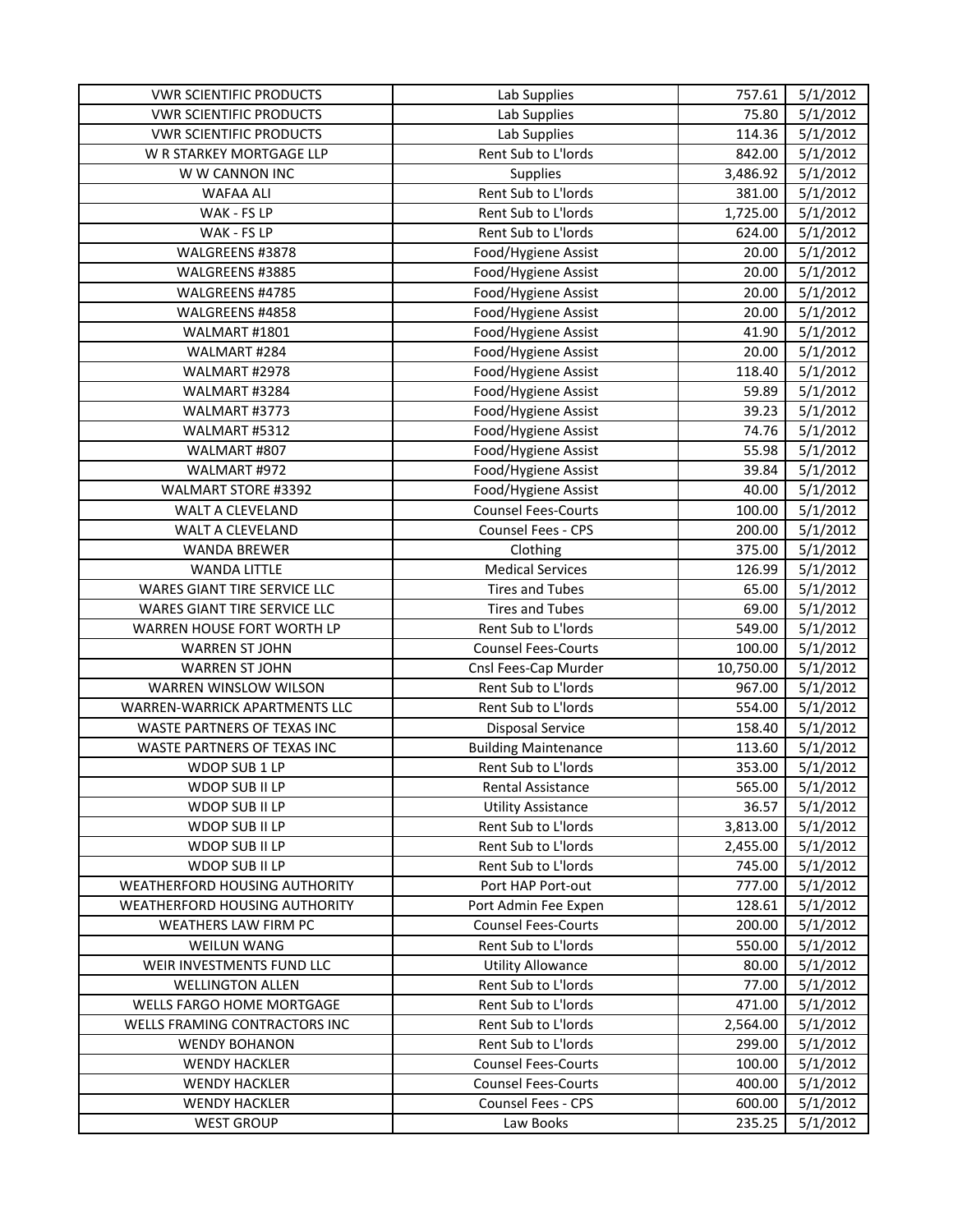| VWR SCIENTIFIC PRODUCTS | Lab Supplies | 757.61 | 5/1/2012 |
|---|---|---|---|
| VWR SCIENTIFIC PRODUCTS | Lab Supplies | 75.80 | 5/1/2012 |
| VWR SCIENTIFIC PRODUCTS | Lab Supplies | 114.36 | 5/1/2012 |
| W R STARKEY MORTGAGE LLP | Rent Sub to L'lords | 842.00 | 5/1/2012 |
| W W CANNON INC | Supplies | 3,486.92 | 5/1/2012 |
| WAFAA ALI | Rent Sub to L'lords | 381.00 | 5/1/2012 |
| WAK - FS LP | Rent Sub to L'lords | 1,725.00 | 5/1/2012 |
| WAK - FS LP | Rent Sub to L'lords | 624.00 | 5/1/2012 |
| WALGREENS #3878 | Food/Hygiene Assist | 20.00 | 5/1/2012 |
| WALGREENS #3885 | Food/Hygiene Assist | 20.00 | 5/1/2012 |
| WALGREENS #4785 | Food/Hygiene Assist | 20.00 | 5/1/2012 |
| WALGREENS #4858 | Food/Hygiene Assist | 20.00 | 5/1/2012 |
| WALMART #1801 | Food/Hygiene Assist | 41.90 | 5/1/2012 |
| WALMART #284 | Food/Hygiene Assist | 20.00 | 5/1/2012 |
| WALMART #2978 | Food/Hygiene Assist | 118.40 | 5/1/2012 |
| WALMART #3284 | Food/Hygiene Assist | 59.89 | 5/1/2012 |
| WALMART #3773 | Food/Hygiene Assist | 39.23 | 5/1/2012 |
| WALMART #5312 | Food/Hygiene Assist | 74.76 | 5/1/2012 |
| WALMART #807 | Food/Hygiene Assist | 55.98 | 5/1/2012 |
| WALMART #972 | Food/Hygiene Assist | 39.84 | 5/1/2012 |
| WALMART STORE #3392 | Food/Hygiene Assist | 40.00 | 5/1/2012 |
| WALT A CLEVELAND | Counsel Fees-Courts | 100.00 | 5/1/2012 |
| WALT A CLEVELAND | Counsel Fees - CPS | 200.00 | 5/1/2012 |
| WANDA BREWER | Clothing | 375.00 | 5/1/2012 |
| WANDA LITTLE | Medical Services | 126.99 | 5/1/2012 |
| WARES GIANT TIRE SERVICE LLC | Tires and Tubes | 65.00 | 5/1/2012 |
| WARES GIANT TIRE SERVICE LLC | Tires and Tubes | 69.00 | 5/1/2012 |
| WARREN HOUSE FORT WORTH LP | Rent Sub to L'lords | 549.00 | 5/1/2012 |
| WARREN ST JOHN | Counsel Fees-Courts | 100.00 | 5/1/2012 |
| WARREN ST JOHN | Cnsl Fees-Cap Murder | 10,750.00 | 5/1/2012 |
| WARREN WINSLOW WILSON | Rent Sub to L'lords | 967.00 | 5/1/2012 |
| WARREN-WARRICK APARTMENTS LLC | Rent Sub to L'lords | 554.00 | 5/1/2012 |
| WASTE PARTNERS OF TEXAS INC | Disposal Service | 158.40 | 5/1/2012 |
| WASTE PARTNERS OF TEXAS INC | Building Maintenance | 113.60 | 5/1/2012 |
| WDOP SUB 1 LP | Rent Sub to L'lords | 353.00 | 5/1/2012 |
| WDOP SUB II LP | Rental Assistance | 565.00 | 5/1/2012 |
| WDOP SUB II LP | Utility Assistance | 36.57 | 5/1/2012 |
| WDOP SUB II LP | Rent Sub to L'lords | 3,813.00 | 5/1/2012 |
| WDOP SUB II LP | Rent Sub to L'lords | 2,455.00 | 5/1/2012 |
| WDOP SUB II LP | Rent Sub to L'lords | 745.00 | 5/1/2012 |
| WEATHERFORD HOUSING AUTHORITY | Port HAP Port-out | 777.00 | 5/1/2012 |
| WEATHERFORD HOUSING AUTHORITY | Port Admin Fee Expen | 128.61 | 5/1/2012 |
| WEATHERS LAW FIRM PC | Counsel Fees-Courts | 200.00 | 5/1/2012 |
| WEILUN WANG | Rent Sub to L'lords | 550.00 | 5/1/2012 |
| WEIR INVESTMENTS FUND LLC | Utility Allowance | 80.00 | 5/1/2012 |
| WELLINGTON ALLEN | Rent Sub to L'lords | 77.00 | 5/1/2012 |
| WELLS FARGO HOME MORTGAGE | Rent Sub to L'lords | 471.00 | 5/1/2012 |
| WELLS FRAMING CONTRACTORS INC | Rent Sub to L'lords | 2,564.00 | 5/1/2012 |
| WENDY BOHANON | Rent Sub to L'lords | 299.00 | 5/1/2012 |
| WENDY HACKLER | Counsel Fees-Courts | 100.00 | 5/1/2012 |
| WENDY HACKLER | Counsel Fees-Courts | 400.00 | 5/1/2012 |
| WENDY HACKLER | Counsel Fees - CPS | 600.00 | 5/1/2012 |
| WEST GROUP | Law Books | 235.25 | 5/1/2012 |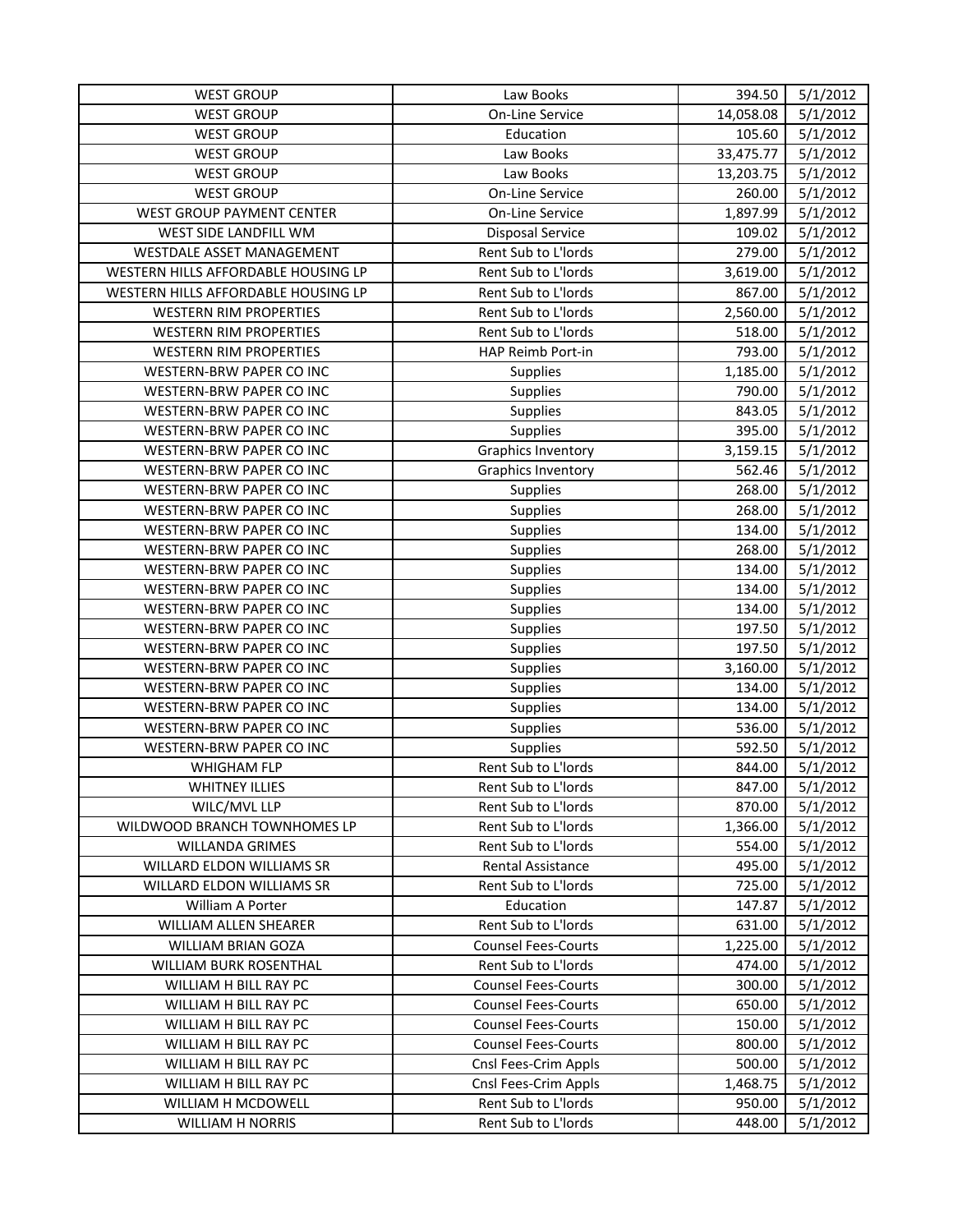| WEST GROUP | Law Books | 394.50 | 5/1/2012 |
|---|---|---|---|
| WEST GROUP | On-Line Service | 14,058.08 | 5/1/2012 |
| WEST GROUP | Education | 105.60 | 5/1/2012 |
| WEST GROUP | Law Books | 33,475.77 | 5/1/2012 |
| WEST GROUP | Law Books | 13,203.75 | 5/1/2012 |
| WEST GROUP | On-Line Service | 260.00 | 5/1/2012 |
| WEST GROUP PAYMENT CENTER | On-Line Service | 1,897.99 | 5/1/2012 |
| WEST SIDE LANDFILL WM | Disposal Service | 109.02 | 5/1/2012 |
| WESTDALE ASSET MANAGEMENT | Rent Sub to L'lords | 279.00 | 5/1/2012 |
| WESTERN HILLS AFFORDABLE HOUSING LP | Rent Sub to L'lords | 3,619.00 | 5/1/2012 |
| WESTERN HILLS AFFORDABLE HOUSING LP | Rent Sub to L'lords | 867.00 | 5/1/2012 |
| WESTERN RIM PROPERTIES | Rent Sub to L'lords | 2,560.00 | 5/1/2012 |
| WESTERN RIM PROPERTIES | Rent Sub to L'lords | 518.00 | 5/1/2012 |
| WESTERN RIM PROPERTIES | HAP Reimb Port-in | 793.00 | 5/1/2012 |
| WESTERN-BRW PAPER CO INC | Supplies | 1,185.00 | 5/1/2012 |
| WESTERN-BRW PAPER CO INC | Supplies | 790.00 | 5/1/2012 |
| WESTERN-BRW PAPER CO INC | Supplies | 843.05 | 5/1/2012 |
| WESTERN-BRW PAPER CO INC | Supplies | 395.00 | 5/1/2012 |
| WESTERN-BRW PAPER CO INC | Graphics Inventory | 3,159.15 | 5/1/2012 |
| WESTERN-BRW PAPER CO INC | Graphics Inventory | 562.46 | 5/1/2012 |
| WESTERN-BRW PAPER CO INC | Supplies | 268.00 | 5/1/2012 |
| WESTERN-BRW PAPER CO INC | Supplies | 268.00 | 5/1/2012 |
| WESTERN-BRW PAPER CO INC | Supplies | 134.00 | 5/1/2012 |
| WESTERN-BRW PAPER CO INC | Supplies | 268.00 | 5/1/2012 |
| WESTERN-BRW PAPER CO INC | Supplies | 134.00 | 5/1/2012 |
| WESTERN-BRW PAPER CO INC | Supplies | 134.00 | 5/1/2012 |
| WESTERN-BRW PAPER CO INC | Supplies | 134.00 | 5/1/2012 |
| WESTERN-BRW PAPER CO INC | Supplies | 197.50 | 5/1/2012 |
| WESTERN-BRW PAPER CO INC | Supplies | 197.50 | 5/1/2012 |
| WESTERN-BRW PAPER CO INC | Supplies | 3,160.00 | 5/1/2012 |
| WESTERN-BRW PAPER CO INC | Supplies | 134.00 | 5/1/2012 |
| WESTERN-BRW PAPER CO INC | Supplies | 134.00 | 5/1/2012 |
| WESTERN-BRW PAPER CO INC | Supplies | 536.00 | 5/1/2012 |
| WESTERN-BRW PAPER CO INC | Supplies | 592.50 | 5/1/2012 |
| WHIGHAM FLP | Rent Sub to L'lords | 844.00 | 5/1/2012 |
| WHITNEY ILLIES | Rent Sub to L'lords | 847.00 | 5/1/2012 |
| WILC/MVL LLP | Rent Sub to L'lords | 870.00 | 5/1/2012 |
| WILDWOOD BRANCH TOWNHOMES LP | Rent Sub to L'lords | 1,366.00 | 5/1/2012 |
| WILLANDA GRIMES | Rent Sub to L'lords | 554.00 | 5/1/2012 |
| WILLARD ELDON WILLIAMS SR | Rental Assistance | 495.00 | 5/1/2012 |
| WILLARD ELDON WILLIAMS SR | Rent Sub to L'lords | 725.00 | 5/1/2012 |
| William A Porter | Education | 147.87 | 5/1/2012 |
| WILLIAM ALLEN SHEARER | Rent Sub to L'lords | 631.00 | 5/1/2012 |
| WILLIAM BRIAN GOZA | Counsel Fees-Courts | 1,225.00 | 5/1/2012 |
| WILLIAM BURK ROSENTHAL | Rent Sub to L'lords | 474.00 | 5/1/2012 |
| WILLIAM H BILL RAY PC | Counsel Fees-Courts | 300.00 | 5/1/2012 |
| WILLIAM H BILL RAY PC | Counsel Fees-Courts | 650.00 | 5/1/2012 |
| WILLIAM H BILL RAY PC | Counsel Fees-Courts | 150.00 | 5/1/2012 |
| WILLIAM H BILL RAY PC | Counsel Fees-Courts | 800.00 | 5/1/2012 |
| WILLIAM H BILL RAY PC | Cnsl Fees-Crim Appls | 500.00 | 5/1/2012 |
| WILLIAM H BILL RAY PC | Cnsl Fees-Crim Appls | 1,468.75 | 5/1/2012 |
| WILLIAM H MCDOWELL | Rent Sub to L'lords | 950.00 | 5/1/2012 |
| WILLIAM H NORRIS | Rent Sub to L'lords | 448.00 | 5/1/2012 |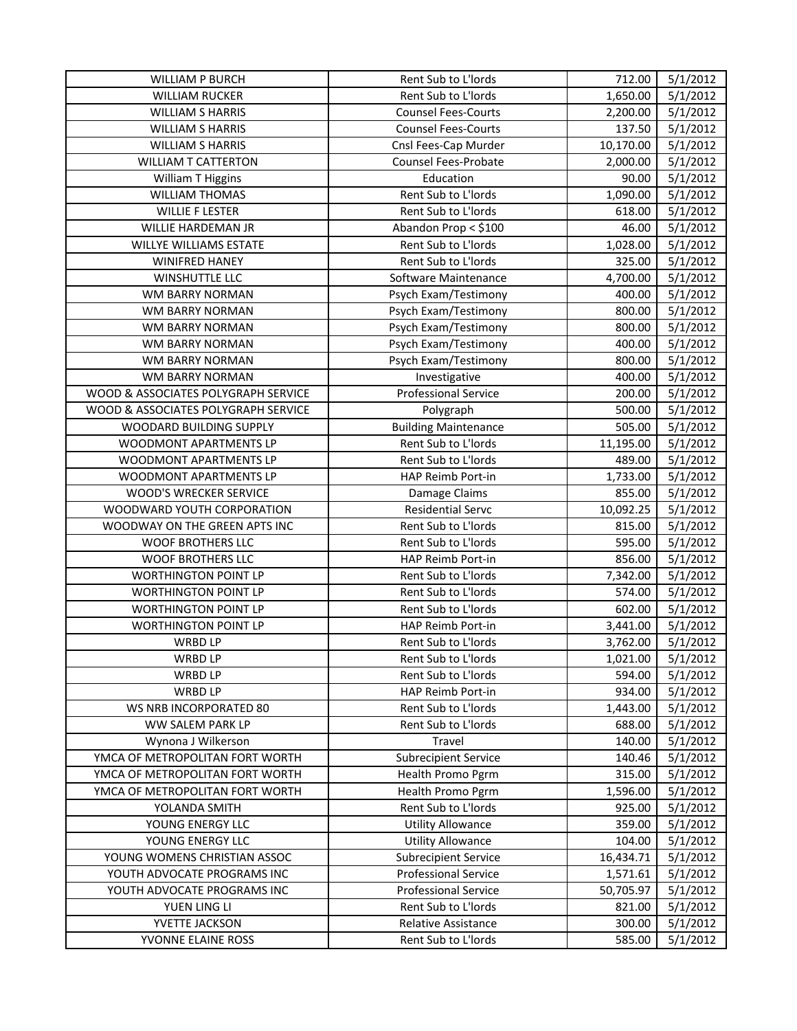| WILLIAM P BURCH | Rent Sub to L'lords | 712.00 | 5/1/2012 |
|---|---|---|---|
| WILLIAM RUCKER | Rent Sub to L'lords | 1,650.00 | 5/1/2012 |
| WILLIAM S HARRIS | Counsel Fees-Courts | 2,200.00 | 5/1/2012 |
| WILLIAM S HARRIS | Counsel Fees-Courts | 137.50 | 5/1/2012 |
| WILLIAM S HARRIS | Cnsl Fees-Cap Murder | 10,170.00 | 5/1/2012 |
| WILLIAM T CATTERTON | Counsel Fees-Probate | 2,000.00 | 5/1/2012 |
| William T Higgins | Education | 90.00 | 5/1/2012 |
| WILLIAM THOMAS | Rent Sub to L'lords | 1,090.00 | 5/1/2012 |
| WILLIE F LESTER | Rent Sub to L'lords | 618.00 | 5/1/2012 |
| WILLIE HARDEMAN JR | Abandon Prop < $100 | 46.00 | 5/1/2012 |
| WILLYE WILLIAMS ESTATE | Rent Sub to L'lords | 1,028.00 | 5/1/2012 |
| WINIFRED HANEY | Rent Sub to L'lords | 325.00 | 5/1/2012 |
| WINSHUTTLE LLC | Software Maintenance | 4,700.00 | 5/1/2012 |
| WM BARRY NORMAN | Psych Exam/Testimony | 400.00 | 5/1/2012 |
| WM BARRY NORMAN | Psych Exam/Testimony | 800.00 | 5/1/2012 |
| WM BARRY NORMAN | Psych Exam/Testimony | 800.00 | 5/1/2012 |
| WM BARRY NORMAN | Psych Exam/Testimony | 400.00 | 5/1/2012 |
| WM BARRY NORMAN | Psych Exam/Testimony | 800.00 | 5/1/2012 |
| WM BARRY NORMAN | Investigative | 400.00 | 5/1/2012 |
| WOOD & ASSOCIATES POLYGRAPH SERVICE | Professional Service | 200.00 | 5/1/2012 |
| WOOD & ASSOCIATES POLYGRAPH SERVICE | Polygraph | 500.00 | 5/1/2012 |
| WOODARD BUILDING SUPPLY | Building Maintenance | 505.00 | 5/1/2012 |
| WOODMONT APARTMENTS LP | Rent Sub to L'lords | 11,195.00 | 5/1/2012 |
| WOODMONT APARTMENTS LP | Rent Sub to L'lords | 489.00 | 5/1/2012 |
| WOODMONT APARTMENTS LP | HAP Reimb Port-in | 1,733.00 | 5/1/2012 |
| WOOD'S WRECKER SERVICE | Damage Claims | 855.00 | 5/1/2012 |
| WOODWARD YOUTH CORPORATION | Residential Servc | 10,092.25 | 5/1/2012 |
| WOODWAY ON THE GREEN APTS INC | Rent Sub to L'lords | 815.00 | 5/1/2012 |
| WOOF BROTHERS LLC | Rent Sub to L'lords | 595.00 | 5/1/2012 |
| WOOF BROTHERS LLC | HAP Reimb Port-in | 856.00 | 5/1/2012 |
| WORTHINGTON POINT LP | Rent Sub to L'lords | 7,342.00 | 5/1/2012 |
| WORTHINGTON POINT LP | Rent Sub to L'lords | 574.00 | 5/1/2012 |
| WORTHINGTON POINT LP | Rent Sub to L'lords | 602.00 | 5/1/2012 |
| WORTHINGTON POINT LP | HAP Reimb Port-in | 3,441.00 | 5/1/2012 |
| WRBD LP | Rent Sub to L'lords | 3,762.00 | 5/1/2012 |
| WRBD LP | Rent Sub to L'lords | 1,021.00 | 5/1/2012 |
| WRBD LP | Rent Sub to L'lords | 594.00 | 5/1/2012 |
| WRBD LP | HAP Reimb Port-in | 934.00 | 5/1/2012 |
| WS NRB INCORPORATED 80 | Rent Sub to L'lords | 1,443.00 | 5/1/2012 |
| WW SALEM PARK LP | Rent Sub to L'lords | 688.00 | 5/1/2012 |
| Wynona J Wilkerson | Travel | 140.00 | 5/1/2012 |
| YMCA OF METROPOLITAN FORT WORTH | Subrecipient Service | 140.46 | 5/1/2012 |
| YMCA OF METROPOLITAN FORT WORTH | Health Promo Pgrm | 315.00 | 5/1/2012 |
| YMCA OF METROPOLITAN FORT WORTH | Health Promo Pgrm | 1,596.00 | 5/1/2012 |
| YOLANDA SMITH | Rent Sub to L'lords | 925.00 | 5/1/2012 |
| YOUNG ENERGY LLC | Utility Allowance | 359.00 | 5/1/2012 |
| YOUNG ENERGY LLC | Utility Allowance | 104.00 | 5/1/2012 |
| YOUNG WOMENS CHRISTIAN ASSOC | Subrecipient Service | 16,434.71 | 5/1/2012 |
| YOUTH ADVOCATE PROGRAMS INC | Professional Service | 1,571.61 | 5/1/2012 |
| YOUTH ADVOCATE PROGRAMS INC | Professional Service | 50,705.97 | 5/1/2012 |
| YUEN LING LI | Rent Sub to L'lords | 821.00 | 5/1/2012 |
| YVETTE JACKSON | Relative Assistance | 300.00 | 5/1/2012 |
| YVONNE ELAINE ROSS | Rent Sub to L'lords | 585.00 | 5/1/2012 |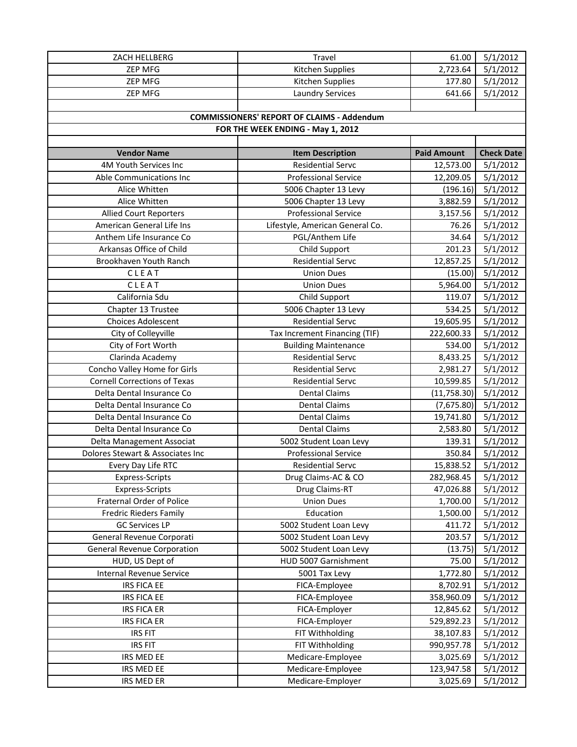| ZACH HELLBERG | Travel | 61.00 | 5/1/2012 |
|---|---|---|---|
| ZEP MFG | Kitchen Supplies | 2,723.64 | 5/1/2012 |
| ZEP MFG | Kitchen Supplies | 177.80 | 5/1/2012 |
| ZEP MFG | Laundry Services | 641.66 | 5/1/2012 |

**COMMISSIONERS' REPORT OF CLAIMS - Addendum**

**FOR THE WEEK ENDING - May 1, 2012**

| Vendor Name | Item Description | Paid Amount | Check Date |
|---|---|---|---|
| 4M Youth Services Inc | Residential Servc | 12,573.00 | 5/1/2012 |
| Able Communications Inc | Professional Service | 12,209.05 | 5/1/2012 |
| Alice Whitten | 5006 Chapter 13 Levy | (196.16) | 5/1/2012 |
| Alice Whitten | 5006 Chapter 13 Levy | 3,882.59 | 5/1/2012 |
| Allied Court Reporters | Professional Service | 3,157.56 | 5/1/2012 |
| American General Life Ins | Lifestyle, American General Co. | 76.26 | 5/1/2012 |
| Anthem Life Insurance Co | PGL/Anthem Life | 34.64 | 5/1/2012 |
| Arkansas Office of Child | Child Support | 201.23 | 5/1/2012 |
| Brookhaven Youth Ranch | Residential Servc | 12,857.25 | 5/1/2012 |
| C L E A T | Union Dues | (15.00) | 5/1/2012 |
| C L E A T | Union Dues | 5,964.00 | 5/1/2012 |
| California Sdu | Child Support | 119.07 | 5/1/2012 |
| Chapter 13 Trustee | 5006 Chapter 13 Levy | 534.25 | 5/1/2012 |
| Choices Adolescent | Residential Servc | 19,605.95 | 5/1/2012 |
| City of Colleyville | Tax Increment Financing (TIF) | 222,600.33 | 5/1/2012 |
| City of Fort Worth | Building Maintenance | 534.00 | 5/1/2012 |
| Clarinda Academy | Residential Servc | 8,433.25 | 5/1/2012 |
| Concho Valley Home for Girls | Residential Servc | 2,981.27 | 5/1/2012 |
| Cornell Corrections of Texas | Residential Servc | 10,599.85 | 5/1/2012 |
| Delta Dental Insurance Co | Dental Claims | (11,758.30) | 5/1/2012 |
| Delta Dental Insurance Co | Dental Claims | (7,675.80) | 5/1/2012 |
| Delta Dental Insurance Co | Dental Claims | 19,741.80 | 5/1/2012 |
| Delta Dental Insurance Co | Dental Claims | 2,583.80 | 5/1/2012 |
| Delta Management Associat | 5002 Student Loan Levy | 139.31 | 5/1/2012 |
| Dolores Stewart & Associates Inc | Professional Service | 350.84 | 5/1/2012 |
| Every Day Life RTC | Residential Servc | 15,838.52 | 5/1/2012 |
| Express-Scripts | Drug Claims-AC & CO | 282,968.45 | 5/1/2012 |
| Express-Scripts | Drug Claims-RT | 47,026.88 | 5/1/2012 |
| Fraternal Order of Police | Union Dues | 1,700.00 | 5/1/2012 |
| Fredric Rieders Family | Education | 1,500.00 | 5/1/2012 |
| GC Services LP | 5002 Student Loan Levy | 411.72 | 5/1/2012 |
| General Revenue Corporati | 5002 Student Loan Levy | 203.57 | 5/1/2012 |
| General Revenue Corporation | 5002 Student Loan Levy | (13.75) | 5/1/2012 |
| HUD, US Dept of | HUD 5007 Garnishment | 75.00 | 5/1/2012 |
| Internal Revenue Service | 5001 Tax Levy | 1,772.80 | 5/1/2012 |
| IRS FICA EE | FICA-Employee | 8,702.91 | 5/1/2012 |
| IRS FICA EE | FICA-Employee | 358,960.09 | 5/1/2012 |
| IRS FICA ER | FICA-Employer | 12,845.62 | 5/1/2012 |
| IRS FICA ER | FICA-Employer | 529,892.23 | 5/1/2012 |
| IRS FIT | FIT Withholding | 38,107.83 | 5/1/2012 |
| IRS FIT | FIT Withholding | 990,957.78 | 5/1/2012 |
| IRS MED EE | Medicare-Employee | 3,025.69 | 5/1/2012 |
| IRS MED EE | Medicare-Employee | 123,947.58 | 5/1/2012 |
| IRS MED ER | Medicare-Employer | 3,025.69 | 5/1/2012 |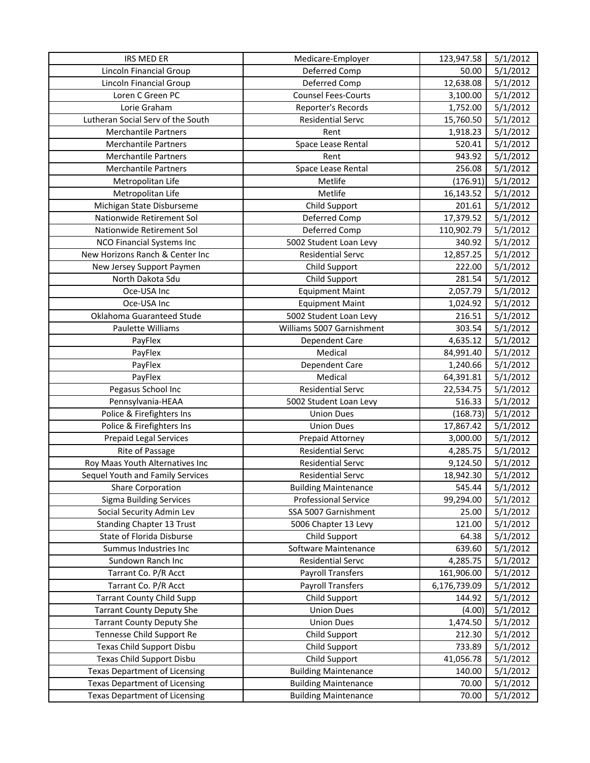| IRS MED ER | Medicare-Employer | 123,947.58 | 5/1/2012 |
|---|---|---|---|
| Lincoln Financial Group | Deferred Comp | 50.00 | 5/1/2012 |
| Lincoln Financial Group | Deferred Comp | 12,638.08 | 5/1/2012 |
| Loren C Green PC | Counsel Fees-Courts | 3,100.00 | 5/1/2012 |
| Lorie Graham | Reporter's Records | 1,752.00 | 5/1/2012 |
| Lutheran Social Serv of the South | Residential Servc | 15,760.50 | 5/1/2012 |
| Merchantile Partners | Rent | 1,918.23 | 5/1/2012 |
| Merchantile Partners | Space Lease Rental | 520.41 | 5/1/2012 |
| Merchantile Partners | Rent | 943.92 | 5/1/2012 |
| Merchantile Partners | Space Lease Rental | 256.08 | 5/1/2012 |
| Metropolitan Life | Metlife | (176.91) | 5/1/2012 |
| Metropolitan Life | Metlife | 16,143.52 | 5/1/2012 |
| Michigan State Disburseme | Child Support | 201.61 | 5/1/2012 |
| Nationwide Retirement Sol | Deferred Comp | 17,379.52 | 5/1/2012 |
| Nationwide Retirement Sol | Deferred Comp | 110,902.79 | 5/1/2012 |
| NCO Financial Systems Inc | 5002 Student Loan Levy | 340.92 | 5/1/2012 |
| New Horizons Ranch & Center Inc | Residential Servc | 12,857.25 | 5/1/2012 |
| New Jersey Support Paymen | Child Support | 222.00 | 5/1/2012 |
| North Dakota Sdu | Child Support | 281.54 | 5/1/2012 |
| Oce-USA Inc | Equipment Maint | 2,057.79 | 5/1/2012 |
| Oce-USA Inc | Equipment Maint | 1,024.92 | 5/1/2012 |
| Oklahoma Guaranteed Stude | 5002 Student Loan Levy | 216.51 | 5/1/2012 |
| Paulette Williams | Williams 5007 Garnishment | 303.54 | 5/1/2012 |
| PayFlex | Dependent Care | 4,635.12 | 5/1/2012 |
| PayFlex | Medical | 84,991.40 | 5/1/2012 |
| PayFlex | Dependent Care | 1,240.66 | 5/1/2012 |
| PayFlex | Medical | 64,391.81 | 5/1/2012 |
| Pegasus School Inc | Residential Servc | 22,534.75 | 5/1/2012 |
| Pennsylvania-HEAA | 5002 Student Loan Levy | 516.33 | 5/1/2012 |
| Police & Firefighters Ins | Union Dues | (168.73) | 5/1/2012 |
| Police & Firefighters Ins | Union Dues | 17,867.42 | 5/1/2012 |
| Prepaid Legal Services | Prepaid Attorney | 3,000.00 | 5/1/2012 |
| Rite of Passage | Residential Servc | 4,285.75 | 5/1/2012 |
| Roy Maas Youth Alternatives Inc | Residential Servc | 9,124.50 | 5/1/2012 |
| Sequel Youth and Family Services | Residential Servc | 18,942.30 | 5/1/2012 |
| Share Corporation | Building Maintenance | 545.44 | 5/1/2012 |
| Sigma Building Services | Professional Service | 99,294.00 | 5/1/2012 |
| Social Security Admin Lev | SSA 5007 Garnishment | 25.00 | 5/1/2012 |
| Standing Chapter 13 Trust | 5006 Chapter 13 Levy | 121.00 | 5/1/2012 |
| State of Florida Disburse | Child Support | 64.38 | 5/1/2012 |
| Summus Industries Inc | Software Maintenance | 639.60 | 5/1/2012 |
| Sundown Ranch Inc | Residential Servc | 4,285.75 | 5/1/2012 |
| Tarrant Co. P/R Acct | Payroll Transfers | 161,906.00 | 5/1/2012 |
| Tarrant Co. P/R Acct | Payroll Transfers | 6,176,739.09 | 5/1/2012 |
| Tarrant County Child Supp | Child Support | 144.92 | 5/1/2012 |
| Tarrant County Deputy She | Union Dues | (4.00) | 5/1/2012 |
| Tarrant County Deputy She | Union Dues | 1,474.50 | 5/1/2012 |
| Tennesse Child Support Re | Child Support | 212.30 | 5/1/2012 |
| Texas Child Support Disbu | Child Support | 733.89 | 5/1/2012 |
| Texas Child Support Disbu | Child Support | 41,056.78 | 5/1/2012 |
| Texas Department of Licensing | Building Maintenance | 140.00 | 5/1/2012 |
| Texas Department of Licensing | Building Maintenance | 70.00 | 5/1/2012 |
| Texas Department of Licensing | Building Maintenance | 70.00 | 5/1/2012 |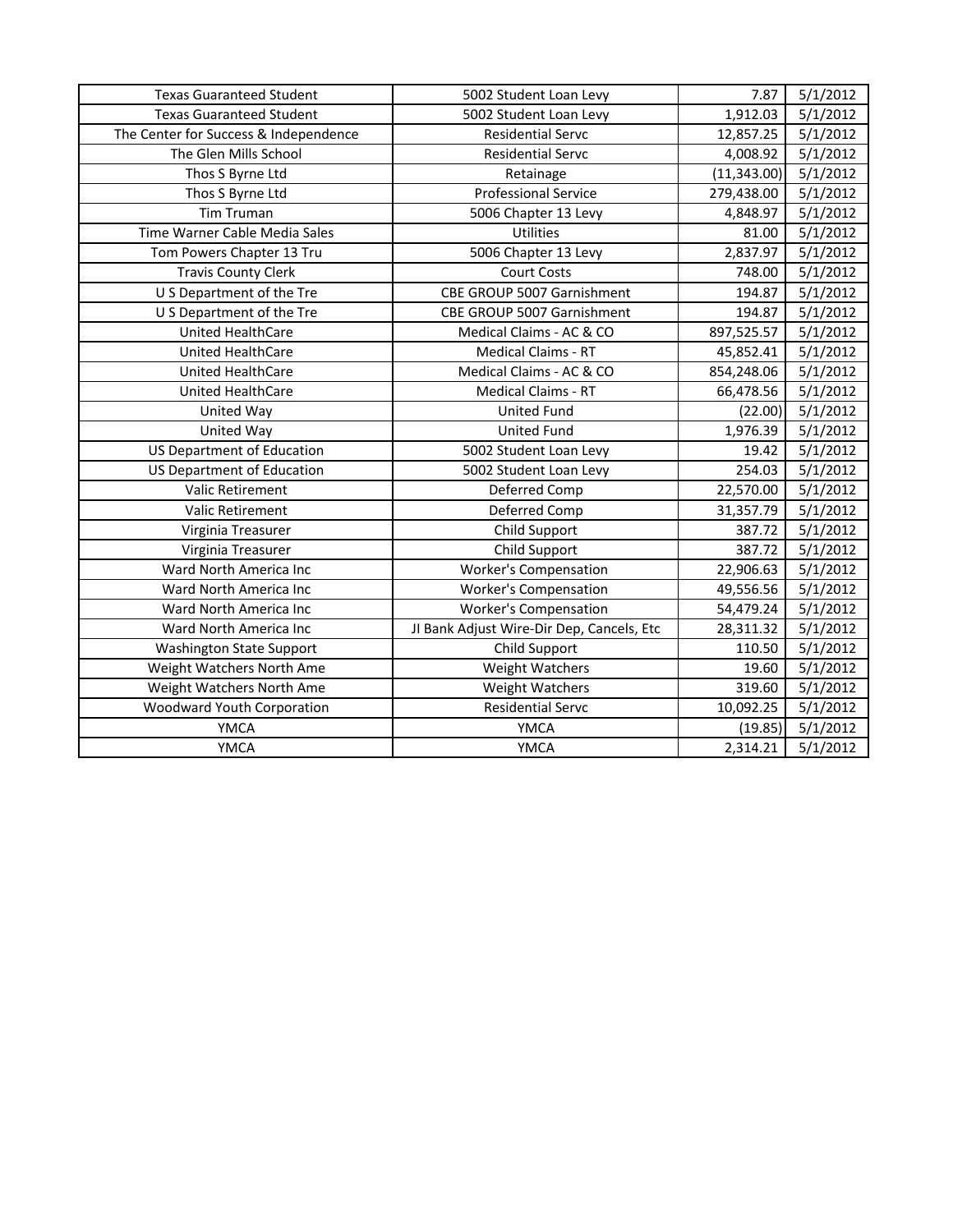| | | | |
|---|---|---|---|
| Texas Guaranteed Student | 5002 Student Loan Levy | 7.87 | 5/1/2012 |
| Texas Guaranteed Student | 5002 Student Loan Levy | 1,912.03 | 5/1/2012 |
| The Center for Success & Independence | Residential Servc | 12,857.25 | 5/1/2012 |
| The Glen Mills School | Residential Servc | 4,008.92 | 5/1/2012 |
| Thos S Byrne Ltd | Retainage | (11,343.00) | 5/1/2012 |
| Thos S Byrne Ltd | Professional Service | 279,438.00 | 5/1/2012 |
| Tim Truman | 5006 Chapter 13 Levy | 4,848.97 | 5/1/2012 |
| Time Warner Cable Media Sales | Utilities | 81.00 | 5/1/2012 |
| Tom Powers Chapter 13 Tru | 5006 Chapter 13 Levy | 2,837.97 | 5/1/2012 |
| Travis County Clerk | Court Costs | 748.00 | 5/1/2012 |
| U S Department of the Tre | CBE GROUP 5007 Garnishment | 194.87 | 5/1/2012 |
| U S Department of the Tre | CBE GROUP 5007 Garnishment | 194.87 | 5/1/2012 |
| United HealthCare | Medical Claims - AC & CO | 897,525.57 | 5/1/2012 |
| United HealthCare | Medical Claims - RT | 45,852.41 | 5/1/2012 |
| United HealthCare | Medical Claims - AC & CO | 854,248.06 | 5/1/2012 |
| United HealthCare | Medical Claims - RT | 66,478.56 | 5/1/2012 |
| United Way | United Fund | (22.00) | 5/1/2012 |
| United Way | United Fund | 1,976.39 | 5/1/2012 |
| US Department of Education | 5002 Student Loan Levy | 19.42 | 5/1/2012 |
| US Department of Education | 5002 Student Loan Levy | 254.03 | 5/1/2012 |
| Valic Retirement | Deferred Comp | 22,570.00 | 5/1/2012 |
| Valic Retirement | Deferred Comp | 31,357.79 | 5/1/2012 |
| Virginia Treasurer | Child Support | 387.72 | 5/1/2012 |
| Virginia Treasurer | Child Support | 387.72 | 5/1/2012 |
| Ward North America Inc | Worker's Compensation | 22,906.63 | 5/1/2012 |
| Ward North America Inc | Worker's Compensation | 49,556.56 | 5/1/2012 |
| Ward North America Inc | Worker's Compensation | 54,479.24 | 5/1/2012 |
| Ward North America Inc | JI Bank Adjust Wire-Dir Dep, Cancels, Etc | 28,311.32 | 5/1/2012 |
| Washington State Support | Child Support | 110.50 | 5/1/2012 |
| Weight Watchers North Ame | Weight Watchers | 19.60 | 5/1/2012 |
| Weight Watchers North Ame | Weight Watchers | 319.60 | 5/1/2012 |
| Woodward Youth Corporation | Residential Servc | 10,092.25 | 5/1/2012 |
| YMCA | YMCA | (19.85) | 5/1/2012 |
| YMCA | YMCA | 2,314.21 | 5/1/2012 |